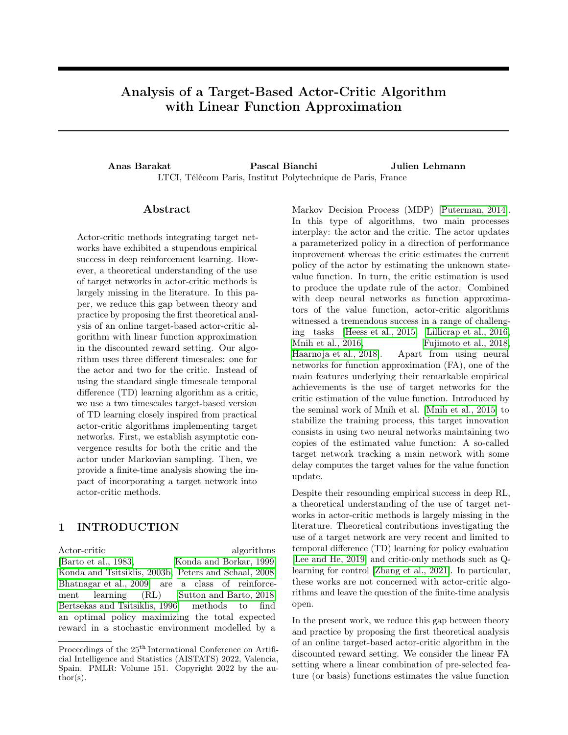# Analysis of a Target-Based Actor-Critic Algorithm with Linear Function Approximation

**Anas Barakat** **Pascal Bianchi** **Julien Lehmann**

LTCI, Télécom Paris, Institut Polytechnique de Paris, France

## Abstract

Actor-critic methods integrating target networks have exhibited a stupendous empirical success in deep reinforcement learning. However, a theoretical understanding of the use of target networks in actor-critic methods is largely missing in the literature. In this paper, we reduce this gap between theory and practice by proposing the first theoretical analysis of an online target-based actor-critic algorithm with linear function approximation in the discounted reward setting. Our algorithm uses three different timescales: one for the actor and two for the critic. Instead of using the standard single timescale temporal difference (TD) learning algorithm as a critic, we use a two timescales target-based version of TD learning closely inspired from practical actor-critic algorithms implementing target networks. First, we establish asymptotic convergence results for both the critic and the actor under Markovian sampling. Then, we provide a finite-time analysis showing the impact of incorporating a target network into actor-critic methods.

## 1 INTRODUCTION

Actor-critic algorithms [Barto et al., 1983, Konda and Borkar, 1999, Konda and Tsitsiklis, 2003b, Peters and Schaal, 2008, Bhatnagar et al., 2009] are a class of reinforcement learning (RL) [Sutton and Barto, 2018, Bertsekas and Tsitsiklis, 1996] methods to find an optimal policy maximizing the total expected reward in a stochastic environment modelled by a Markov Decision Process (MDP) [Puterman, 2014]. In this type of algorithms, two main processes interplay: the actor and the critic. The actor updates a parameterized policy in a direction of performance improvement whereas the critic estimates the current policy of the actor by estimating the unknown state-value function. In turn, the critic estimation is used to produce the update rule of the actor. Combined with deep neural networks as function approximators of the value function, actor-critic algorithms witnessed a tremendous success in a range of challenging tasks [Heess et al., 2015, Lillicrap et al., 2016, Mnih et al., 2016, Fujimoto et al., 2018, Haarnoja et al., 2018]. Apart from using neural networks for function approximation (FA), one of the main features underlying their remarkable empirical achievements is the use of target networks for the critic estimation of the value function. Introduced by the seminal work of Mnih et al. [Mnih et al., 2015] to stabilize the training process, this target innovation consists in using two neural networks maintaining two copies of the estimated value function: A so-called target network tracking a main network with some delay computes the target values for the value function update.

Despite their resounding empirical success in deep RL, a theoretical understanding of the use of target networks in actor-critic methods is largely missing in the literature. Theoretical contributions investigating the use of a target network are very recent and limited to temporal difference (TD) learning for policy evaluation [Lee and He, 2019] and critic-only methods such as Q-learning for control [Zhang et al., 2021]. In particular, these works are not concerned with actor-critic algorithms and leave the question of the finite-time analysis open.

In the present work, we reduce this gap between theory and practice by proposing the first theoretical analysis of an online target-based actor-critic algorithm in the discounted reward setting. We consider the linear FA setting where a linear combination of pre-selected feature (or basis) functions estimates the value function

---

Proceedings of the 25[th] International Conference on Artificial Intelligence and Statistics (AISTATS) 2022, Valencia, Spain. PMLR: Volume 151. Copyright 2022 by the author(s).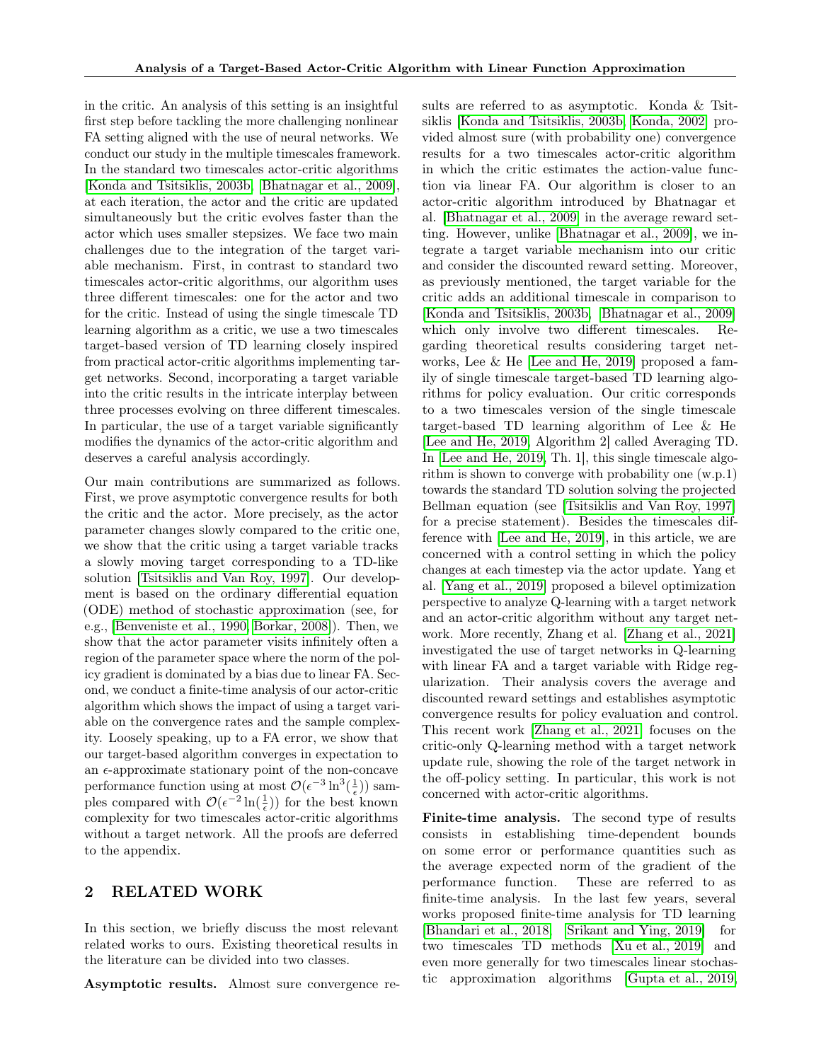in the critic. An analysis of this setting is an insightful first step before tackling the more challenging nonlinear FA setting aligned with the use of neural networks. We conduct our study in the multiple timescales framework. In the standard two timescales actor-critic algorithms [Konda and Tsitsiklis, 2003b, Bhatnagar et al., 2009], at each iteration, the actor and the critic are updated simultaneously but the critic evolves faster than the actor which uses smaller stepsizes. We face two main challenges due to the integration of the target variable mechanism. First, in contrast to standard two timescales actor-critic algorithms, our algorithm uses three different timescales: one for the actor and two for the critic. Instead of using the single timescale TD learning algorithm as a critic, we use a two timescales target-based version of TD learning closely inspired from practical actor-critic algorithms implementing target networks. Second, incorporating a target variable into the critic results in the intricate interplay between three processes evolving on three different timescales. In particular, the use of a target variable significantly modifies the dynamics of the actor-critic algorithm and deserves a careful analysis accordingly.

Our main contributions are summarized as follows. First, we prove asymptotic convergence results for both the critic and the actor. More precisely, as the actor parameter changes slowly compared to the critic one, we show that the critic using a target variable tracks a slowly moving target corresponding to a TD-like solution [Tsitsiklis and Van Roy, 1997]. Our development is based on the ordinary differential equation (ODE) method of stochastic approximation (see, for e.g., [Benveniste et al., 1990, Borkar, 2008]). Then, we show that the actor parameter visits infinitely often a region of the parameter space where the norm of the policy gradient is dominated by a bias due to linear FA. Second, we conduct a finite-time analysis of our actor-critic algorithm which shows the impact of using a target variable on the convergence rates and the sample complexity. Loosely speaking, up to a FA error, we show that our target-based algorithm converges in expectation to an $\epsilon$-approximate stationary point of the non-concave performance function using at most $\mathcal{O}(\epsilon^{-3}\ln^3(\frac{1}{\epsilon}))$ samples compared with $\mathcal{O}(\epsilon^{-2}\ln(\frac{1}{\epsilon}))$ for the best known complexity for two timescales actor-critic algorithms without a target network. All the proofs are deferred to the appendix.

## 2 RELATED WORK

In this section, we briefly discuss the most relevant related works to ours. Existing theoretical results in the literature can be divided into two classes.

**Asymptotic results.** Almost sure convergence results are referred to as asymptotic. Konda & Tsitsiklis [Konda and Tsitsiklis, 2003b, Konda, 2002] provided almost sure (with probability one) convergence results for a two timescales actor-critic algorithm in which the critic estimates the action-value function via linear FA. Our algorithm is closer to an actor-critic algorithm introduced by Bhatnagar et al. [Bhatnagar et al., 2009] in the average reward setting. However, unlike [Bhatnagar et al., 2009], we integrate a target variable mechanism into our critic and consider the discounted reward setting. Moreover, as previously mentioned, the target variable for the critic adds an additional timescale in comparison to [Konda and Tsitsiklis, 2003b, Bhatnagar et al., 2009] which only involve two different timescales. Regarding theoretical results considering target networks, Lee & He [Lee and He, 2019] proposed a family of single timescale target-based TD learning algorithms for policy evaluation. Our critic corresponds to a two timescales version of the single timescale target-based TD learning algorithm of Lee & He [Lee and He, 2019, Algorithm 2] called Averaging TD. In [Lee and He, 2019, Th. 1], this single timescale algorithm is shown to converge with probability one (w.p.1) towards the standard TD solution solving the projected Bellman equation (see [Tsitsiklis and Van Roy, 1997] for a precise statement). Besides the timescales difference with [Lee and He, 2019], in this article, we are concerned with a control setting in which the policy changes at each timestep via the actor update. Yang et al. [Yang et al., 2019] proposed a bilevel optimization perspective to analyze Q-learning with a target network and an actor-critic algorithm without any target network. More recently, Zhang et al. [Zhang et al., 2021] investigated the use of target networks in Q-learning with linear FA and a target variable with Ridge regularization. Their analysis covers the average and discounted reward settings and establishes asymptotic convergence results for policy evaluation and control. This recent work [Zhang et al., 2021] focuses on the critic-only Q-learning method with a target network update rule, showing the role of the target network in the off-policy setting. In particular, this work is not concerned with actor-critic algorithms.

**Finite-time analysis.** The second type of results consists in establishing time-dependent bounds on some error or performance quantities such as the average expected norm of the gradient of the performance function. These are referred to as finite-time analysis. In the last few years, several works proposed finite-time analysis for TD learning [Bhandari et al., 2018, Srikant and Ying, 2019] for two timescales TD methods [Xu et al., 2019] and even more generally for two timescales linear stochastic approximation algorithms [Gupta et al., 2019,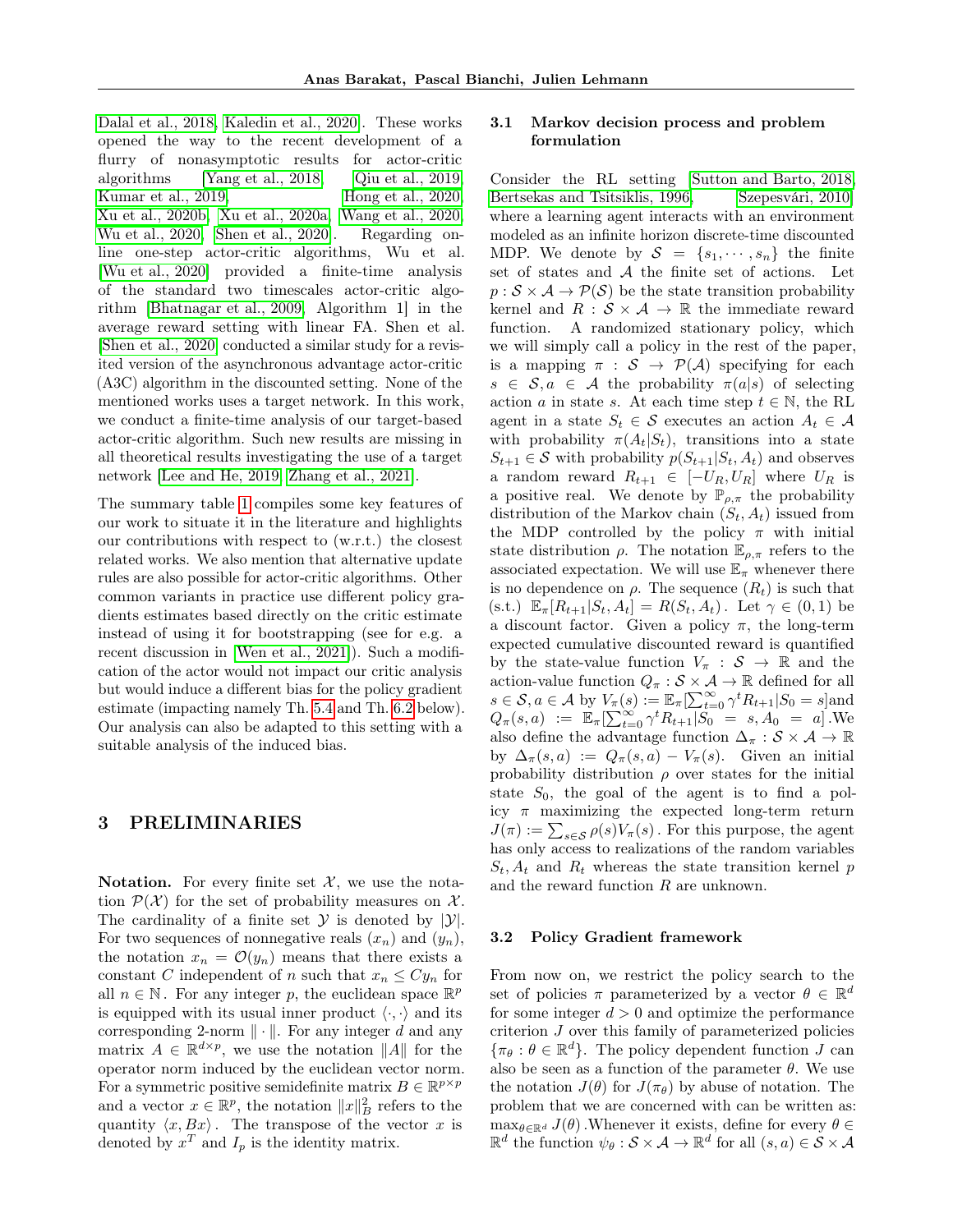[Dalal et al., 2018, Kaledin et al., 2020]. These works opened the way to the recent development of a flurry of nonasymptotic results for actor-critic algorithms [Yang et al., 2018, Qiu et al., 2019, Kumar et al., 2019, Hong et al., 2020, Xu et al., 2020b, Xu et al., 2020a, Wang et al., 2020, Wu et al., 2020, Shen et al., 2020]. Regarding online one-step actor-critic algorithms, Wu et al. [Wu et al., 2020] provided a finite-time analysis of the standard two timescales actor-critic algorithm [Bhatnagar et al., 2009, Algorithm 1] in the average reward setting with linear FA. Shen et al. [Shen et al., 2020] conducted a similar study for a revisited version of the asynchronous advantage actor-critic (A3C) algorithm in the discounted setting. None of the mentioned works uses a target network. In this work, we conduct a finite-time analysis of our target-based actor-critic algorithm. Such new results are missing in all theoretical results investigating the use of a target network [Lee and He, 2019, Zhang et al., 2021].

The summary table 1 compiles some key features of our work to situate it in the literature and highlights our contributions with respect to (w.r.t.) the closest related works. We also mention that alternative update rules are also possible for actor-critic algorithms. Other common variants in practice use different policy gradients estimates based directly on the critic estimate instead of using it for bootstrapping (see for e.g. a recent discussion in [Wen et al., 2021]). Such a modification of the actor would not impact our critic analysis but would induce a different bias for the policy gradient estimate (impacting namely Th. 5.4 and Th. 6.2 below). Our analysis can also be adapted to this setting with a suitable analysis of the induced bias.

# 3 PRELIMINARIES

**Notation.** For every finite set $\mathcal{X}$, we use the notation $\mathcal{P}(\mathcal{X})$ for the set of probability measures on $\mathcal{X}$. The cardinality of a finite set $\mathcal{Y}$ is denoted by $|\mathcal{Y}|$. For two sequences of nonnegative reals $(x_n)$ and $(y_n)$, the notation $x_n = \mathcal{O}(y_n)$ means that there exists a constant $C$ independent of $n$ such that $x_n \leq C y_n$ for all $n \in \mathbb{N}$. For any integer $p$, the euclidean space $\mathbb{R}^p$ is equipped with its usual inner product $\langle \cdot, \cdot \rangle$ and its corresponding 2-norm $\| \cdot \|$. For any integer $d$ and any matrix $A \in \mathbb{R}^{d \times p}$, we use the notation $\|A\|$ for the operator norm induced by the euclidean vector norm. For a symmetric positive semidefinite matrix $B \in \mathbb{R}^{p \times p}$ and a vector $x \in \mathbb{R}^p$, the notation $\|x\|_B^2$ refers to the quantity $\langle x, Bx \rangle$. The transpose of the vector $x$ is denoted by $x^T$ and $I_p$ is the identity matrix.

## 3.1 Markov decision process and problem formulation

Consider the RL setting [Sutton and Barto, 2018, Bertsekas and Tsitsiklis, 1996, Szepesvári, 2010] where a learning agent interacts with an environment modeled as an infinite horizon discrete-time discounted MDP. We denote by $\mathcal{S} = \{s_1, \cdots, s_n\}$ the finite set of states and $\mathcal{A}$ the finite set of actions. Let $p : \mathcal{S} \times \mathcal{A} \to \mathcal{P}(\mathcal{S})$ be the state transition probability kernel and $R : \mathcal{S} \times \mathcal{A} \to \mathbb{R}$ the immediate reward function. A randomized stationary policy, which we will simply call a policy in the rest of the paper, is a mapping $\pi : \mathcal{S} \to \mathcal{P}(\mathcal{A})$ specifying for each $s \in \mathcal{S}, a \in \mathcal{A}$ the probability $\pi(a|s)$ of selecting action $a$ in state $s$. At each time step $t \in \mathbb{N}$, the RL agent in a state $S_t \in \mathcal{S}$ executes an action $A_t \in \mathcal{A}$ with probability $\pi(A_t|S_t)$, transitions into a state $S_{t+1} \in \mathcal{S}$ with probability $p(S_{t+1}|S_t, A_t)$ and observes a random reward $R_{t+1} \in [-U_R, U_R]$ where $U_R$ is a positive real. We denote by $\mathbb{P}_{\rho,\pi}$ the probability distribution of the Markov chain $(S_t, A_t)$ issued from the MDP controlled by the policy $\pi$ with initial state distribution $\rho$. The notation $\mathbb{E}_{\rho,\pi}$ refers to the associated expectation. We will use $\mathbb{E}_\pi$ whenever there is no dependence on $\rho$. The sequence $(R_t)$ is such that (s.t.) $\mathbb{E}_\pi[R_{t+1}|S_t, A_t] = R(S_t, A_t)$. Let $\gamma \in (0, 1)$ be a discount factor. Given a policy $\pi$, the long-term expected cumulative discounted reward is quantified by the state-value function $V_\pi : \mathcal{S} \to \mathbb{R}$ and the action-value function $Q_\pi : \mathcal{S} \times \mathcal{A} \to \mathbb{R}$ defined for all $s \in \mathcal{S}, a \in \mathcal{A}$ by $V_\pi(s) := \mathbb{E}_\pi[\sum_{t=0}^{\infty} \gamma^t R_{t+1}|S_0 = s]$and $Q_\pi(s, a) := \mathbb{E}_\pi[\sum_{t=0}^{\infty} \gamma^t R_{t+1}|S_0 = s, A_0 = a]$.We also define the advantage function $\Delta_\pi : \mathcal{S} \times \mathcal{A} \to \mathbb{R}$ by $\Delta_\pi(s, a) := Q_\pi(s, a) - V_\pi(s)$. Given an initial probability distribution $\rho$ over states for the initial state $S_0$, the goal of the agent is to find a policy $\pi$ maximizing the expected long-term return $J(\pi) := \sum_{s \in \mathcal{S}} \rho(s) V_\pi(s)$. For this purpose, the agent has only access to realizations of the random variables $S_t, A_t$ and $R_t$ whereas the state transition kernel $p$ and the reward function $R$ are unknown.

## 3.2 Policy Gradient framework

From now on, we restrict the policy search to the set of policies $\pi$ parameterized by a vector $\theta \in \mathbb{R}^d$ for some integer $d > 0$ and optimize the performance criterion $J$ over this family of parameterized policies $\{\pi_\theta : \theta \in \mathbb{R}^d\}$. The policy dependent function $J$ can also be seen as a function of the parameter $\theta$. We use the notation $J(\theta)$ for $J(\pi_\theta)$ by abuse of notation. The problem that we are concerned with can be written as: $\max_{\theta \in \mathbb{R}^d} J(\theta)$.Whenever it exists, define for every $\theta \in \mathbb{R}^d$ the function $\psi_\theta : \mathcal{S} \times \mathcal{A} \to \mathbb{R}^d$ for all $(s, a) \in \mathcal{S} \times \mathcal{A}$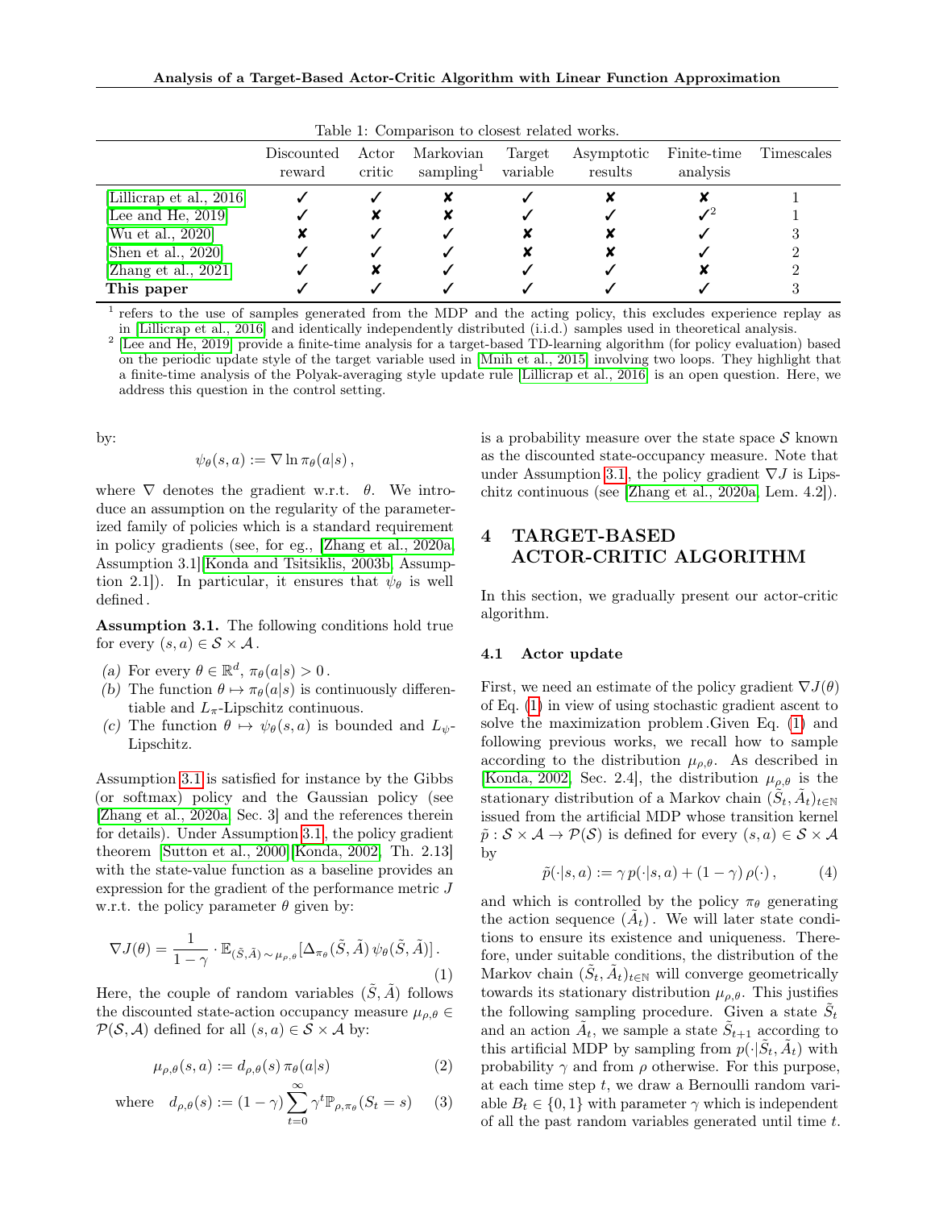Table 1: Comparison to closest related works.

| | Discounted reward | Actor critic | Markovian sampling[1] | Target variable | Asymptotic results | Finite-time analysis | Timescales |
|---|---|---|---|---|---|---|---|
| [Lillicrap et al., 2016] | ✓ | ✓ | ✘ | ✓ | ✘ | ✘ | 1 |
| [Lee and He, 2019] | ✓ | ✘ | ✘ | ✓ | ✓ | ✓[2] | 1 |
| [Wu et al., 2020] | ✘ | ✓ | ✓ | ✘ | ✘ | ✓ | 3 |
| [Shen et al., 2020] | ✓ | ✓ | ✓ | ✘ | ✘ | ✓ | 2 |
| [Zhang et al., 2021] | ✓ | ✘ | ✓ | ✓ | ✓ | ✘ | 2 |
| **This paper** | ✓ | ✓ | ✓ | ✓ | ✓ | ✓ | 3 |

[1] refers to the use of samples generated from the MDP and the acting policy, this excludes experience replay as in [Lillicrap et al., 2016] and identically independently distributed (i.i.d.) samples used in theoretical analysis.
[2] [Lee and He, 2019] provide a finite-time analysis for a target-based TD-learning algorithm (for policy evaluation) based on the periodic update style of the target variable used in [Mnih et al., 2015] involving two loops. They highlight that a finite-time analysis of the Polyak-averaging style update rule [Lillicrap et al., 2016] is an open question. Here, we address this question in the control setting.

by:

$$\psi_\theta(s,a) := \nabla \ln \pi_\theta(a|s)\,,$$

where $\nabla$ denotes the gradient w.r.t. $\theta$. We introduce an assumption on the regularity of the parameterized family of policies which is a standard requirement in policy gradients (see, for eg., [Zhang et al., 2020a, Assumption 3.1][Konda and Tsitsiklis, 2003b, Assumption 2.1]). In particular, it ensures that $\psi_\theta$ is well defined.

**Assumption 3.1.** The following conditions hold true for every $(s,a) \in \mathcal{S} \times \mathcal{A}$.

*(a)* For every $\theta \in \mathbb{R}^d$, $\pi_\theta(a|s) > 0$.
*(b)* The function $\theta \mapsto \pi_\theta(a|s)$ is continuously differentiable and $L_\pi$-Lipschitz continuous.
*(c)* The function $\theta \mapsto \psi_\theta(s,a)$ is bounded and $L_\psi$-Lipschitz.

Assumption 3.1 is satisfied for instance by the Gibbs (or softmax) policy and the Gaussian policy (see [Zhang et al., 2020a, Sec. 3] and the references therein for details). Under Assumption 3.1, the policy gradient theorem [Sutton et al., 2000][Konda, 2002, Th. 2.13] with the state-value function as a baseline provides an expression for the gradient of the performance metric $J$ w.r.t. the policy parameter $\theta$ given by:

$$\nabla J(\theta) = \frac{1}{1-\gamma} \cdot \mathbb{E}_{(\tilde{S},\tilde{A})\sim\mu_{\rho,\theta}}[\Delta_{\pi_\theta}(\tilde{S},\tilde{A})\,\psi_\theta(\tilde{S},\tilde{A})]\,. \tag{1}$$

Here, the couple of random variables $(\tilde{S},\tilde{A})$ follows the discounted state-action occupancy measure $\mu_{\rho,\theta} \in \mathcal{P}(\mathcal{S},\mathcal{A})$ defined for all $(s,a) \in \mathcal{S}\times\mathcal{A}$ by:

$$\mu_{\rho,\theta}(s,a) := d_{\rho,\theta}(s)\,\pi_\theta(a|s) \tag{2}$$

$$\text{where} \quad d_{\rho,\theta}(s) := (1-\gamma)\sum_{t=0}^{\infty}\gamma^t \mathbb{P}_{\rho,\pi_\theta}(S_t = s) \tag{3}$$

is a probability measure over the state space $\mathcal{S}$ known as the discounted state-occupancy measure. Note that under Assumption 3.1, the policy gradient $\nabla J$ is Lipschitz continuous (see [Zhang et al., 2020a, Lem. 4.2]).

# 4 TARGET-BASED ACTOR-CRITIC ALGORITHM

In this section, we gradually present our actor-critic algorithm.

## 4.1 Actor update

First, we need an estimate of the policy gradient $\nabla J(\theta)$ of Eq. (1) in view of using stochastic gradient ascent to solve the maximization problem. Given Eq. (1) and following previous works, we recall how to sample according to the distribution $\mu_{\rho,\theta}$. As described in [Konda, 2002, Sec. 2.4], the distribution $\mu_{\rho,\theta}$ is the stationary distribution of a Markov chain $(\tilde{S}_t,\tilde{A}_t)_{t\in\mathbb{N}}$ issued from the artificial MDP whose transition kernel $\tilde{p} : \mathcal{S}\times\mathcal{A} \to \mathcal{P}(\mathcal{S})$ is defined for every $(s,a) \in \mathcal{S}\times\mathcal{A}$ by

$$\tilde{p}(\cdot|s,a) := \gamma\, p(\cdot|s,a) + (1-\gamma)\,\rho(\cdot)\,, \tag{4}$$

and which is controlled by the policy $\pi_\theta$ generating the action sequence $(\tilde{A}_t)$. We will later state conditions to ensure its existence and uniqueness. Therefore, under suitable conditions, the distribution of the Markov chain $(\tilde{S}_t,\tilde{A}_t)_{t\in\mathbb{N}}$ will converge geometrically towards its stationary distribution $\mu_{\rho,\theta}$. This justifies the following sampling procedure. Given a state $\tilde{S}_t$ and an action $\tilde{A}_t$, we sample a state $\tilde{S}_{t+1}$ according to this artificial MDP by sampling from $p(\cdot|\tilde{S}_t,\tilde{A}_t)$ with probability $\gamma$ and from $\rho$ otherwise. For this purpose, at each time step $t$, we draw a Bernoulli random variable $B_t \in \{0,1\}$ with parameter $\gamma$ which is independent of all the past random variables generated until time $t$.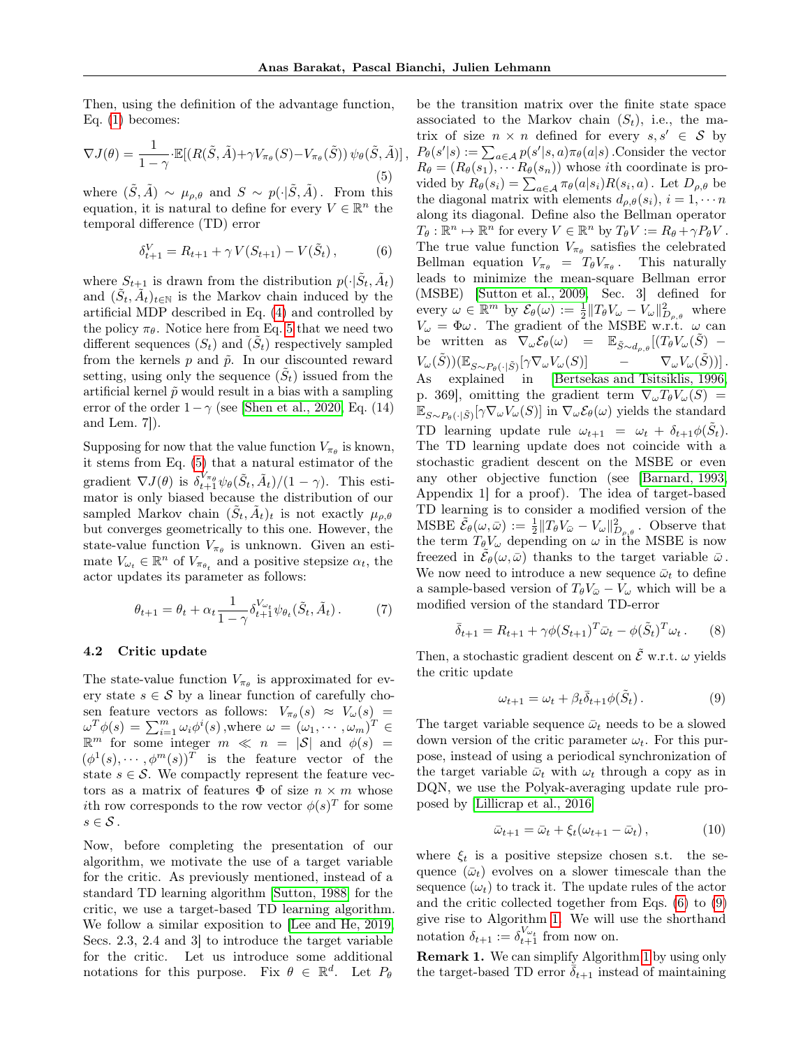Then, using the definition of the advantage function, Eq. (1) becomes:

$$\nabla J(\theta) = \frac{1}{1-\gamma} \cdot \mathbb{E}[(R(\tilde{S},\tilde{A}) + \gamma V_{\pi_\theta}(S) - V_{\pi_\theta}(\tilde{S}))\, \psi_\theta(\tilde{S},\tilde{A})]\,, \tag{5}$$

where $(\tilde{S},\tilde{A}) \sim \mu_{\rho,\theta}$ and $S \sim p(\cdot|\tilde{S},\tilde{A})$. From this equation, it is natural to define for every $V \in \mathbb{R}^n$ the temporal difference (TD) error

$$\delta_{t+1}^V = R_{t+1} + \gamma\, V(S_{t+1}) - V(\tilde{S}_t)\,, \tag{6}$$

where $S_{t+1}$ is drawn from the distribution $p(\cdot|\tilde{S}_t,\tilde{A}_t)$ and $(\tilde{S}_t,\tilde{A}_t)_{t\in\mathbb{N}}$ is the Markov chain induced by the artificial MDP described in Eq. (4) and controlled by the policy $\pi_\theta$. Notice here from Eq. 5 that we need two different sequences $(S_t)$ and $(\tilde{S}_t)$ respectively sampled from the kernels $p$ and $\tilde{p}$. In our discounted reward setting, using only the sequence $(\tilde{S}_t)$ issued from the artificial kernel $\tilde{p}$ would result in a bias with a sampling error of the order $1-\gamma$ (see [Shen et al., 2020, Eq. (14) and Lem. 7]).

Supposing for now that the value function $V_{\pi_\theta}$ is known, it stems from Eq. (5) that a natural estimator of the gradient $\nabla J(\theta)$ is $\delta_{t+1}^{V_{\pi_\theta}}\psi_\theta(\tilde{S}_t,\tilde{A}_t)/(1-\gamma)$. This estimator is only biased because the distribution of our sampled Markov chain $(\tilde{S}_t,\tilde{A}_t)_t$ is not exactly $\mu_{\rho,\theta}$ but converges geometrically to this one. However, the state-value function $V_{\pi_\theta}$ is unknown. Given an estimate $V_{\omega_t} \in \mathbb{R}^n$ of $V_{\pi_{\theta_t}}$ and a positive stepsize $\alpha_t$, the actor updates its parameter as follows:

$$\theta_{t+1} = \theta_t + \alpha_t \frac{1}{1-\gamma}\delta_{t+1}^{V_{\omega_t}}\psi_{\theta_t}(\tilde{S}_t,\tilde{A}_t)\,. \tag{7}$$

### 4.2 Critic update

The state-value function $V_{\pi_\theta}$ is approximated for every state $s \in \mathcal{S}$ by a linear function of carefully chosen feature vectors as follows: $V_{\pi_\theta}(s) \approx V_\omega(s) = \omega^T\phi(s) = \sum_{i=1}^m \omega_i\phi^i(s)$ ,where $\omega = (\omega_1,\cdots,\omega_m)^T \in \mathbb{R}^m$ for some integer $m \ll n = |\mathcal{S}|$ and $\phi(s) = (\phi^1(s),\cdots,\phi^m(s))^T$ is the feature vector of the state $s \in \mathcal{S}$. We compactly represent the feature vectors as a matrix of features $\Phi$ of size $n \times m$ whose $i$th row corresponds to the row vector $\phi(s)^T$ for some $s \in \mathcal{S}$.

Now, before completing the presentation of our algorithm, we motivate the use of a target variable for the critic. As previously mentioned, instead of a standard TD learning algorithm [Sutton, 1988] for the critic, we use a target-based TD learning algorithm. We follow a similar exposition to [Lee and He, 2019, Secs. 2.3, 2.4 and 3] to introduce the target variable for the critic. Let us introduce some additional notations for this purpose. Fix $\theta \in \mathbb{R}^d$. Let $P_\theta$ be the transition matrix over the finite state space associated to the Markov chain $(S_t)$, i.e., the matrix of size $n \times n$ defined for every $s, s' \in \mathcal{S}$ by $P_\theta(s'|s) := \sum_{a\in\mathcal{A}} p(s'|s,a)\pi_\theta(a|s)$ .Consider the vector $R_\theta = (R_\theta(s_1),\cdots R_\theta(s_n))$ whose $i$th coordinate is provided by $R_\theta(s_i) = \sum_{a\in\mathcal{A}}\pi_\theta(a|s_i)R(s_i,a)$ . Let $D_{\rho,\theta}$ be the diagonal matrix with elements $d_{\rho,\theta}(s_i)$, $i = 1,\cdots n$ along its diagonal. Define also the Bellman operator $T_\theta : \mathbb{R}^n \mapsto \mathbb{R}^n$ for every $V \in \mathbb{R}^n$ by $T_\theta V := R_\theta + \gamma P_\theta V$ . The true value function $V_{\pi_\theta}$ satisfies the celebrated Bellman equation $V_{\pi_\theta} = T_\theta V_{\pi_\theta}$ . This naturally leads to minimize the mean-square Bellman error (MSBE) [Sutton et al., 2009, Sec. 3] defined for every $\omega \in \mathbb{R}^m$ by $\mathcal{E}_\theta(\omega) := \frac{1}{2}\|T_\theta V_\omega - V_\omega\|^2_{D_{\rho,\theta}}$ where $V_\omega = \Phi\omega$. The gradient of the MSBE w.r.t. $\omega$ can be written as $\nabla_\omega\mathcal{E}_\theta(\omega) = \mathbb{E}_{\tilde{S}\sim d_{\rho,\theta}}[(T_\theta V_\omega(\tilde{S}) - V_\omega(\tilde{S}))(\mathbb{E}_{S\sim P_\theta(\cdot|\tilde{S})}[\gamma\nabla_\omega V_\omega(S)] - \nabla_\omega V_\omega(\tilde{S}))]$. As explained in [Bertsekas and Tsitsiklis, 1996, p. 369], omitting the gradient term $\nabla_\omega T_\theta V_\omega(S) = \mathbb{E}_{S\sim P_\theta(\cdot|\tilde{S})}[\gamma\nabla_\omega V_\omega(S)]$ in $\nabla_\omega\mathcal{E}_\theta(\omega)$ yields the standard TD learning update rule $\omega_{t+1} = \omega_t + \delta_{t+1}\phi(\tilde{S}_t)$. The TD learning update does not coincide with a stochastic gradient descent on the MSBE or even any other objective function (see [Barnard, 1993, Appendix 1] for a proof). The idea of target-based TD learning is to consider a modified version of the MSBE $\tilde{\mathcal{E}}_\theta(\omega,\bar{\omega}) := \frac{1}{2}\|T_\theta V_{\bar{\omega}} - V_\omega\|^2_{D_{\rho,\theta}}$. Observe that the term $T_\theta V_\omega$ depending on $\omega$ in the MSBE is now freezed in $\tilde{\mathcal{E}}_\theta(\omega,\bar{\omega})$ thanks to the target variable $\bar{\omega}$. We now need to introduce a new sequence $\bar{\omega}_t$ to define a sample-based version of $T_\theta V_{\bar{\omega}} - V_\omega$ which will be a modified version of the standard TD-error

$$\bar{\delta}_{t+1} = R_{t+1} + \gamma\phi(S_{t+1})^T\bar{\omega}_t - \phi(\tilde{S}_t)^T\omega_t\,. \tag{8}$$

Then, a stochastic gradient descent on $\tilde{\mathcal{E}}$ w.r.t. $\omega$ yields the critic update

$$\omega_{t+1} = \omega_t + \beta_t\bar{\delta}_{t+1}\phi(\tilde{S}_t)\,. \tag{9}$$

The target variable sequence $\bar{\omega}_t$ needs to be a slowed down version of the critic parameter $\omega_t$. For this purpose, instead of using a periodical synchronization of the target variable $\bar{\omega}_t$ with $\omega_t$ through a copy as in DQN, we use the Polyak-averaging update rule proposed by [Lillicrap et al., 2016]

$$\bar{\omega}_{t+1} = \bar{\omega}_t + \xi_t(\omega_{t+1} - \bar{\omega}_t)\,, \tag{10}$$

where $\xi_t$ is a positive stepsize chosen s.t. the sequence $(\bar{\omega}_t)$ evolves on a slower timescale than the sequence $(\omega_t)$ to track it. The update rules of the actor and the critic collected together from Eqs. (6) to (9) give rise to Algorithm 1. We will use the shorthand notation $\delta_{t+1} := \delta_{t+1}^{V_{\omega_t}}$ from now on.

**Remark 1.** We can simplify Algorithm 1 by using only the target-based TD error $\bar{\delta}_{t+1}$ instead of maintaining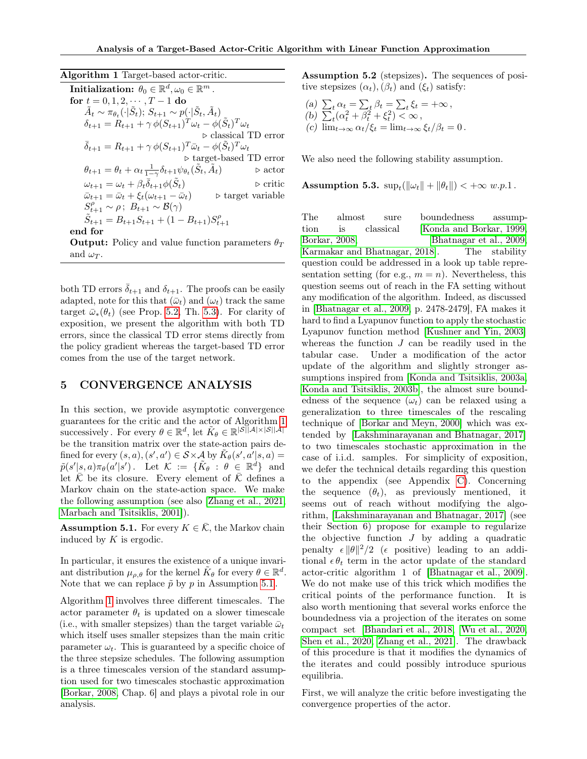**Algorithm 1** Target-based actor-critic.

**Initialization:** $\theta_0 \in \mathbb{R}^d, \omega_0 \in \mathbb{R}^m$ .

**for** $t = 0, 1, 2, \cdots, T-1$ **do**

$\tilde{A}_t \sim \pi_{\theta_t}(\cdot|\tilde{S}_t)$; $S_{t+1} \sim p(\cdot|\tilde{S}_t, \tilde{A}_t)$

$\delta_{t+1} = R_{t+1} + \gamma\, \phi(S_{t+1})^T \omega_t - \phi(\tilde{S}_t)^T \omega_t$ ▷ classical TD error

$\bar{\delta}_{t+1} = R_{t+1} + \gamma\, \phi(S_{t+1})^T \bar{\omega}_t - \phi(\tilde{S}_t)^T \omega_t$ ▷ target-based TD error

$\theta_{t+1} = \theta_t + \alpha_t \frac{1}{1-\gamma} \delta_{t+1} \psi_{\theta_t}(\tilde{S}_t, \tilde{A}_t)$ ▷ actor

$\omega_{t+1} = \omega_t + \beta_t \bar{\delta}_{t+1} \phi(\tilde{S}_t)$ ▷ critic

$\bar{\omega}_{t+1} = \bar{\omega}_t + \xi_t(\omega_{t+1} - \bar{\omega}_t)$ ▷ target variable

$S^\rho_{t+1} \sim \rho\,;\ B_{t+1} \sim \mathcal{B}(\gamma)$

$\tilde{S}_{t+1} = B_{t+1} S_{t+1} + (1 - B_{t+1}) S^\rho_{t+1}$

**end for**

**Output:** Policy and value function parameters $\theta_T$ and $\omega_T$.

both TD errors $\bar{\delta}_{t+1}$ and $\delta_{t+1}$. The proofs can be easily adapted, note for this that $(\bar{\omega}_t)$ and $(\omega_t)$ track the same target $\bar{\omega}_*(\theta_t)$ (see Prop. 5.2, Th. 5.3). For clarity of exposition, we present the algorithm with both TD errors, since the classical TD error stems directly from the policy gradient whereas the target-based TD error comes from the use of the target network.

## 5 CONVERGENCE ANALYSIS

In this section, we provide asymptotic convergence guarantees for the critic and the actor of Algorithm 1 successively. For every $\theta \in \mathbb{R}^d$, let $\tilde{K}_\theta \in \mathbb{R}^{|\mathcal{S}||\mathcal{A}|\times|\mathcal{S}||\mathcal{A}|}$ be the transition matrix over the state-action pairs defined for every $(s,a),(s',a') \in \mathcal{S}\times\mathcal{A}$ by $\tilde{K}_\theta(s',a'|s,a) = \tilde{p}(s'|s,a)\pi_\theta(a'|s')$ . Let $\mathcal{K} := \{\tilde{K}_\theta : \theta \in \mathbb{R}^d\}$ and let $\bar{\mathcal{K}}$ be its closure. Every element of $\bar{\mathcal{K}}$ defines a Markov chain on the state-action space. We make the following assumption (see also [Zhang et al., 2021, Marbach and Tsitsiklis, 2001]).

**Assumption 5.1.** For every $K \in \bar{\mathcal{K}}$, the Markov chain induced by $K$ is ergodic.

In particular, it ensures the existence of a unique invariant distribution $\mu_{\rho,\theta}$ for the kernel $\tilde{K}_\theta$ for every $\theta \in \mathbb{R}^d$. Note that we can replace $\tilde{p}$ by $p$ in Assumption 5.1.

Algorithm 1 involves three different timescales. The actor parameter $\theta_t$ is updated on a slower timescale (i.e., with smaller stepsizes) than the target variable $\bar{\omega}_t$ which itself uses smaller stepsizes than the main critic parameter $\omega_t$. This is guaranteed by a specific choice of the three stepsize schedules. The following assumption is a three timescales version of the standard assumption used for two timescales stochastic approximation [Borkar, 2008, Chap. 6] and plays a pivotal role in our analysis.

**Assumption 5.2** (stepsizes)**.** The sequences of positive stepsizes $(\alpha_t), (\beta_t)$ and $(\xi_t)$ satisfy:

*(a)* $\sum_t \alpha_t = \sum_t \beta_t = \sum_t \xi_t = +\infty\,,$

*(b)* $\sum_t (\alpha_t^2 + \beta_t^2 + \xi_t^2) < \infty\,,$

*(c)* $\lim_{t\to\infty} \alpha_t/\xi_t = \lim_{t\to\infty} \xi_t/\beta_t = 0\,.$

We also need the following stability assumption.

**Assumption 5.3.** $\sup_t(\|\omega_t\| + \|\theta_t\|) < +\infty$ *w.p.1*.

The almost sure boundedness assumption is classical [Konda and Borkar, 1999, Borkar, 2008, Bhatnagar et al., 2009, Karmakar and Bhatnagar, 2018]. The stability question could be addressed in a look up table representation setting (for e.g., $m = n$). Nevertheless, this question seems out of reach in the FA setting without any modification of the algorithm. Indeed, as discussed in [Bhatnagar et al., 2009, p. 2478-2479], FA makes it hard to find a Lyapunov function to apply the stochastic Lyapunov function method [Kushner and Yin, 2003] whereas the function $J$ can be readily used in the tabular case. Under a modification of the actor update of the algorithm and slightly stronger assumptions inspired from [Konda and Tsitsiklis, 2003a, Konda and Tsitsiklis, 2003b], the almost sure boundedness of the sequence $(\omega_t)$ can be relaxed using a generalization to three timescales of the rescaling technique of [Borkar and Meyn, 2000] which was extended by [Lakshminarayanan and Bhatnagar, 2017] to two timescales stochastic approximation in the case of i.i.d. samples. For simplicity of exposition, we defer the technical details regarding this question to the appendix (see Appendix C). Concerning the sequence $(\theta_t)$, as previously mentioned, it seems out of reach without modifying the algorithm, [Lakshminarayanan and Bhatnagar, 2017] (see their Section 6) propose for example to regularize the objective function $J$ by adding a quadratic penalty $\epsilon\|\theta\|^2/2$ ($\epsilon$ positive) leading to an additional $\epsilon\,\theta_t$ term in the actor update of the standard actor-critic algorithm 1 of [Bhatnagar et al., 2009]. We do not make use of this trick which modifies the critical points of the performance function. It is also worth mentioning that several works enforce the boundedness via a projection of the iterates on some compact set [Bhandari et al., 2018, Wu et al., 2020, Shen et al., 2020, Zhang et al., 2021]. The drawback of this procedure is that it modifies the dynamics of the iterates and could possibly introduce spurious equilibria.

First, we will analyze the critic before investigating the convergence properties of the actor.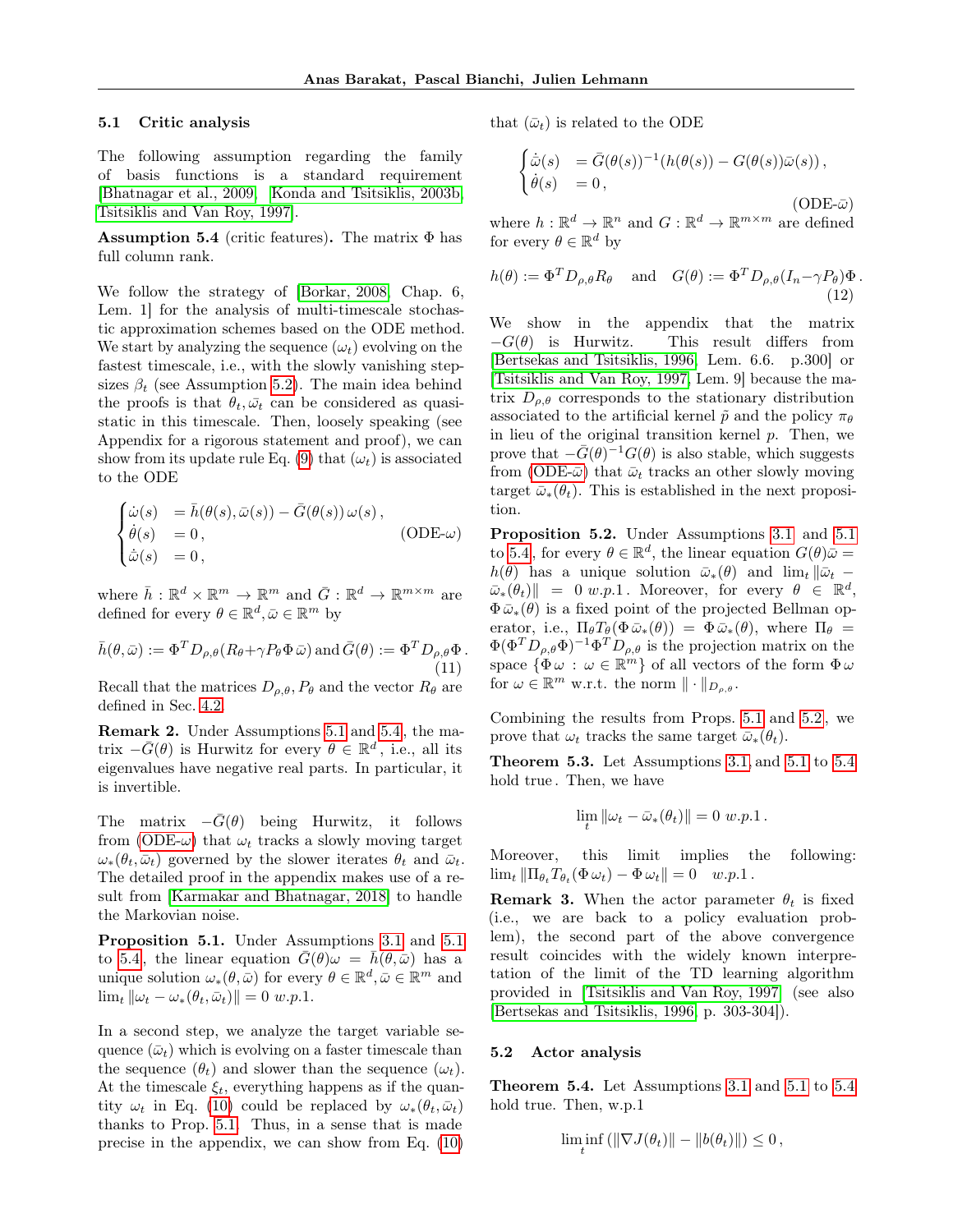### 5.1 Critic analysis

The following assumption regarding the family of basis functions is a standard requirement [Bhatnagar et al., 2009, Konda and Tsitsiklis, 2003b, Tsitsiklis and Van Roy, 1997].

**Assumption 5.4** (critic features)**.** The matrix $\Phi$ has full column rank.

We follow the strategy of [Borkar, 2008, Chap. 6, Lem. 1] for the analysis of multi-timescale stochastic approximation schemes based on the ODE method. We start by analyzing the sequence $(\omega_t)$ evolving on the fastest timescale, i.e., with the slowly vanishing stepsizes $\beta_t$ (see Assumption 5.2). The main idea behind the proofs is that $\theta_t, \bar{\omega}_t$ can be considered as quasi-static in this timescale. Then, loosely speaking (see Appendix for a rigorous statement and proof), we can show from its update rule Eq. (9) that $(\omega_t)$ is associated to the ODE

$$\begin{cases} \dot{\omega}(s) &= \bar{h}(\theta(s), \bar{\omega}(s)) - \bar{G}(\theta(s))\,\omega(s)\,, \\ \dot{\theta}(s) &= 0\,, \\ \dot{\bar{\omega}}(s) &= 0\,, \end{cases} \tag{ODE-$\omega$}$$

where $\bar{h} : \mathbb{R}^d \times \mathbb{R}^m \to \mathbb{R}^m$ and $\bar{G} : \mathbb{R}^d \to \mathbb{R}^{m \times m}$ are defined for every $\theta \in \mathbb{R}^d, \bar{\omega} \in \mathbb{R}^m$ by

$$\bar{h}(\theta, \bar{\omega}) := \Phi^T D_{\rho,\theta}(R_\theta + \gamma P_\theta \Phi\, \bar{\omega}) \text{ and } \bar{G}(\theta) := \Phi^T D_{\rho,\theta}\Phi\,. \tag{11}$$

Recall that the matrices $D_{\rho,\theta}, P_\theta$ and the vector $R_\theta$ are defined in Sec. 4.2.

**Remark 2.** Under Assumptions 5.1 and 5.4, the matrix $-\bar{G}(\theta)$ is Hurwitz for every $\theta \in \mathbb{R}^d$, i.e., all its eigenvalues have negative real parts. In particular, it is invertible.

The matrix $-\bar{G}(\theta)$ being Hurwitz, it follows from (ODE-$\omega$) that $\omega_t$ tracks a slowly moving target $\omega_*(\theta_t, \bar{\omega}_t)$ governed by the slower iterates $\theta_t$ and $\bar{\omega}_t$. The detailed proof in the appendix makes use of a result from [Karmakar and Bhatnagar, 2018] to handle the Markovian noise.

**Proposition 5.1.** *Under Assumptions 3.1 and 5.1 to 5.4, the linear equation $\bar{G}(\theta)\omega = \bar{h}(\theta, \bar{\omega})$ has a unique solution $\omega_*(\theta, \bar{\omega})$ for every $\theta \in \mathbb{R}^d, \bar{\omega} \in \mathbb{R}^m$ and $\lim_t \|\omega_t - \omega_*(\theta_t, \bar{\omega}_t)\| = 0$ w.p.1.*

In a second step, we analyze the target variable sequence $(\bar{\omega}_t)$ which is evolving on a faster timescale than the sequence $(\theta_t)$ and slower than the sequence $(\omega_t)$. At the timescale $\xi_t$, everything happens as if the quantity $\omega_t$ in Eq. (10) could be replaced by $\omega_*(\theta_t, \bar{\omega}_t)$ thanks to Prop. 5.1. Thus, in a sense that is made precise in the appendix, we can show from Eq. (10) that $(\bar{\omega}_t)$ is related to the ODE

$$\begin{cases} \dot{\bar{\omega}}(s) &= \bar{G}(\theta(s))^{-1}(h(\theta(s)) - G(\theta(s))\bar{\omega}(s))\,, \\ \dot{\theta}(s) &= 0\,, \end{cases} \tag{ODE-$\bar{\omega}$}$$

where $h : \mathbb{R}^d \to \mathbb{R}^n$ and $G : \mathbb{R}^d \to \mathbb{R}^{m \times m}$ are defined for every $\theta \in \mathbb{R}^d$ by

$$h(\theta) := \Phi^T D_{\rho,\theta} R_\theta \quad \text{and} \quad G(\theta) := \Phi^T D_{\rho,\theta}(I_n - \gamma P_\theta)\Phi\,. \tag{12}$$

We show in the appendix that the matrix $-G(\theta)$ is Hurwitz. This result differs from [Bertsekas and Tsitsiklis, 1996, Lem. 6.6. p.300] or [Tsitsiklis and Van Roy, 1997, Lem. 9] because the matrix $D_{\rho,\theta}$ corresponds to the stationary distribution associated to the artificial kernel $\tilde{p}$ and the policy $\pi_\theta$ in lieu of the original transition kernel $p$. Then, we prove that $-\bar{G}(\theta)^{-1}G(\theta)$ is also stable, which suggests from (ODE-$\bar{\omega}$) that $\bar{\omega}_t$ tracks an other slowly moving target $\bar{\omega}_*(\theta_t)$. This is established in the next proposition.

**Proposition 5.2.** *Under Assumptions 3.1 and 5.1 to 5.4, for every $\theta \in \mathbb{R}^d$, the linear equation $G(\theta)\bar{\omega} = h(\theta)$ has a unique solution $\bar{\omega}_*(\theta)$ and $\lim_t \|\bar{\omega}_t - \bar{\omega}_*(\theta_t)\| = 0$ w.p.1. Moreover, for every $\theta \in \mathbb{R}^d$, $\Phi\,\bar{\omega}_*(\theta)$ is a fixed point of the projected Bellman operator, i.e., $\Pi_\theta T_\theta(\Phi\,\bar{\omega}_*(\theta)) = \Phi\,\bar{\omega}_*(\theta)$, where $\Pi_\theta = \Phi(\Phi^T D_{\rho,\theta}\Phi)^{-1}\Phi^T D_{\rho,\theta}$ is the projection matrix on the space $\{\Phi\,\omega : \omega \in \mathbb{R}^m\}$ of all vectors of the form $\Phi\,\omega$ for $\omega \in \mathbb{R}^m$ w.r.t. the norm $\|\cdot\|_{D_{\rho,\theta}}$.*

Combining the results from Props. 5.1 and 5.2, we prove that $\omega_t$ tracks the same target $\bar{\omega}_*(\theta_t)$.

**Theorem 5.3.** *Let Assumptions 3.1 and 5.1 to 5.4 hold true. Then, we have*

$$\lim_t \|\omega_t - \bar{\omega}_*(\theta_t)\| = 0 \text{ w.p.1}\,.$$

*Moreover, this limit implies the following: $\lim_t \|\Pi_{\theta_t} T_{\theta_t}(\Phi\,\omega_t) - \Phi\,\omega_t\| = 0$ w.p.1.*

**Remark 3.** When the actor parameter $\theta_t$ is fixed (i.e., we are back to a policy evaluation problem), the second part of the above convergence result coincides with the widely known interpretation of the limit of the TD learning algorithm provided in [Tsitsiklis and Van Roy, 1997] (see also [Bertsekas and Tsitsiklis, 1996, p. 303-304]).

### 5.2 Actor analysis

**Theorem 5.4.** *Let Assumptions 3.1 and 5.1 to 5.4 hold true. Then, w.p.1*

$$\liminf_t \left(\|\nabla J(\theta_t)\| - \|b(\theta_t)\|\right) \le 0\,,$$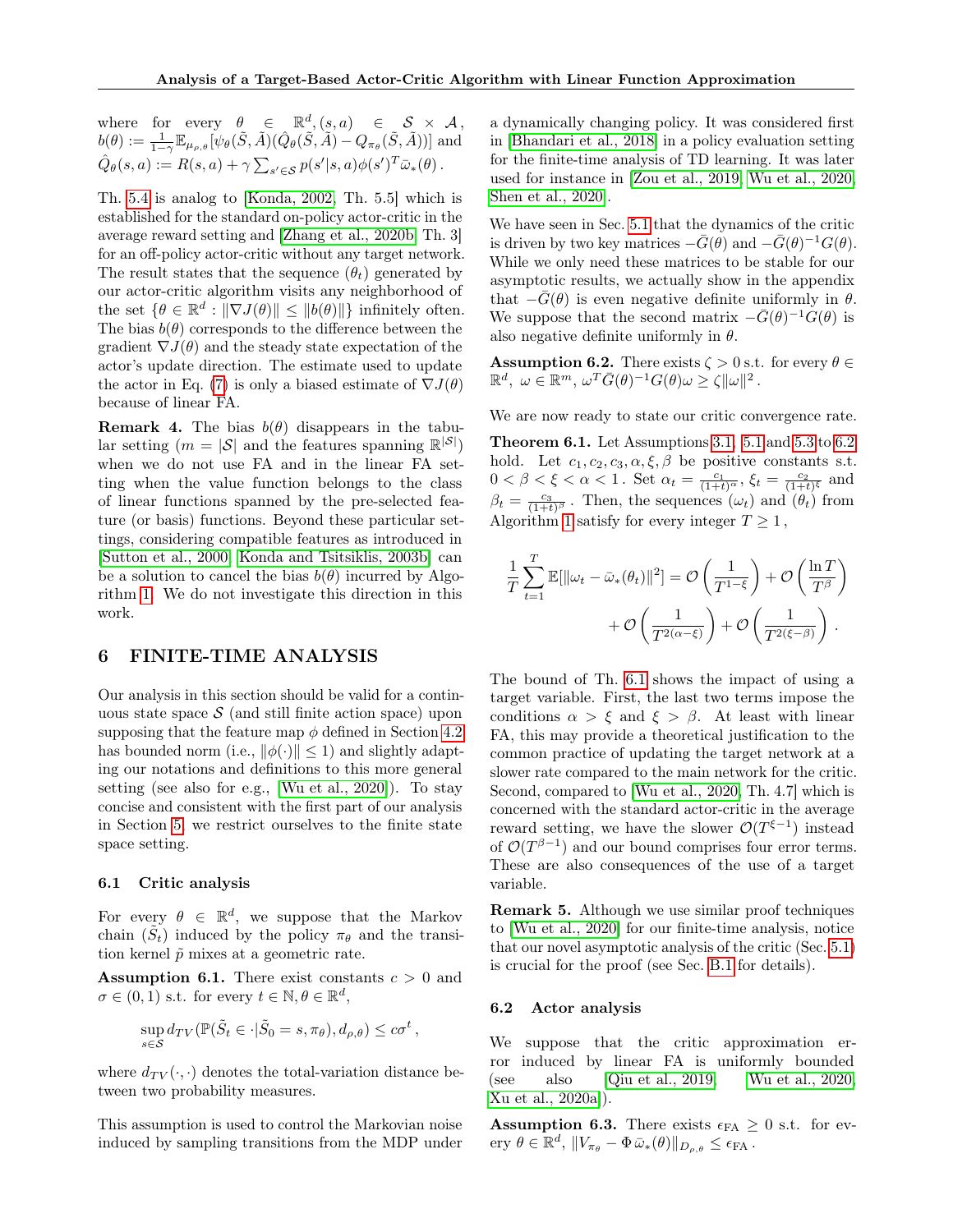where for every $\theta \in \mathbb{R}^d, (s,a) \in \mathcal{S} \times \mathcal{A}$, $b(\theta) := \frac{1}{1-\gamma}\mathbb{E}_{\mu_{\rho,\theta}}[\psi_\theta(\tilde{S},\tilde{A})(\hat{Q}_\theta(\tilde{S},\tilde{A}) - Q_{\pi_\theta}(\tilde{S},\tilde{A}))]$ and $\hat{Q}_\theta(s,a) := R(s,a) + \gamma \sum_{s' \in \mathcal{S}} p(s'|s,a)\phi(s')^T \bar{\omega}_*(\theta)$.

Th. 5.4 is analog to [Konda, 2002, Th. 5.5] which is established for the standard on-policy actor-critic in the average reward setting and [Zhang et al., 2020b, Th. 3] for an off-policy actor-critic without any target network. The result states that the sequence $(\theta_t)$ generated by our actor-critic algorithm visits any neighborhood of the set $\{\theta \in \mathbb{R}^d : \|\nabla J(\theta)\| \leq \|b(\theta)\|\}$ infinitely often. The bias $b(\theta)$ corresponds to the difference between the gradient $\nabla J(\theta)$ and the steady state expectation of the actor's update direction. The estimate used to update the actor in Eq. (7) is only a biased estimate of $\nabla J(\theta)$ because of linear FA.

**Remark 4.** The bias $b(\theta)$ disappears in the tabular setting ($m = |\mathcal{S}|$ and the features spanning $\mathbb{R}^{|\mathcal{S}|}$) when we do not use FA and in the linear FA setting when the value function belongs to the class of linear functions spanned by the pre-selected feature (or basis) functions. Beyond these particular settings, considering compatible features as introduced in [Sutton et al., 2000, Konda and Tsitsiklis, 2003b] can be a solution to cancel the bias $b(\theta)$ incurred by Algorithm 1. We do not investigate this direction in this work.

## 6 FINITE-TIME ANALYSIS

Our analysis in this section should be valid for a continuous state space $\mathcal{S}$ (and still finite action space) upon supposing that the feature map $\phi$ defined in Section 4.2 has bounded norm (i.e., $\|\phi(\cdot)\| \leq 1$) and slightly adapting our notations and definitions to this more general setting (see also for e.g., [Wu et al., 2020]). To stay concise and consistent with the first part of our analysis in Section 5, we restrict ourselves to the finite state space setting.

### 6.1 Critic analysis

For every $\theta \in \mathbb{R}^d$, we suppose that the Markov chain $(\tilde{S}_t)$ induced by the policy $\pi_\theta$ and the transition kernel $\tilde{p}$ mixes at a geometric rate.

**Assumption 6.1.** There exist constants $c > 0$ and $\sigma \in (0,1)$ s.t. for every $t \in \mathbb{N}, \theta \in \mathbb{R}^d$,

$$\sup_{s \in \mathcal{S}} d_{TV}(\mathbb{P}(\tilde{S}_t \in \cdot | \tilde{S}_0 = s, \pi_\theta), d_{\rho,\theta}) \leq c\sigma^t ,$$

where $d_{TV}(\cdot,\cdot)$ denotes the total-variation distance between two probability measures.

This assumption is used to control the Markovian noise induced by sampling transitions from the MDP under a dynamically changing policy. It was considered first in [Bhandari et al., 2018] in a policy evaluation setting for the finite-time analysis of TD learning. It was later used for instance in [Zou et al., 2019, Wu et al., 2020, Shen et al., 2020].

We have seen in Sec. 5.1 that the dynamics of the critic is driven by two key matrices $-\bar{G}(\theta)$ and $-\bar{G}(\theta)^{-1}G(\theta)$. While we only need these matrices to be stable for our asymptotic results, we actually show in the appendix that $-\bar{G}(\theta)$ is even negative definite uniformly in $\theta$. We suppose that the second matrix $-\bar{G}(\theta)^{-1}G(\theta)$ is also negative definite uniformly in $\theta$.

**Assumption 6.2.** There exists $\zeta > 0$ s.t. for every $\theta \in \mathbb{R}^d,\ \omega \in \mathbb{R}^m,\ \omega^T \bar{G}(\theta)^{-1}G(\theta)\omega \geq \zeta\|\omega\|^2$.

We are now ready to state our critic convergence rate.

**Theorem 6.1.** Let Assumptions 3.1, 5.1 and 5.3 to 6.2 hold. Let $c_1, c_2, c_3, \alpha, \xi, \beta$ be positive constants s.t. $0 < \beta < \xi < \alpha < 1$. Set $\alpha_t = \frac{c_1}{(1+t)^\alpha}$, $\xi_t = \frac{c_2}{(1+t)^\xi}$ and $\beta_t = \frac{c_3}{(1+t)^\beta}$. Then, the sequences $(\omega_t)$ and $(\theta_t)$ from Algorithm 1 satisfy for every integer $T \geq 1$,

$$\frac{1}{T}\sum_{t=1}^{T} \mathbb{E}[\|\omega_t - \bar{\omega}_*(\theta_t)\|^2] = \mathcal{O}\left(\frac{1}{T^{1-\xi}}\right) + \mathcal{O}\left(\frac{\ln T}{T^\beta}\right) + \mathcal{O}\left(\frac{1}{T^{2(\alpha-\xi)}}\right) + \mathcal{O}\left(\frac{1}{T^{2(\xi-\beta)}}\right).$$

The bound of Th. 6.1 shows the impact of using a target variable. First, the last two terms impose the conditions $\alpha > \xi$ and $\xi > \beta$. At least with linear FA, this may provide a theoretical justification to the common practice of updating the target network at a slower rate compared to the main network for the critic. Second, compared to [Wu et al., 2020, Th. 4.7] which is concerned with the standard actor-critic in the average reward setting, we have the slower $\mathcal{O}(T^{\xi-1})$ instead of $\mathcal{O}(T^{\beta-1})$ and our bound comprises four error terms. These are also consequences of the use of a target variable.

**Remark 5.** Although we use similar proof techniques to [Wu et al., 2020] for our finite-time analysis, notice that our novel asymptotic analysis of the critic (Sec. 5.1) is crucial for the proof (see Sec. B.1 for details).

### 6.2 Actor analysis

We suppose that the critic approximation error induced by linear FA is uniformly bounded (see also [Qiu et al., 2019, Wu et al., 2020, Xu et al., 2020a]).

**Assumption 6.3.** There exists $\epsilon_{\text{FA}} \geq 0$ s.t. for every $\theta \in \mathbb{R}^d$, $\|V_{\pi_\theta} - \Phi\,\bar{\omega}_*(\theta)\|_{D_{\rho,\theta}} \leq \epsilon_{\text{FA}}$.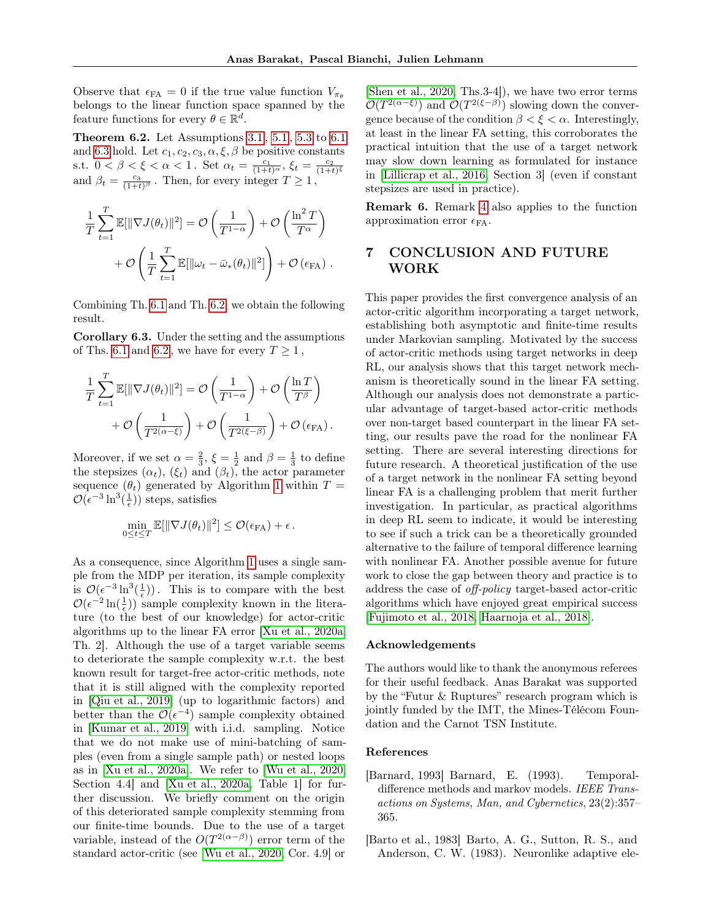Observe that $\epsilon_{\text{FA}} = 0$ if the true value function $V_{\pi_\theta}$ belongs to the linear function space spanned by the feature functions for every $\theta \in \mathbb{R}^d$.

**Theorem 6.2.** Let Assumptions 3.1, 5.1, 5.3 to 6.1 and 6.3 hold. Let $c_1, c_2, c_3, \alpha, \xi, \beta$ be positive constants s.t. $0 < \beta < \xi < \alpha < 1$ . Set $\alpha_t = \frac{c_1}{(1+t)^\alpha}$, $\xi_t = \frac{c_2}{(1+t)^\xi}$ and $\beta_t = \frac{c_3}{(1+t)^\beta}$ . Then, for every integer $T \geq 1$ ,

$$
\frac{1}{T}\sum_{t=1}^{T}\mathbb{E}[\|\nabla J(\theta_t)\|^2] = \mathcal{O}\left(\frac{1}{T^{1-\alpha}}\right) + \mathcal{O}\left(\frac{\ln^2 T}{T^\alpha}\right) + \mathcal{O}\left(\frac{1}{T}\sum_{t=1}^{T}\mathbb{E}[\|\omega_t - \bar{\omega}_*(\theta_t)\|^2]\right) + \mathcal{O}\left(\epsilon_{\text{FA}}\right) .
$$

Combining Th. 6.1 and Th. 6.2, we obtain the following result.

**Corollary 6.3.** Under the setting and the assumptions of Ths. 6.1 and 6.2, we have for every $T \geq 1$ ,

$$
\frac{1}{T}\sum_{t=1}^{T}\mathbb{E}[\|\nabla J(\theta_t)\|^2] = \mathcal{O}\left(\frac{1}{T^{1-\alpha}}\right) + \mathcal{O}\left(\frac{\ln T}{T^\beta}\right) + \mathcal{O}\left(\frac{1}{T^{2(\alpha-\xi)}}\right) + \mathcal{O}\left(\frac{1}{T^{2(\xi-\beta)}}\right) + \mathcal{O}\left(\epsilon_{\text{FA}}\right).
$$

Moreover, if we set $\alpha = \frac{2}{3}$, $\xi = \frac{1}{2}$ and $\beta = \frac{1}{3}$ to define the stepsizes $(\alpha_t)$, $(\xi_t)$ and $(\beta_t)$, the actor parameter sequence $(\theta_t)$ generated by Algorithm 1 within $T = \mathcal{O}(\epsilon^{-3}\ln^3(\frac{1}{\epsilon}))$ steps, satisfies

$$
\min_{0\leq t\leq T}\mathbb{E}[\|\nabla J(\theta_t)\|^2] \leq \mathcal{O}(\epsilon_{\text{FA}}) + \epsilon \, .
$$

As a consequence, since Algorithm 1 uses a single sample from the MDP per iteration, its sample complexity is $\mathcal{O}(\epsilon^{-3}\ln^3(\frac{1}{\epsilon}))$. This is to compare with the best $\mathcal{O}(\epsilon^{-2}\ln(\frac{1}{\epsilon}))$ sample complexity known in the literature (to the best of our knowledge) for actor-critic algorithms up to the linear FA error [Xu et al., 2020a, Th. 2]. Although the use of a target variable seems to deteriorate the sample complexity w.r.t. the best known result for target-free actor-critic methods, note that it is still aligned with the complexity reported in [Qiu et al., 2019] (up to logarithmic factors) and better than the $\mathcal{O}(\epsilon^{-4})$ sample complexity obtained in [Kumar et al., 2019] with i.i.d. sampling. Notice that we do not make use of mini-batching of samples (even from a single sample path) or nested loops as in [Xu et al., 2020a]. We refer to [Wu et al., 2020, Section 4.4] and [Xu et al., 2020a, Table 1] for further discussion. We briefly comment on the origin of this deteriorated sample complexity stemming from our finite-time bounds. Due to the use of a target variable, instead of the $O(T^{2(\alpha-\beta)})$ error term of the standard actor-critic (see [Wu et al., 2020, Cor. 4.9] or [Shen et al., 2020, Ths.3-4]), we have two error terms $\mathcal{O}(T^{2(\alpha-\xi)})$ and $\mathcal{O}(T^{2(\xi-\beta)})$ slowing down the convergence because of the condition $\beta < \xi < \alpha$. Interestingly, at least in the linear FA setting, this corroborates the practical intuition that the use of a target network may slow down learning as formulated for instance in [Lillicrap et al., 2016, Section 3] (even if constant stepsizes are used in practice).

**Remark 6.** Remark 4 also applies to the function approximation error $\epsilon_{\text{FA}}$.

# 7 CONCLUSION AND FUTURE WORK

This paper provides the first convergence analysis of an actor-critic algorithm incorporating a target network, establishing both asymptotic and finite-time results under Markovian sampling. Motivated by the success of actor-critic methods using target networks in deep RL, our analysis shows that this target network mechanism is theoretically sound in the linear FA setting. Although our analysis does not demonstrate a particular advantage of target-based actor-critic methods over non-target based counterpart in the linear FA setting, our results pave the road for the nonlinear FA setting. There are several interesting directions for future research. A theoretical justification of the use of a target network in the nonlinear FA setting beyond linear FA is a challenging problem that merit further investigation. In particular, as practical algorithms in deep RL seem to indicate, it would be interesting to see if such a trick can be a theoretically grounded alternative to the failure of temporal difference learning with nonlinear FA. Another possible avenue for future work to close the gap between theory and practice is to address the case of *off-policy* target-based actor-critic algorithms which have enjoyed great empirical success [Fujimoto et al., 2018, Haarnoja et al., 2018].

### Acknowledgements

The authors would like to thank the anonymous referees for their useful feedback. Anas Barakat was supported by the "Futur & Ruptures" research program which is jointly funded by the IMT, the Mines-Télécom Foundation and the Carnot TSN Institute.

### References

[Barnard, 1993] Barnard, E. (1993). Temporal-difference methods and markov models. *IEEE Transactions on Systems, Man, and Cybernetics*, 23(2):357–365.

[Barto et al., 1983] Barto, A. G., Sutton, R. S., and Anderson, C. W. (1983). Neuronlike adaptive ele-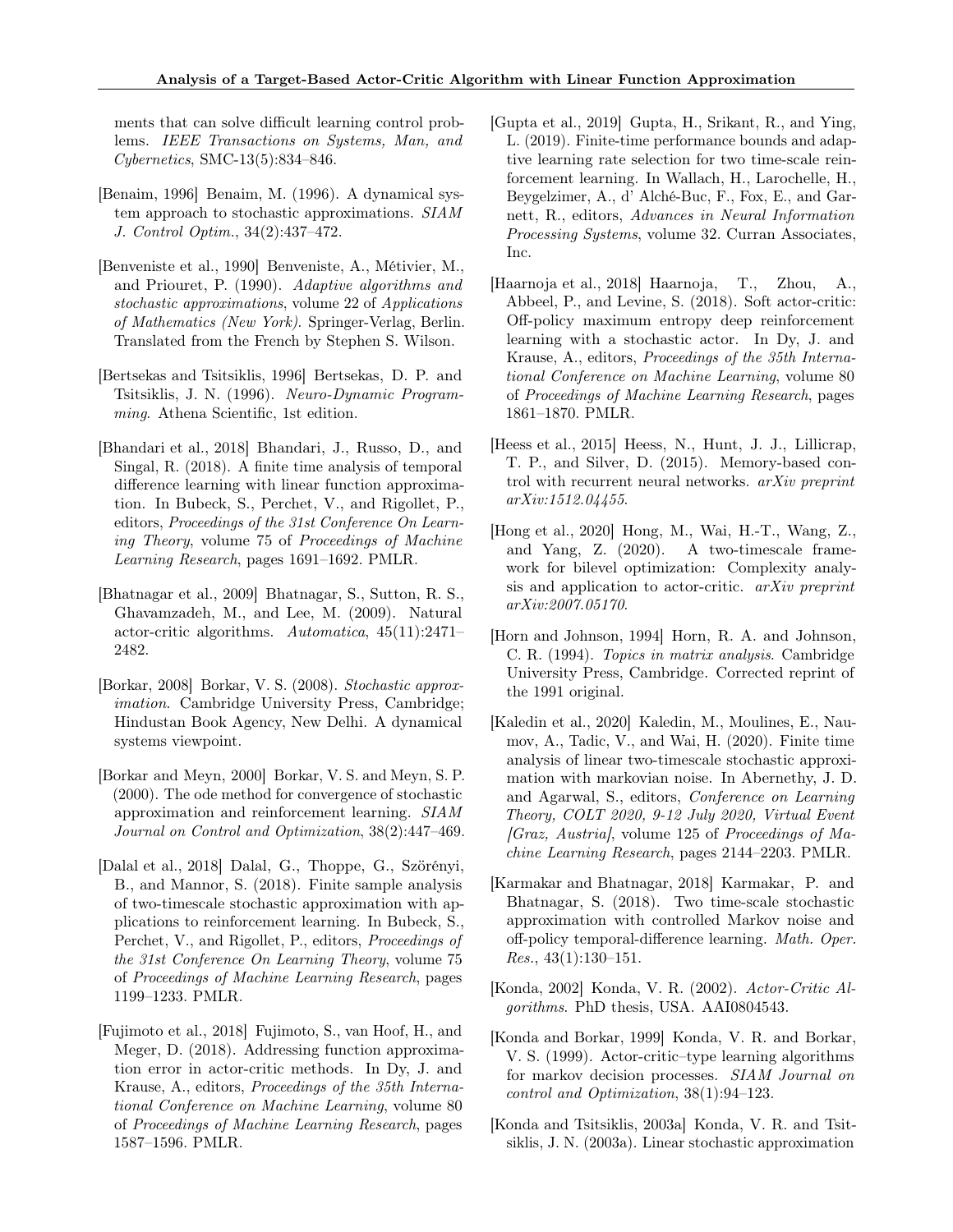ments that can solve difficult learning control problems. *IEEE Transactions on Systems, Man, and Cybernetics*, SMC-13(5):834–846.

[Benaim, 1996] Benaim, M. (1996). A dynamical system approach to stochastic approximations. *SIAM J. Control Optim.*, 34(2):437–472.

[Benveniste et al., 1990] Benveniste, A., Métivier, M., and Priouret, P. (1990). *Adaptive algorithms and stochastic approximations*, volume 22 of *Applications of Mathematics (New York)*. Springer-Verlag, Berlin. Translated from the French by Stephen S. Wilson.

[Bertsekas and Tsitsiklis, 1996] Bertsekas, D. P. and Tsitsiklis, J. N. (1996). *Neuro-Dynamic Programming*. Athena Scientific, 1st edition.

[Bhandari et al., 2018] Bhandari, J., Russo, D., and Singal, R. (2018). A finite time analysis of temporal difference learning with linear function approximation. In Bubeck, S., Perchet, V., and Rigollet, P., editors, *Proceedings of the 31st Conference On Learning Theory*, volume 75 of *Proceedings of Machine Learning Research*, pages 1691–1692. PMLR.

[Bhatnagar et al., 2009] Bhatnagar, S., Sutton, R. S., Ghavamzadeh, M., and Lee, M. (2009). Natural actor-critic algorithms. *Automatica*, 45(11):2471–2482.

[Borkar, 2008] Borkar, V. S. (2008). *Stochastic approximation*. Cambridge University Press, Cambridge; Hindustan Book Agency, New Delhi. A dynamical systems viewpoint.

[Borkar and Meyn, 2000] Borkar, V. S. and Meyn, S. P. (2000). The ode method for convergence of stochastic approximation and reinforcement learning. *SIAM Journal on Control and Optimization*, 38(2):447–469.

[Dalal et al., 2018] Dalal, G., Thoppe, G., Szörényi, B., and Mannor, S. (2018). Finite sample analysis of two-timescale stochastic approximation with applications to reinforcement learning. In Bubeck, S., Perchet, V., and Rigollet, P., editors, *Proceedings of the 31st Conference On Learning Theory*, volume 75 of *Proceedings of Machine Learning Research*, pages 1199–1233. PMLR.

[Fujimoto et al., 2018] Fujimoto, S., van Hoof, H., and Meger, D. (2018). Addressing function approximation error in actor-critic methods. In Dy, J. and Krause, A., editors, *Proceedings of the 35th International Conference on Machine Learning*, volume 80 of *Proceedings of Machine Learning Research*, pages 1587–1596. PMLR.

[Gupta et al., 2019] Gupta, H., Srikant, R., and Ying, L. (2019). Finite-time performance bounds and adaptive learning rate selection for two time-scale reinforcement learning. In Wallach, H., Larochelle, H., Beygelzimer, A., d' Alché-Buc, F., Fox, E., and Garnett, R., editors, *Advances in Neural Information Processing Systems*, volume 32. Curran Associates, Inc.

[Haarnoja et al., 2018] Haarnoja, T., Zhou, A., Abbeel, P., and Levine, S. (2018). Soft actor-critic: Off-policy maximum entropy deep reinforcement learning with a stochastic actor. In Dy, J. and Krause, A., editors, *Proceedings of the 35th International Conference on Machine Learning*, volume 80 of *Proceedings of Machine Learning Research*, pages 1861–1870. PMLR.

[Heess et al., 2015] Heess, N., Hunt, J. J., Lillicrap, T. P., and Silver, D. (2015). Memory-based control with recurrent neural networks. *arXiv preprint arXiv:1512.04455*.

[Hong et al., 2020] Hong, M., Wai, H.-T., Wang, Z., and Yang, Z. (2020). A two-timescale framework for bilevel optimization: Complexity analysis and application to actor-critic. *arXiv preprint arXiv:2007.05170*.

[Horn and Johnson, 1994] Horn, R. A. and Johnson, C. R. (1994). *Topics in matrix analysis*. Cambridge University Press, Cambridge. Corrected reprint of the 1991 original.

[Kaledin et al., 2020] Kaledin, M., Moulines, E., Naumov, A., Tadic, V., and Wai, H. (2020). Finite time analysis of linear two-timescale stochastic approximation with markovian noise. In Abernethy, J. D. and Agarwal, S., editors, *Conference on Learning Theory, COLT 2020, 9-12 July 2020, Virtual Event [Graz, Austria]*, volume 125 of *Proceedings of Machine Learning Research*, pages 2144–2203. PMLR.

[Karmakar and Bhatnagar, 2018] Karmakar, P. and Bhatnagar, S. (2018). Two time-scale stochastic approximation with controlled Markov noise and off-policy temporal-difference learning. *Math. Oper. Res.*, 43(1):130–151.

[Konda, 2002] Konda, V. R. (2002). *Actor-Critic Algorithms*. PhD thesis, USA. AAI0804543.

[Konda and Borkar, 1999] Konda, V. R. and Borkar, V. S. (1999). Actor-critic–type learning algorithms for markov decision processes. *SIAM Journal on control and Optimization*, 38(1):94–123.

[Konda and Tsitsiklis, 2003a] Konda, V. R. and Tsitsiklis, J. N. (2003a). Linear stochastic approximation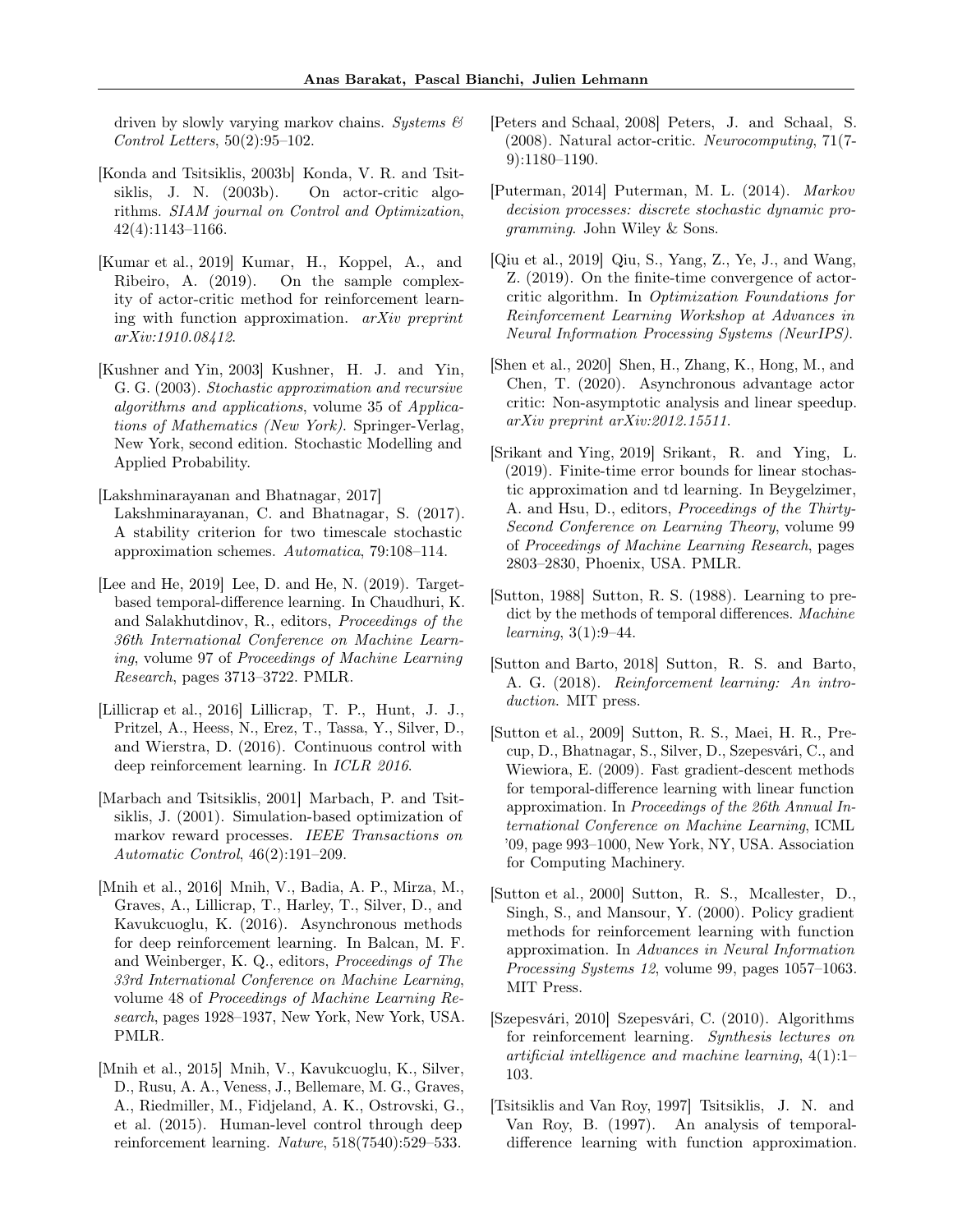driven by slowly varying markov chains. *Systems & Control Letters*, 50(2):95–102.

[Konda and Tsitsiklis, 2003b] Konda, V. R. and Tsitsiklis, J. N. (2003b). On actor-critic algorithms. *SIAM journal on Control and Optimization*, 42(4):1143–1166.

[Kumar et al., 2019] Kumar, H., Koppel, A., and Ribeiro, A. (2019). On the sample complexity of actor-critic method for reinforcement learning with function approximation. *arXiv preprint arXiv:1910.08412*.

[Kushner and Yin, 2003] Kushner, H. J. and Yin, G. G. (2003). *Stochastic approximation and recursive algorithms and applications*, volume 35 of *Applications of Mathematics (New York)*. Springer-Verlag, New York, second edition. Stochastic Modelling and Applied Probability.

[Lakshminarayanan and Bhatnagar, 2017] Lakshminarayanan, C. and Bhatnagar, S. (2017). A stability criterion for two timescale stochastic approximation schemes. *Automatica*, 79:108–114.

[Lee and He, 2019] Lee, D. and He, N. (2019). Target-based temporal-difference learning. In Chaudhuri, K. and Salakhutdinov, R., editors, *Proceedings of the 36th International Conference on Machine Learning*, volume 97 of *Proceedings of Machine Learning Research*, pages 3713–3722. PMLR.

[Lillicrap et al., 2016] Lillicrap, T. P., Hunt, J. J., Pritzel, A., Heess, N., Erez, T., Tassa, Y., Silver, D., and Wierstra, D. (2016). Continuous control with deep reinforcement learning. In *ICLR 2016*.

[Marbach and Tsitsiklis, 2001] Marbach, P. and Tsitsiklis, J. (2001). Simulation-based optimization of markov reward processes. *IEEE Transactions on Automatic Control*, 46(2):191–209.

[Mnih et al., 2016] Mnih, V., Badia, A. P., Mirza, M., Graves, A., Lillicrap, T., Harley, T., Silver, D., and Kavukcuoglu, K. (2016). Asynchronous methods for deep reinforcement learning. In Balcan, M. F. and Weinberger, K. Q., editors, *Proceedings of The 33rd International Conference on Machine Learning*, volume 48 of *Proceedings of Machine Learning Research*, pages 1928–1937, New York, New York, USA. PMLR.

[Mnih et al., 2015] Mnih, V., Kavukcuoglu, K., Silver, D., Rusu, A. A., Veness, J., Bellemare, M. G., Graves, A., Riedmiller, M., Fidjeland, A. K., Ostrovski, G., et al. (2015). Human-level control through deep reinforcement learning. *Nature*, 518(7540):529–533.

[Peters and Schaal, 2008] Peters, J. and Schaal, S. (2008). Natural actor-critic. *Neurocomputing*, 71(7-9):1180–1190.

[Puterman, 2014] Puterman, M. L. (2014). *Markov decision processes: discrete stochastic dynamic programming*. John Wiley & Sons.

[Qiu et al., 2019] Qiu, S., Yang, Z., Ye, J., and Wang, Z. (2019). On the finite-time convergence of actor-critic algorithm. In *Optimization Foundations for Reinforcement Learning Workshop at Advances in Neural Information Processing Systems (NeurIPS)*.

[Shen et al., 2020] Shen, H., Zhang, K., Hong, M., and Chen, T. (2020). Asynchronous advantage actor critic: Non-asymptotic analysis and linear speedup. *arXiv preprint arXiv:2012.15511*.

[Srikant and Ying, 2019] Srikant, R. and Ying, L. (2019). Finite-time error bounds for linear stochastic approximation and td learning. In Beygelzimer, A. and Hsu, D., editors, *Proceedings of the Thirty-Second Conference on Learning Theory*, volume 99 of *Proceedings of Machine Learning Research*, pages 2803–2830, Phoenix, USA. PMLR.

[Sutton, 1988] Sutton, R. S. (1988). Learning to predict by the methods of temporal differences. *Machine learning*, 3(1):9–44.

[Sutton and Barto, 2018] Sutton, R. S. and Barto, A. G. (2018). *Reinforcement learning: An introduction*. MIT press.

[Sutton et al., 2009] Sutton, R. S., Maei, H. R., Precup, D., Bhatnagar, S., Silver, D., Szepesvári, C., and Wiewiora, E. (2009). Fast gradient-descent methods for temporal-difference learning with linear function approximation. In *Proceedings of the 26th Annual International Conference on Machine Learning*, ICML '09, page 993–1000, New York, NY, USA. Association for Computing Machinery.

[Sutton et al., 2000] Sutton, R. S., Mcallester, D., Singh, S., and Mansour, Y. (2000). Policy gradient methods for reinforcement learning with function approximation. In *Advances in Neural Information Processing Systems 12*, volume 99, pages 1057–1063. MIT Press.

[Szepesvári, 2010] Szepesvári, C. (2010). Algorithms for reinforcement learning. *Synthesis lectures on artificial intelligence and machine learning*, 4(1):1–103.

[Tsitsiklis and Van Roy, 1997] Tsitsiklis, J. N. and Van Roy, B. (1997). An analysis of temporal-difference learning with function approximation.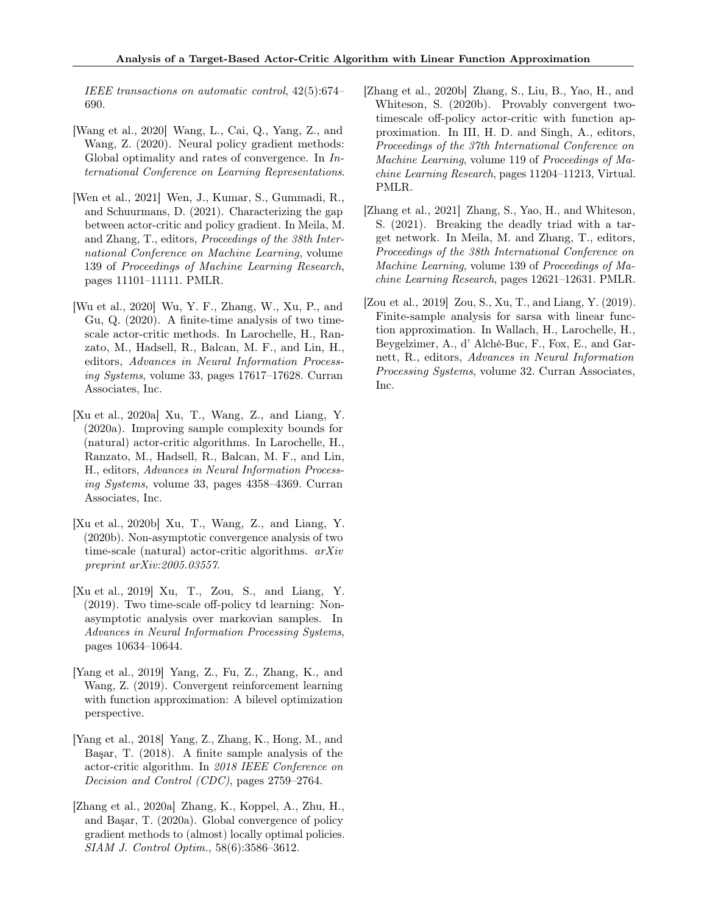*IEEE transactions on automatic control*, 42(5):674–690.

[Wang et al., 2020] Wang, L., Cai, Q., Yang, Z., and Wang, Z. (2020). Neural policy gradient methods: Global optimality and rates of convergence. In *International Conference on Learning Representations*.

[Wen et al., 2021] Wen, J., Kumar, S., Gummadi, R., and Schuurmans, D. (2021). Characterizing the gap between actor-critic and policy gradient. In Meila, M. and Zhang, T., editors, *Proceedings of the 38th International Conference on Machine Learning*, volume 139 of *Proceedings of Machine Learning Research*, pages 11101–11111. PMLR.

[Wu et al., 2020] Wu, Y. F., Zhang, W., Xu, P., and Gu, Q. (2020). A finite-time analysis of two time-scale actor-critic methods. In Larochelle, H., Ranzato, M., Hadsell, R., Balcan, M. F., and Lin, H., editors, *Advances in Neural Information Processing Systems*, volume 33, pages 17617–17628. Curran Associates, Inc.

[Xu et al., 2020a] Xu, T., Wang, Z., and Liang, Y. (2020a). Improving sample complexity bounds for (natural) actor-critic algorithms. In Larochelle, H., Ranzato, M., Hadsell, R., Balcan, M. F., and Lin, H., editors, *Advances in Neural Information Processing Systems*, volume 33, pages 4358–4369. Curran Associates, Inc.

[Xu et al., 2020b] Xu, T., Wang, Z., and Liang, Y. (2020b). Non-asymptotic convergence analysis of two time-scale (natural) actor-critic algorithms. *arXiv preprint arXiv:2005.03557*.

[Xu et al., 2019] Xu, T., Zou, S., and Liang, Y. (2019). Two time-scale off-policy td learning: Non-asymptotic analysis over markovian samples. In *Advances in Neural Information Processing Systems*, pages 10634–10644.

[Yang et al., 2019] Yang, Z., Fu, Z., Zhang, K., and Wang, Z. (2019). Convergent reinforcement learning with function approximation: A bilevel optimization perspective.

[Yang et al., 2018] Yang, Z., Zhang, K., Hong, M., and Başar, T. (2018). A finite sample analysis of the actor-critic algorithm. In *2018 IEEE Conference on Decision and Control (CDC)*, pages 2759–2764.

[Zhang et al., 2020a] Zhang, K., Koppel, A., Zhu, H., and Başar, T. (2020a). Global convergence of policy gradient methods to (almost) locally optimal policies. *SIAM J. Control Optim.*, 58(6):3586–3612.

[Zhang et al., 2020b] Zhang, S., Liu, B., Yao, H., and Whiteson, S. (2020b). Provably convergent two-timescale off-policy actor-critic with function approximation. In III, H. D. and Singh, A., editors, *Proceedings of the 37th International Conference on Machine Learning*, volume 119 of *Proceedings of Machine Learning Research*, pages 11204–11213, Virtual. PMLR.

[Zhang et al., 2021] Zhang, S., Yao, H., and Whiteson, S. (2021). Breaking the deadly triad with a target network. In Meila, M. and Zhang, T., editors, *Proceedings of the 38th International Conference on Machine Learning*, volume 139 of *Proceedings of Machine Learning Research*, pages 12621–12631. PMLR.

[Zou et al., 2019] Zou, S., Xu, T., and Liang, Y. (2019). Finite-sample analysis for sarsa with linear function approximation. In Wallach, H., Larochelle, H., Beygelzimer, A., d' Alché-Buc, F., Fox, E., and Garnett, R., editors, *Advances in Neural Information Processing Systems*, volume 32. Curran Associates, Inc.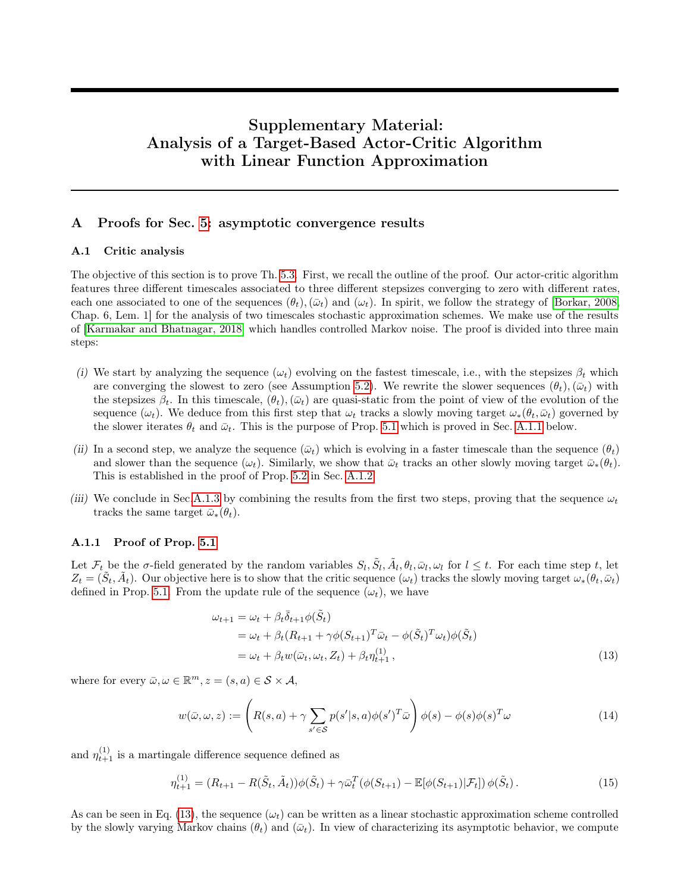# Supplementary Material: Analysis of a Target-Based Actor-Critic Algorithm with Linear Function Approximation

## A Proofs for Sec. 5: asymptotic convergence results

### A.1 Critic analysis

The objective of this section is to prove Th. 5.3. First, we recall the outline of the proof. Our actor-critic algorithm features three different timescales associated to three different stepsizes converging to zero with different rates, each one associated to one of the sequences $(\theta_t), (\bar{\omega}_t)$ and $(\omega_t)$. In spirit, we follow the strategy of [Borkar, 2008, Chap. 6, Lem. 1] for the analysis of two timescales stochastic approximation schemes. We make use of the results of [Karmakar and Bhatnagar, 2018] which handles controlled Markov noise. The proof is divided into three main steps:

*(i)* We start by analyzing the sequence $(\omega_t)$ evolving on the fastest timescale, i.e., with the stepsizes $\beta_t$ which are converging the slowest to zero (see Assumption 5.2). We rewrite the slower sequences $(\theta_t), (\bar{\omega}_t)$ with the stepsizes $\beta_t$. In this timescale, $(\theta_t), (\bar{\omega}_t)$ are quasi-static from the point of view of the evolution of the sequence $(\omega_t)$. We deduce from this first step that $\omega_t$ tracks a slowly moving target $\omega_*(\theta_t, \bar{\omega}_t)$ governed by the slower iterates $\theta_t$ and $\bar{\omega}_t$. This is the purpose of Prop. 5.1 which is proved in Sec. A.1.1 below.

*(ii)* In a second step, we analyze the sequence $(\bar{\omega}_t)$ which is evolving in a faster timescale than the sequence $(\theta_t)$ and slower than the sequence $(\omega_t)$. Similarly, we show that $\bar{\omega}_t$ tracks an other slowly moving target $\bar{\omega}_*(\theta_t)$. This is established in the proof of Prop. 5.2 in Sec. A.1.2.

*(iii)* We conclude in Sec A.1.3 by combining the results from the first two steps, proving that the sequence $\omega_t$ tracks the same target $\bar{\omega}_*(\theta_t)$.

#### A.1.1 Proof of Prop. 5.1

Let $\mathcal{F}_t$ be the $\sigma$-field generated by the random variables $S_l, \tilde{S}_l, \tilde{A}_l, \theta_l, \bar{\omega}_l, \omega_l$ for $l \leq t$. For each time step $t$, let $Z_t = (\tilde{S}_t, \tilde{A}_t)$. Our objective here is to show that the critic sequence $(\omega_t)$ tracks the slowly moving target $\omega_*(\theta_t, \bar{\omega}_t)$ defined in Prop. 5.1. From the update rule of the sequence $(\omega_t)$, we have

$$
\begin{aligned}
\omega_{t+1} &= \omega_t + \beta_t \bar{\delta}_{t+1} \phi(\tilde{S}_t) \\
&= \omega_t + \beta_t (R_{t+1} + \gamma \phi(S_{t+1})^T \bar{\omega}_t - \phi(\tilde{S}_t)^T \omega_t) \phi(\tilde{S}_t) \\
&= \omega_t + \beta_t w(\bar{\omega}_t, \omega_t, Z_t) + \beta_t \eta_{t+1}^{(1)} \,,
\end{aligned}
\tag{13}
$$

where for every $\bar{\omega}, \omega \in \mathbb{R}^m, z = (s,a) \in \mathcal{S} \times \mathcal{A}$,

$$
w(\bar{\omega}, \omega, z) := \left( R(s,a) + \gamma \sum_{s' \in \mathcal{S}} p(s'|s,a) \phi(s')^T \bar{\omega} \right) \phi(s) - \phi(s)\phi(s)^T \omega \tag{14}
$$

and $\eta_{t+1}^{(1)}$ is a martingale difference sequence defined as

$$
\eta_{t+1}^{(1)} = (R_{t+1} - R(\tilde{S}_t, \tilde{A}_t)) \phi(\tilde{S}_t) + \gamma \bar{\omega}_t^T (\phi(S_{t+1}) - \mathbb{E}[\phi(S_{t+1}) | \mathcal{F}_t]) \, \phi(\tilde{S}_t) \,. \tag{15}
$$

As can be seen in Eq. (13), the sequence $(\omega_t)$ can be written as a linear stochastic approximation scheme controlled by the slowly varying Markov chains $(\theta_t)$ and $(\bar{\omega}_t)$. In view of characterizing its asymptotic behavior, we compute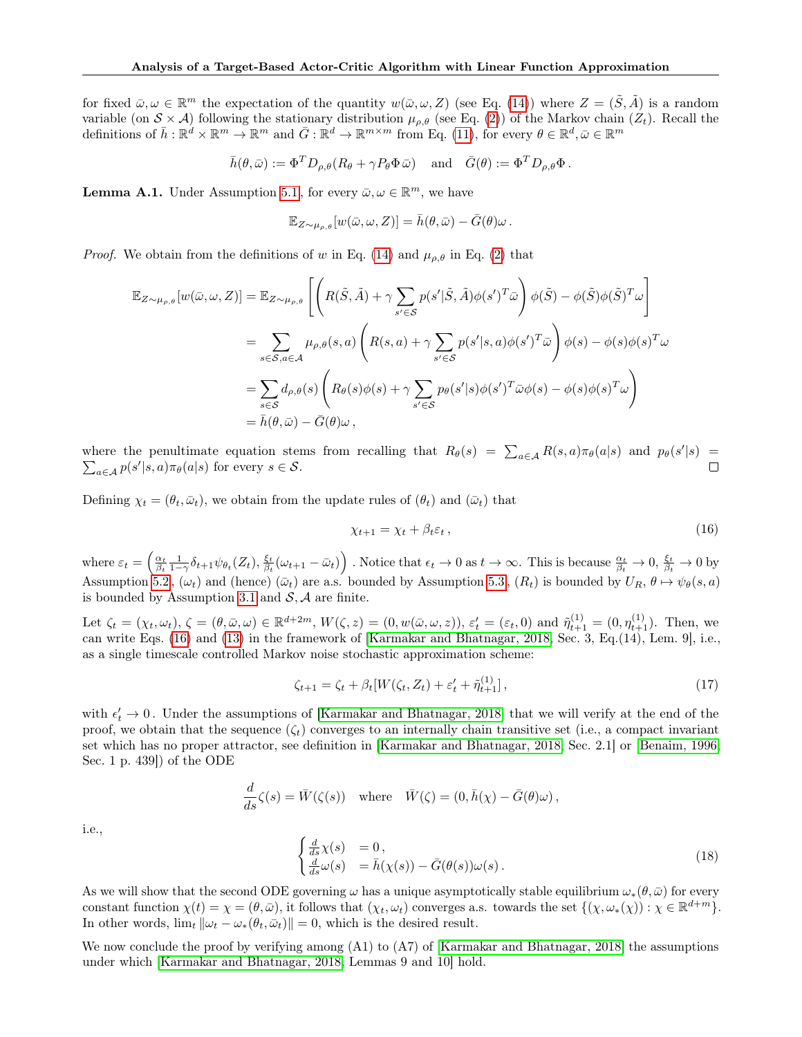for fixed $\bar{\omega}, \omega \in \mathbb{R}^m$ the expectation of the quantity $w(\bar{\omega}, \omega, Z)$ (see Eq. (14)) where $Z = (\tilde{S}, \tilde{A})$ is a random variable (on $\mathcal{S} \times \mathcal{A}$) following the stationary distribution $\mu_{\rho,\theta}$ (see Eq. (2)) of the Markov chain $(Z_t)$. Recall the definitions of $\bar{h} : \mathbb{R}^d \times \mathbb{R}^m \to \mathbb{R}^m$ and $\bar{G} : \mathbb{R}^d \to \mathbb{R}^{m \times m}$ from Eq. (11), for every $\theta \in \mathbb{R}^d, \bar{\omega} \in \mathbb{R}^m$

$$\bar{h}(\theta, \bar{\omega}) := \Phi^T D_{\rho,\theta}(R_\theta + \gamma P_\theta \Phi \bar{\omega}) \quad \text{and} \quad \bar{G}(\theta) := \Phi^T D_{\rho,\theta} \Phi \,.$$

**Lemma A.1.** Under Assumption 5.1, for every $\bar{\omega}, \omega \in \mathbb{R}^m$, we have

$$\mathbb{E}_{Z \sim \mu_{\rho,\theta}}[w(\bar{\omega}, \omega, Z)] = \bar{h}(\theta, \bar{\omega}) - \bar{G}(\theta)\omega \,.$$

*Proof.* We obtain from the definitions of $w$ in Eq. (14) and $\mu_{\rho,\theta}$ in Eq. (2) that

$$\begin{aligned}
\mathbb{E}_{Z \sim \mu_{\rho,\theta}}[w(\bar{\omega}, \omega, Z)] &= \mathbb{E}_{Z \sim \mu_{\rho,\theta}}\left[\left(R(\tilde{S}, \tilde{A}) + \gamma \sum_{s' \in \mathcal{S}} p(s'|\tilde{S}, \tilde{A})\phi(s')^T \bar{\omega}\right)\phi(\tilde{S}) - \phi(\tilde{S})\phi(\tilde{S})^T \omega\right] \\
&= \sum_{s \in \mathcal{S}, a \in \mathcal{A}} \mu_{\rho,\theta}(s,a)\left(R(s,a) + \gamma \sum_{s' \in \mathcal{S}} p(s'|s,a)\phi(s')^T \bar{\omega}\right)\phi(s) - \phi(s)\phi(s)^T \omega \\
&= \sum_{s \in \mathcal{S}} d_{\rho,\theta}(s)\left(R_\theta(s)\phi(s) + \gamma \sum_{s' \in \mathcal{S}} p_\theta(s'|s)\phi(s')^T \bar{\omega}\phi(s) - \phi(s)\phi(s)^T \omega\right) \\
&= \bar{h}(\theta, \bar{\omega}) - \bar{G}(\theta)\omega \,,
\end{aligned}$$

where the penultimate equation stems from recalling that $R_\theta(s) = \sum_{a \in \mathcal{A}} R(s,a)\pi_\theta(a|s)$ and $p_\theta(s'|s) = \sum_{a \in \mathcal{A}} p(s'|s,a)\pi_\theta(a|s)$ for every $s \in \mathcal{S}$. $\square$

Defining $\chi_t = (\theta_t, \bar{\omega}_t)$, we obtain from the update rules of $(\theta_t)$ and $(\bar{\omega}_t)$ that

$$\chi_{t+1} = \chi_t + \beta_t \varepsilon_t \,, \tag{16}$$

where $\varepsilon_t = \left(\frac{\alpha_t}{\beta_t}\frac{1}{1-\gamma}\delta_{t+1}\psi_{\theta_t}(Z_t), \frac{\xi_t}{\beta_t}(\omega_{t+1} - \bar{\omega}_t)\right)$ . Notice that $\epsilon_t \to 0$ as $t \to \infty$. This is because $\frac{\alpha_t}{\beta_t} \to 0$, $\frac{\xi_t}{\beta_t} \to 0$ by Assumption 5.2, $(\omega_t)$ and (hence) $(\bar{\omega}_t)$ are a.s. bounded by Assumption 5.3, $(R_t)$ is bounded by $U_R$, $\theta \mapsto \psi_\theta(s,a)$ is bounded by Assumption 3.1 and $\mathcal{S}, \mathcal{A}$ are finite.

Let $\zeta_t = (\chi_t, \omega_t)$, $\zeta = (\theta, \bar{\omega}, \omega) \in \mathbb{R}^{d+2m}$, $W(\zeta, z) = (0, w(\bar{\omega}, \omega, z))$, $\varepsilon'_t = (\varepsilon_t, 0)$ and $\tilde{\eta}^{(1)}_{t+1} = (0, \eta^{(1)}_{t+1})$. Then, we can write Eqs. (16) and (13) in the framework of [Karmakar and Bhatnagar, 2018, Sec. 3, Eq.(14), Lem. 9], i.e., as a single timescale controlled Markov noise stochastic approximation scheme:

$$\zeta_{t+1} = \zeta_t + \beta_t[W(\zeta_t, Z_t) + \varepsilon'_t + \tilde{\eta}^{(1)}_{t+1}] \,, \tag{17}$$

with $\epsilon'_t \to 0$. Under the assumptions of [Karmakar and Bhatnagar, 2018] that we will verify at the end of the proof, we obtain that the sequence $(\zeta_t)$ converges to an internally chain transitive set (i.e., a compact invariant set which has no proper attractor, see definition in [Karmakar and Bhatnagar, 2018, Sec. 2.1] or [Benaim, 1996, Sec. 1 p. 439]) of the ODE

$$\frac{d}{ds}\zeta(s) = \bar{W}(\zeta(s)) \quad \text{where} \quad \bar{W}(\zeta) = (0, \bar{h}(\chi) - \bar{G}(\theta)\omega) \,,$$

i.e.,

$$\begin{cases} \frac{d}{ds}\chi(s) &= 0 \,, \\ \frac{d}{ds}\omega(s) &= \bar{h}(\chi(s)) - \bar{G}(\theta(s))\omega(s) \,. \end{cases} \tag{18}$$

As we will show that the second ODE governing $\omega$ has a unique asymptotically stable equilibrium $\omega_*(\theta, \bar{\omega})$ for every constant function $\chi(t) = \chi = (\theta, \bar{\omega})$, it follows that $(\chi_t, \omega_t)$ converges a.s. towards the set $\{(\chi, \omega_*(\chi)) : \chi \in \mathbb{R}^{d+m}\}$. In other words, $\lim_t \|\omega_t - \omega_*(\theta_t, \bar{\omega}_t)\| = 0$, which is the desired result.

We now conclude the proof by verifying among (A1) to (A7) of [Karmakar and Bhatnagar, 2018] the assumptions under which [Karmakar and Bhatnagar, 2018, Lemmas 9 and 10] hold.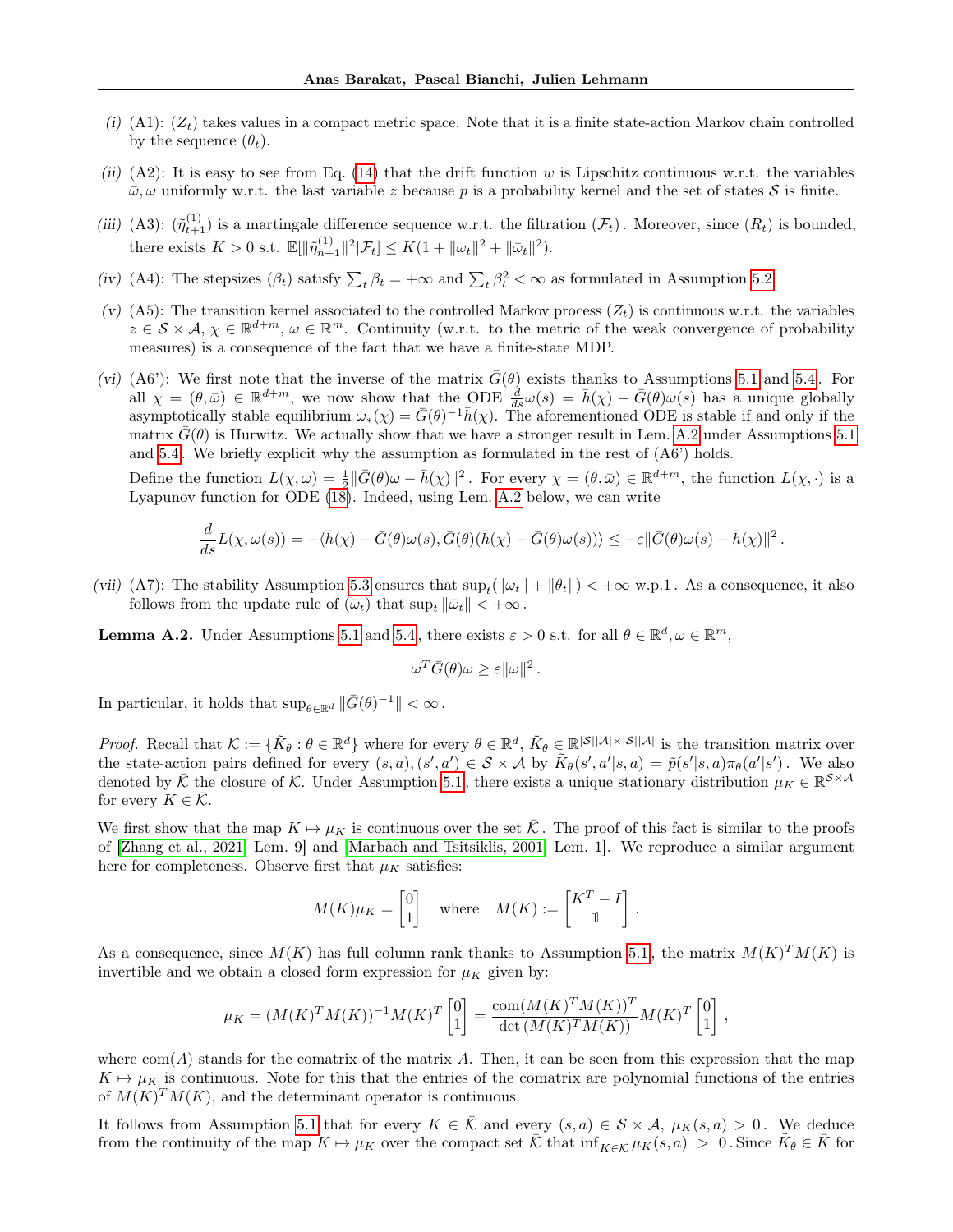*(i)* (A1): $(Z_t)$ takes values in a compact metric space. Note that it is a finite state-action Markov chain controlled by the sequence $(\theta_t)$.

*(ii)* (A2): It is easy to see from Eq. (14) that the drift function $w$ is Lipschitz continuous w.r.t. the variables $\bar{\omega}, \omega$ uniformly w.r.t. the last variable $z$ because $p$ is a probability kernel and the set of states $\mathcal{S}$ is finite.

*(iii)* (A3): $(\tilde{\eta}^{(1)}_{t+1})$ is a martingale difference sequence w.r.t. the filtration $(\mathcal{F}_t)$. Moreover, since $(R_t)$ is bounded, there exists $K > 0$ s.t. $\mathbb{E}[\|\tilde{\eta}^{(1)}_{n+1}\|^2|\mathcal{F}_t] \leq K(1 + \|\omega_t\|^2 + \|\bar{\omega}_t\|^2)$.

*(iv)* (A4): The stepsizes $(\beta_t)$ satisfy $\sum_t \beta_t = +\infty$ and $\sum_t \beta_t^2 < \infty$ as formulated in Assumption 5.2.

*(v)* (A5): The transition kernel associated to the controlled Markov process $(Z_t)$ is continuous w.r.t. the variables $z \in \mathcal{S} \times \mathcal{A}$, $\chi \in \mathbb{R}^{d+m}$, $\omega \in \mathbb{R}^m$. Continuity (w.r.t. to the metric of the weak convergence of probability measures) is a consequence of the fact that we have a finite-state MDP.

*(vi)* (A6'): We first note that the inverse of the matrix $\bar{G}(\theta)$ exists thanks to Assumptions 5.1 and 5.4. For all $\chi = (\theta, \bar{\omega}) \in \mathbb{R}^{d+m}$, we now show that the ODE $\frac{d}{ds}\omega(s) = \bar{h}(\chi) - \bar{G}(\theta)\omega(s)$ has a unique globally asymptotically stable equilibrium $\omega_*(\chi) = \bar{G}(\theta)^{-1}\bar{h}(\chi)$. The aforementioned ODE is stable if and only if the matrix $\bar{G}(\theta)$ is Hurwitz. We actually show that we have a stronger result in Lem. A.2 under Assumptions 5.1 and 5.4. We briefly explicit why the assumption as formulated in the rest of (A6') holds.

Define the function $L(\chi, \omega) = \frac{1}{2}\|\bar{G}(\theta)\omega - \bar{h}(\chi)\|^2$. For every $\chi = (\theta, \bar{\omega}) \in \mathbb{R}^{d+m}$, the function $L(\chi, \cdot)$ is a Lyapunov function for ODE (18). Indeed, using Lem. A.2 below, we can write

$$\frac{d}{ds}L(\chi, \omega(s)) = -\langle \bar{h}(\chi) - \bar{G}(\theta)\omega(s), \bar{G}(\theta)(\bar{h}(\chi) - \bar{G}(\theta)\omega(s))\rangle \leq -\varepsilon\|\bar{G}(\theta)\omega(s) - \bar{h}(\chi)\|^2 .$$

*(vii)* (A7): The stability Assumption 5.3 ensures that $\sup_t(\|\omega_t\| + \|\theta_t\|) < +\infty$ w.p.1. As a consequence, it also follows from the update rule of $(\bar{\omega}_t)$ that $\sup_t \|\bar{\omega}_t\| < +\infty$.

**Lemma A.2.** Under Assumptions 5.1 and 5.4, there exists $\varepsilon > 0$ s.t. for all $\theta \in \mathbb{R}^d, \omega \in \mathbb{R}^m$,

$$\omega^T \bar{G}(\theta)\omega \geq \varepsilon\|\omega\|^2 .$$

In particular, it holds that $\sup_{\theta \in \mathbb{R}^d} \|\bar{G}(\theta)^{-1}\| < \infty$.

*Proof.* Recall that $\mathcal{K} := \{\tilde{K}_\theta : \theta \in \mathbb{R}^d\}$ where for every $\theta \in \mathbb{R}^d$, $\tilde{K}_\theta \in \mathbb{R}^{|\mathcal{S}||\mathcal{A}| \times |\mathcal{S}||\mathcal{A}|}$ is the transition matrix over the state-action pairs defined for every $(s,a), (s',a') \in \mathcal{S} \times \mathcal{A}$ by $\tilde{K}_\theta(s',a'|s,a) = \tilde{p}(s'|s,a)\pi_\theta(a'|s')$. We also denoted by $\bar{\mathcal{K}}$ the closure of $\mathcal{K}$. Under Assumption 5.1, there exists a unique stationary distribution $\mu_K \in \mathbb{R}^{\mathcal{S} \times \mathcal{A}}$ for every $K \in \bar{\mathcal{K}}$.

We first show that the map $K \mapsto \mu_K$ is continuous over the set $\bar{\mathcal{K}}$. The proof of this fact is similar to the proofs of [Zhang et al., 2021, Lem. 9] and [Marbach and Tsitsiklis, 2001, Lem. 1]. We reproduce a similar argument here for completeness. Observe first that $\mu_K$ satisfies:

$$M(K)\mu_K = \begin{bmatrix} 0 \\ 1 \end{bmatrix} \quad \text{where} \quad M(K) := \begin{bmatrix} K^T - I \\ \mathbb{1} \end{bmatrix} .$$

As a consequence, since $M(K)$ has full column rank thanks to Assumption 5.1, the matrix $M(K)^T M(K)$ is invertible and we obtain a closed form expression for $\mu_K$ given by:

$$\mu_K = (M(K)^T M(K))^{-1} M(K)^T \begin{bmatrix} 0 \\ 1 \end{bmatrix} = \frac{\mathrm{com}(M(K)^T M(K))^T}{\det(M(K)^T M(K))} M(K)^T \begin{bmatrix} 0 \\ 1 \end{bmatrix} ,$$

where $\mathrm{com}(A)$ stands for the comatrix of the matrix $A$. Then, it can be seen from this expression that the map $K \mapsto \mu_K$ is continuous. Note for this that the entries of the comatrix are polynomial functions of the entries of $M(K)^T M(K)$, and the determinant operator is continuous.

It follows from Assumption 5.1 that for every $K \in \bar{\mathcal{K}}$ and every $(s,a) \in \mathcal{S} \times \mathcal{A}$, $\mu_K(s,a) > 0$. We deduce from the continuity of the map $K \mapsto \mu_K$ over the compact set $\bar{\mathcal{K}}$ that $\inf_{K \in \bar{\mathcal{K}}} \mu_K(s,a) > 0$. Since $\tilde{K}_\theta \in \bar{\mathcal{K}}$ for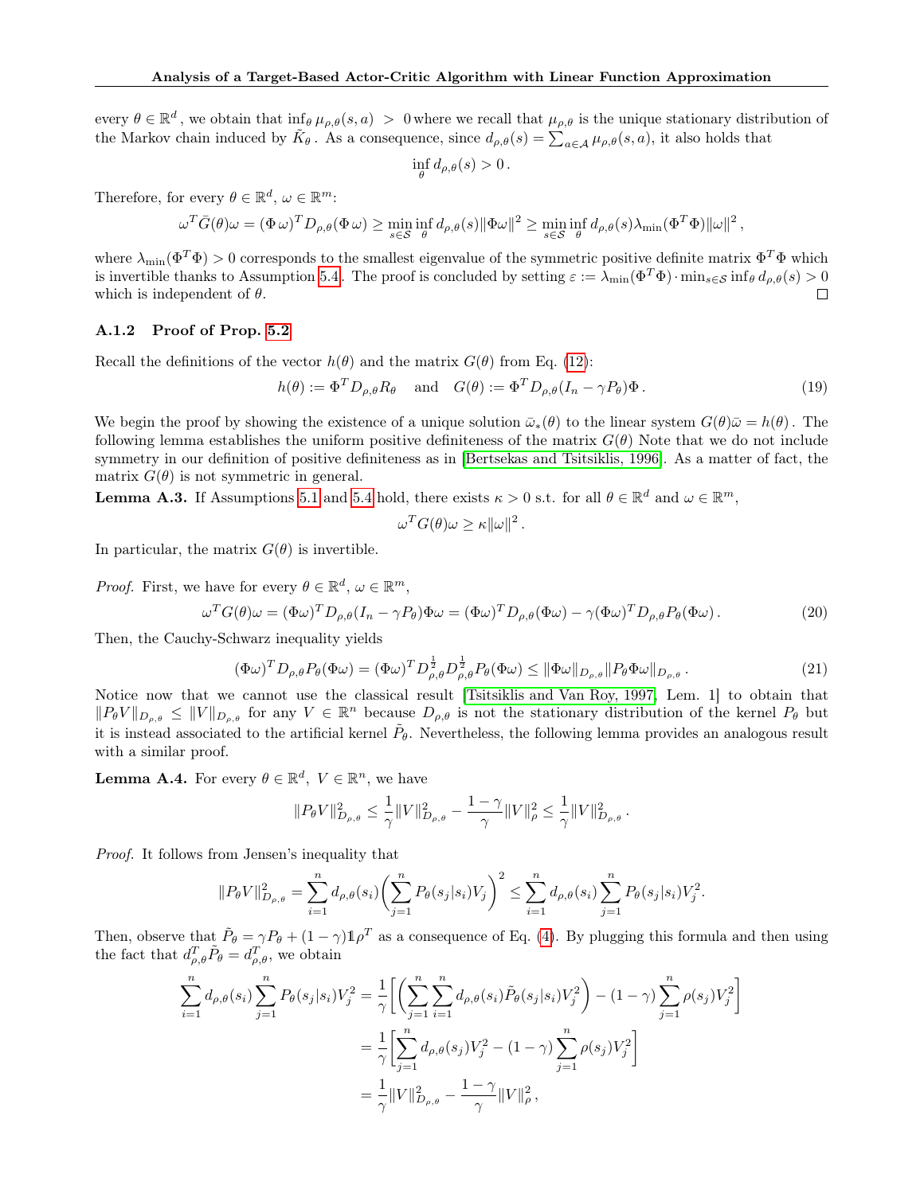every $\theta \in \mathbb{R}^d$, we obtain that $\inf_\theta \mu_{\rho,\theta}(s,a) > 0$ where we recall that $\mu_{\rho,\theta}$ is the unique stationary distribution of the Markov chain induced by $\tilde{K}_\theta$. As a consequence, since $d_{\rho,\theta}(s) = \sum_{a\in\mathcal{A}} \mu_{\rho,\theta}(s,a)$, it also holds that

$$\inf_\theta d_{\rho,\theta}(s) > 0\,.$$

Therefore, for every $\theta \in \mathbb{R}^d$, $\omega \in \mathbb{R}^m$:

$$\omega^T \bar{G}(\theta)\omega = (\Phi\,\omega)^T D_{\rho,\theta}(\Phi\,\omega) \geq \min_{s\in\mathcal{S}} \inf_\theta d_{\rho,\theta}(s)\|\Phi\omega\|^2 \geq \min_{s\in\mathcal{S}} \inf_\theta d_{\rho,\theta}(s)\lambda_{\min}(\Phi^T\Phi)\|\omega\|^2\,,$$

where $\lambda_{\min}(\Phi^T\Phi) > 0$ corresponds to the smallest eigenvalue of the symmetric positive definite matrix $\Phi^T\Phi$ which is invertible thanks to Assumption 5.4. The proof is concluded by setting $\varepsilon := \lambda_{\min}(\Phi^T\Phi)\cdot\min_{s\in\mathcal{S}}\inf_\theta d_{\rho,\theta}(s) > 0$ which is independent of $\theta$. ∎

#### A.1.2 Proof of Prop. 5.2

Recall the definitions of the vector $h(\theta)$ and the matrix $G(\theta)$ from Eq. (12):

$$h(\theta) := \Phi^T D_{\rho,\theta} R_\theta \quad \text{and} \quad G(\theta) := \Phi^T D_{\rho,\theta}(I_n - \gamma P_\theta)\Phi\,. \tag{19}$$

We begin the proof by showing the existence of a unique solution $\bar{\omega}_*(\theta)$ to the linear system $G(\theta)\bar{\omega} = h(\theta)$. The following lemma establishes the uniform positive definiteness of the matrix $G(\theta)$ Note that we do not include symmetry in our definition of positive definiteness as in [Bertsekas and Tsitsiklis, 1996]. As a matter of fact, the matrix $G(\theta)$ is not symmetric in general.

**Lemma A.3.** If Assumptions 5.1 and 5.4 hold, there exists $\kappa > 0$ s.t. for all $\theta \in \mathbb{R}^d$ and $\omega \in \mathbb{R}^m$,

$$\omega^T G(\theta)\omega \geq \kappa\|\omega\|^2\,.$$

In particular, the matrix $G(\theta)$ is invertible.

*Proof.* First, we have for every $\theta \in \mathbb{R}^d$, $\omega \in \mathbb{R}^m$,

$$\omega^T G(\theta)\omega = (\Phi\omega)^T D_{\rho,\theta}(I_n - \gamma P_\theta)\Phi\omega = (\Phi\omega)^T D_{\rho,\theta}(\Phi\omega) - \gamma(\Phi\omega)^T D_{\rho,\theta}P_\theta(\Phi\omega)\,. \tag{20}$$

Then, the Cauchy-Schwarz inequality yields

$$(\Phi\omega)^T D_{\rho,\theta}P_\theta(\Phi\omega) = (\Phi\omega)^T D_{\rho,\theta}^{\frac{1}{2}} D_{\rho,\theta}^{\frac{1}{2}} P_\theta(\Phi\omega) \leq \|\Phi\omega\|_{D_{\rho,\theta}}\|P_\theta\Phi\omega\|_{D_{\rho,\theta}}\,. \tag{21}$$

Notice now that we cannot use the classical result [Tsitsiklis and Van Roy, 1997, Lem. 1] to obtain that $\|P_\theta V\|_{D_{\rho,\theta}} \leq \|V\|_{D_{\rho,\theta}}$ for any $V \in \mathbb{R}^n$ because $D_{\rho,\theta}$ is not the stationary distribution of the kernel $P_\theta$ but it is instead associated to the artificial kernel $\tilde{P}_\theta$. Nevertheless, the following lemma provides an analogous result with a similar proof.

**Lemma A.4.** For every $\theta \in \mathbb{R}^d$, $V \in \mathbb{R}^n$, we have

$$\|P_\theta V\|^2_{D_{\rho,\theta}} \leq \frac{1}{\gamma}\|V\|^2_{D_{\rho,\theta}} - \frac{1-\gamma}{\gamma}\|V\|^2_\rho \leq \frac{1}{\gamma}\|V\|^2_{D_{\rho,\theta}}\,.$$

*Proof.* It follows from Jensen's inequality that

$$\|P_\theta V\|^2_{D_{\rho,\theta}} = \sum_{i=1}^n d_{\rho,\theta}(s_i)\left(\sum_{j=1}^n P_\theta(s_j|s_i)V_j\right)^2 \leq \sum_{i=1}^n d_{\rho,\theta}(s_i)\sum_{j=1}^n P_\theta(s_j|s_i)V_j^2.$$

Then, observe that $\tilde{P}_\theta = \gamma P_\theta + (1-\gamma)\mathbb{1}\rho^T$ as a consequence of Eq. (4). By plugging this formula and then using the fact that $d_{\rho,\theta}^T\tilde{P}_\theta = d_{\rho,\theta}^T$, we obtain

$$\begin{aligned}
\sum_{i=1}^n d_{\rho,\theta}(s_i)\sum_{j=1}^n P_\theta(s_j|s_i)V_j^2 &= \frac{1}{\gamma}\left[\left(\sum_{j=1}^n\sum_{i=1}^n d_{\rho,\theta}(s_i)\tilde{P}_\theta(s_j|s_i)V_j^2\right) - (1-\gamma)\sum_{j=1}^n \rho(s_j)V_j^2\right] \\
&= \frac{1}{\gamma}\left[\sum_{j=1}^n d_{\rho,\theta}(s_j)V_j^2 - (1-\gamma)\sum_{j=1}^n \rho(s_j)V_j^2\right] \\
&= \frac{1}{\gamma}\|V\|^2_{D_{\rho,\theta}} - \frac{1-\gamma}{\gamma}\|V\|^2_\rho\,,
\end{aligned}$$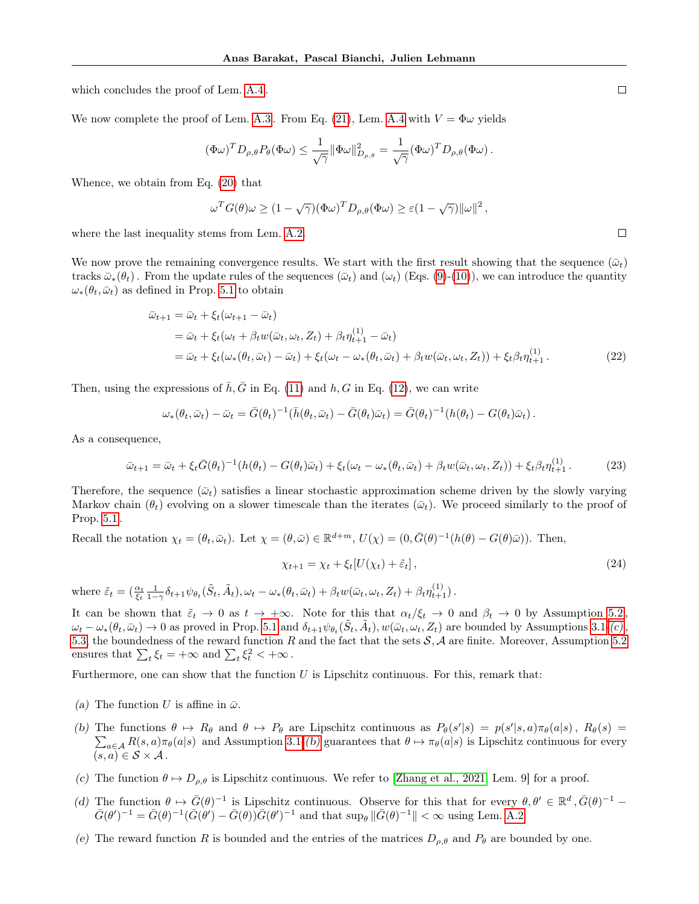which concludes the proof of Lem. A.4. □

We now complete the proof of Lem. A.3. From Eq. (21), Lem. A.4 with $V = \Phi\omega$ yields

$$(\Phi\omega)^T D_{\rho,\theta} P_\theta (\Phi\omega) \leq \frac{1}{\sqrt{\gamma}} \|\Phi\omega\|^2_{D_{\rho,\theta}} = \frac{1}{\sqrt{\gamma}} (\Phi\omega)^T D_{\rho,\theta} (\Phi\omega) \,.$$

Whence, we obtain from Eq. (20) that

$$\omega^T G(\theta)\omega \geq (1 - \sqrt{\gamma})(\Phi\omega)^T D_{\rho,\theta}(\Phi\omega) \geq \varepsilon(1 - \sqrt{\gamma})\|\omega\|^2 \,,$$

where the last inequality stems from Lem. A.2. □

We now prove the remaining convergence results. We start with the first result showing that the sequence $(\bar{\omega}_t)$ tracks $\bar{\omega}_*(\theta_t)$. From the update rules of the sequences $(\bar{\omega}_t)$ and $(\omega_t)$ (Eqs. (9)-(10)), we can introduce the quantity $\omega_*(\theta_t, \bar{\omega}_t)$ as defined in Prop. 5.1 to obtain

$$\begin{aligned}
\bar{\omega}_{t+1} &= \bar{\omega}_t + \xi_t(\omega_{t+1} - \bar{\omega}_t) \\
&= \bar{\omega}_t + \xi_t(\omega_t + \beta_t w(\bar{\omega}_t, \omega_t, Z_t) + \beta_t \eta^{(1)}_{t+1} - \bar{\omega}_t) \\
&= \bar{\omega}_t + \xi_t(\omega_*(\theta_t, \bar{\omega}_t) - \bar{\omega}_t) + \xi_t(\omega_t - \omega_*(\theta_t, \bar{\omega}_t) + \beta_t w(\bar{\omega}_t, \omega_t, Z_t)) + \xi_t \beta_t \eta^{(1)}_{t+1} \,. 
\end{aligned} \tag{22}$$

Then, using the expressions of $\bar{h}, \bar{G}$ in Eq. (11) and $h, G$ in Eq. (12), we can write

$$\omega_*(\theta_t, \bar{\omega}_t) - \bar{\omega}_t = \bar{G}(\theta_t)^{-1}(\bar{h}(\theta_t, \bar{\omega}_t) - \bar{G}(\theta_t)\bar{\omega}_t) = \bar{G}(\theta_t)^{-1}(h(\theta_t) - G(\theta_t)\bar{\omega}_t) \,.$$

As a consequence,

$$\bar{\omega}_{t+1} = \bar{\omega}_t + \xi_t \bar{G}(\theta_t)^{-1}(h(\theta_t) - G(\theta_t)\bar{\omega}_t) + \xi_t(\omega_t - \omega_*(\theta_t, \bar{\omega}_t) + \beta_t w(\bar{\omega}_t, \omega_t, Z_t)) + \xi_t \beta_t \eta^{(1)}_{t+1} \,. \tag{23}$$

Therefore, the sequence $(\bar{\omega}_t)$ satisfies a linear stochastic approximation scheme driven by the slowly varying Markov chain $(\theta_t)$ evolving on a slower timescale than the iterates $(\bar{\omega}_t)$. We proceed similarly to the proof of Prop. 5.1.

Recall the notation $\chi_t = (\theta_t, \bar{\omega}_t)$. Let $\chi = (\theta, \bar{\omega}) \in \mathbb{R}^{d+m}$, $U(\chi) = (0, \bar{G}(\theta)^{-1}(h(\theta) - G(\theta)\bar{\omega}))$. Then,

$$\chi_{t+1} = \chi_t + \xi_t[U(\chi_t) + \tilde{\varepsilon}_t] \,, \tag{24}$$

where $\tilde{\varepsilon}_t = (\frac{\alpha_t}{\xi_t}\frac{1}{1-\gamma}\delta_{t+1}\psi_{\theta_t}(\tilde{S}_t, \tilde{A}_t), \omega_t - \omega_*(\theta_t, \bar{\omega}_t) + \beta_t w(\bar{\omega}_t, \omega_t, Z_t) + \beta_t \eta^{(1)}_{t+1})$.

It can be shown that $\tilde{\varepsilon}_t \to 0$ as $t \to +\infty$. Note for this that $\alpha_t/\xi_t \to 0$ and $\beta_t \to 0$ by Assumption 5.2, $\omega_t - \omega_*(\theta_t, \bar{\omega}_t) \to 0$ as proved in Prop. 5.1 and $\delta_{t+1}\psi_{\theta_t}(\tilde{S}_t, \tilde{A}_t), w(\bar{\omega}_t, \omega_t, Z_t)$ are bounded by Assumptions 3.1-(c), 5.3, the boundedness of the reward function $R$ and the fact that the sets $\mathcal{S}, \mathcal{A}$ are finite. Moreover, Assumption 5.2 ensures that $\sum_t \xi_t = +\infty$ and $\sum_t \xi_t^2 < +\infty$.

Furthermore, one can show that the function $U$ is Lipschitz continuous. For this, remark that:

*(a)* The function $U$ is affine in $\bar{\omega}$.

*(b)* The functions $\theta \mapsto R_\theta$ and $\theta \mapsto P_\theta$ are Lipschitz continuous as $P_\theta(s'|s) = p(s'|s,a)\pi_\theta(a|s)$, $R_\theta(s) = \sum_{a \in \mathcal{A}} R(s,a)\pi_\theta(a|s)$ and Assumption 3.1-(b) guarantees that $\theta \mapsto \pi_\theta(a|s)$ is Lipschitz continuous for every $(s,a) \in \mathcal{S} \times \mathcal{A}$.

*(c)* The function $\theta \mapsto D_{\rho,\theta}$ is Lipschitz continuous. We refer to [Zhang et al., 2021, Lem. 9] for a proof.

*(d)* The function $\theta \mapsto \bar{G}(\theta)^{-1}$ is Lipschitz continuous. Observe for this that for every $\theta, \theta' \in \mathbb{R}^d$, $\bar{G}(\theta)^{-1} - \bar{G}(\theta')^{-1} = \bar{G}(\theta)^{-1}(\bar{G}(\theta') - \bar{G}(\theta))\bar{G}(\theta')^{-1}$ and that $\sup_\theta \|\bar{G}(\theta)^{-1}\| < \infty$ using Lem. A.2.

*(e)* The reward function $R$ is bounded and the entries of the matrices $D_{\rho,\theta}$ and $P_\theta$ are bounded by one.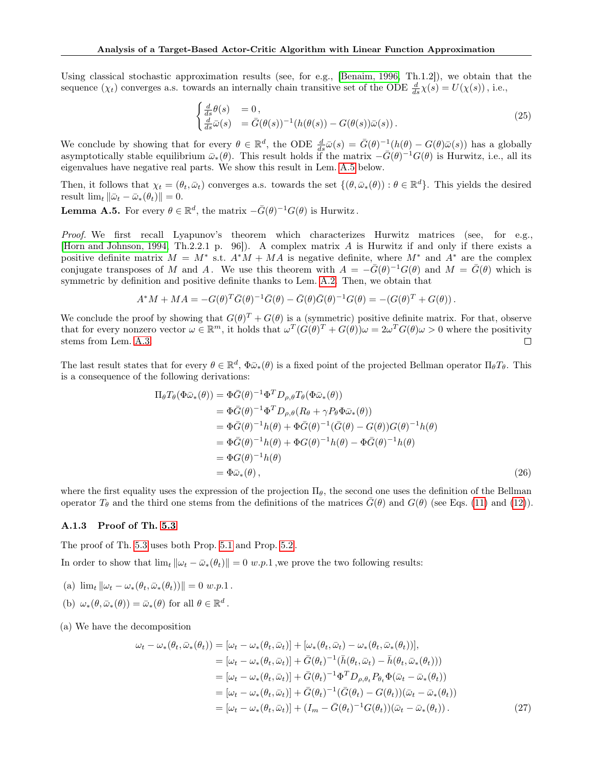Using classical stochastic approximation results (see, for e.g., [Benaim, 1996, Th.1.2]), we obtain that the sequence $(\chi_t)$ converges a.s. towards an internally chain transitive set of the ODE $\frac{d}{ds}\chi(s) = U(\chi(s))$, i.e.,

$$
\begin{cases} \frac{d}{ds}\theta(s) &= 0\,, \\ \frac{d}{ds}\bar{\omega}(s) &= \bar{G}(\theta(s))^{-1}(h(\theta(s)) - G(\theta(s))\bar{\omega}(s))\,. \end{cases} \tag{25}
$$

We conclude by showing that for every $\theta \in \mathbb{R}^d$, the ODE $\frac{d}{ds}\bar{\omega}(s) = \bar{G}(\theta)^{-1}(h(\theta) - G(\theta)\bar{\omega}(s))$ has a globally asymptotically stable equilibrium $\bar{\omega}_*(\theta)$. This result holds if the matrix $-\bar{G}(\theta)^{-1}G(\theta)$ is Hurwitz, i.e., all its eigenvalues have negative real parts. We show this result in Lem. A.5 below.

Then, it follows that $\chi_t = (\theta_t, \bar{\omega}_t)$ converges a.s. towards the set $\{(\theta, \bar{\omega}_*(\theta)) : \theta \in \mathbb{R}^d\}$. This yields the desired result $\lim_t \|\bar{\omega}_t - \bar{\omega}_*(\theta_t)\| = 0$.

**Lemma A.5.** For every $\theta \in \mathbb{R}^d$, the matrix $-\bar{G}(\theta)^{-1}G(\theta)$ is Hurwitz.

*Proof.* We first recall Lyapunov's theorem which characterizes Hurwitz matrices (see, for e.g., [Horn and Johnson, 1994, Th.2.2.1 p. 96]). A complex matrix $A$ is Hurwitz if and only if there exists a positive definite matrix $M = M^*$ s.t. $A^*M + MA$ is negative definite, where $M^*$ and $A^*$ are the complex conjugate transposes of $M$ and $A$. We use this theorem with $A = -\bar{G}(\theta)^{-1}G(\theta)$ and $M = \bar{G}(\theta)$ which is symmetric by definition and positive definite thanks to Lem. A.2. Then, we obtain that

$$
A^*M + MA = -G(\theta)^T\bar{G}(\theta)^{-1}\bar{G}(\theta) - \bar{G}(\theta)\bar{G}(\theta)^{-1}G(\theta) = -(G(\theta)^T + G(\theta))\,.
$$

We conclude the proof by showing that $G(\theta)^T + G(\theta)$ is a (symmetric) positive definite matrix. For that, observe that for every nonzero vector $\omega \in \mathbb{R}^m$, it holds that $\omega^T(G(\theta)^T + G(\theta))\omega = 2\omega^T G(\theta)\omega > 0$ where the positivity stems from Lem. A.3. $\square$

The last result states that for every $\theta \in \mathbb{R}^d$, $\Phi\bar{\omega}_*(\theta)$ is a fixed point of the projected Bellman operator $\Pi_\theta T_\theta$. This is a consequence of the following derivations:

$$
\begin{aligned}
\Pi_\theta T_\theta(\Phi\bar{\omega}_*(\theta)) &= \Phi\bar{G}(\theta)^{-1}\Phi^T D_{\rho,\theta} T_\theta(\Phi\bar{\omega}_*(\theta)) \\
&= \Phi\bar{G}(\theta)^{-1}\Phi^T D_{\rho,\theta}(R_\theta + \gamma P_\theta \Phi\bar{\omega}_*(\theta)) \\
&= \Phi\bar{G}(\theta)^{-1}h(\theta) + \Phi\bar{G}(\theta)^{-1}(\bar{G}(\theta) - G(\theta))G(\theta)^{-1}h(\theta) \\
&= \Phi\bar{G}(\theta)^{-1}h(\theta) + \Phi G(\theta)^{-1}h(\theta) - \Phi\bar{G}(\theta)^{-1}h(\theta) \\
&= \Phi G(\theta)^{-1}h(\theta) \\
&= \Phi\bar{\omega}_*(\theta)\,,
\end{aligned} \tag{26}
$$

where the first equality uses the expression of the projection $\Pi_\theta$, the second one uses the definition of the Bellman operator $T_\theta$ and the third one stems from the definitions of the matrices $\bar{G}(\theta)$ and $G(\theta)$ (see Eqs. (11) and (12)).

### A.1.3 Proof of Th. 5.3

The proof of Th. 5.3 uses both Prop. 5.1 and Prop. 5.2.

In order to show that $\lim_t \|\omega_t - \bar{\omega}_*(\theta_t)\| = 0$ *w.p.1*, we prove the two following results:

(a) $\lim_t \|\omega_t - \omega_*(\theta_t, \bar{\omega}_*(\theta_t))\| = 0$ *w.p.1*.

(b) $\omega_*(\theta, \bar{\omega}_*(\theta)) = \bar{\omega}_*(\theta)$ for all $\theta \in \mathbb{R}^d$.

(a) We have the decomposition

$$
\begin{aligned}
\omega_t - \omega_*(\theta_t, \bar{\omega}_*(\theta_t)) &= [\omega_t - \omega_*(\theta_t, \bar{\omega}_t)] + [\omega_*(\theta_t, \bar{\omega}_t) - \omega_*(\theta_t, \bar{\omega}_*(\theta_t))], \\
&= [\omega_t - \omega_*(\theta_t, \bar{\omega}_t)] + \bar{G}(\theta_t)^{-1}(\bar{h}(\theta_t, \bar{\omega}_t) - \bar{h}(\theta_t, \bar{\omega}_*(\theta_t))) \\
&= [\omega_t - \omega_*(\theta_t, \bar{\omega}_t)] + \bar{G}(\theta_t)^{-1}\Phi^T D_{\rho,\theta_t} P_{\theta_t} \Phi(\bar{\omega}_t - \bar{\omega}_*(\theta_t)) \\
&= [\omega_t - \omega_*(\theta_t, \bar{\omega}_t)] + \bar{G}(\theta_t)^{-1}(\bar{G}(\theta_t) - G(\theta_t))(\bar{\omega}_t - \bar{\omega}_*(\theta_t)) \\
&= [\omega_t - \omega_*(\theta_t, \bar{\omega}_t)] + (I_m - \bar{G}(\theta_t)^{-1}G(\theta_t))(\bar{\omega}_t - \bar{\omega}_*(\theta_t))\,.
\end{aligned} \tag{27}
$$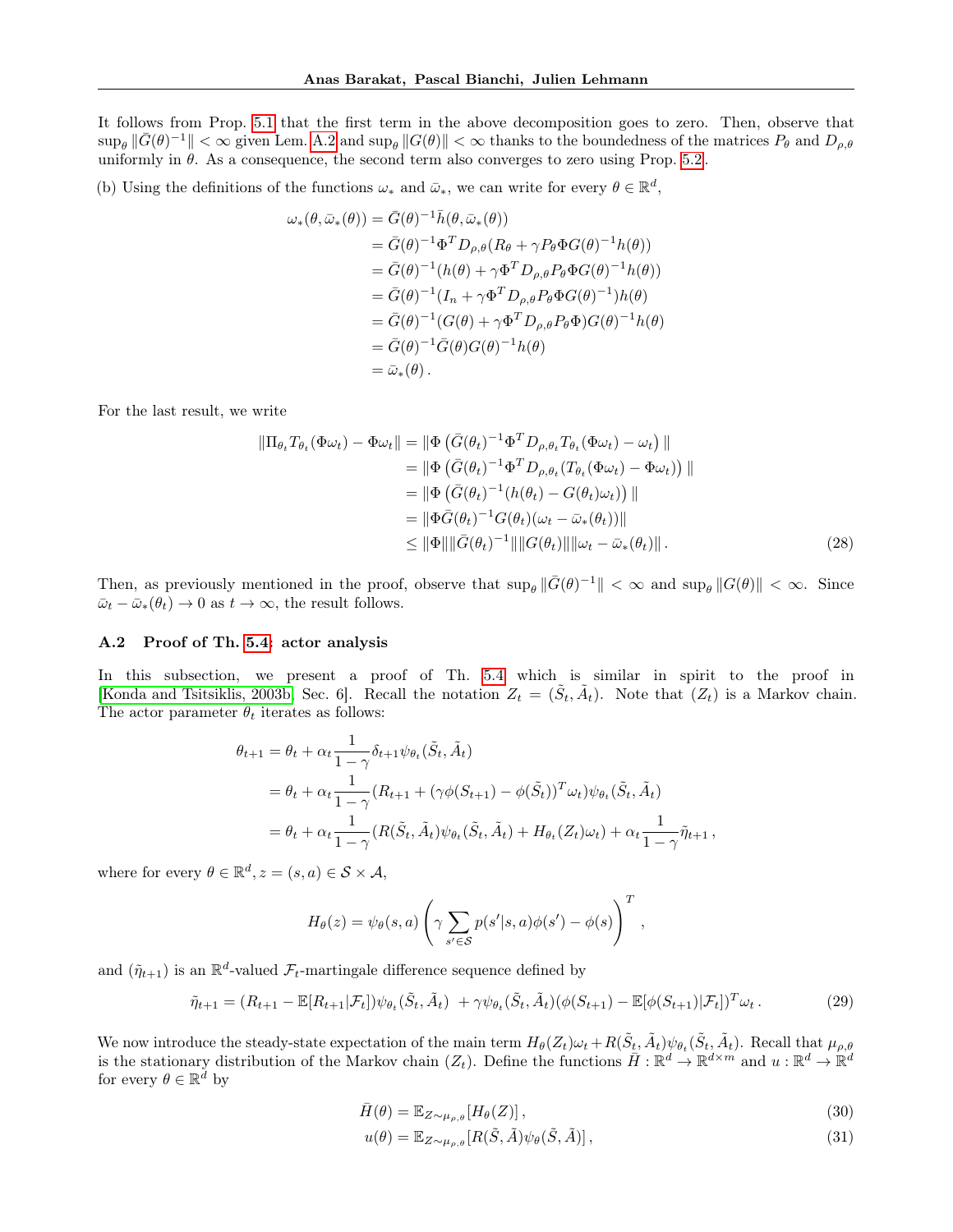It follows from Prop. 5.1 that the first term in the above decomposition goes to zero. Then, observe that $\sup_\theta \|\bar{G}(\theta)^{-1}\| < \infty$ given Lem. A.2 and $\sup_\theta \|G(\theta)\| < \infty$ thanks to the boundedness of the matrices $P_\theta$ and $D_{\rho,\theta}$ uniformly in $\theta$. As a consequence, the second term also converges to zero using Prop. 5.2.

(b) Using the definitions of the functions $\omega_*$ and $\bar{\omega}_*$, we can write for every $\theta \in \mathbb{R}^d$,

$$
\begin{aligned}
\omega_*(\theta, \bar{\omega}_*(\theta)) &= \bar{G}(\theta)^{-1}\bar{h}(\theta, \bar{\omega}_*(\theta)) \\
&= \bar{G}(\theta)^{-1}\Phi^T D_{\rho,\theta}(R_\theta + \gamma P_\theta \Phi G(\theta)^{-1}h(\theta)) \\
&= \bar{G}(\theta)^{-1}(h(\theta) + \gamma \Phi^T D_{\rho,\theta} P_\theta \Phi G(\theta)^{-1}h(\theta)) \\
&= \bar{G}(\theta)^{-1}(I_n + \gamma \Phi^T D_{\rho,\theta} P_\theta \Phi G(\theta)^{-1})h(\theta) \\
&= \bar{G}(\theta)^{-1}(G(\theta) + \gamma \Phi^T D_{\rho,\theta} P_\theta \Phi) G(\theta)^{-1}h(\theta) \\
&= \bar{G}(\theta)^{-1}\bar{G}(\theta) G(\theta)^{-1}h(\theta) \\
&= \bar{\omega}_*(\theta)\,.
\end{aligned}
$$

For the last result, we write

$$
\begin{aligned}
\|\Pi_{\theta_t} T_{\theta_t}(\Phi\omega_t) - \Phi\omega_t\| &= \|\Phi\left(\bar{G}(\theta_t)^{-1}\Phi^T D_{\rho,\theta_t} T_{\theta_t}(\Phi\omega_t) - \omega_t\right)\| \\
&= \|\Phi\left(\bar{G}(\theta_t)^{-1}\Phi^T D_{\rho,\theta_t}(T_{\theta_t}(\Phi\omega_t) - \Phi\omega_t)\right)\| \\
&= \|\Phi\left(\bar{G}(\theta_t)^{-1}(h(\theta_t) - G(\theta_t)\omega_t)\right)\| \\
&= \|\Phi\bar{G}(\theta_t)^{-1}G(\theta_t)(\omega_t - \bar{\omega}_*(\theta_t))\| \\
&\leq \|\Phi\|\|\bar{G}(\theta_t)^{-1}\|\|G(\theta_t)\|\|\omega_t - \bar{\omega}_*(\theta_t)\|\,.
\end{aligned} \tag{28}
$$

Then, as previously mentioned in the proof, observe that $\sup_\theta \|\bar{G}(\theta)^{-1}\| < \infty$ and $\sup_\theta \|G(\theta)\| < \infty$. Since $\bar{\omega}_t - \bar{\omega}_*(\theta_t) \to 0$ as $t \to \infty$, the result follows.

### A.2 Proof of Th. 5.4: actor analysis

In this subsection, we present a proof of Th. 5.4 which is similar in spirit to the proof in [Konda and Tsitsiklis, 2003b, Sec. 6]. Recall the notation $Z_t = (\tilde{S}_t, \tilde{A}_t)$. Note that $(Z_t)$ is a Markov chain. The actor parameter $\theta_t$ iterates as follows:

$$
\begin{aligned}
\theta_{t+1} &= \theta_t + \alpha_t \frac{1}{1-\gamma}\delta_{t+1}\psi_{\theta_t}(\tilde{S}_t, \tilde{A}_t) \\
&= \theta_t + \alpha_t \frac{1}{1-\gamma}(R_{t+1} + (\gamma\phi(S_{t+1}) - \phi(\tilde{S}_t))^T\omega_t)\psi_{\theta_t}(\tilde{S}_t, \tilde{A}_t) \\
&= \theta_t + \alpha_t \frac{1}{1-\gamma}(R(\tilde{S}_t, \tilde{A}_t)\psi_{\theta_t}(\tilde{S}_t, \tilde{A}_t) + H_{\theta_t}(Z_t)\omega_t) + \alpha_t \frac{1}{1-\gamma}\tilde{\eta}_{t+1}\,,
\end{aligned}
$$

where for every $\theta \in \mathbb{R}^d, z = (s,a) \in \mathcal{S} \times \mathcal{A}$,

$$
H_\theta(z) = \psi_\theta(s,a)\left(\gamma \sum_{s' \in \mathcal{S}} p(s'|s,a)\phi(s') - \phi(s)\right)^T,
$$

and $(\tilde{\eta}_{t+1})$ is an $\mathbb{R}^d$-valued $\mathcal{F}_t$-martingale difference sequence defined by

$$
\tilde{\eta}_{t+1} = (R_{t+1} - \mathbb{E}[R_{t+1}|\mathcal{F}_t])\psi_{\theta_t}(\tilde{S}_t, \tilde{A}_t) \; + \gamma\psi_{\theta_t}(\tilde{S}_t, \tilde{A}_t)(\phi(S_{t+1}) - \mathbb{E}[\phi(S_{t+1})|\mathcal{F}_t])^T\omega_t\,. \tag{29}
$$

We now introduce the steady-state expectation of the main term $H_\theta(Z_t)\omega_t + R(\tilde{S}_t, \tilde{A}_t)\psi_{\theta_t}(\tilde{S}_t, \tilde{A}_t)$. Recall that $\mu_{\rho,\theta}$ is the stationary distribution of the Markov chain $(Z_t)$. Define the functions $\bar{H} : \mathbb{R}^d \to \mathbb{R}^{d\times m}$ and $u : \mathbb{R}^d \to \mathbb{R}^d$ for every $\theta \in \mathbb{R}^d$ by

$$
\bar{H}(\theta) = \mathbb{E}_{Z\sim\mu_{\rho,\theta}}[H_\theta(Z)]\,, \tag{30}
$$

$$
u(\theta) = \mathbb{E}_{Z\sim\mu_{\rho,\theta}}[R(\tilde{S}, \tilde{A})\psi_\theta(\tilde{S}, \tilde{A})]\,, \tag{31}
$$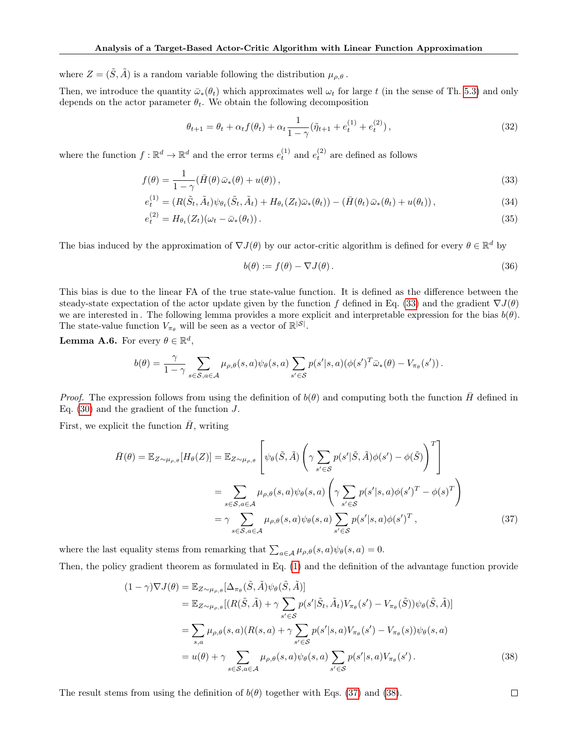where $Z = (\tilde{S}, \tilde{A})$ is a random variable following the distribution $\mu_{\rho,\theta}$.

Then, we introduce the quantity $\bar{\omega}_*(\theta_t)$ which approximates well $\omega_t$ for large $t$ (in the sense of Th. 5.3) and only depends on the actor parameter $\theta_t$. We obtain the following decomposition

$$\theta_{t+1} = \theta_t + \alpha_t f(\theta_t) + \alpha_t \frac{1}{1-\gamma}(\tilde{\eta}_{t+1} + e_t^{(1)} + e_t^{(2)}), \tag{32}$$

where the function $f : \mathbb{R}^d \to \mathbb{R}^d$ and the error terms $e_t^{(1)}$ and $e_t^{(2)}$ are defined as follows

$$f(\theta) = \frac{1}{1-\gamma}(\bar{H}(\theta)\,\bar{\omega}_*(\theta) + u(\theta)), \tag{33}$$

$$e_t^{(1)} = (R(\tilde{S}_t, \tilde{A}_t)\psi_{\theta_t}(\tilde{S}_t, \tilde{A}_t) + H_{\theta_t}(Z_t)\bar{\omega}_*(\theta_t)) - (\bar{H}(\theta_t)\,\bar{\omega}_*(\theta_t) + u(\theta_t)), \tag{34}$$

$$e_t^{(2)} = H_{\theta_t}(Z_t)(\omega_t - \bar{\omega}_*(\theta_t)). \tag{35}$$

The bias induced by the approximation of $\nabla J(\theta)$ by our actor-critic algorithm is defined for every $\theta \in \mathbb{R}^d$ by

$$b(\theta) := f(\theta) - \nabla J(\theta). \tag{36}$$

This bias is due to the linear FA of the true state-value function. It is defined as the difference between the steady-state expectation of the actor update given by the function $f$ defined in Eq. (33) and the gradient $\nabla J(\theta)$ we are interested in. The following lemma provides a more explicit and interpretable expression for the bias $b(\theta)$. The state-value function $V_{\pi_\theta}$ will be seen as a vector of $\mathbb{R}^{|\mathcal{S}|}$.

**Lemma A.6.** For every $\theta \in \mathbb{R}^d$,

$$b(\theta) = \frac{\gamma}{1-\gamma} \sum_{s \in \mathcal{S}, a \in \mathcal{A}} \mu_{\rho,\theta}(s,a)\psi_\theta(s,a) \sum_{s' \in \mathcal{S}} p(s'|s,a)(\phi(s')^T \bar{\omega}_*(\theta) - V_{\pi_\theta}(s')).$$

*Proof.* The expression follows from using the definition of $b(\theta)$ and computing both the function $\bar{H}$ defined in Eq. (30) and the gradient of the function $J$.

First, we explicit the function $\bar{H}$, writing

$$\begin{aligned}
\bar{H}(\theta) = \mathbb{E}_{Z \sim \mu_{\rho,\theta}}[H_\theta(Z)] &= \mathbb{E}_{Z \sim \mu_{\rho,\theta}}\left[\psi_\theta(\tilde{S}, \tilde{A})\left(\gamma \sum_{s' \in \mathcal{S}} p(s'|\tilde{S}, \tilde{A})\phi(s') - \phi(\tilde{S})\right)^T\right] \\
&= \sum_{s \in \mathcal{S}, a \in \mathcal{A}} \mu_{\rho,\theta}(s,a)\psi_\theta(s,a)\left(\gamma \sum_{s' \in \mathcal{S}} p(s'|s,a)\phi(s')^T - \phi(s)^T\right) \\
&= \gamma \sum_{s \in \mathcal{S}, a \in \mathcal{A}} \mu_{\rho,\theta}(s,a)\psi_\theta(s,a) \sum_{s' \in \mathcal{S}} p(s'|s,a)\phi(s')^T,
\end{aligned} \tag{37}$$

where the last equality stems from remarking that $\sum_{a \in \mathcal{A}} \mu_{\rho,\theta}(s,a)\psi_\theta(s,a) = 0$.

Then, the policy gradient theorem as formulated in Eq. (1) and the definition of the advantage function provide

$$\begin{aligned}
(1-\gamma)\nabla J(\theta) &= \mathbb{E}_{Z \sim \mu_{\rho,\theta}}[\Delta_{\pi_\theta}(\tilde{S}, \tilde{A})\psi_\theta(\tilde{S}, \tilde{A})] \\
&= \mathbb{E}_{Z \sim \mu_{\rho,\theta}}[(R(\tilde{S}, \tilde{A}) + \gamma \sum_{s' \in \mathcal{S}} p(s'|\tilde{S}_t, \tilde{A}_t)V_{\pi_\theta}(s') - V_{\pi_\theta}(\tilde{S}))\psi_\theta(\tilde{S}, \tilde{A})] \\
&= \sum_{s,a} \mu_{\rho,\theta}(s,a)(R(s,a) + \gamma \sum_{s' \in \mathcal{S}} p(s'|s,a)V_{\pi_\theta}(s') - V_{\pi_\theta}(s))\psi_\theta(s,a) \\
&= u(\theta) + \gamma \sum_{s \in \mathcal{S}, a \in \mathcal{A}} \mu_{\rho,\theta}(s,a)\psi_\theta(s,a) \sum_{s' \in \mathcal{S}} p(s'|s,a)V_{\pi_\theta}(s').
\end{aligned} \tag{38}$$

The result stems from using the definition of $b(\theta)$ together with Eqs. (37) and (38). $\square$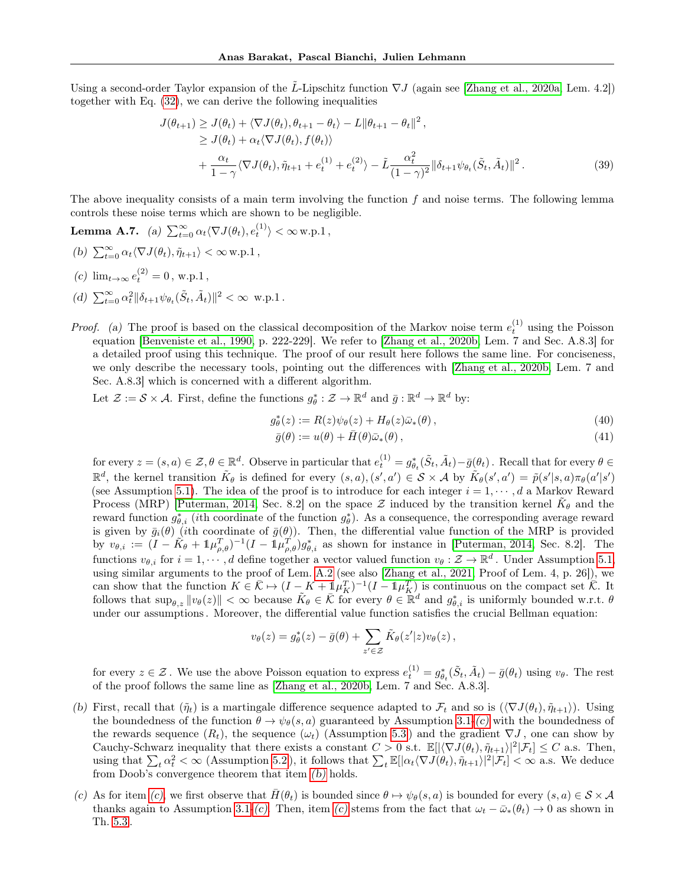Using a second-order Taylor expansion of the $\tilde{L}$-Lipschitz function $\nabla J$ (again see [Zhang et al., 2020a, Lem. 4.2]) together with Eq. (32), we can derive the following inequalities

$$
\begin{aligned}
J(\theta_{t+1}) &\geq J(\theta_t) + \langle \nabla J(\theta_t), \theta_{t+1} - \theta_t \rangle - L\|\theta_{t+1} - \theta_t\|^2 \,, \\
&\geq J(\theta_t) + \alpha_t \langle \nabla J(\theta_t), f(\theta_t) \rangle \\
&\quad + \frac{\alpha_t}{1-\gamma} \langle \nabla J(\theta_t), \tilde{\eta}_{t+1} + e_t^{(1)} + e_t^{(2)} \rangle - \tilde{L} \frac{\alpha_t^2}{(1-\gamma)^2} \|\delta_{t+1} \psi_{\theta_t}(\tilde{S}_t, \tilde{A}_t)\|^2 \,.
\end{aligned} \tag{39}
$$

The above inequality consists of a main term involving the function $f$ and noise terms. The following lemma controls these noise terms which are shown to be negligible.

**Lemma A.7.** *(a)* $\sum_{t=0}^{\infty} \alpha_t \langle \nabla J(\theta_t), e_t^{(1)} \rangle < \infty$ w.p.1 ,

*(b)* $\sum_{t=0}^{\infty} \alpha_t \langle \nabla J(\theta_t), \tilde{\eta}_{t+1} \rangle < \infty$ w.p.1 ,

*(c)* $\lim_{t \to \infty} e_t^{(2)} = 0$ , w.p.1 ,

*(d)* $\sum_{t=0}^{\infty} \alpha_t^2 \|\delta_{t+1} \psi_{\theta_t}(\tilde{S}_t, \tilde{A}_t)\|^2 < \infty$ w.p.1 .

*Proof.* *(a)* The proof is based on the classical decomposition of the Markov noise term $e_t^{(1)}$ using the Poisson equation [Benveniste et al., 1990, p. 222-229]. We refer to [Zhang et al., 2020b, Lem. 7 and Sec. A.8.3] for a detailed proof using this technique. The proof of our result here follows the same line. For conciseness, we only describe the necessary tools, pointing out the differences with [Zhang et al., 2020b, Lem. 7 and Sec. A.8.3] which is concerned with a different algorithm.

Let $\mathcal{Z} := \mathcal{S} \times \mathcal{A}$. First, define the functions $g_\theta^* : \mathcal{Z} \to \mathbb{R}^d$ and $\bar{g} : \mathbb{R}^d \to \mathbb{R}^d$ by:

$$
g_\theta^*(z) := R(z)\psi_\theta(z) + H_\theta(z)\bar{\omega}_*(\theta) \,, \tag{40}
$$

$$
\bar{g}(\theta) := u(\theta) + \bar{H}(\theta)\bar{\omega}_*(\theta) \,, \tag{41}
$$

for every $z = (s, a) \in \mathcal{Z}, \theta \in \mathbb{R}^d$. Observe in particular that $e_t^{(1)} = g_{\theta_t}^*(\tilde{S}_t, \tilde{A}_t) - \bar{g}(\theta_t)$ . Recall that for every $\theta \in \mathbb{R}^d$, the kernel transition $\tilde{K}_\theta$ is defined for every $(s, a), (s', a') \in \mathcal{S} \times \mathcal{A}$ by $\tilde{K}_\theta(s', a') = \tilde{p}(s'|s, a)\pi_\theta(a'|s')$ (see Assumption 5.1). The idea of the proof is to introduce for each integer $i = 1, \cdots, d$ a Markov Reward Process (MRP) [Puterman, 2014, Sec. 8.2] on the space $\mathcal{Z}$ induced by the transition kernel $\tilde{K}_\theta$ and the reward function $g_{\theta,i}^*$ ($i$th coordinate of the function $g_\theta^*$). As a consequence, the corresponding average reward is given by $\bar{g}_i(\theta)$ ($i$th coordinate of $\bar{g}(\theta)$). Then, the differential value function of the MRP is provided by $v_{\theta,i} := (I - \tilde{K}_\theta + \mathbb{1}\mu_{\rho,\theta}^T)^{-1}(I - \mathbb{1}\mu_{\rho,\theta}^T)g_{\theta,i}^*$ as shown for instance in [Puterman, 2014, Sec. 8.2]. The functions $v_{\theta,i}$ for $i = 1, \cdots, d$ define together a vector valued function $v_\theta : \mathcal{Z} \to \mathbb{R}^d$. Under Assumption 5.1, using similar arguments to the proof of Lem. A.2 (see also [Zhang et al., 2021, Proof of Lem. 4, p. 26]), we can show that the function $K \in \bar{\mathcal{K}} \mapsto (I - K + \mathbb{1}\mu_K^T)^{-1}(I - \mathbb{1}\mu_K^T)$ is continuous on the compact set $\bar{\mathcal{K}}$. It follows that $\sup_{\theta,z} \|v_\theta(z)\| < \infty$ because $\tilde{K}_\theta \in \bar{\mathcal{K}}$ for every $\theta \in \mathbb{R}^d$ and $g_{\theta,i}^*$ is uniformly bounded w.r.t. $\theta$ under our assumptions. Moreover, the differential value function satisfies the crucial Bellman equation:

$$
v_\theta(z) = g_\theta^*(z) - \bar{g}(\theta) + \sum_{z' \in \mathcal{Z}} \tilde{K}_\theta(z'|z)v_\theta(z) \,,
$$

for every $z \in \mathcal{Z}$ . We use the above Poisson equation to express $e_t^{(1)} = g_{\theta_t}^*(\tilde{S}_t, \tilde{A}_t) - \bar{g}(\theta_t)$ using $v_\theta$. The rest of the proof follows the same line as [Zhang et al., 2020b, Lem. 7 and Sec. A.8.3].

*(b)* First, recall that $(\tilde{\eta}_t)$ is a martingale difference sequence adapted to $\mathcal{F}_t$ and so is $(\langle \nabla J(\theta_t), \tilde{\eta}_{t+1} \rangle)$. Using the boundedness of the function $\theta \to \psi_\theta(s, a)$ guaranteed by Assumption 3.1-*(c)* with the boundedness of the rewards sequence $(R_t)$, the sequence $(\omega_t)$ (Assumption 5.3) and the gradient $\nabla J$, one can show by Cauchy-Schwarz inequality that there exists a constant $C > 0$ s.t. $\mathbb{E}[|\langle \nabla J(\theta_t), \tilde{\eta}_{t+1} \rangle|^2 | \mathcal{F}_t] \leq C$ a.s. Then, using that $\sum_t \alpha_t^2 < \infty$ (Assumption 5.2), it follows that $\sum_t \mathbb{E}[|\alpha_t \langle \nabla J(\theta_t), \tilde{\eta}_{t+1} \rangle|^2 | \mathcal{F}_t] < \infty$ a.s. We deduce from Doob's convergence theorem that item *(b)* holds.

*(c)* As for item *(c)*, we first observe that $\bar{H}(\theta_t)$ is bounded since $\theta \mapsto \psi_\theta(s, a)$ is bounded for every $(s, a) \in \mathcal{S} \times \mathcal{A}$ thanks again to Assumption 3.1-*(c)*. Then, item *(c)* stems from the fact that $\omega_t - \bar{\omega}_*(\theta_t) \to 0$ as shown in Th. 5.3.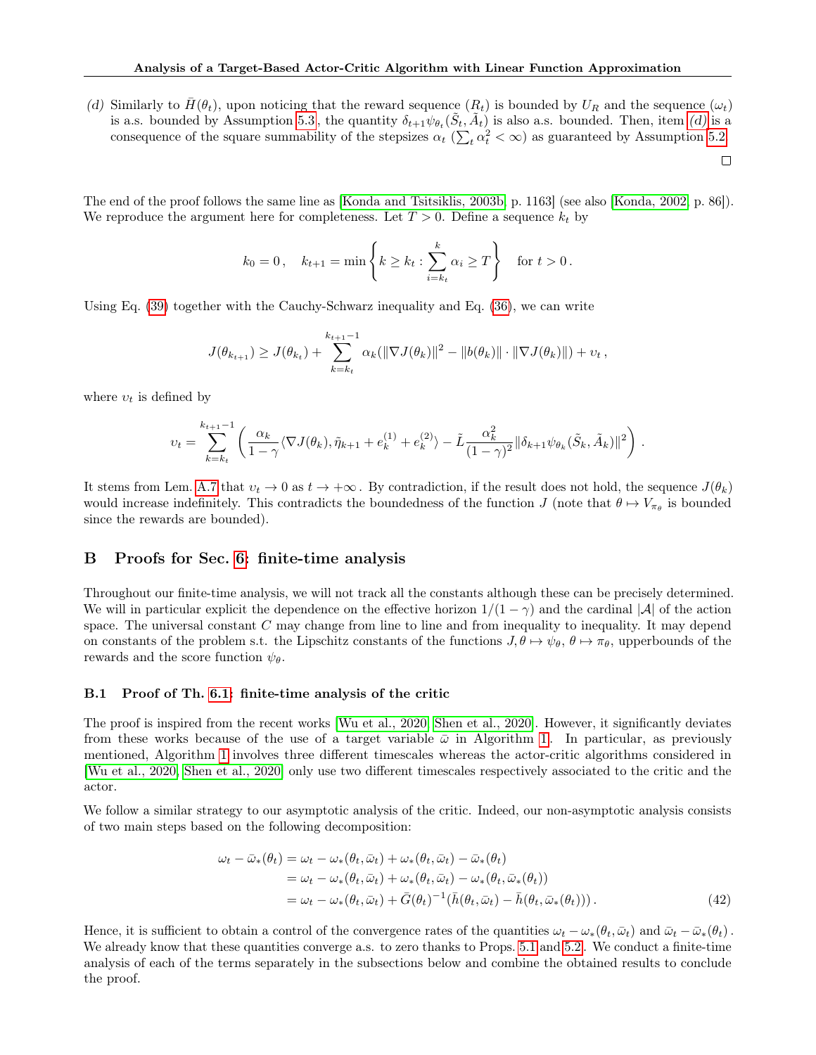*(d)* Similarly to $\bar{H}(\theta_t)$, upon noticing that the reward sequence $(R_t)$ is bounded by $U_R$ and the sequence $(\omega_t)$ is a.s. bounded by Assumption 5.3, the quantity $\delta_{t+1}\psi_{\theta_t}(\tilde{S}_t, \tilde{A}_t)$ is also a.s. bounded. Then, item *(d)* is a consequence of the square summability of the stepsizes $\alpha_t$ ($\sum_t \alpha_t^2 < \infty$) as guaranteed by Assumption 5.2.

□

The end of the proof follows the same line as [Konda and Tsitsiklis, 2003b, p. 1163] (see also [Konda, 2002, p. 86]). We reproduce the argument here for completeness. Let $T > 0$. Define a sequence $k_t$ by

$$k_0 = 0\,, \quad k_{t+1} = \min\left\{k \geq k_t : \sum_{i=k_t}^{k} \alpha_i \geq T\right\} \quad \text{for } t > 0\,.$$

Using Eq. (39) together with the Cauchy-Schwarz inequality and Eq. (36), we can write

$$J(\theta_{k_{t+1}}) \geq J(\theta_{k_t}) + \sum_{k=k_t}^{k_{t+1}-1} \alpha_k(\|\nabla J(\theta_k)\|^2 - \|b(\theta_k)\| \cdot \|\nabla J(\theta_k)\|) + \upsilon_t\,,$$

where $\upsilon_t$ is defined by

$$\upsilon_t = \sum_{k=k_t}^{k_{t+1}-1} \left( \frac{\alpha_k}{1-\gamma} \langle \nabla J(\theta_k), \tilde{\eta}_{k+1} + e_k^{(1)} + e_k^{(2)} \rangle - \tilde{L} \frac{\alpha_k^2}{(1-\gamma)^2} \|\delta_{k+1}\psi_{\theta_k}(\tilde{S}_k, \tilde{A}_k)\|^2 \right).$$

It stems from Lem. A.7 that $\upsilon_t \to 0$ as $t \to +\infty$. By contradiction, if the result does not hold, the sequence $J(\theta_k)$ would increase indefinitely. This contradicts the boundedness of the function $J$ (note that $\theta \mapsto V_{\pi_\theta}$ is bounded since the rewards are bounded).

## B Proofs for Sec. 6: finite-time analysis

Throughout our finite-time analysis, we will not track all the constants although these can be precisely determined. We will in particular explicit the dependence on the effective horizon $1/(1-\gamma)$ and the cardinal $|\mathcal{A}|$ of the action space. The universal constant $C$ may change from line to line and from inequality to inequality. It may depend on constants of the problem s.t. the Lipschitz constants of the functions $J, \theta \mapsto \psi_\theta$, $\theta \mapsto \pi_\theta$, upperbounds of the rewards and the score function $\psi_\theta$.

### B.1 Proof of Th. 6.1: finite-time analysis of the critic

The proof is inspired from the recent works [Wu et al., 2020, Shen et al., 2020]. However, it significantly deviates from these works because of the use of a target variable $\bar{\omega}$ in Algorithm 1. In particular, as previously mentioned, Algorithm 1 involves three different timescales whereas the actor-critic algorithms considered in [Wu et al., 2020, Shen et al., 2020] only use two different timescales respectively associated to the critic and the actor.

We follow a similar strategy to our asymptotic analysis of the critic. Indeed, our non-asymptotic analysis consists of two main steps based on the following decomposition:

$$\begin{aligned}
\omega_t - \bar{\omega}_*(\theta_t) &= \omega_t - \omega_*(\theta_t, \bar{\omega}_t) + \omega_*(\theta_t, \bar{\omega}_t) - \bar{\omega}_*(\theta_t) \\
&= \omega_t - \omega_*(\theta_t, \bar{\omega}_t) + \omega_*(\theta_t, \bar{\omega}_t) - \omega_*(\theta_t, \bar{\omega}_*(\theta_t)) \\
&= \omega_t - \omega_*(\theta_t, \bar{\omega}_t) + \bar{G}(\theta_t)^{-1}(\bar{h}(\theta_t, \bar{\omega}_t) - \bar{h}(\theta_t, \bar{\omega}_*(\theta_t)))\,.
\end{aligned} \tag{42}$$

Hence, it is sufficient to obtain a control of the convergence rates of the quantities $\omega_t - \omega_*(\theta_t, \bar{\omega}_t)$ and $\bar{\omega}_t - \bar{\omega}_*(\theta_t)$. We already know that these quantities converge a.s. to zero thanks to Props. 5.1 and 5.2. We conduct a finite-time analysis of each of the terms separately in the subsections below and combine the obtained results to conclude the proof.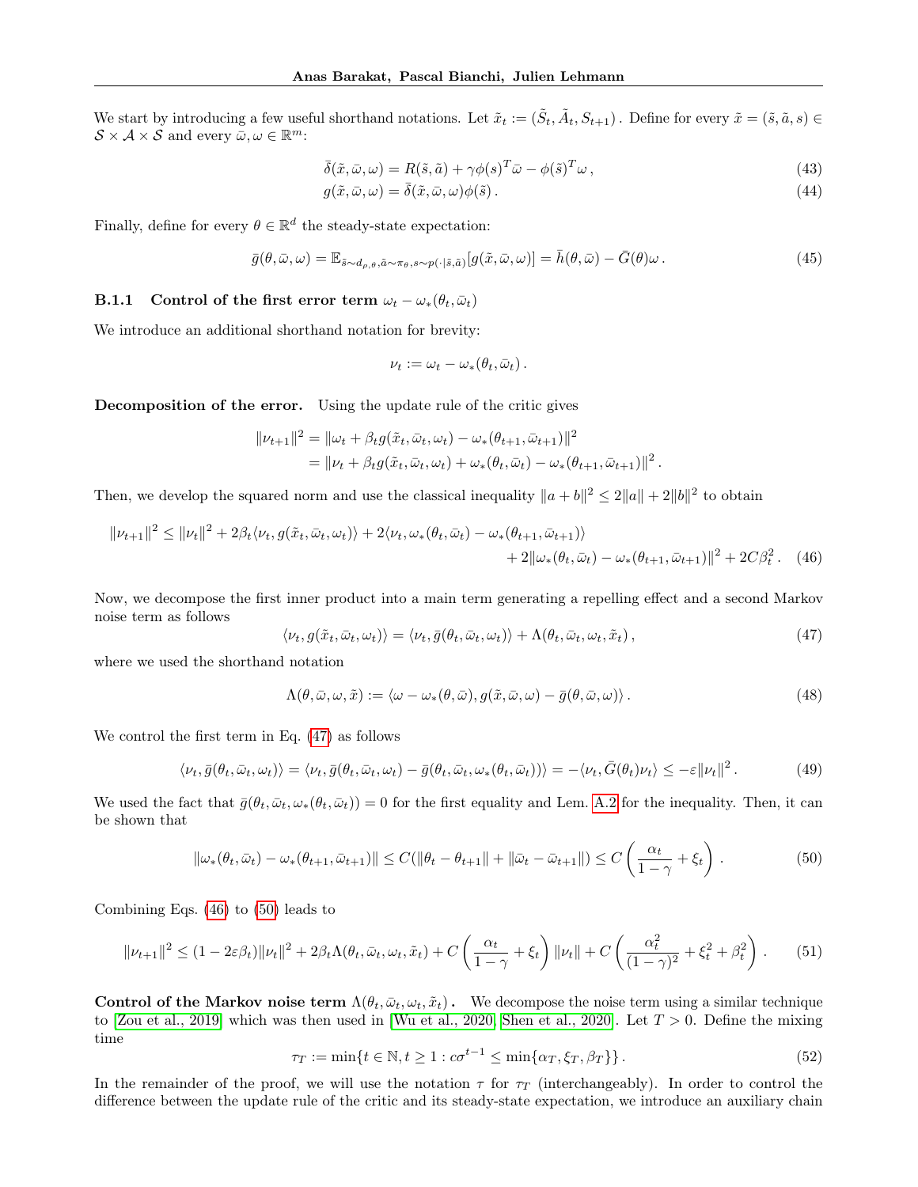We start by introducing a few useful shorthand notations. Let $\tilde{x}_t := (\tilde{S}_t, \tilde{A}_t, S_{t+1})$. Define for every $\tilde{x} = (\tilde{s}, \tilde{a}, s) \in \mathcal{S} \times \mathcal{A} \times \mathcal{S}$ and every $\bar{\omega}, \omega \in \mathbb{R}^m$:

$$\bar{\delta}(\tilde{x}, \bar{\omega}, \omega) = R(\tilde{s}, \tilde{a}) + \gamma \phi(s)^T \bar{\omega} - \phi(\tilde{s})^T \omega \,, \tag{43}$$

$$g(\tilde{x}, \bar{\omega}, \omega) = \bar{\delta}(\tilde{x}, \bar{\omega}, \omega) \phi(\tilde{s}) \,. \tag{44}$$

Finally, define for every $\theta \in \mathbb{R}^d$ the steady-state expectation:

$$\bar{g}(\theta, \bar{\omega}, \omega) = \mathbb{E}_{\tilde{s} \sim d_{\rho,\theta}, \tilde{a} \sim \pi_\theta, s \sim p(\cdot|\tilde{s},\tilde{a})}[g(\tilde{x}, \bar{\omega}, \omega)] = \bar{h}(\theta, \bar{\omega}) - \bar{G}(\theta)\omega \,. \tag{45}$$

### B.1.1 Control of the first error term $\omega_t - \omega_*(\theta_t, \bar{\omega}_t)$

We introduce an additional shorthand notation for brevity:

$$\nu_t := \omega_t - \omega_*(\theta_t, \bar{\omega}_t) \,.$$

**Decomposition of the error.** Using the update rule of the critic gives

$$\begin{aligned}
\|\nu_{t+1}\|^2 &= \|\omega_t + \beta_t g(\tilde{x}_t, \bar{\omega}_t, \omega_t) - \omega_*(\theta_{t+1}, \bar{\omega}_{t+1})\|^2 \\
&= \|\nu_t + \beta_t g(\tilde{x}_t, \bar{\omega}_t, \omega_t) + \omega_*(\theta_t, \bar{\omega}_t) - \omega_*(\theta_{t+1}, \bar{\omega}_{t+1})\|^2 \,.
\end{aligned}$$

Then, we develop the squared norm and use the classical inequality $\|a + b\|^2 \leq 2\|a\| + 2\|b\|^2$ to obtain

$$\begin{aligned}
\|\nu_{t+1}\|^2 \leq \|\nu_t\|^2 + 2\beta_t \langle \nu_t, g(\tilde{x}_t, \bar{\omega}_t, \omega_t) \rangle + 2\langle \nu_t, \omega_*(\theta_t, \bar{\omega}_t) - \omega_*(\theta_{t+1}, \bar{\omega}_{t+1}) \rangle \\
+ 2\|\omega_*(\theta_t, \bar{\omega}_t) - \omega_*(\theta_{t+1}, \bar{\omega}_{t+1})\|^2 + 2C\beta_t^2 \,.
\end{aligned} \tag{46}$$

Now, we decompose the first inner product into a main term generating a repelling effect and a second Markov noise term as follows

$$\langle \nu_t, g(\tilde{x}_t, \bar{\omega}_t, \omega_t) \rangle = \langle \nu_t, \bar{g}(\theta_t, \bar{\omega}_t, \omega_t) \rangle + \Lambda(\theta_t, \bar{\omega}_t, \omega_t, \tilde{x}_t) \,, \tag{47}$$

where we used the shorthand notation

$$\Lambda(\theta, \bar{\omega}, \omega, \tilde{x}) := \langle \omega - \omega_*(\theta, \bar{\omega}), g(\tilde{x}, \bar{\omega}, \omega) - \bar{g}(\theta, \bar{\omega}, \omega) \rangle \,. \tag{48}$$

We control the first term in Eq. (47) as follows

$$\langle \nu_t, \bar{g}(\theta_t, \bar{\omega}_t, \omega_t) \rangle = \langle \nu_t, \bar{g}(\theta_t, \bar{\omega}_t, \omega_t) - \bar{g}(\theta_t, \bar{\omega}_t, \omega_*(\theta_t, \bar{\omega}_t)) \rangle = -\langle \nu_t, \bar{G}(\theta_t)\nu_t \rangle \leq -\varepsilon \|\nu_t\|^2 \,. \tag{49}$$

We used the fact that $\bar{g}(\theta_t, \bar{\omega}_t, \omega_*(\theta_t, \bar{\omega}_t)) = 0$ for the first equality and Lem. A.2 for the inequality. Then, it can be shown that

$$\|\omega_*(\theta_t, \bar{\omega}_t) - \omega_*(\theta_{t+1}, \bar{\omega}_{t+1})\| \leq C(\|\theta_t - \theta_{t+1}\| + \|\bar{\omega}_t - \bar{\omega}_{t+1}\|) \leq C \left( \frac{\alpha_t}{1 - \gamma} + \xi_t \right) \,. \tag{50}$$

Combining Eqs. (46) to (50) leads to

$$\|\nu_{t+1}\|^2 \leq (1 - 2\varepsilon\beta_t)\|\nu_t\|^2 + 2\beta_t \Lambda(\theta_t, \bar{\omega}_t, \omega_t, \tilde{x}_t) + C\left( \frac{\alpha_t}{1 - \gamma} + \xi_t \right) \|\nu_t\| + C\left( \frac{\alpha_t^2}{(1 - \gamma)^2} + \xi_t^2 + \beta_t^2 \right) \,. \tag{51}$$

**Control of the Markov noise term $\Lambda(\theta_t, \bar{\omega}_t, \omega_t, \tilde{x}_t)$.** We decompose the noise term using a similar technique to [Zou et al., 2019] which was then used in [Wu et al., 2020, Shen et al., 2020]. Let $T > 0$. Define the mixing time

$$\tau_T := \min\{t \in \mathbb{N}, t \geq 1 : c\sigma^{t-1} \leq \min\{\alpha_T, \xi_T, \beta_T\}\} \,. \tag{52}$$

In the remainder of the proof, we will use the notation $\tau$ for $\tau_T$ (interchangeably). In order to control the difference between the update rule of the critic and its steady-state expectation, we introduce an auxiliary chain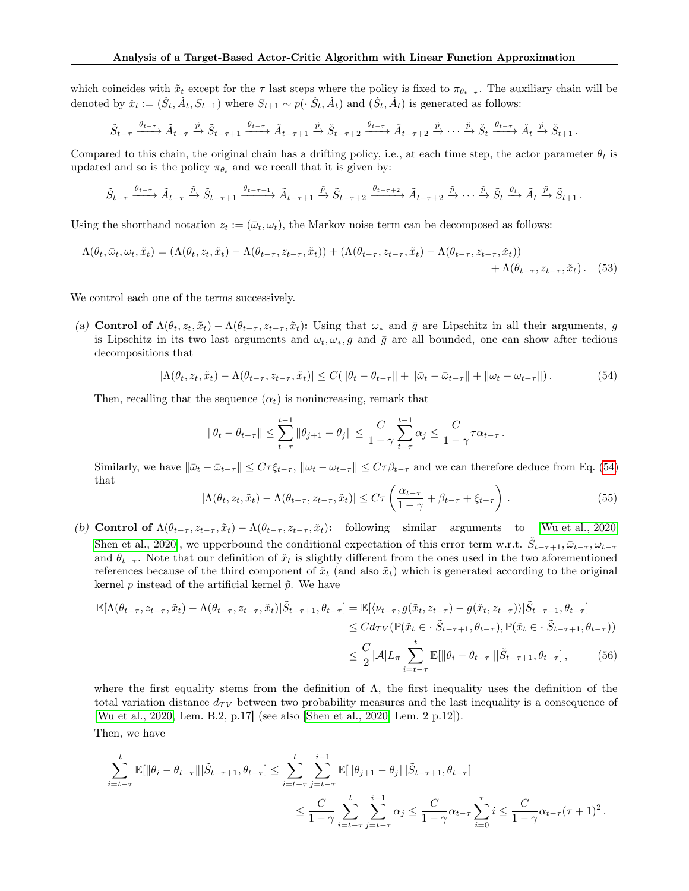which coincides with $\tilde{x}_t$ except for the $\tau$ last steps where the policy is fixed to $\pi_{\theta_{t-\tau}}$. The auxiliary chain will be denoted by $\check{x}_t := (\check{S}_t, \check{A}_t, S_{t+1})$ where $S_{t+1} \sim p(\cdot|\check{S}_t, \check{A}_t)$ and $(\check{S}_t, \check{A}_t)$ is generated as follows:

$$\tilde{S}_{t-\tau} \xrightarrow{\theta_{t-\tau}} \tilde{A}_{t-\tau} \xrightarrow{\tilde{p}} \tilde{S}_{t-\tau+1} \xrightarrow{\theta_{t-\tau}} \check{A}_{t-\tau+1} \xrightarrow{\tilde{p}} \check{S}_{t-\tau+2} \xrightarrow{\theta_{t-\tau}} \check{A}_{t-\tau+2} \xrightarrow{\tilde{p}} \cdots \xrightarrow{\tilde{p}} \check{S}_t \xrightarrow{\theta_{t-\tau}} \check{A}_t \xrightarrow{\tilde{p}} \check{S}_{t+1}\,.$$

Compared to this chain, the original chain has a drifting policy, i.e., at each time step, the actor parameter $\theta_t$ is updated and so is the policy $\pi_{\theta_t}$ and we recall that it is given by:

$$\tilde{S}_{t-\tau} \xrightarrow{\theta_{t-\tau}} \tilde{A}_{t-\tau} \xrightarrow{\tilde{p}} \tilde{S}_{t-\tau+1} \xrightarrow{\theta_{t-\tau+1}} \tilde{A}_{t-\tau+1} \xrightarrow{\tilde{p}} \tilde{S}_{t-\tau+2} \xrightarrow{\theta_{t-\tau+2}} \tilde{A}_{t-\tau+2} \xrightarrow{\tilde{p}} \cdots \xrightarrow{\tilde{p}} \tilde{S}_t \xrightarrow{\theta_t} \tilde{A}_t \xrightarrow{\tilde{p}} \tilde{S}_{t+1}\,.$$

Using the shorthand notation $z_t := (\bar{\omega}_t, \omega_t)$, the Markov noise term can be decomposed as follows:

$$\Lambda(\theta_t, \bar{\omega}_t, \omega_t, \tilde{x}_t) = (\Lambda(\theta_t, z_t, \tilde{x}_t) - \Lambda(\theta_{t-\tau}, z_{t-\tau}, \tilde{x}_t)) + (\Lambda(\theta_{t-\tau}, z_{t-\tau}, \tilde{x}_t) - \Lambda(\theta_{t-\tau}, z_{t-\tau}, \check{x}_t)) + \Lambda(\theta_{t-\tau}, z_{t-\tau}, \check{x}_t)\,. \quad (53)$$

We control each one of the terms successively.

(a) **Control of $\Lambda(\theta_t, z_t, \tilde{x}_t) - \Lambda(\theta_{t-\tau}, z_{t-\tau}, \tilde{x}_t)$:** Using that $\omega_*$ and $\bar{g}$ are Lipschitz in all their arguments, $g$ is Lipschitz in its two last arguments and $\omega_t, \omega_*, g$ and $\bar{g}$ are all bounded, one can show after tedious decompositions that

$$|\Lambda(\theta_t, z_t, \tilde{x}_t) - \Lambda(\theta_{t-\tau}, z_{t-\tau}, \tilde{x}_t)| \leq C(\|\theta_t - \theta_{t-\tau}\| + \|\bar{\omega}_t - \bar{\omega}_{t-\tau}\| + \|\omega_t - \omega_{t-\tau}\|)\,. \quad (54)$$

Then, recalling that the sequence $(\alpha_t)$ is nonincreasing, remark that

$$\|\theta_t - \theta_{t-\tau}\| \leq \sum_{t-\tau}^{t-1} \|\theta_{j+1} - \theta_j\| \leq \frac{C}{1-\gamma} \sum_{t-\tau}^{t-1} \alpha_j \leq \frac{C}{1-\gamma} \tau \alpha_{t-\tau}\,.$$

Similarly, we have $\|\bar{\omega}_t - \bar{\omega}_{t-\tau}\| \leq C\tau\xi_{t-\tau}$, $\|\omega_t - \omega_{t-\tau}\| \leq C\tau\beta_{t-\tau}$ and we can therefore deduce from Eq. (54) that

$$|\Lambda(\theta_t, z_t, \tilde{x}_t) - \Lambda(\theta_{t-\tau}, z_{t-\tau}, \tilde{x}_t)| \leq C\tau \left( \frac{\alpha_{t-\tau}}{1-\gamma} + \beta_{t-\tau} + \xi_{t-\tau} \right)\,. \quad (55)$$

(b) **Control of $\Lambda(\theta_{t-\tau}, z_{t-\tau}, \tilde{x}_t) - \Lambda(\theta_{t-\tau}, z_{t-\tau}, \check{x}_t)$:** following similar arguments to [Wu et al., 2020, Shen et al., 2020], we upperbound the conditional expectation of this error term w.r.t. $\tilde{S}_{t-\tau+1}, \bar{\omega}_{t-\tau}, \omega_{t-\tau}$ and $\theta_{t-\tau}$. Note that our definition of $\check{x}_t$ is slightly different from the ones used in the two aforementioned references because of the third component of $\check{x}_t$ (and also $\tilde{x}_t$) which is generated according to the original kernel $p$ instead of the artificial kernel $\tilde{p}$. We have

$$\begin{aligned}
\mathbb{E}[\Lambda(\theta_{t-\tau}, z_{t-\tau}, \tilde{x}_t) - \Lambda(\theta_{t-\tau}, z_{t-\tau}, \check{x}_t)|\tilde{S}_{t-\tau+1}, \theta_{t-\tau}] &= \mathbb{E}[\langle \nu_{t-\tau}, g(\tilde{x}_t, z_{t-\tau}) - g(\check{x}_t, z_{t-\tau})\rangle|\tilde{S}_{t-\tau+1}, \theta_{t-\tau}] \\
&\leq C d_{TV}(\mathbb{P}(\tilde{x}_t \in \cdot|\tilde{S}_{t-\tau+1}, \theta_{t-\tau}), \mathbb{P}(\check{x}_t \in \cdot|\tilde{S}_{t-\tau+1}, \theta_{t-\tau})) \\
&\leq \frac{C}{2}|\mathcal{A}|L_\pi \sum_{i=t-\tau}^{t} \mathbb{E}[\|\theta_i - \theta_{t-\tau}\||\tilde{S}_{t-\tau+1}, \theta_{t-\tau}]\,, \quad (56)
\end{aligned}$$

where the first equality stems from the definition of $\Lambda$, the first inequality uses the definition of the total variation distance $d_{TV}$ between two probability measures and the last inequality is a consequence of [Wu et al., 2020, Lem. B.2, p.17] (see also [Shen et al., 2020, Lem. 2 p.12]).

Then, we have

$$\begin{aligned}
\sum_{i=t-\tau}^{t} \mathbb{E}[\|\theta_i - \theta_{t-\tau}\||\tilde{S}_{t-\tau+1}, \theta_{t-\tau}] &\leq \sum_{i=t-\tau}^{t} \sum_{j=t-\tau}^{i-1} \mathbb{E}[\|\theta_{j+1} - \theta_j\||\tilde{S}_{t-\tau+1}, \theta_{t-\tau}] \\
&\leq \frac{C}{1-\gamma} \sum_{i=t-\tau}^{t} \sum_{j=t-\tau}^{i-1} \alpha_j \leq \frac{C}{1-\gamma} \alpha_{t-\tau} \sum_{i=0}^{\tau} i \leq \frac{C}{1-\gamma} \alpha_{t-\tau} (\tau+1)^2\,.
\end{aligned}$$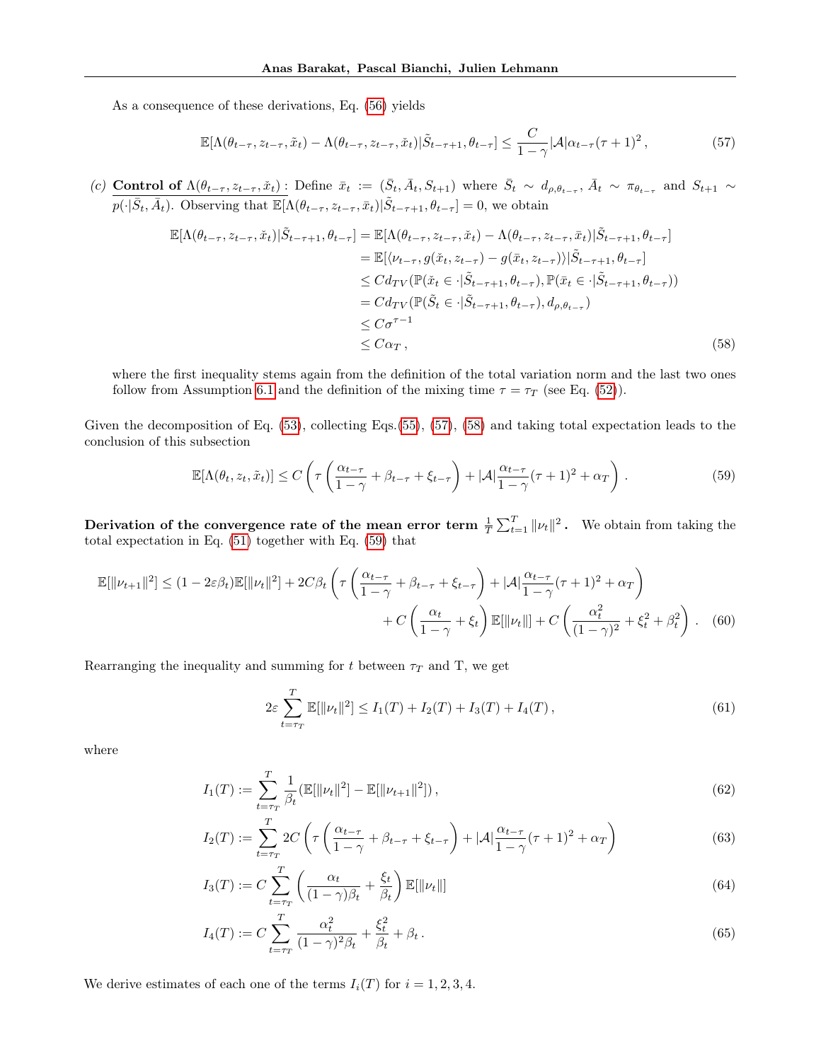As a consequence of these derivations, Eq. (56) yields

$$\mathbb{E}[\Lambda(\theta_{t-\tau}, z_{t-\tau}, \tilde{x}_t) - \Lambda(\theta_{t-\tau}, z_{t-\tau}, \check{x}_t)|\tilde{S}_{t-\tau+1}, \theta_{t-\tau}] \leq \frac{C}{1-\gamma}|\mathcal{A}|\alpha_{t-\tau}(\tau+1)^2 , \tag{57}$$

(c) **<u>Control of $\Lambda(\theta_{t-\tau}, z_{t-\tau}, \check{x}_t)$ :</u>** Define $\bar{x}_t := (\bar{S}_t, \bar{A}_t, S_{t+1})$ where $\bar{S}_t \sim d_{\rho,\theta_{t-\tau}}$, $\bar{A}_t \sim \pi_{\theta_{t-\tau}}$ and $S_{t+1} \sim p(\cdot|\bar{S}_t, \bar{A}_t)$. Observing that $\mathbb{E}[\Lambda(\theta_{t-\tau}, z_{t-\tau}, \bar{x}_t)|\tilde{S}_{t-\tau+1}, \theta_{t-\tau}] = 0$, we obtain

$$\begin{aligned}
\mathbb{E}[\Lambda(\theta_{t-\tau}, z_{t-\tau}, \check{x}_t)|\tilde{S}_{t-\tau+1}, \theta_{t-\tau}] &= \mathbb{E}[\Lambda(\theta_{t-\tau}, z_{t-\tau}, \check{x}_t) - \Lambda(\theta_{t-\tau}, z_{t-\tau}, \bar{x}_t)|\tilde{S}_{t-\tau+1}, \theta_{t-\tau}] \\
&= \mathbb{E}[\langle \nu_{t-\tau}, g(\check{x}_t, z_{t-\tau}) - g(\bar{x}_t, z_{t-\tau})\rangle|\tilde{S}_{t-\tau+1}, \theta_{t-\tau}] \\
&\leq C d_{TV}(\mathbb{P}(\check{x}_t \in \cdot|\tilde{S}_{t-\tau+1}, \theta_{t-\tau}), \mathbb{P}(\bar{x}_t \in \cdot|\tilde{S}_{t-\tau+1}, \theta_{t-\tau})) \\
&= C d_{TV}(\mathbb{P}(\tilde{S}_t \in \cdot|\tilde{S}_{t-\tau+1}, \theta_{t-\tau}), d_{\rho,\theta_{t-\tau}}) \\
&\leq C\sigma^{\tau-1} \\
&\leq C\alpha_T ,
\end{aligned} \tag{58}$$

where the first inequality stems again from the definition of the total variation norm and the last two ones follow from Assumption 6.1 and the definition of the mixing time $\tau = \tau_T$ (see Eq. (52)).

Given the decomposition of Eq. (53), collecting Eqs.(55), (57), (58) and taking total expectation leads to the conclusion of this subsection

$$\mathbb{E}[\Lambda(\theta_t, z_t, \tilde{x}_t)] \leq C\left(\tau\left(\frac{\alpha_{t-\tau}}{1-\gamma} + \beta_{t-\tau} + \xi_{t-\tau}\right) + |\mathcal{A}|\frac{\alpha_{t-\tau}}{1-\gamma}(\tau+1)^2 + \alpha_T\right) . \tag{59}$$

**Derivation of the convergence rate of the mean error term $\frac{1}{T}\sum_{t=1}^T \|\nu_t\|^2$.** We obtain from taking the total expectation in Eq. (51) together with Eq. (59) that

$$\begin{aligned}
\mathbb{E}[\|\nu_{t+1}\|^2] \leq (1-2\varepsilon\beta_t)\mathbb{E}[\|\nu_t\|^2] + 2C\beta_t\left(\tau\left(\frac{\alpha_{t-\tau}}{1-\gamma} + \beta_{t-\tau} + \xi_{t-\tau}\right) + |\mathcal{A}|\frac{\alpha_{t-\tau}}{1-\gamma}(\tau+1)^2 + \alpha_T\right) \\
+ C\left(\frac{\alpha_t}{1-\gamma} + \xi_t\right)\mathbb{E}[\|\nu_t\|] + C\left(\frac{\alpha_t^2}{(1-\gamma)^2} + \xi_t^2 + \beta_t^2\right) .
\end{aligned} \tag{60}$$

Rearranging the inequality and summing for $t$ between $\tau_T$ and T, we get

$$2\varepsilon\sum_{t=\tau_T}^T \mathbb{E}[\|\nu_t\|^2] \leq I_1(T) + I_2(T) + I_3(T) + I_4(T) , \tag{61}$$

where

$$I_1(T) := \sum_{t=\tau_T}^T \frac{1}{\beta_t}(\mathbb{E}[\|\nu_t\|^2] - \mathbb{E}[\|\nu_{t+1}\|^2]) , \tag{62}$$

$$I_2(T) := \sum_{t=\tau_T}^T 2C\left(\tau\left(\frac{\alpha_{t-\tau}}{1-\gamma} + \beta_{t-\tau} + \xi_{t-\tau}\right) + |\mathcal{A}|\frac{\alpha_{t-\tau}}{1-\gamma}(\tau+1)^2 + \alpha_T\right) \tag{63}$$

$$I_3(T) := C\sum_{t=\tau_T}^T \left(\frac{\alpha_t}{(1-\gamma)\beta_t} + \frac{\xi_t}{\beta_t}\right)\mathbb{E}[\|\nu_t\|] \tag{64}$$

$$I_4(T) := C\sum_{t=\tau_T}^T \frac{\alpha_t^2}{(1-\gamma)^2\beta_t} + \frac{\xi_t^2}{\beta_t} + \beta_t . \tag{65}$$

We derive estimates of each one of the terms $I_i(T)$ for $i = 1, 2, 3, 4$.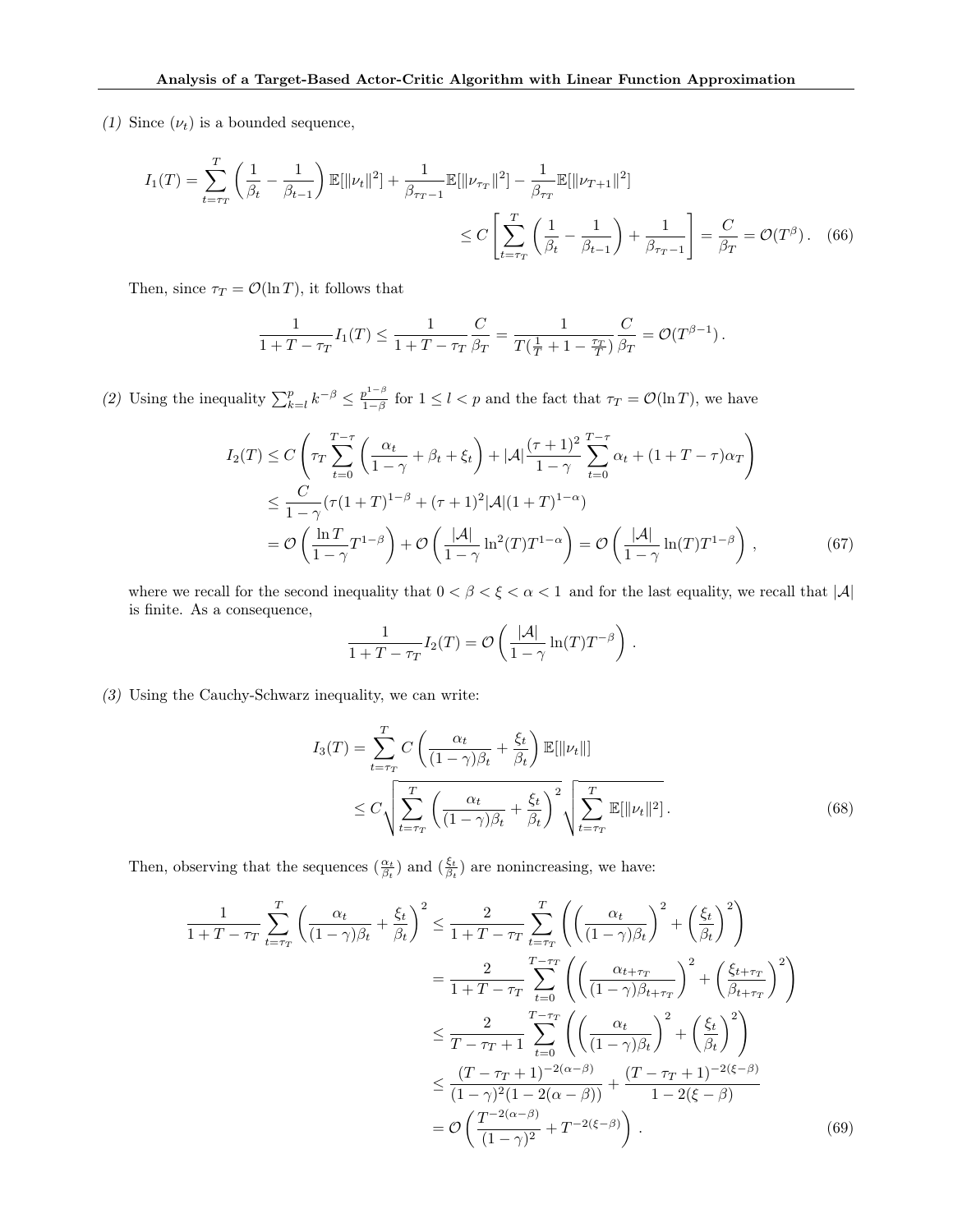*(1)* Since $(\nu_t)$ is a bounded sequence,

$$
I_1(T) = \sum_{t=\tau_T}^{T} \left( \frac{1}{\beta_t} - \frac{1}{\beta_{t-1}} \right) \mathbb{E}[\|\nu_t\|^2] + \frac{1}{\beta_{\tau_T - 1}} \mathbb{E}[\|\nu_{\tau_T}\|^2] - \frac{1}{\beta_{\tau_T}} \mathbb{E}[\|\nu_{T+1}\|^2]
$$

$$
\leq C \left[ \sum_{t=\tau_T}^{T} \left( \frac{1}{\beta_t} - \frac{1}{\beta_{t-1}} \right) + \frac{1}{\beta_{\tau_T - 1}} \right] = \frac{C}{\beta_T} = \mathcal{O}(T^{\beta}) \,. \quad (66)
$$

Then, since $\tau_T = \mathcal{O}(\ln T)$, it follows that

$$
\frac{1}{1 + T - \tau_T} I_1(T) \leq \frac{1}{1 + T - \tau_T} \frac{C}{\beta_T} = \frac{1}{T(\frac{1}{T} + 1 - \frac{\tau_T}{T})} \frac{C}{\beta_T} = \mathcal{O}(T^{\beta - 1}) \,.
$$

*(2)* Using the inequality $\sum_{k=l}^{p} k^{-\beta} \leq \frac{p^{1-\beta}}{1-\beta}$ for $1 \leq l < p$ and the fact that $\tau_T = \mathcal{O}(\ln T)$, we have

$$
\begin{aligned}
I_2(T) &\leq C \left( \tau_T \sum_{t=0}^{T-\tau} \left( \frac{\alpha_t}{1-\gamma} + \beta_t + \xi_t \right) + |\mathcal{A}| \frac{(\tau+1)^2}{1-\gamma} \sum_{t=0}^{T-\tau} \alpha_t + (1 + T - \tau) \alpha_T \right) \\
&\leq \frac{C}{1-\gamma} (\tau (1+T)^{1-\beta} + (\tau+1)^2 |\mathcal{A}| (1+T)^{1-\alpha}) \\
&= \mathcal{O}\left( \frac{\ln T}{1-\gamma} T^{1-\beta} \right) + \mathcal{O}\left( \frac{|\mathcal{A}|}{1-\gamma} \ln^2(T) T^{1-\alpha} \right) = \mathcal{O}\left( \frac{|\mathcal{A}|}{1-\gamma} \ln(T) T^{1-\beta} \right) \,, \qquad (67)
\end{aligned}
$$

where we recall for the second inequality that $0 < \beta < \xi < \alpha < 1$ and for the last equality, we recall that $|\mathcal{A}|$ is finite. As a consequence,

$$
\frac{1}{1 + T - \tau_T} I_2(T) = \mathcal{O}\left( \frac{|\mathcal{A}|}{1-\gamma} \ln(T) T^{-\beta} \right) .
$$

*(3)* Using the Cauchy-Schwarz inequality, we can write:

$$
\begin{aligned}
I_3(T) &= \sum_{t=\tau_T}^{T} C \left( \frac{\alpha_t}{(1-\gamma)\beta_t} + \frac{\xi_t}{\beta_t} \right) \mathbb{E}[\|\nu_t\|] \\
&\leq C \sqrt{\sum_{t=\tau_T}^{T} \left( \frac{\alpha_t}{(1-\gamma)\beta_t} + \frac{\xi_t}{\beta_t} \right)^2} \sqrt{\sum_{t=\tau_T}^{T} \mathbb{E}[\|\nu_t\|^2]} \,. \qquad (68)
\end{aligned}
$$

Then, observing that the sequences $(\frac{\alpha_t}{\beta_t})$ and $(\frac{\xi_t}{\beta_t})$ are nonincreasing, we have:

$$
\begin{aligned}
\frac{1}{1 + T - \tau_T} \sum_{t=\tau_T}^{T} \left( \frac{\alpha_t}{(1-\gamma)\beta_t} + \frac{\xi_t}{\beta_t} \right)^2 &\leq \frac{2}{1 + T - \tau_T} \sum_{t=\tau_T}^{T} \left( \left( \frac{\alpha_t}{(1-\gamma)\beta_t} \right)^2 + \left( \frac{\xi_t}{\beta_t} \right)^2 \right) \\
&= \frac{2}{1 + T - \tau_T} \sum_{t=0}^{T-\tau_T} \left( \left( \frac{\alpha_{t+\tau_T}}{(1-\gamma)\beta_{t+\tau_T}} \right)^2 + \left( \frac{\xi_{t+\tau_T}}{\beta_{t+\tau_T}} \right)^2 \right) \\
&\leq \frac{2}{T - \tau_T + 1} \sum_{t=0}^{T-\tau_T} \left( \left( \frac{\alpha_t}{(1-\gamma)\beta_t} \right)^2 + \left( \frac{\xi_t}{\beta_t} \right)^2 \right) \\
&\leq \frac{(T - \tau_T + 1)^{-2(\alpha-\beta)}}{(1-\gamma)^2 (1 - 2(\alpha - \beta))} + \frac{(T - \tau_T + 1)^{-2(\xi-\beta)}}{1 - 2(\xi - \beta)} \\
&= \mathcal{O}\left( \frac{T^{-2(\alpha-\beta)}}{(1-\gamma)^2} + T^{-2(\xi-\beta)} \right) . \qquad (69)
\end{aligned}
$$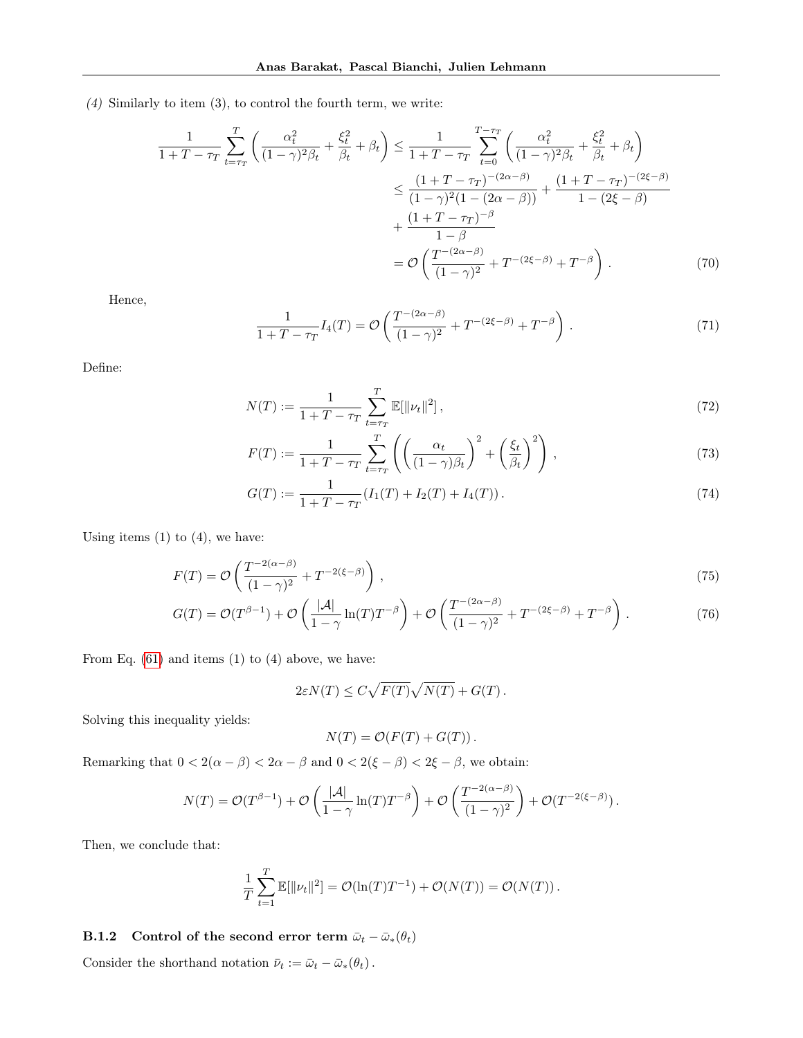*(4)* Similarly to item (3), to control the fourth term, we write:

$$
\begin{aligned}
\frac{1}{1+T-\tau_T}\sum_{t=\tau_T}^{T}\left(\frac{\alpha_t^2}{(1-\gamma)^2\beta_t}+\frac{\xi_t^2}{\beta_t}+\beta_t\right) &\le \frac{1}{1+T-\tau_T}\sum_{t=0}^{T-\tau_T}\left(\frac{\alpha_t^2}{(1-\gamma)^2\beta_t}+\frac{\xi_t^2}{\beta_t}+\beta_t\right)\\
&\le \frac{(1+T-\tau_T)^{-(2\alpha-\beta)}}{(1-\gamma)^2(1-(2\alpha-\beta))}+\frac{(1+T-\tau_T)^{-(2\xi-\beta)}}{1-(2\xi-\beta)}\\
&\quad+\frac{(1+T-\tau_T)^{-\beta}}{1-\beta}\\
&=\mathcal{O}\left(\frac{T^{-(2\alpha-\beta)}}{(1-\gamma)^2}+T^{-(2\xi-\beta)}+T^{-\beta}\right). \qquad (70)
\end{aligned}
$$

Hence,

$$
\frac{1}{1+T-\tau_T}I_4(T)=\mathcal{O}\left(\frac{T^{-(2\alpha-\beta)}}{(1-\gamma)^2}+T^{-(2\xi-\beta)}+T^{-\beta}\right). \qquad (71)
$$

Define:

$$
N(T) := \frac{1}{1+T-\tau_T}\sum_{t=\tau_T}^{T}\mathbb{E}[\|\nu_t\|^2]\,, \qquad (72)
$$

$$
F(T) := \frac{1}{1+T-\tau_T}\sum_{t=\tau_T}^{T}\left(\left(\frac{\alpha_t}{(1-\gamma)\beta_t}\right)^2+\left(\frac{\xi_t}{\beta_t}\right)^2\right), \qquad (73)
$$

$$
G(T) := \frac{1}{1+T-\tau_T}(I_1(T)+I_2(T)+I_4(T))\,. \qquad (74)
$$

Using items (1) to (4), we have:

$$
F(T)=\mathcal{O}\left(\frac{T^{-2(\alpha-\beta)}}{(1-\gamma)^2}+T^{-2(\xi-\beta)}\right), \qquad (75)
$$

$$
G(T)=\mathcal{O}(T^{\beta-1})+\mathcal{O}\left(\frac{|\mathcal{A}|}{1-\gamma}\ln(T)T^{-\beta}\right)+\mathcal{O}\left(\frac{T^{-(2\alpha-\beta)}}{(1-\gamma)^2}+T^{-(2\xi-\beta)}+T^{-\beta}\right). \qquad (76)
$$

From Eq. (61) and items (1) to (4) above, we have:

$$
2\varepsilon N(T)\le C\sqrt{F(T)}\sqrt{N(T)}+G(T)\,.
$$

Solving this inequality yields:

$$
N(T)=\mathcal{O}(F(T)+G(T))\,.
$$

Remarking that $0<2(\alpha-\beta)<2\alpha-\beta$ and $0<2(\xi-\beta)<2\xi-\beta$, we obtain:

$$
N(T)=\mathcal{O}(T^{\beta-1})+\mathcal{O}\left(\frac{|\mathcal{A}|}{1-\gamma}\ln(T)T^{-\beta}\right)+\mathcal{O}\left(\frac{T^{-2(\alpha-\beta)}}{(1-\gamma)^2}\right)+\mathcal{O}(T^{-2(\xi-\beta)})\,.
$$

Then, we conclude that:

$$
\frac{1}{T}\sum_{t=1}^{T}\mathbb{E}[\|\nu_t\|^2]=\mathcal{O}(\ln(T)T^{-1})+\mathcal{O}(N(T))=\mathcal{O}(N(T))\,.
$$

### B.1.2 Control of the second error term $\bar{\omega}_t-\bar{\omega}_*(\theta_t)$

Consider the shorthand notation $\bar{\nu}_t := \bar{\omega}_t-\bar{\omega}_*(\theta_t)\,.$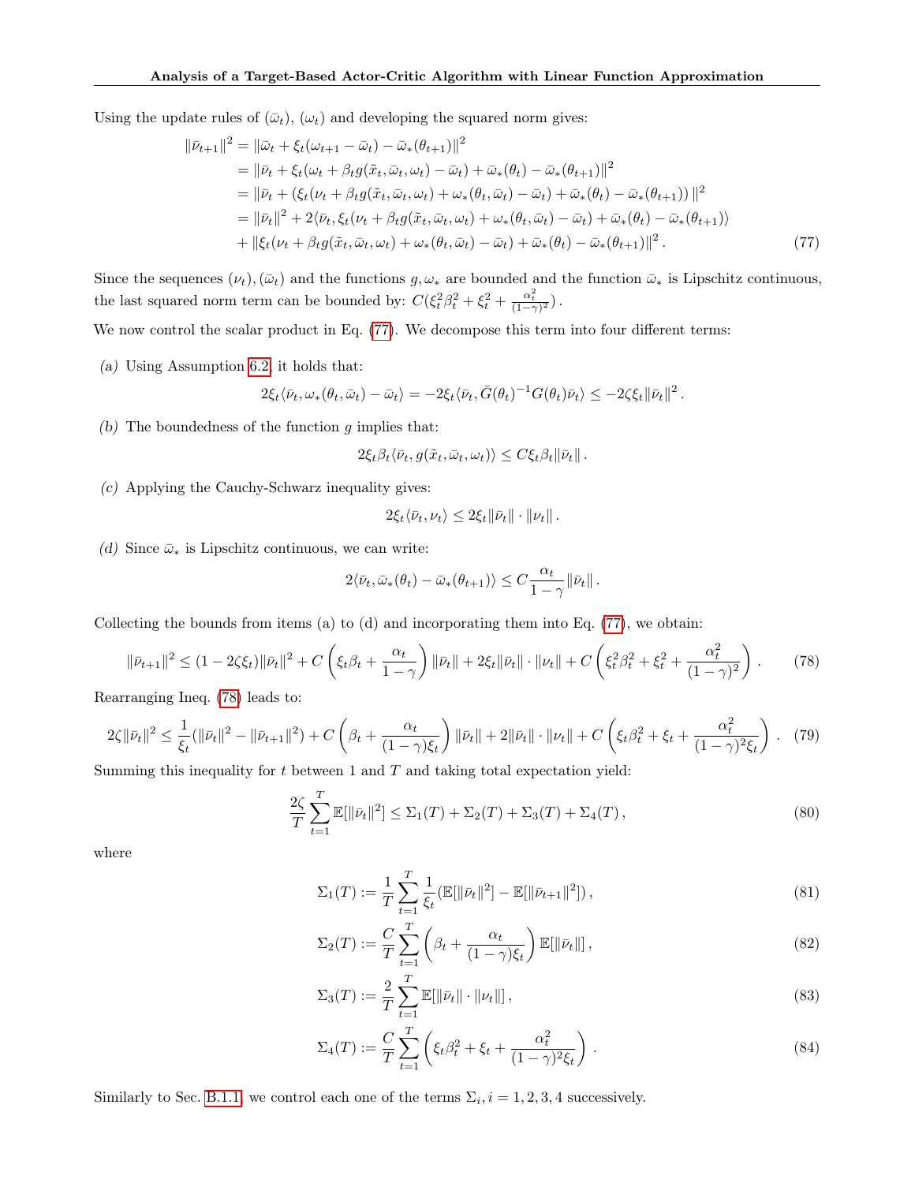Using the update rules of $(\bar{\omega}_t)$, $(\omega_t)$ and developing the squared norm gives:

$$
\begin{aligned}
\|\bar{\nu}_{t+1}\|^2 &= \|\bar{\omega}_t + \xi_t(\omega_{t+1} - \bar{\omega}_t) - \bar{\omega}_*(\theta_{t+1})\|^2 \\
&= \|\bar{\nu}_t + \xi_t(\omega_t + \beta_t g(\tilde{x}_t, \bar{\omega}_t, \omega_t) - \bar{\omega}_t) + \bar{\omega}_*(\theta_t) - \bar{\omega}_*(\theta_{t+1})\|^2 \\
&= \|\bar{\nu}_t + (\xi_t(\nu_t + \beta_t g(\tilde{x}_t, \bar{\omega}_t, \omega_t) + \omega_*(\theta_t, \bar{\omega}_t) - \bar{\omega}_t) + \bar{\omega}_*(\theta_t) - \bar{\omega}_*(\theta_{t+1}))\,\|^2 \\
&= \|\bar{\nu}_t\|^2 + 2\langle \bar{\nu}_t, \xi_t(\nu_t + \beta_t g(\tilde{x}_t, \bar{\omega}_t, \omega_t) + \omega_*(\theta_t, \bar{\omega}_t) - \bar{\omega}_t) + \bar{\omega}_*(\theta_t) - \bar{\omega}_*(\theta_{t+1})\rangle \\
&\quad + \|\xi_t(\nu_t + \beta_t g(\tilde{x}_t, \bar{\omega}_t, \omega_t) + \omega_*(\theta_t, \bar{\omega}_t) - \bar{\omega}_t) + \bar{\omega}_*(\theta_t) - \bar{\omega}_*(\theta_{t+1})\|^2 .
\end{aligned}
\tag{77}
$$

Since the sequences $(\nu_t), (\bar{\omega}_t)$ and the functions $g, \omega_*$ are bounded and the function $\bar{\omega}_*$ is Lipschitz continuous, the last squared norm term can be bounded by: $C(\xi_t^2\beta_t^2 + \xi_t^2 + \frac{\alpha_t^2}{(1-\gamma)^2})$ .

We now control the scalar product in Eq. (77). We decompose this term into four different terms:

*(a)* Using Assumption 6.2, it holds that:

$$
2\xi_t\langle \bar{\nu}_t, \omega_*(\theta_t, \bar{\omega}_t) - \bar{\omega}_t\rangle = -2\xi_t\langle \bar{\nu}_t, \bar{G}(\theta_t)^{-1}G(\theta_t)\bar{\nu}_t\rangle \le -2\zeta\xi_t\|\bar{\nu}_t\|^2 .
$$

*(b)* The boundedness of the function $g$ implies that:

$$
2\xi_t\beta_t\langle \bar{\nu}_t, g(\tilde{x}_t, \bar{\omega}_t, \omega_t)\rangle \le C\xi_t\beta_t\|\bar{\nu}_t\| .
$$

*(c)* Applying the Cauchy-Schwarz inequality gives:

$$
2\xi_t\langle \bar{\nu}_t, \nu_t\rangle \le 2\xi_t\|\bar{\nu}_t\| \cdot \|\nu_t\| .
$$

*(d)* Since $\bar{\omega}_*$ is Lipschitz continuous, we can write:

$$
2\langle \bar{\nu}_t, \bar{\omega}_*(\theta_t) - \bar{\omega}_*(\theta_{t+1})\rangle \le C\frac{\alpha_t}{1-\gamma}\|\bar{\nu}_t\| .
$$

Collecting the bounds from items (a) to (d) and incorporating them into Eq. (77), we obtain:

$$
\|\bar{\nu}_{t+1}\|^2 \le (1 - 2\zeta\xi_t)\|\bar{\nu}_t\|^2 + C\left(\xi_t\beta_t + \frac{\alpha_t}{1-\gamma}\right)\|\bar{\nu}_t\| + 2\xi_t\|\bar{\nu}_t\| \cdot \|\nu_t\| + C\left(\xi_t^2\beta_t^2 + \xi_t^2 + \frac{\alpha_t^2}{(1-\gamma)^2}\right) . \tag{78}
$$

Rearranging Ineq. (78) leads to:

$$
2\zeta\|\bar{\nu}_t\|^2 \le \frac{1}{\xi_t}(\|\bar{\nu}_t\|^2 - \|\bar{\nu}_{t+1}\|^2) + C\left(\beta_t + \frac{\alpha_t}{(1-\gamma)\xi_t}\right)\|\bar{\nu}_t\| + 2\|\bar{\nu}_t\| \cdot \|\nu_t\| + C\left(\xi_t\beta_t^2 + \xi_t + \frac{\alpha_t^2}{(1-\gamma)^2\xi_t}\right) . \tag{79}
$$

Summing this inequality for $t$ between 1 and $T$ and taking total expectation yield:

$$
\frac{2\zeta}{T}\sum_{t=1}^{T}\mathbb{E}[\|\bar{\nu}_t\|^2] \le \Sigma_1(T) + \Sigma_2(T) + \Sigma_3(T) + \Sigma_4(T) , \tag{80}
$$

where

$$
\Sigma_1(T) := \frac{1}{T}\sum_{t=1}^{T}\frac{1}{\xi_t}(\mathbb{E}[\|\bar{\nu}_t\|^2] - \mathbb{E}[\|\bar{\nu}_{t+1}\|^2]) , \tag{81}
$$

$$
\Sigma_2(T) := \frac{C}{T}\sum_{t=1}^{T}\left(\beta_t + \frac{\alpha_t}{(1-\gamma)\xi_t}\right)\mathbb{E}[\|\bar{\nu}_t\|] , \tag{82}
$$

$$
\Sigma_3(T) := \frac{2}{T}\sum_{t=1}^{T}\mathbb{E}[\|\bar{\nu}_t\| \cdot \|\nu_t\|] , \tag{83}
$$

$$
\Sigma_4(T) := \frac{C}{T}\sum_{t=1}^{T}\left(\xi_t\beta_t^2 + \xi_t + \frac{\alpha_t^2}{(1-\gamma)^2\xi_t}\right) . \tag{84}
$$

Similarly to Sec. B.1.1, we control each one of the terms $\Sigma_i, i = 1, 2, 3, 4$ successively.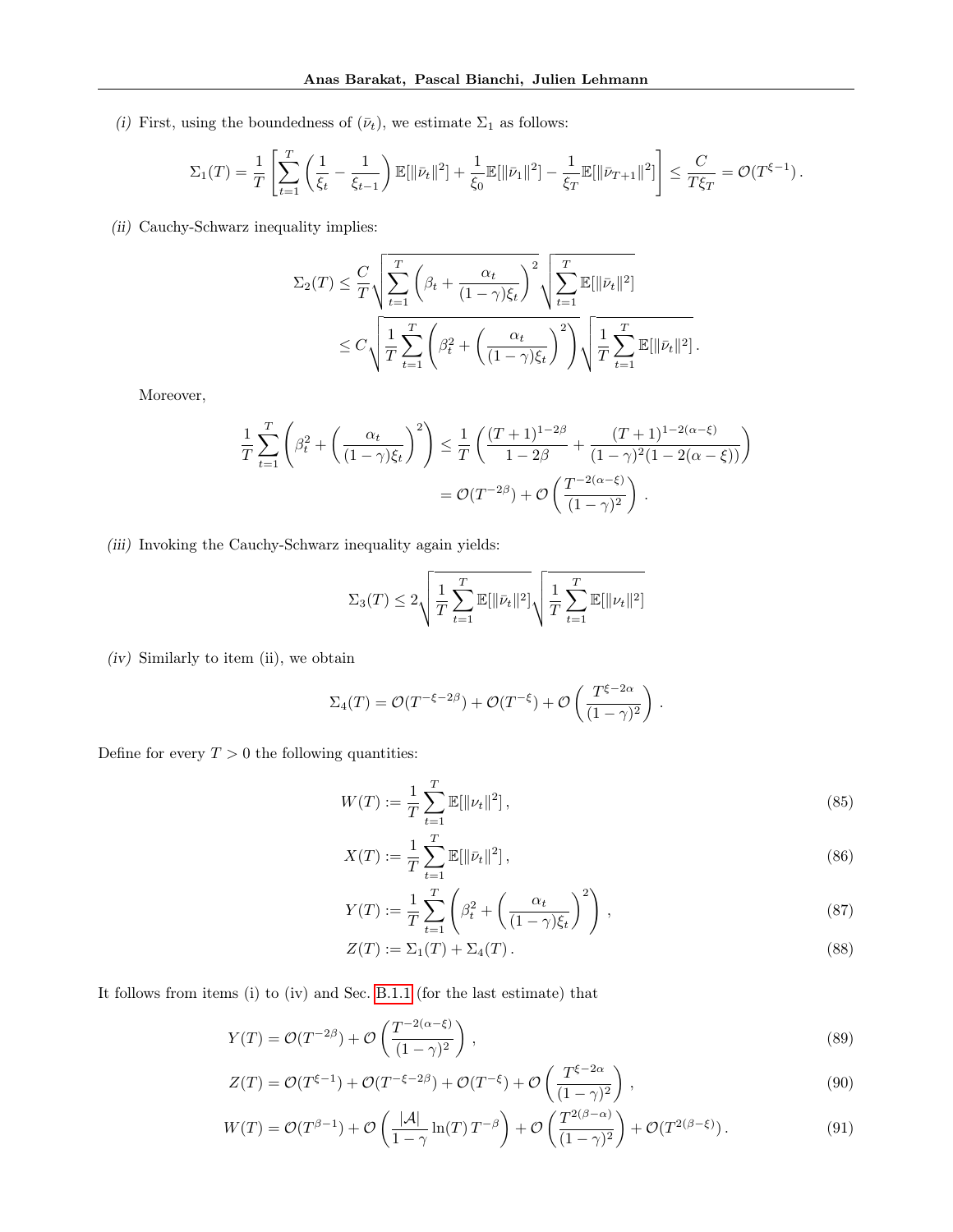*(i)* First, using the boundedness of $(\bar{\nu}_t)$, we estimate $\Sigma_1$ as follows:

$$\Sigma_1(T) = \frac{1}{T}\left[\sum_{t=1}^{T}\left(\frac{1}{\xi_t} - \frac{1}{\xi_{t-1}}\right)\mathbb{E}[\|\bar{\nu}_t\|^2] + \frac{1}{\xi_0}\mathbb{E}[\|\bar{\nu}_1\|^2] - \frac{1}{\xi_T}\mathbb{E}[\|\bar{\nu}_{T+1}\|^2]\right] \leq \frac{C}{T\xi_T} = \mathcal{O}(T^{\xi-1})\,.$$

*(ii)* Cauchy-Schwarz inequality implies:

$$\begin{aligned}
\Sigma_2(T) &\leq \frac{C}{T}\sqrt{\sum_{t=1}^{T}\left(\beta_t + \frac{\alpha_t}{(1-\gamma)\xi_t}\right)^2}\sqrt{\sum_{t=1}^{T}\mathbb{E}[\|\bar{\nu}_t\|^2]} \\
&\leq C\sqrt{\frac{1}{T}\sum_{t=1}^{T}\left(\beta_t^2 + \left(\frac{\alpha_t}{(1-\gamma)\xi_t}\right)^2\right)}\sqrt{\frac{1}{T}\sum_{t=1}^{T}\mathbb{E}[\|\bar{\nu}_t\|^2]}\,.
\end{aligned}$$

Moreover,

$$\begin{aligned}
\frac{1}{T}\sum_{t=1}^{T}\left(\beta_t^2 + \left(\frac{\alpha_t}{(1-\gamma)\xi_t}\right)^2\right) &\leq \frac{1}{T}\left(\frac{(T+1)^{1-2\beta}}{1-2\beta} + \frac{(T+1)^{1-2(\alpha-\xi)}}{(1-\gamma)^2(1-2(\alpha-\xi))}\right) \\
&= \mathcal{O}(T^{-2\beta}) + \mathcal{O}\left(\frac{T^{-2(\alpha-\xi)}}{(1-\gamma)^2}\right)\,.
\end{aligned}$$

*(iii)* Invoking the Cauchy-Schwarz inequality again yields:

$$\Sigma_3(T) \leq 2\sqrt{\frac{1}{T}\sum_{t=1}^{T}\mathbb{E}[\|\bar{\nu}_t\|^2]}\sqrt{\frac{1}{T}\sum_{t=1}^{T}\mathbb{E}[\|\nu_t\|^2]}$$

*(iv)* Similarly to item (ii), we obtain

$$\Sigma_4(T) = \mathcal{O}(T^{-\xi-2\beta}) + \mathcal{O}(T^{-\xi}) + \mathcal{O}\left(\frac{T^{\xi-2\alpha}}{(1-\gamma)^2}\right)\,.$$

Define for every $T > 0$ the following quantities:

$$W(T) := \frac{1}{T}\sum_{t=1}^{T}\mathbb{E}[\|\nu_t\|^2]\,, \tag{85}$$

$$X(T) := \frac{1}{T}\sum_{t=1}^{T}\mathbb{E}[\|\bar{\nu}_t\|^2]\,, \tag{86}$$

$$Y(T) := \frac{1}{T}\sum_{t=1}^{T}\left(\beta_t^2 + \left(\frac{\alpha_t}{(1-\gamma)\xi_t}\right)^2\right)\,, \tag{87}$$

$$Z(T) := \Sigma_1(T) + \Sigma_4(T)\,. \tag{88}$$

It follows from items (i) to (iv) and Sec. B.1.1 (for the last estimate) that

$$Y(T) = \mathcal{O}(T^{-2\beta}) + \mathcal{O}\left(\frac{T^{-2(\alpha-\xi)}}{(1-\gamma)^2}\right)\,, \tag{89}$$

$$Z(T) = \mathcal{O}(T^{\xi-1}) + \mathcal{O}(T^{-\xi-2\beta}) + \mathcal{O}(T^{-\xi}) + \mathcal{O}\left(\frac{T^{\xi-2\alpha}}{(1-\gamma)^2}\right)\,, \tag{90}$$

$$W(T) = \mathcal{O}(T^{\beta-1}) + \mathcal{O}\left(\frac{|\mathcal{A}|}{1-\gamma}\ln(T)\,T^{-\beta}\right) + \mathcal{O}\left(\frac{T^{2(\beta-\alpha)}}{(1-\gamma)^2}\right) + \mathcal{O}(T^{2(\beta-\xi)})\,. \tag{91}$$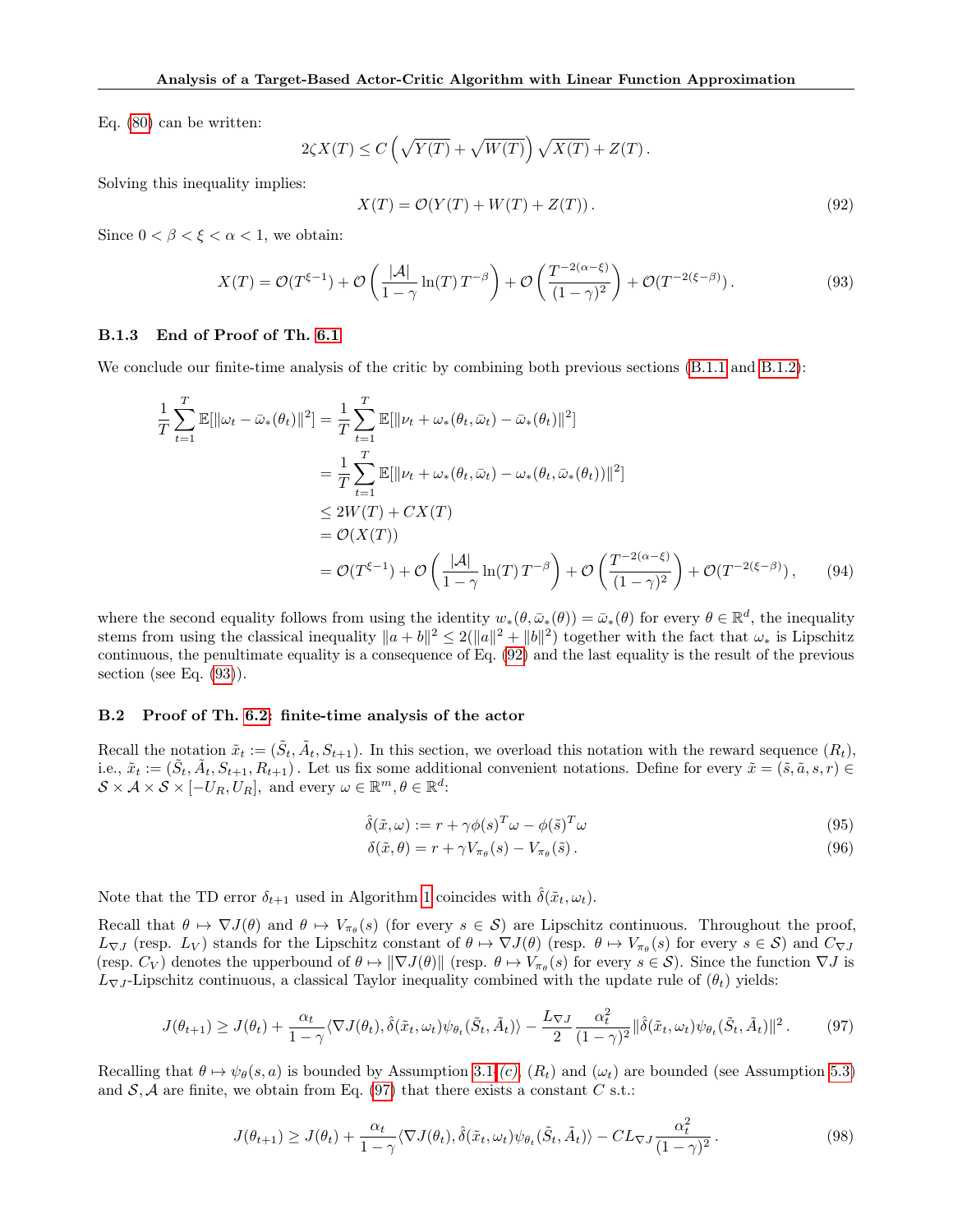Eq. (80) can be written:

$$2\zeta X(T) \leq C\left(\sqrt{Y(T)} + \sqrt{W(T)}\right)\sqrt{X(T)} + Z(T)\,.$$

Solving this inequality implies:

$$X(T) = \mathcal{O}(Y(T) + W(T) + Z(T))\,. \tag{92}$$

Since $0 < \beta < \xi < \alpha < 1$, we obtain:

$$X(T) = \mathcal{O}(T^{\xi-1}) + \mathcal{O}\left(\frac{|\mathcal{A}|}{1-\gamma}\ln(T)\,T^{-\beta}\right) + \mathcal{O}\left(\frac{T^{-2(\alpha-\xi)}}{(1-\gamma)^2}\right) + \mathcal{O}(T^{-2(\xi-\beta)})\,. \tag{93}$$

### B.1.3 End of Proof of Th. 6.1

We conclude our finite-time analysis of the critic by combining both previous sections (B.1.1 and B.1.2):

$$\begin{aligned}
\frac{1}{T}\sum_{t=1}^{T}\mathbb{E}[\|\omega_t - \bar{\omega}_*(\theta_t)\|^2] &= \frac{1}{T}\sum_{t=1}^{T}\mathbb{E}[\|\nu_t + \omega_*(\theta_t,\bar{\omega}_t) - \bar{\omega}_*(\theta_t)\|^2] \\
&= \frac{1}{T}\sum_{t=1}^{T}\mathbb{E}[\|\nu_t + \omega_*(\theta_t,\bar{\omega}_t) - \omega_*(\theta_t,\bar{\omega}_*(\theta_t))\|^2] \\
&\leq 2W(T) + CX(T) \\
&= \mathcal{O}(X(T)) \\
&= \mathcal{O}(T^{\xi-1}) + \mathcal{O}\left(\frac{|\mathcal{A}|}{1-\gamma}\ln(T)\,T^{-\beta}\right) + \mathcal{O}\left(\frac{T^{-2(\alpha-\xi)}}{(1-\gamma)^2}\right) + \mathcal{O}(T^{-2(\xi-\beta)})\,,
\end{aligned} \tag{94}$$

where the second equality follows from using the identity $w_*(\theta,\bar{\omega}_*(\theta)) = \bar{\omega}_*(\theta)$ for every $\theta \in \mathbb{R}^d$, the inequality stems from using the classical inequality $\|a+b\|^2 \leq 2(\|a\|^2 + \|b\|^2)$ together with the fact that $\omega_*$ is Lipschitz continuous, the penultimate equality is a consequence of Eq. (92) and the last equality is the result of the previous section (see Eq. (93)).

## B.2 Proof of Th. 6.2: finite-time analysis of the actor

Recall the notation $\tilde{x}_t := (\tilde{S}_t, \tilde{A}_t, S_{t+1})$. In this section, we overload this notation with the reward sequence $(R_t)$, i.e., $\tilde{x}_t := (\tilde{S}_t, \tilde{A}_t, S_{t+1}, R_{t+1})$. Let us fix some additional convenient notations. Define for every $\tilde{x} = (\tilde{s}, \tilde{a}, s, r) \in \mathcal{S}\times\mathcal{A}\times\mathcal{S}\times[-U_R, U_R]$, and every $\omega \in \mathbb{R}^m, \theta \in \mathbb{R}^d$:

$$\hat{\delta}(\tilde{x},\omega) := r + \gamma\phi(s)^T\omega - \phi(\tilde{s})^T\omega \tag{95}$$

$$\delta(\tilde{x},\theta) = r + \gamma V_{\pi_\theta}(s) - V_{\pi_\theta}(\tilde{s})\,. \tag{96}$$

Note that the TD error $\delta_{t+1}$ used in Algorithm 1 coincides with $\hat{\delta}(\tilde{x}_t, \omega_t)$.

Recall that $\theta \mapsto \nabla J(\theta)$ and $\theta \mapsto V_{\pi_\theta}(s)$ (for every $s \in \mathcal{S}$) are Lipschitz continuous. Throughout the proof, $L_{\nabla J}$ (resp. $L_V$) stands for the Lipschitz constant of $\theta \mapsto \nabla J(\theta)$ (resp. $\theta \mapsto V_{\pi_\theta}(s)$ for every $s \in \mathcal{S}$) and $C_{\nabla J}$ (resp. $C_V$) denotes the upperbound of $\theta \mapsto \|\nabla J(\theta)\|$ (resp. $\theta \mapsto V_{\pi_\theta}(s)$ for every $s \in \mathcal{S}$). Since the function $\nabla J$ is $L_{\nabla J}$-Lipschitz continuous, a classical Taylor inequality combined with the update rule of $(\theta_t)$ yields:

$$J(\theta_{t+1}) \geq J(\theta_t) + \frac{\alpha_t}{1-\gamma}\langle\nabla J(\theta_t), \hat{\delta}(\tilde{x}_t,\omega_t)\psi_{\theta_t}(\tilde{S}_t,\tilde{A}_t)\rangle - \frac{L_{\nabla J}}{2}\frac{\alpha_t^2}{(1-\gamma)^2}\|\hat{\delta}(\tilde{x}_t,\omega_t)\psi_{\theta_t}(\tilde{S}_t,\tilde{A}_t)\|^2\,. \tag{97}$$

Recalling that $\theta \mapsto \psi_\theta(s,a)$ is bounded by Assumption 3.1-*(c)*, $(R_t)$ and $(\omega_t)$ are bounded (see Assumption 5.3) and $\mathcal{S}, \mathcal{A}$ are finite, we obtain from Eq. (97) that there exists a constant $C$ s.t.:

$$J(\theta_{t+1}) \geq J(\theta_t) + \frac{\alpha_t}{1-\gamma}\langle\nabla J(\theta_t), \hat{\delta}(\tilde{x}_t,\omega_t)\psi_{\theta_t}(\tilde{S}_t,\tilde{A}_t)\rangle - CL_{\nabla J}\frac{\alpha_t^2}{(1-\gamma)^2}\,. \tag{98}$$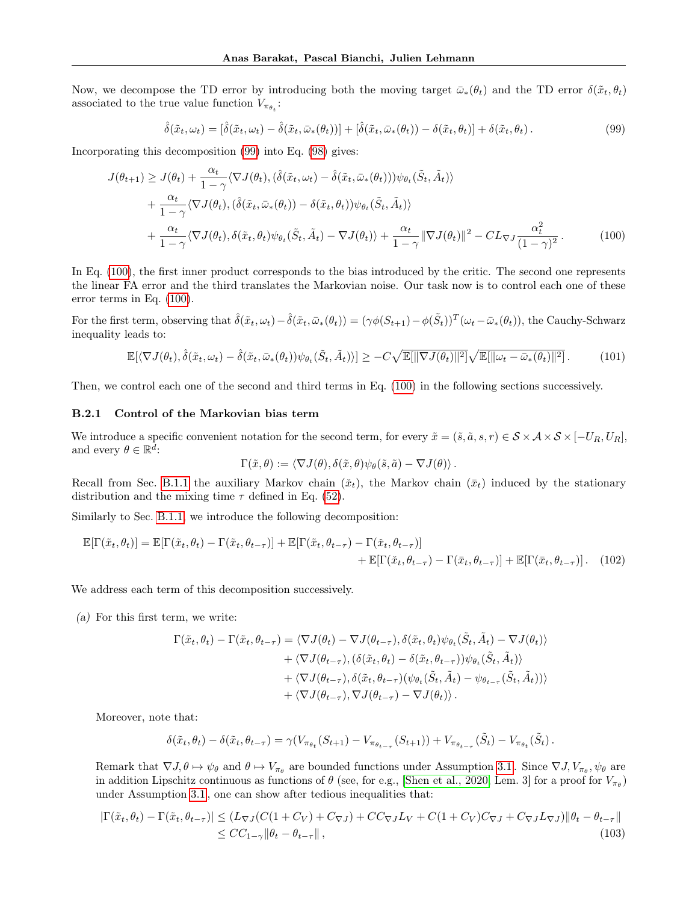Now, we decompose the TD error by introducing both the moving target $\bar{\omega}_*(\theta_t)$ and the TD error $\delta(\tilde{x}_t, \theta_t)$ associated to the true value function $V_{\pi_{\theta_t}}$:

$$\hat{\delta}(\tilde{x}_t, \omega_t) = [\hat{\delta}(\tilde{x}_t, \omega_t) - \hat{\delta}(\tilde{x}_t, \bar{\omega}_*(\theta_t))] + [\hat{\delta}(\tilde{x}_t, \bar{\omega}_*(\theta_t)) - \delta(\tilde{x}_t, \theta_t)] + \delta(\tilde{x}_t, \theta_t) \,. \tag{99}$$

Incorporating this decomposition (99) into Eq. (98) gives:

$$\begin{aligned}
J(\theta_{t+1}) \geq J(\theta_t) &+ \frac{\alpha_t}{1-\gamma} \langle \nabla J(\theta_t), (\hat{\delta}(\tilde{x}_t, \omega_t) - \hat{\delta}(\tilde{x}_t, \bar{\omega}_*(\theta_t))) \psi_{\theta_t}(\tilde{S}_t, \tilde{A}_t) \rangle \\
&+ \frac{\alpha_t}{1-\gamma} \langle \nabla J(\theta_t), (\hat{\delta}(\tilde{x}_t, \bar{\omega}_*(\theta_t)) - \delta(\tilde{x}_t, \theta_t)) \psi_{\theta_t}(\tilde{S}_t, \tilde{A}_t) \rangle \\
&+ \frac{\alpha_t}{1-\gamma} \langle \nabla J(\theta_t), \delta(\tilde{x}_t, \theta_t) \psi_{\theta_t}(\tilde{S}_t, \tilde{A}_t) - \nabla J(\theta_t) \rangle + \frac{\alpha_t}{1-\gamma} \|\nabla J(\theta_t)\|^2 - C L_{\nabla J} \frac{\alpha_t^2}{(1-\gamma)^2} \,.
\end{aligned} \tag{100}$$

In Eq. (100), the first inner product corresponds to the bias introduced by the critic. The second one represents the linear FA error and the third translates the Markovian noise. Our task now is to control each one of these error terms in Eq. (100).

For the first term, observing that $\hat{\delta}(\tilde{x}_t, \omega_t) - \hat{\delta}(\tilde{x}_t, \bar{\omega}_*(\theta_t)) = (\gamma \phi(S_{t+1}) - \phi(\tilde{S}_t))^T (\omega_t - \bar{\omega}_*(\theta_t))$, the Cauchy-Schwarz inequality leads to:

$$\mathbb{E}[\langle \nabla J(\theta_t), \hat{\delta}(\tilde{x}_t, \omega_t) - \hat{\delta}(\tilde{x}_t, \bar{\omega}_*(\theta_t)) \psi_{\theta_t}(\tilde{S}_t, \tilde{A}_t) \rangle] \geq -C \sqrt{\mathbb{E}[\|\nabla J(\theta_t)\|^2]} \sqrt{\mathbb{E}[\|\omega_t - \bar{\omega}_*(\theta_t)\|^2]} \,. \tag{101}$$

Then, we control each one of the second and third terms in Eq. (100) in the following sections successively.

### B.2.1 Control of the Markovian bias term

We introduce a specific convenient notation for the second term, for every $\tilde{x} = (\tilde{s}, \tilde{a}, s, r) \in \mathcal{S} \times \mathcal{A} \times \mathcal{S} \times [-U_R, U_R]$, and every $\theta \in \mathbb{R}^d$:

$$\Gamma(\tilde{x}, \theta) := \langle \nabla J(\theta), \delta(\tilde{x}, \theta) \psi_\theta(\tilde{s}, \tilde{a}) - \nabla J(\theta) \rangle \,.$$

Recall from Sec. B.1.1 the auxiliary Markov chain $(\check{x}_t)$, the Markov chain $(\bar{x}_t)$ induced by the stationary distribution and the mixing time $\tau$ defined in Eq. (52).

Similarly to Sec. B.1.1, we introduce the following decomposition:

$$\begin{aligned}
\mathbb{E}[\Gamma(\tilde{x}_t, \theta_t)] = \mathbb{E}[\Gamma(\tilde{x}_t, \theta_t) - \Gamma(\tilde{x}_t, \theta_{t-\tau})] &+ \mathbb{E}[\Gamma(\tilde{x}_t, \theta_{t-\tau}) - \Gamma(\check{x}_t, \theta_{t-\tau})] \\
&+ \mathbb{E}[\Gamma(\check{x}_t, \theta_{t-\tau}) - \Gamma(\bar{x}_t, \theta_{t-\tau})] + \mathbb{E}[\Gamma(\bar{x}_t, \theta_{t-\tau})] \,.
\end{aligned} \tag{102}$$

We address each term of this decomposition successively.

*(a)* For this first term, we write:

$$\begin{aligned}
\Gamma(\tilde{x}_t, \theta_t) - \Gamma(\tilde{x}_t, \theta_{t-\tau}) &= \langle \nabla J(\theta_t) - \nabla J(\theta_{t-\tau}), \delta(\tilde{x}_t, \theta_t) \psi_{\theta_t}(\tilde{S}_t, \tilde{A}_t) - \nabla J(\theta_t) \rangle \\
&+ \langle \nabla J(\theta_{t-\tau}), (\delta(\tilde{x}_t, \theta_t) - \delta(\tilde{x}_t, \theta_{t-\tau})) \psi_{\theta_t}(\tilde{S}_t, \tilde{A}_t) \rangle \\
&+ \langle \nabla J(\theta_{t-\tau}), \delta(\tilde{x}_t, \theta_{t-\tau})(\psi_{\theta_t}(\tilde{S}_t, \tilde{A}_t) - \psi_{\theta_{t-\tau}}(\tilde{S}_t, \tilde{A}_t)) \rangle \\
&+ \langle \nabla J(\theta_{t-\tau}), \nabla J(\theta_{t-\tau}) - \nabla J(\theta_t) \rangle \,.
\end{aligned}$$

Moreover, note that:

$$\delta(\tilde{x}_t, \theta_t) - \delta(\tilde{x}_t, \theta_{t-\tau}) = \gamma (V_{\pi_{\theta_t}}(S_{t+1}) - V_{\pi_{\theta_{t-\tau}}}(S_{t+1})) + V_{\pi_{\theta_{t-\tau}}}(\tilde{S}_t) - V_{\pi_{\theta_t}}(\tilde{S}_t) \,.$$

Remark that $\nabla J, \theta \mapsto \psi_\theta$ and $\theta \mapsto V_{\pi_\theta}$ are bounded functions under Assumption 3.1. Since $\nabla J, V_{\pi_\theta}, \psi_\theta$ are in addition Lipschitz continuous as functions of $\theta$ (see, for e.g., [Shen et al., 2020, Lem. 3] for a proof for $V_{\pi_\theta}$) under Assumption 3.1, one can show after tedious inequalities that:

$$\begin{aligned}
|\Gamma(\tilde{x}_t, \theta_t) - \Gamma(\tilde{x}_t, \theta_{t-\tau})| &\leq (L_{\nabla J}(C(1 + C_V) + C_{\nabla J}) + C C_{\nabla J} L_V + C(1 + C_V) C_{\nabla J} + C_{\nabla J} L_{\nabla J}) \|\theta_t - \theta_{t-\tau}\| \\
&\leq C C_{1-\gamma} \|\theta_t - \theta_{t-\tau}\| \,,
\end{aligned} \tag{103}$$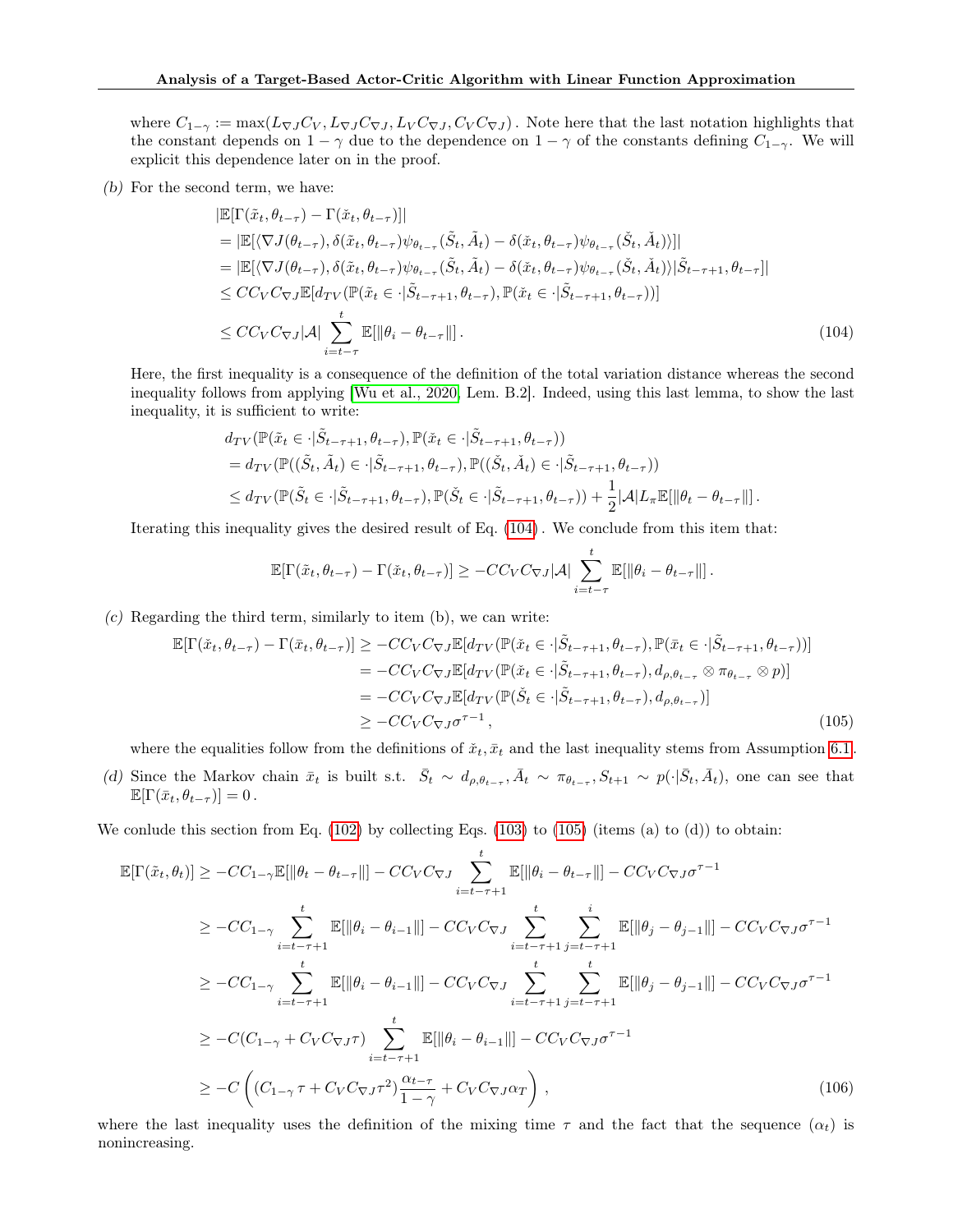where $C_{1-\gamma} := \max(L_{\nabla J} C_V, L_{\nabla J} C_{\nabla J}, L_V C_{\nabla J}, C_V C_{\nabla J})$. Note here that the last notation highlights that the constant depends on $1-\gamma$ due to the dependence on $1-\gamma$ of the constants defining $C_{1-\gamma}$. We will explicit this dependence later on in the proof.

*(b)* For the second term, we have:

$$
\begin{aligned}
&|\mathbb{E}[\Gamma(\tilde{x}_t, \theta_{t-\tau}) - \Gamma(\check{x}_t, \theta_{t-\tau})]| \\
&= |\mathbb{E}[\langle \nabla J(\theta_{t-\tau}), \delta(\tilde{x}_t, \theta_{t-\tau}) \psi_{\theta_{t-\tau}}(\tilde{S}_t, \tilde{A}_t) - \delta(\check{x}_t, \theta_{t-\tau}) \psi_{\theta_{t-\tau}}(\check{S}_t, \check{A}_t) \rangle]| \\
&= |\mathbb{E}[\langle \nabla J(\theta_{t-\tau}), \delta(\tilde{x}_t, \theta_{t-\tau}) \psi_{\theta_{t-\tau}}(\tilde{S}_t, \tilde{A}_t) - \delta(\check{x}_t, \theta_{t-\tau}) \psi_{\theta_{t-\tau}}(\check{S}_t, \check{A}_t) \rangle | \tilde{S}_{t-\tau+1}, \theta_{t-\tau}]| \\
&\leq C C_V C_{\nabla J} \mathbb{E}[d_{TV}(\mathbb{P}(\tilde{x}_t \in \cdot | \tilde{S}_{t-\tau+1}, \theta_{t-\tau}), \mathbb{P}(\check{x}_t \in \cdot | \tilde{S}_{t-\tau+1}, \theta_{t-\tau}))] \\
&\leq C C_V C_{\nabla J} |\mathcal{A}| \sum_{i=t-\tau}^{t} \mathbb{E}[\|\theta_i - \theta_{t-\tau}\|] \,.
\end{aligned}
\tag{104}
$$

Here, the first inequality is a consequence of the definition of the total variation distance whereas the second inequality follows from applying [Wu et al., 2020, Lem. B.2]. Indeed, using this last lemma, to show the last inequality, it is sufficient to write:

$$
\begin{aligned}
&d_{TV}(\mathbb{P}(\tilde{x}_t \in \cdot | \tilde{S}_{t-\tau+1}, \theta_{t-\tau}), \mathbb{P}(\check{x}_t \in \cdot | \tilde{S}_{t-\tau+1}, \theta_{t-\tau})) \\
&= d_{TV}(\mathbb{P}((\tilde{S}_t, \tilde{A}_t) \in \cdot | \tilde{S}_{t-\tau+1}, \theta_{t-\tau}), \mathbb{P}((\check{S}_t, \check{A}_t) \in \cdot | \tilde{S}_{t-\tau+1}, \theta_{t-\tau})) \\
&\leq d_{TV}(\mathbb{P}(\tilde{S}_t \in \cdot | \tilde{S}_{t-\tau+1}, \theta_{t-\tau}), \mathbb{P}(\check{S}_t \in \cdot | \tilde{S}_{t-\tau+1}, \theta_{t-\tau})) + \frac{1}{2} |\mathcal{A}| L_\pi \mathbb{E}[\|\theta_t - \theta_{t-\tau}\|] \,.
\end{aligned}
$$

Iterating this inequality gives the desired result of Eq. (104). We conclude from this item that:

$$
\mathbb{E}[\Gamma(\tilde{x}_t, \theta_{t-\tau}) - \Gamma(\check{x}_t, \theta_{t-\tau})] \geq -C C_V C_{\nabla J} |\mathcal{A}| \sum_{i=t-\tau}^{t} \mathbb{E}[\|\theta_i - \theta_{t-\tau}\|] \,.
$$

*(c)* Regarding the third term, similarly to item (b), we can write:

$$
\begin{aligned}
\mathbb{E}[\Gamma(\check{x}_t, \theta_{t-\tau}) - \Gamma(\bar{x}_t, \theta_{t-\tau})] &\geq -C C_V C_{\nabla J} \mathbb{E}[d_{TV}(\mathbb{P}(\check{x}_t \in \cdot | \tilde{S}_{t-\tau+1}, \theta_{t-\tau}), \mathbb{P}(\bar{x}_t \in \cdot | \tilde{S}_{t-\tau+1}, \theta_{t-\tau}))] \\
&= -C C_V C_{\nabla J} \mathbb{E}[d_{TV}(\mathbb{P}(\check{x}_t \in \cdot | \tilde{S}_{t-\tau+1}, \theta_{t-\tau}), d_{\rho, \theta_{t-\tau}} \otimes \pi_{\theta_{t-\tau}} \otimes p)] \\
&= -C C_V C_{\nabla J} \mathbb{E}[d_{TV}(\mathbb{P}(\check{S}_t \in \cdot | \tilde{S}_{t-\tau+1}, \theta_{t-\tau}), d_{\rho, \theta_{t-\tau}})] \\
&\geq -C C_V C_{\nabla J} \sigma^{\tau-1} \,,
\end{aligned}
\tag{105}
$$

where the equalities follow from the definitions of $\check{x}_t, \bar{x}_t$ and the last inequality stems from Assumption 6.1.

*(d)* Since the Markov chain $\bar{x}_t$ is built s.t. $\bar{S}_t \sim d_{\rho, \theta_{t-\tau}}, \bar{A}_t \sim \pi_{\theta_{t-\tau}}, S_{t+1} \sim p(\cdot | \bar{S}_t, \bar{A}_t)$, one can see that $\mathbb{E}[\Gamma(\bar{x}_t, \theta_{t-\tau})] = 0$.

We conlude this section from Eq. (102) by collecting Eqs. (103) to (105) (items (a) to (d)) to obtain:

$$
\begin{aligned}
\mathbb{E}[\Gamma(\tilde{x}_t, \theta_t)] &\geq -C C_{1-\gamma} \mathbb{E}[\|\theta_t - \theta_{t-\tau}\|] - C C_V C_{\nabla J} \sum_{i=t-\tau+1}^{t} \mathbb{E}[\|\theta_i - \theta_{t-\tau}\|] - C C_V C_{\nabla J} \sigma^{\tau-1} \\
&\geq -C C_{1-\gamma} \sum_{i=t-\tau+1}^{t} \mathbb{E}[\|\theta_i - \theta_{i-1}\|] - C C_V C_{\nabla J} \sum_{i=t-\tau+1}^{t} \sum_{j=t-\tau+1}^{i} \mathbb{E}[\|\theta_j - \theta_{j-1}\|] - C C_V C_{\nabla J} \sigma^{\tau-1} \\
&\geq -C C_{1-\gamma} \sum_{i=t-\tau+1}^{t} \mathbb{E}[\|\theta_i - \theta_{i-1}\|] - C C_V C_{\nabla J} \sum_{i=t-\tau+1}^{t} \sum_{j=t-\tau+1}^{t} \mathbb{E}[\|\theta_j - \theta_{j-1}\|] - C C_V C_{\nabla J} \sigma^{\tau-1} \\
&\geq -C (C_{1-\gamma} + C_V C_{\nabla J} \tau) \sum_{i=t-\tau+1}^{t} \mathbb{E}[\|\theta_i - \theta_{i-1}\|] - C C_V C_{\nabla J} \sigma^{\tau-1} \\
&\geq -C \left( (C_{1-\gamma} \tau + C_V C_{\nabla J} \tau^2) \frac{\alpha_{t-\tau}}{1-\gamma} + C_V C_{\nabla J} \alpha_T \right) ,
\end{aligned}
\tag{106}
$$

where the last inequality uses the definition of the mixing time $\tau$ and the fact that the sequence $(\alpha_t)$ is nonincreasing.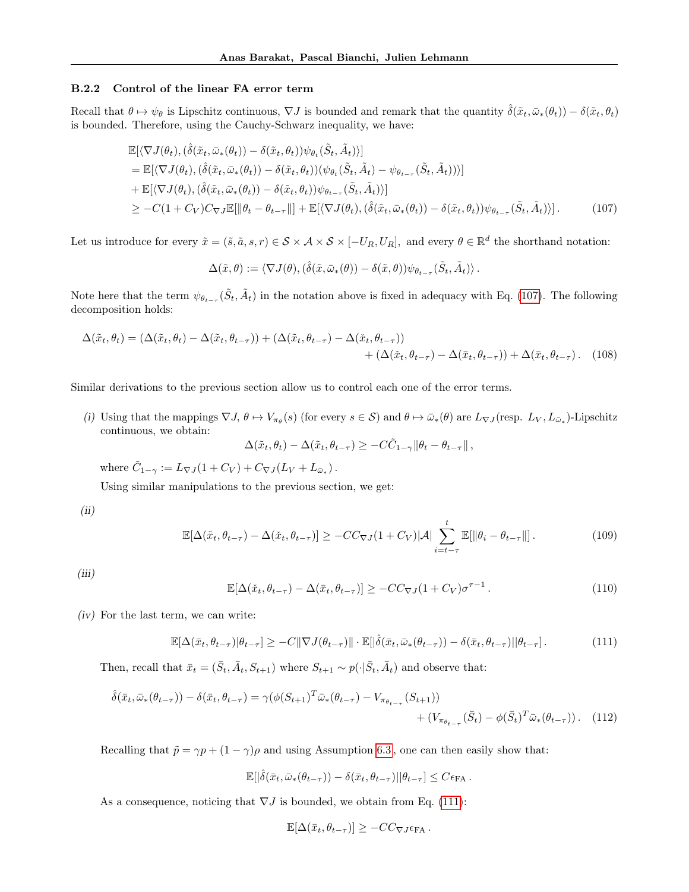### B.2.2 Control of the linear FA error term

Recall that $\theta \mapsto \psi_\theta$ is Lipschitz continuous, $\nabla J$ is bounded and remark that the quantity $\hat{\delta}(\tilde{x}_t, \bar{\omega}_*(\theta_t)) - \delta(\tilde{x}_t, \theta_t)$ is bounded. Therefore, using the Cauchy-Schwarz inequality, we have:

$$
\begin{aligned}
&\mathbb{E}[\langle \nabla J(\theta_t), (\hat{\delta}(\tilde{x}_t, \bar{\omega}_*(\theta_t)) - \delta(\tilde{x}_t, \theta_t))\psi_{\theta_t}(\tilde{S}_t, \tilde{A}_t)\rangle] \\
&= \mathbb{E}[\langle \nabla J(\theta_t), (\hat{\delta}(\tilde{x}_t, \bar{\omega}_*(\theta_t)) - \delta(\tilde{x}_t, \theta_t))(\psi_{\theta_t}(\tilde{S}_t, \tilde{A}_t) - \psi_{\theta_{t-\tau}}(\tilde{S}_t, \tilde{A}_t))\rangle] \\
&+ \mathbb{E}[\langle \nabla J(\theta_t), (\hat{\delta}(\tilde{x}_t, \bar{\omega}_*(\theta_t)) - \delta(\tilde{x}_t, \theta_t))\psi_{\theta_{t-\tau}}(\tilde{S}_t, \tilde{A}_t)\rangle] \\
&\geq -C(1+C_V)C_{\nabla J}\mathbb{E}[\|\theta_t - \theta_{t-\tau}\|] + \mathbb{E}[\langle \nabla J(\theta_t), (\hat{\delta}(\tilde{x}_t, \bar{\omega}_*(\theta_t)) - \delta(\tilde{x}_t, \theta_t))\psi_{\theta_{t-\tau}}(\tilde{S}_t, \tilde{A}_t)\rangle]\,. \quad (107)
\end{aligned}
$$

Let us introduce for every $\tilde{x} = (\tilde{s}, \tilde{a}, s, r) \in \mathcal{S} \times \mathcal{A} \times \mathcal{S} \times [-U_R, U_R]$, and every $\theta \in \mathbb{R}^d$ the shorthand notation:

$$
\Delta(\tilde{x}, \theta) := \langle \nabla J(\theta), (\hat{\delta}(\tilde{x}, \bar{\omega}_*(\theta)) - \delta(\tilde{x}, \theta))\psi_{\theta_{t-\tau}}(\tilde{S}_t, \tilde{A}_t)\rangle\,.
$$

Note here that the term $\psi_{\theta_{t-\tau}}(\tilde{S}_t, \tilde{A}_t)$ in the notation above is fixed in adequacy with Eq. (107). The following decomposition holds:

$$
\begin{aligned}
\Delta(\tilde{x}_t, \theta_t) = (\Delta(\tilde{x}_t, \theta_t) - \Delta(\tilde{x}_t, \theta_{t-\tau})) + (\Delta(\tilde{x}_t, \theta_{t-\tau}) - \Delta(\check{x}_t, \theta_{t-\tau})) \\
+ (\Delta(\check{x}_t, \theta_{t-\tau}) - \Delta(\bar{x}_t, \theta_{t-\tau})) + \Delta(\bar{x}_t, \theta_{t-\tau})\,. \quad (108)
\end{aligned}
$$

Similar derivations to the previous section allow us to control each one of the error terms.

*(i)* Using that the mappings $\nabla J$, $\theta \mapsto V_{\pi_\theta}(s)$ (for every $s \in \mathcal{S}$) and $\theta \mapsto \bar{\omega}_*(\theta)$ are $L_{\nabla J}$(resp. $L_V, L_{\bar{\omega}_*}$)-Lipschitz continuous, we obtain:

$$
\Delta(\tilde{x}_t, \theta_t) - \Delta(\tilde{x}_t, \theta_{t-\tau}) \geq -C\tilde{C}_{1-\gamma}\|\theta_t - \theta_{t-\tau}\|\,,
$$

where $\tilde{C}_{1-\gamma} := L_{\nabla J}(1 + C_V) + C_{\nabla J}(L_V + L_{\bar{\omega}_*})$.

Using similar manipulations to the previous section, we get:

*(ii)*

$$
\mathbb{E}[\Delta(\tilde{x}_t, \theta_{t-\tau}) - \Delta(\check{x}_t, \theta_{t-\tau})] \geq -CC_{\nabla J}(1+C_V)|\mathcal{A}|\sum_{i=t-\tau}^{t}\mathbb{E}[\|\theta_i - \theta_{t-\tau}\|]\,. \quad (109)
$$

*(iii)*

$$
\mathbb{E}[\Delta(\check{x}_t, \theta_{t-\tau}) - \Delta(\bar{x}_t, \theta_{t-\tau})] \geq -CC_{\nabla J}(1+C_V)\sigma^{\tau-1}\,. \quad (110)
$$

*(iv)* For the last term, we can write:

$$
\mathbb{E}[\Delta(\bar{x}_t, \theta_{t-\tau})|\theta_{t-\tau}] \geq -C\|\nabla J(\theta_{t-\tau})\| \cdot \mathbb{E}[|\hat{\delta}(\bar{x}_t, \bar{\omega}_*(\theta_{t-\tau})) - \delta(\bar{x}_t, \theta_{t-\tau})||\theta_{t-\tau}]\,. \quad (111)
$$

Then, recall that $\bar{x}_t = (\bar{S}_t, \bar{A}_t, S_{t+1})$ where $S_{t+1} \sim p(\cdot|\bar{S}_t, \bar{A}_t)$ and observe that:

$$
\begin{aligned}
\hat{\delta}(\bar{x}_t, \bar{\omega}_*(\theta_{t-\tau})) - \delta(\bar{x}_t, \theta_{t-\tau}) = \gamma(\phi(S_{t+1})^T\bar{\omega}_*(\theta_{t-\tau}) - V_{\pi_{\theta_{t-\tau}}}(S_{t+1})) \\
+ (V_{\pi_{\theta_{t-\tau}}}(\bar{S}_t) - \phi(\bar{S}_t)^T\bar{\omega}_*(\theta_{t-\tau}))\,. \quad (112)
\end{aligned}
$$

Recalling that $\tilde{p} = \gamma p + (1-\gamma)\rho$ and using Assumption 6.3, one can then easily show that:

$$
\mathbb{E}[|\hat{\delta}(\bar{x}_t, \bar{\omega}_*(\theta_{t-\tau})) - \delta(\bar{x}_t, \theta_{t-\tau})||\theta_{t-\tau}] \leq C\epsilon_{\text{FA}}\,.
$$

As a consequence, noticing that $\nabla J$ is bounded, we obtain from Eq. (111):

$$
\mathbb{E}[\Delta(\bar{x}_t, \theta_{t-\tau})] \geq -CC_{\nabla J}\epsilon_{\text{FA}}\,.
$$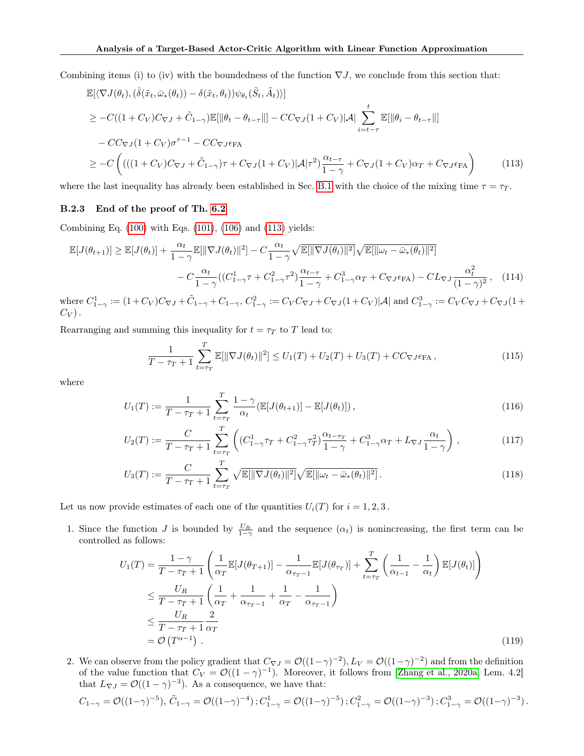Combining items (i) to (iv) with the boundedness of the function $\nabla J$, we conclude from this section that:

$$
\begin{aligned}
&\mathbb{E}[\langle \nabla J(\theta_t), (\hat{\delta}(\tilde{x}_t, \bar{\omega}_*(\theta_t)) - \delta(\tilde{x}_t, \theta_t))\psi_{\theta_t}(\tilde{S}_t, \tilde{A}_t)\rangle] \\
&\geq -C((1+C_V)C_{\nabla J} + \tilde{C}_{1-\gamma})\mathbb{E}[\|\theta_t - \theta_{t-\tau}\|] - CC_{\nabla J}(1+C_V)|\mathcal{A}| \sum_{i=t-\tau}^{t} \mathbb{E}[\|\theta_i - \theta_{t-\tau}\|] \\
&\quad - CC_{\nabla J}(1+C_V)\sigma^{\tau-1} - CC_{\nabla J}\epsilon_{\text{FA}} \\
&\geq -C\left( (((1+C_V)C_{\nabla J} + \tilde{C}_{1-\gamma})\tau + C_{\nabla J}(1+C_V)|\mathcal{A}|\tau^2)\frac{\alpha_{t-\tau}}{1-\gamma} + C_{\nabla J}(1+C_V)\alpha_T + C_{\nabla J}\epsilon_{\text{FA}} \right)
\end{aligned} \tag{113}
$$

where the last inequality has already been established in Sec. B.1 with the choice of the mixing time $\tau = \tau_T$.

### B.2.3 End of the proof of Th. 6.2

Combining Eq. (100) with Eqs. (101), (106) and (113) yields:

$$
\begin{aligned}
\mathbb{E}[J(\theta_{t+1})] \geq \mathbb{E}[J(\theta_t)] &+ \frac{\alpha_t}{1-\gamma}\mathbb{E}[\|\nabla J(\theta_t)\|^2] - C\frac{\alpha_t}{1-\gamma}\sqrt{\mathbb{E}[\|\nabla J(\theta_t)\|^2]}\sqrt{\mathbb{E}[\|\omega_t - \bar{\omega}_*(\theta_t)\|^2]} \\
&- C\frac{\alpha_t}{1-\gamma}((C^1_{1-\gamma}\tau + C^2_{1-\gamma}\tau^2)\frac{\alpha_{t-\tau}}{1-\gamma} + C^3_{1-\gamma}\alpha_T + C_{\nabla J}\epsilon_{\text{FA}}) - CL_{\nabla J}\frac{\alpha_t^2}{(1-\gamma)^2}\,,
\end{aligned} \tag{114}
$$

where $C^1_{1-\gamma} := (1+C_V)C_{\nabla J} + \tilde{C}_{1-\gamma} + C_{1-\gamma}$, $C^2_{1-\gamma} := C_V C_{\nabla J} + C_{\nabla J}(1+C_V)|\mathcal{A}|$ and $C^3_{1-\gamma} := C_V C_{\nabla J} + C_{\nabla J}(1+C_V)$.

Rearranging and summing this inequality for $t = \tau_T$ to $T$ lead to:

$$
\frac{1}{T - \tau_T + 1}\sum_{t=\tau_T}^{T} \mathbb{E}[\|\nabla J(\theta_t)\|^2] \leq U_1(T) + U_2(T) + U_3(T) + CC_{\nabla J}\epsilon_{\text{FA}}\,, \tag{115}
$$

where

$$
U_1(T) := \frac{1}{T-\tau_T+1}\sum_{t=\tau_T}^{T} \frac{1-\gamma}{\alpha_t}(\mathbb{E}[J(\theta_{t+1})] - \mathbb{E}[J(\theta_t)])\,, \tag{116}
$$

$$
U_2(T) := \frac{C}{T-\tau_T+1}\sum_{t=\tau_T}^{T}\left( (C^1_{1-\gamma}\tau_T + C^2_{1-\gamma}\tau_T^2)\frac{\alpha_{t-\tau_T}}{1-\gamma} + C^3_{1-\gamma}\alpha_T + L_{\nabla J}\frac{\alpha_t}{1-\gamma}\right)\,, \tag{117}
$$

$$
U_3(T) := \frac{C}{T-\tau_T+1}\sum_{t=\tau_T}^{T}\sqrt{\mathbb{E}[\|\nabla J(\theta_t)\|^2]}\sqrt{\mathbb{E}[\|\omega_t - \bar{\omega}_*(\theta_t)\|^2]}\,. \tag{118}
$$

Let us now provide estimates of each one of the quantities $U_i(T)$ for $i = 1, 2, 3$.

1. Since the function $J$ is bounded by $\frac{U_R}{1-\gamma}$ and the sequence $(\alpha_t)$ is nonincreasing, the first term can be controlled as follows:

$$
\begin{aligned}
U_1(T) &= \frac{1-\gamma}{T-\tau_T+1}\left(\frac{1}{\alpha_T}\mathbb{E}[J(\theta_{T+1})] - \frac{1}{\alpha_{\tau_T-1}}\mathbb{E}[J(\theta_{\tau_T})] + \sum_{t=\tau_T}^{T}\left(\frac{1}{\alpha_{t-1}} - \frac{1}{\alpha_t}\right)\mathbb{E}[J(\theta_t)]\right) \\
&\leq \frac{U_R}{T-\tau_T+1}\left(\frac{1}{\alpha_T} + \frac{1}{\alpha_{\tau_T-1}} + \frac{1}{\alpha_T} - \frac{1}{\alpha_{\tau_T-1}}\right) \\
&\leq \frac{U_R}{T-\tau_T+1}\frac{2}{\alpha_T} \\
&= \mathcal{O}\left(T^{\alpha-1}\right)\,.
\end{aligned} \tag{119}
$$

2. We can observe from the policy gradient that $C_{\nabla J} = \mathcal{O}((1-\gamma)^{-2}), L_V = \mathcal{O}((1-\gamma)^{-2})$ and from the definition of the value function that $C_V = \mathcal{O}((1-\gamma)^{-1})$. Moreover, it follows from [Zhang et al., 2020a, Lem. 4.2] that $L_{\nabla J} = \mathcal{O}((1-\gamma)^{-3})$. As a consequence, we have that:

$$
C_{1-\gamma} = \mathcal{O}((1-\gamma)^{-5}),\ \tilde{C}_{1-\gamma} = \mathcal{O}((1-\gamma)^{-4})\,; C^1_{1-\gamma} = \mathcal{O}((1-\gamma)^{-5})\,; C^2_{1-\gamma} = \mathcal{O}((1-\gamma)^{-3})\,; C^3_{1-\gamma} = \mathcal{O}((1-\gamma)^{-3})\,.
$$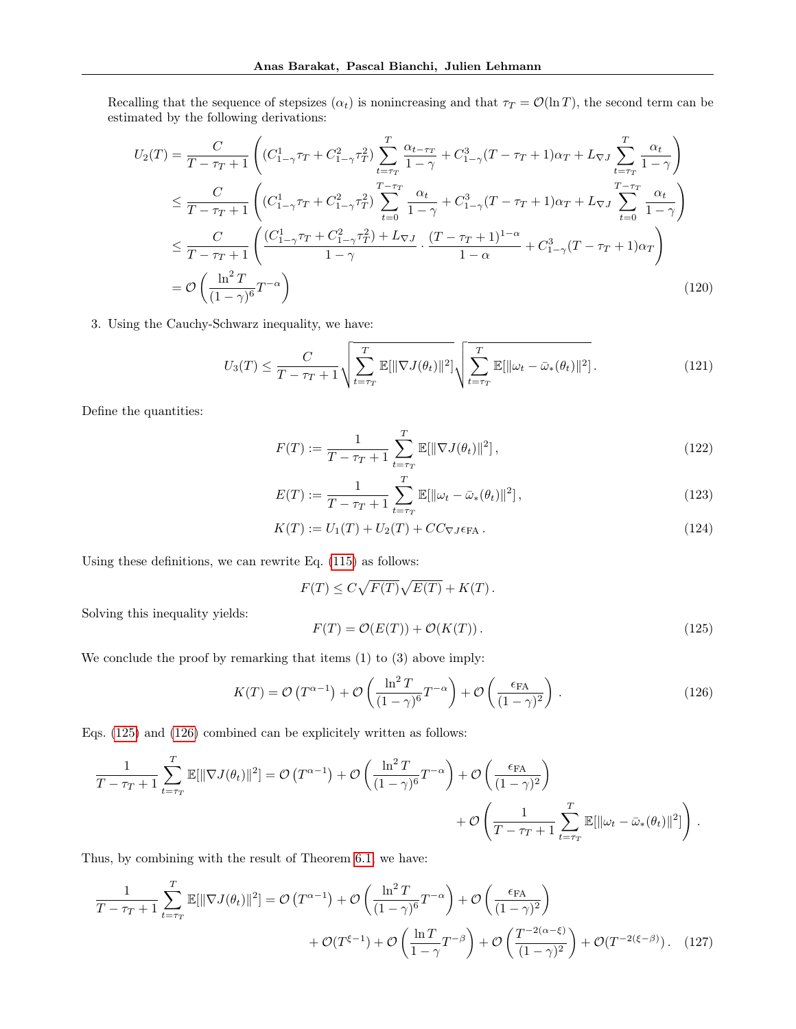Recalling that the sequence of stepsizes $(\alpha_t)$ is nonincreasing and that $\tau_T = \mathcal{O}(\ln T)$, the second term can be estimated by the following derivations:

$$
\begin{aligned}
U_2(T) &= \frac{C}{T - \tau_T + 1}\left( (C^1_{1-\gamma}\tau_T + C^2_{1-\gamma}\tau_T^2) \sum_{t=\tau_T}^{T} \frac{\alpha_{t-\tau_T}}{1-\gamma} + C^3_{1-\gamma}(T - \tau_T + 1)\alpha_T + L_{\nabla J}\sum_{t=\tau_T}^{T}\frac{\alpha_t}{1-\gamma}\right) \\
&\leq \frac{C}{T - \tau_T + 1}\left( (C^1_{1-\gamma}\tau_T + C^2_{1-\gamma}\tau_T^2) \sum_{t=0}^{T-\tau_T} \frac{\alpha_t}{1-\gamma} + C^3_{1-\gamma}(T - \tau_T + 1)\alpha_T + L_{\nabla J}\sum_{t=0}^{T-\tau_T}\frac{\alpha_t}{1-\gamma}\right) \\
&\leq \frac{C}{T - \tau_T + 1}\left( \frac{(C^1_{1-\gamma}\tau_T + C^2_{1-\gamma}\tau_T^2) + L_{\nabla J}}{1-\gamma} \cdot \frac{(T-\tau_T+1)^{1-\alpha}}{1-\alpha} + C^3_{1-\gamma}(T - \tau_T + 1)\alpha_T \right) \\
&= \mathcal{O}\left(\frac{\ln^2 T}{(1-\gamma)^6} T^{-\alpha}\right)
\end{aligned} \tag{120}
$$

3. Using the Cauchy-Schwarz inequality, we have:

$$
U_3(T) \leq \frac{C}{T - \tau_T + 1} \sqrt{\sum_{t=\tau_T}^{T} \mathbb{E}[\|\nabla J(\theta_t)\|^2]} \sqrt{\sum_{t=\tau_T}^{T} \mathbb{E}[\|\omega_t - \bar{\omega}_*(\theta_t)\|^2]}\,. \tag{121}
$$

Define the quantities:

$$
F(T) := \frac{1}{T - \tau_T + 1} \sum_{t=\tau_T}^{T} \mathbb{E}[\|\nabla J(\theta_t)\|^2]\,, \tag{122}
$$

$$
E(T) := \frac{1}{T - \tau_T + 1} \sum_{t=\tau_T}^{T} \mathbb{E}[\|\omega_t - \bar{\omega}_*(\theta_t)\|^2]\,, \tag{123}
$$

$$
K(T) := U_1(T) + U_2(T) + CC_{\nabla J}\epsilon_{\mathrm{FA}}\,. \tag{124}
$$

Using these definitions, we can rewrite Eq. (115) as follows:

$$
F(T) \leq C\sqrt{F(T)}\sqrt{E(T)} + K(T)\,.
$$

Solving this inequality yields:

$$
F(T) = \mathcal{O}(E(T)) + \mathcal{O}(K(T))\,. \tag{125}
$$

We conclude the proof by remarking that items (1) to (3) above imply:

$$
K(T) = \mathcal{O}\left(T^{\alpha-1}\right) + \mathcal{O}\left(\frac{\ln^2 T}{(1-\gamma)^6} T^{-\alpha}\right) + \mathcal{O}\left(\frac{\epsilon_{\mathrm{FA}}}{(1-\gamma)^2}\right)\,. \tag{126}
$$

Eqs. (125) and (126) combined can be explicitely written as follows:

$$
\begin{aligned}
\frac{1}{T - \tau_T + 1} \sum_{t=\tau_T}^{T} \mathbb{E}[\|\nabla J(\theta_t)\|^2] = \mathcal{O}\left(T^{\alpha-1}\right) + \mathcal{O}\left(\frac{\ln^2 T}{(1-\gamma)^6} T^{-\alpha}\right) + \mathcal{O}\left(\frac{\epsilon_{\mathrm{FA}}}{(1-\gamma)^2}\right) \\
+ \mathcal{O}\left(\frac{1}{T - \tau_T + 1} \sum_{t=\tau_T}^{T} \mathbb{E}[\|\omega_t - \bar{\omega}_*(\theta_t)\|^2]\right)\,.
\end{aligned}
$$

Thus, by combining with the result of Theorem 6.1, we have:

$$
\begin{aligned}
\frac{1}{T - \tau_T + 1} \sum_{t=\tau_T}^{T} \mathbb{E}[\|\nabla J(\theta_t)\|^2] = \mathcal{O}\left(T^{\alpha-1}\right) + \mathcal{O}\left(\frac{\ln^2 T}{(1-\gamma)^6} T^{-\alpha}\right) + \mathcal{O}\left(\frac{\epsilon_{\mathrm{FA}}}{(1-\gamma)^2}\right) \\
+ \mathcal{O}(T^{\xi-1}) + \mathcal{O}\left(\frac{\ln T}{1-\gamma} T^{-\beta}\right) + \mathcal{O}\left(\frac{T^{-2(\alpha-\xi)}}{(1-\gamma)^2}\right) + \mathcal{O}(T^{-2(\xi-\beta)})\,.
\end{aligned} \tag{127}
$$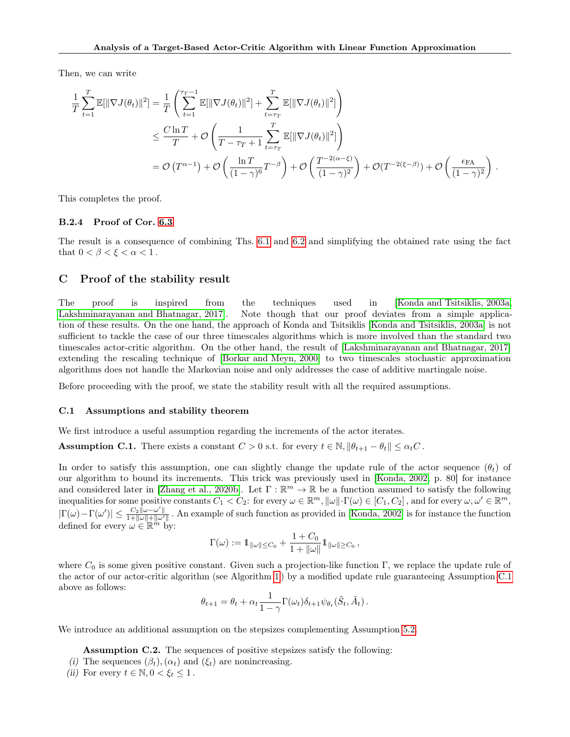Then, we can write

$$
\begin{aligned}
\frac{1}{T}\sum_{t=1}^{T}\mathbb{E}[\|\nabla J(\theta_t)\|^2] &= \frac{1}{T}\left(\sum_{t=1}^{\tau_T-1}\mathbb{E}[\|\nabla J(\theta_t)\|^2] + \sum_{t=\tau_T}^{T}\mathbb{E}[\|\nabla J(\theta_t)\|^2]\right) \\
&\leq \frac{C\ln T}{T} + \mathcal{O}\left(\frac{1}{T-\tau_T+1}\sum_{t=\tau_T}^{T}\mathbb{E}[\|\nabla J(\theta_t)\|^2]\right) \\
&= \mathcal{O}\left(T^{\alpha-1}\right) + \mathcal{O}\left(\frac{\ln T}{(1-\gamma)^6}T^{-\beta}\right) + \mathcal{O}\left(\frac{T^{-2(\alpha-\xi)}}{(1-\gamma)^2}\right) + \mathcal{O}(T^{-2(\xi-\beta)}) + \mathcal{O}\left(\frac{\epsilon_{\text{FA}}}{(1-\gamma)^2}\right).
\end{aligned}
$$

This completes the proof.

#### B.2.4 Proof of Cor. 6.3

The result is a consequence of combining Ths. 6.1 and 6.2 and simplifying the obtained rate using the fact that $0 < \beta < \xi < \alpha < 1$.

## C Proof of the stability result

The proof is inspired from the techniques used in [Konda and Tsitsiklis, 2003a, Lakshminarayanan and Bhatnagar, 2017]. Note though that our proof deviates from a simple application of these results. On the one hand, the approach of Konda and Tsitsiklis [Konda and Tsitsiklis, 2003a] is not sufficient to tackle the case of our three timescales algorithms which is more involved than the standard two timescales actor-critic algorithm. On the other hand, the result of [Lakshminarayanan and Bhatnagar, 2017] extending the rescaling technique of [Borkar and Meyn, 2000] to two timescales stochastic approximation algorithms does not handle the Markovian noise and only addresses the case of additive martingale noise.

Before proceeding with the proof, we state the stability result with all the required assumptions.

### C.1 Assumptions and stability theorem

We first introduce a useful assumption regarding the increments of the actor iterates.

**Assumption C.1.** There exists a constant $C > 0$ s.t. for every $t \in \mathbb{N}, \|\theta_{t+1} - \theta_t\| \leq \alpha_t C$.

In order to satisfy this assumption, one can slightly change the update rule of the actor sequence $(\theta_t)$ of our algorithm to bound its increments. This trick was previously used in [Konda, 2002, p. 80] for instance and considered later in [Zhang et al., 2020b]. Let $\Gamma : \mathbb{R}^m \to \mathbb{R}$ be a function assumed to satisfy the following inequalities for some positive constants $C_1 < C_2$: for every $\omega \in \mathbb{R}^m, \|\omega\|\cdot\Gamma(\omega) \in [C_1, C_2]$, and for every $\omega, \omega' \in \mathbb{R}^m$, $|\Gamma(\omega) - \Gamma(\omega')| \leq \frac{C_2\|\omega-\omega'\|}{1+\|\omega\|+\|\omega'\|}$. An example of such function as provided in [Konda, 2002] is for instance the function defined for every $\omega \in \mathbb{R}^m$ by:

$$
\Gamma(\omega) := \mathbb{1}_{\|\omega\|\leq C_0} + \frac{1+C_0}{1+\|\omega\|}\mathbb{1}_{\|\omega\|\geq C_0},
$$

where $C_0$ is some given positive constant. Given such a projection-like function $\Gamma$, we replace the update rule of the actor of our actor-critic algorithm (see Algorithm 1) by a modified update rule guaranteeing Assumption C.1 above as follows:

$$
\theta_{t+1} = \theta_t + \alpha_t\frac{1}{1-\gamma}\Gamma(\omega_t)\delta_{t+1}\psi_{\theta_t}(\tilde{S}_t, \tilde{A}_t).
$$

We introduce an additional assumption on the stepsizes complementing Assumption 5.2.

**Assumption C.2.** The sequences of positive stepsizes satisfy the following:

*(i)* The sequences $(\beta_t), (\alpha_t)$ and $(\xi_t)$ are nonincreasing.

*(ii)* For every $t \in \mathbb{N}, 0 < \xi_t \leq 1$.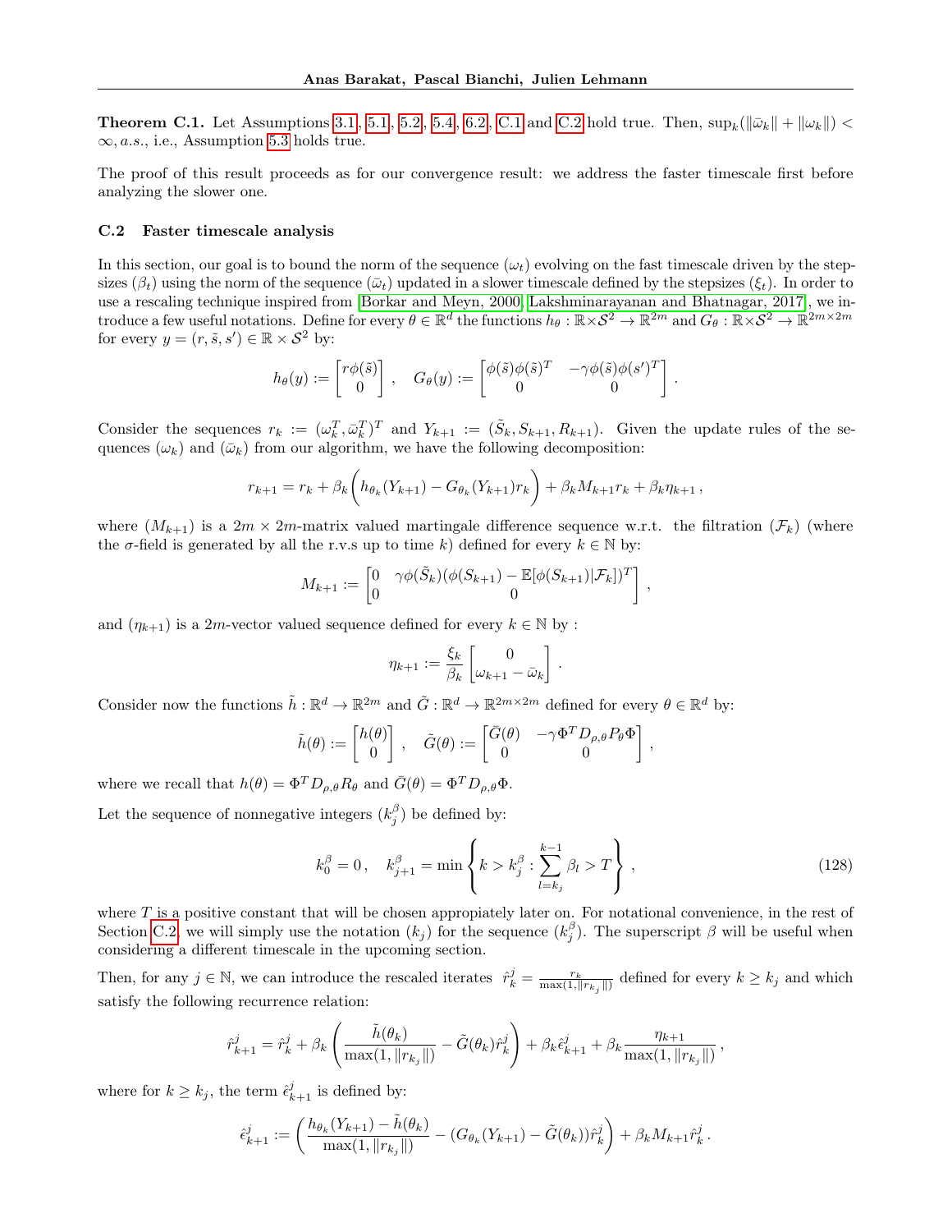**Theorem C.1.** Let Assumptions 3.1, 5.1, 5.2, 5.4, 6.2, C.1 and C.2 hold true. Then, $\sup_k(\|\bar{\omega}_k\| + \|\omega_k\|) < \infty, a.s.$, i.e., Assumption 5.3 holds true.

The proof of this result proceeds as for our convergence result: we address the faster timescale first before analyzing the slower one.

### C.2 Faster timescale analysis

In this section, our goal is to bound the norm of the sequence $(\omega_t)$ evolving on the fast timescale driven by the stepsizes $(\beta_t)$ using the norm of the sequence $(\bar{\omega}_t)$ updated in a slower timescale defined by the stepsizes $(\xi_t)$. In order to use a rescaling technique inspired from [Borkar and Meyn, 2000, Lakshminarayanan and Bhatnagar, 2017], we introduce a few useful notations. Define for every $\theta \in \mathbb{R}^d$ the functions $h_\theta : \mathbb{R} \times \mathcal{S}^2 \to \mathbb{R}^{2m}$ and $G_\theta : \mathbb{R} \times \mathcal{S}^2 \to \mathbb{R}^{2m \times 2m}$ for every $y = (r, \tilde{s}, s') \in \mathbb{R} \times \mathcal{S}^2$ by:

$$h_\theta(y) := \begin{bmatrix} r\phi(\tilde{s}) \\ 0 \end{bmatrix}, \quad G_\theta(y) := \begin{bmatrix} \phi(\tilde{s})\phi(\tilde{s})^T & -\gamma\phi(\tilde{s})\phi(s')^T \\ 0 & 0 \end{bmatrix}.$$

Consider the sequences $r_k := (\omega_k^T, \bar{\omega}_k^T)^T$ and $Y_{k+1} := (\tilde{S}_k, S_{k+1}, R_{k+1})$. Given the update rules of the sequences $(\omega_k)$ and $(\bar{\omega}_k)$ from our algorithm, we have the following decomposition:

$$r_{k+1} = r_k + \beta_k \bigg( h_{\theta_k}(Y_{k+1}) - G_{\theta_k}(Y_{k+1}) r_k \bigg) + \beta_k M_{k+1} r_k + \beta_k \eta_{k+1},$$

where $(M_{k+1})$ is a $2m \times 2m$-matrix valued martingale difference sequence w.r.t. the filtration $(\mathcal{F}_k)$ (where the $\sigma$-field is generated by all the r.v.s up to time $k$) defined for every $k \in \mathbb{N}$ by:

$$M_{k+1} := \begin{bmatrix} 0 & \gamma\phi(\tilde{S}_k)(\phi(S_{k+1}) - \mathbb{E}[\phi(S_{k+1})|\mathcal{F}_k])^T \\ 0 & 0 \end{bmatrix},$$

and $(\eta_{k+1})$ is a $2m$-vector valued sequence defined for every $k \in \mathbb{N}$ by :

$$\eta_{k+1} := \frac{\xi_k}{\beta_k} \begin{bmatrix} 0 \\ \omega_{k+1} - \bar{\omega}_k \end{bmatrix}.$$

Consider now the functions $\tilde{h} : \mathbb{R}^d \to \mathbb{R}^{2m}$ and $\tilde{G} : \mathbb{R}^d \to \mathbb{R}^{2m \times 2m}$ defined for every $\theta \in \mathbb{R}^d$ by:

$$\tilde{h}(\theta) := \begin{bmatrix} h(\theta) \\ 0 \end{bmatrix}, \quad \tilde{G}(\theta) := \begin{bmatrix} \bar{G}(\theta) & -\gamma\Phi^T D_{\rho,\theta} P_\theta \Phi \\ 0 & 0 \end{bmatrix},$$

where we recall that $h(\theta) = \Phi^T D_{\rho,\theta} R_\theta$ and $\bar{G}(\theta) = \Phi^T D_{\rho,\theta}\Phi$.

Let the sequence of nonnegative integers $(k_j^\beta)$ be defined by:

$$k_0^\beta = 0, \quad k_{j+1}^\beta = \min\left\{ k > k_j^\beta : \sum_{l=k_j}^{k-1} \beta_l > T \right\}, \tag{128}$$

where $T$ is a positive constant that will be chosen appropiately later on. For notational convenience, in the rest of Section C.2, we will simply use the notation $(k_j)$ for the sequence $(k_j^\beta)$. The superscript $\beta$ will be useful when considering a different timescale in the upcoming section.

Then, for any $j \in \mathbb{N}$, we can introduce the rescaled iterates $\hat{r}_k^j = \frac{r_k}{\max(1, \|r_{k_j}\|)}$ defined for every $k \geq k_j$ and which satisfy the following recurrence relation:

$$\hat{r}_{k+1}^j = \hat{r}_k^j + \beta_k \left( \frac{\tilde{h}(\theta_k)}{\max(1, \|r_{k_j}\|)} - \tilde{G}(\theta_k)\hat{r}_k^j \right) + \beta_k \hat{\epsilon}_{k+1}^j + \beta_k \frac{\eta_{k+1}}{\max(1, \|r_{k_j}\|)},$$

where for $k \geq k_j$, the term $\hat{\epsilon}_{k+1}^j$ is defined by:

$$\hat{\epsilon}_{k+1}^j := \left( \frac{h_{\theta_k}(Y_{k+1}) - \tilde{h}(\theta_k)}{\max(1, \|r_{k_j}\|)} - (G_{\theta_k}(Y_{k+1}) - \tilde{G}(\theta_k))\hat{r}_k^j \right) + \beta_k M_{k+1}\hat{r}_k^j.$$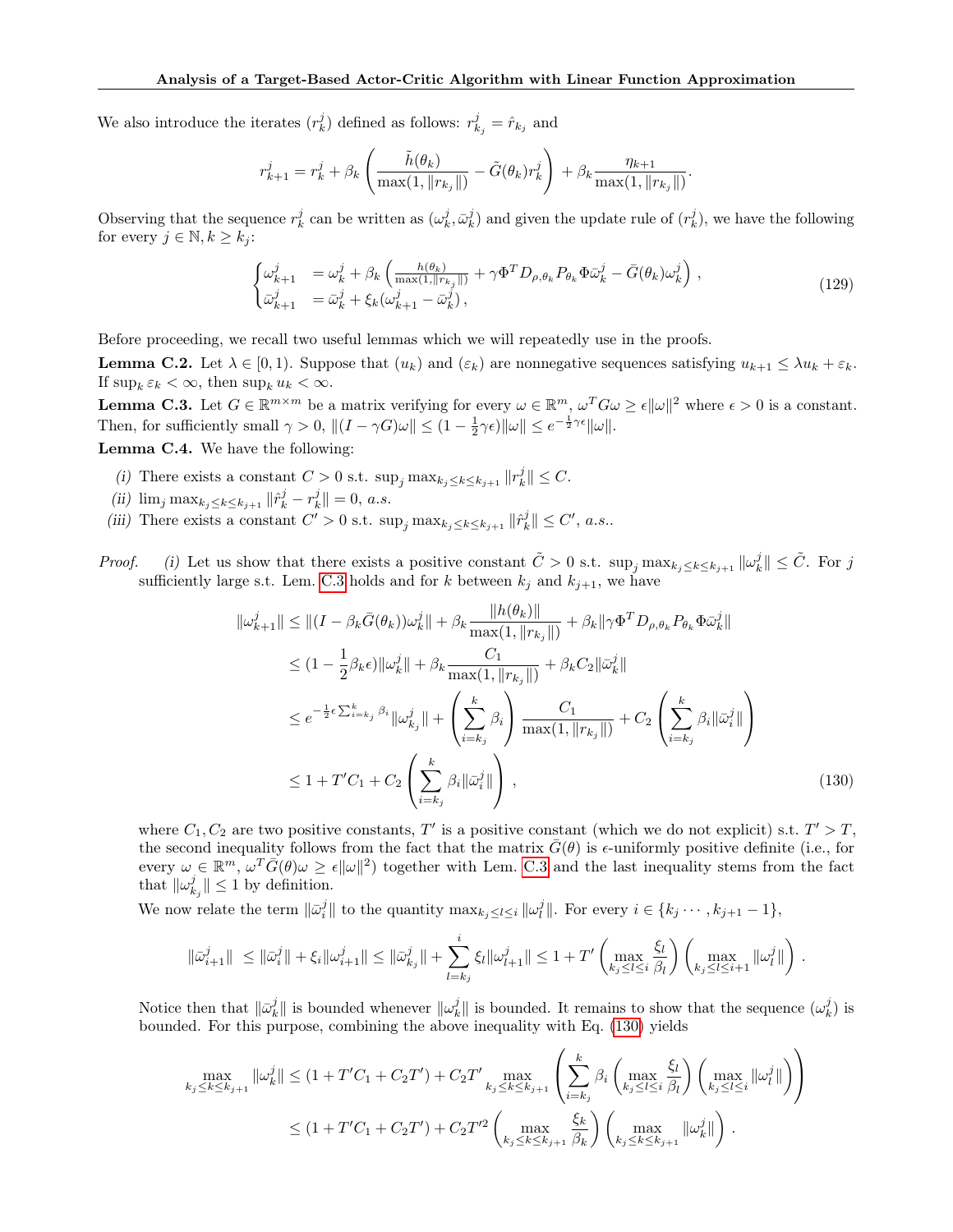We also introduce the iterates $(r_k^j)$ defined as follows: $r_{k_j}^j = \hat{r}_{k_j}$ and

$$r_{k+1}^j = r_k^j + \beta_k \left( \frac{\tilde{h}(\theta_k)}{\max(1, \|r_{k_j}\|)} - \tilde{G}(\theta_k) r_k^j \right) + \beta_k \frac{\eta_{k+1}}{\max(1, \|r_{k_j}\|)}.$$

Observing that the sequence $r_k^j$ can be written as $(\omega_k^j, \bar{\omega}_k^j)$ and given the update rule of $(r_k^j)$, we have the following for every $j \in \mathbb{N}, k \geq k_j$:

$$\begin{cases} \omega_{k+1}^j &= \omega_k^j + \beta_k \left( \frac{h(\theta_k)}{\max(1,\|r_{k_j}\|)} + \gamma \Phi^T D_{\rho,\theta_k} P_{\theta_k} \Phi \bar{\omega}_k^j - \bar{G}(\theta_k) \omega_k^j \right), \\ \bar{\omega}_{k+1}^j &= \bar{\omega}_k^j + \xi_k (\omega_{k+1}^j - \bar{\omega}_k^j), \end{cases} \tag{129}$$

Before proceeding, we recall two useful lemmas which we will repeatedly use in the proofs.

**Lemma C.2.** Let $\lambda \in [0, 1)$. Suppose that $(u_k)$ and $(\varepsilon_k)$ are nonnegative sequences satisfying $u_{k+1} \leq \lambda u_k + \varepsilon_k$. If $\sup_k \varepsilon_k < \infty$, then $\sup_k u_k < \infty$.

**Lemma C.3.** Let $G \in \mathbb{R}^{m \times m}$ be a matrix verifying for every $\omega \in \mathbb{R}^m$, $\omega^T G \omega \geq \epsilon \|\omega\|^2$ where $\epsilon > 0$ is a constant. Then, for sufficiently small $\gamma > 0$, $\|(I - \gamma G)\omega\| \leq (1 - \frac{1}{2}\gamma\epsilon)\|\omega\| \leq e^{-\frac{1}{2}\gamma\epsilon}\|\omega\|$.

**Lemma C.4.** We have the following:

*(i)* There exists a constant $C > 0$ s.t. $\sup_j \max_{k_j \leq k \leq k_{j+1}} \|r_k^j\| \leq C$.

*(ii)* $\lim_j \max_{k_j \leq k \leq k_{j+1}} \|\hat{r}_k^j - r_k^j\| = 0$, *a.s.*

*(iii)* There exists a constant $C' > 0$ s.t. $\sup_j \max_{k_j \leq k \leq k_{j+1}} \|\hat{r}_k^j\| \leq C'$, *a.s.*.

*Proof.* *(i)* Let us show that there exists a positive constant $\tilde{C} > 0$ s.t. $\sup_j \max_{k_j \leq k \leq k_{j+1}} \|\omega_k^j\| \leq \tilde{C}$. For $j$ sufficiently large s.t. Lem. C.3 holds and for $k$ between $k_j$ and $k_{j+1}$, we have

$$\begin{aligned} \|\omega_{k+1}^j\| &\leq \|(I - \beta_k \bar{G}(\theta_k))\omega_k^j\| + \beta_k \frac{\|h(\theta_k)\|}{\max(1, \|r_{k_j}\|)} + \beta_k \|\gamma \Phi^T D_{\rho,\theta_k} P_{\theta_k} \Phi \bar{\omega}_k^j\| \\ &\leq (1 - \frac{1}{2}\beta_k \epsilon)\|\omega_k^j\| + \beta_k \frac{C_1}{\max(1, \|r_{k_j}\|)} + \beta_k C_2 \|\bar{\omega}_k^j\| \\ &\leq e^{-\frac{1}{2}\epsilon \sum_{i=k_j}^k \beta_i} \|\omega_{k_j}^j\| + \left( \sum_{i=k_j}^k \beta_i \right) \frac{C_1}{\max(1, \|r_{k_j}\|)} + C_2 \left( \sum_{i=k_j}^k \beta_i \|\bar{\omega}_i^j\| \right) \\ &\leq 1 + T' C_1 + C_2 \left( \sum_{i=k_j}^k \beta_i \|\bar{\omega}_i^j\| \right), \end{aligned} \tag{130}$$

where $C_1, C_2$ are two positive constants, $T'$ is a positive constant (which we do not explicit) s.t. $T' > T$, the second inequality follows from the fact that the matrix $\bar{G}(\theta)$ is $\epsilon$-uniformly positive definite (i.e., for every $\omega \in \mathbb{R}^m$, $\omega^T \bar{G}(\theta)\omega \geq \epsilon\|\omega\|^2$) together with Lem. C.3 and the last inequality stems from the fact that $\|\omega_{k_j}^j\| \leq 1$ by definition.

We now relate the term $\|\bar{\omega}_i^j\|$ to the quantity $\max_{k_j \leq l \leq i} \|\omega_l^j\|$. For every $i \in \{k_j \cdots, k_{j+1} - 1\}$,

$$\|\bar{\omega}_{i+1}^j\| \leq \|\bar{\omega}_i^j\| + \xi_i \|\omega_{i+1}^j\| \leq \|\bar{\omega}_{k_j}^j\| + \sum_{l=k_j}^i \xi_l \|\omega_{l+1}^j\| \leq 1 + T' \left( \max_{k_j \leq l \leq i} \frac{\xi_l}{\beta_l} \right) \left( \max_{k_j \leq l \leq i+1} \|\omega_l^j\| \right).$$

Notice then that $\|\bar{\omega}_k^j\|$ is bounded whenever $\|\omega_k^j\|$ is bounded. It remains to show that the sequence $(\omega_k^j)$ is bounded. For this purpose, combining the above inequality with Eq. (130) yields

$$\begin{aligned} \max_{k_j \leq k \leq k_{j+1}} \|\omega_k^j\| &\leq (1 + T' C_1 + C_2 T') + C_2 T' \max_{k_j \leq k \leq k_{j+1}} \left( \sum_{i=k_j}^k \beta_i \left( \max_{k_j \leq l \leq i} \frac{\xi_l}{\beta_l} \right) \left( \max_{k_j \leq l \leq i} \|\omega_l^j\| \right) \right) \\ &\leq (1 + T' C_1 + C_2 T') + C_2 T'^2 \left( \max_{k_j \leq k \leq k_{j+1}} \frac{\xi_k}{\beta_k} \right) \left( \max_{k_j \leq k \leq k_{j+1}} \|\omega_k^j\| \right). \end{aligned}$$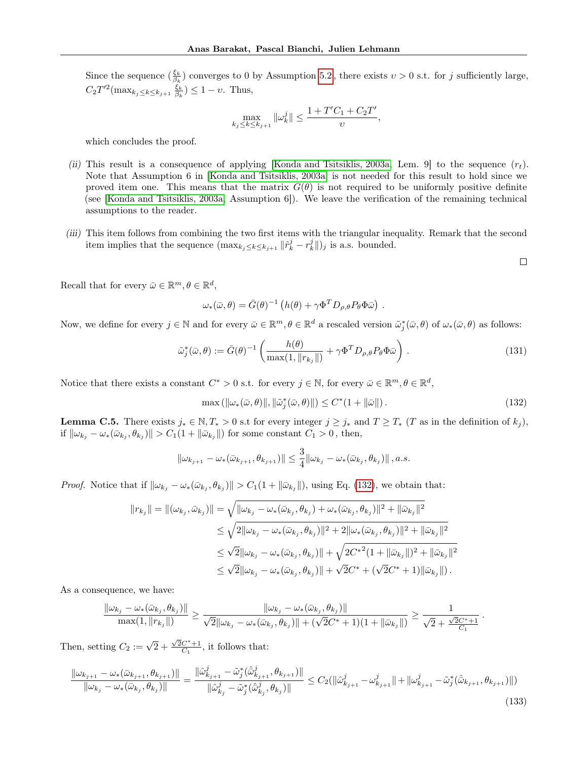Since the sequence $(\frac{\xi_k}{\beta_k})$ converges to 0 by Assumption 5.2, there exists $\upsilon > 0$ s.t. for $j$ sufficiently large, $C_2 T'^2 (\max_{k_j \leq k \leq k_{j+1}} \frac{\xi_k}{\beta_k}) \leq 1 - \upsilon$. Thus,

$$\max_{k_j \leq k \leq k_{j+1}} \|\omega_k^j\| \leq \frac{1 + T'C_1 + C_2 T'}{\upsilon},$$

which concludes the proof.

*(ii)* This result is a consequence of applying [Konda and Tsitsiklis, 2003a, Lem. 9] to the sequence $(r_t)$. Note that Assumption 6 in [Konda and Tsitsiklis, 2003a] is not needed for this result to hold since we proved item one. This means that the matrix $G(\theta)$ is not required to be uniformly positive definite (see [Konda and Tsitsiklis, 2003a, Assumption 6]). We leave the verification of the remaining technical assumptions to the reader.

*(iii)* This item follows from combining the two first items with the triangular inequality. Remark that the second item implies that the sequence $(\max_{k_j \leq k \leq k_{j+1}} \|\hat{r}_k^j - r_k^j\|)_j$ is a.s. bounded.

□

Recall that for every $\bar{\omega} \in \mathbb{R}^m, \theta \in \mathbb{R}^d$,

$$\omega_*(\bar{\omega}, \theta) = \bar{G}(\theta)^{-1} \left( h(\theta) + \gamma \Phi^T D_{\rho,\theta} P_\theta \Phi \bar{\omega} \right) .$$

Now, we define for every $j \in \mathbb{N}$ and for every $\bar{\omega} \in \mathbb{R}^m, \theta \in \mathbb{R}^d$ a rescaled version $\tilde{\omega}_j^*(\bar{\omega}, \theta)$ of $\omega_*(\bar{\omega}, \theta)$ as follows:

$$\tilde{\omega}_j^*(\bar{\omega}, \theta) := \bar{G}(\theta)^{-1} \left( \frac{h(\theta)}{\max(1, \|r_{k_j}\|)} + \gamma \Phi^T D_{\rho,\theta} P_\theta \Phi \bar{\omega} \right) . \tag{131}$$

Notice that there exists a constant $C^* > 0$ s.t. for every $j \in \mathbb{N}$, for every $\bar{\omega} \in \mathbb{R}^m, \theta \in \mathbb{R}^d$,

$$\max \left( \|\omega_*(\bar{\omega}, \theta)\|, \|\tilde{\omega}_j^*(\bar{\omega}, \theta)\| \right) \leq C^* (1 + \|\bar{\omega}\|) . \tag{132}$$

**Lemma C.5.** There exists $j_* \in \mathbb{N}, T_* > 0$ s.t for every integer $j \geq j_*$ and $T \geq T_*$ ($T$ as in the definition of $k_j$), if $\|\omega_{k_j} - \omega_*(\bar{\omega}_{k_j}, \theta_{k_j})\| > C_1(1 + \|\bar{\omega}_{k_j}\|)$ for some constant $C_1 > 0$ , then,

$$\|\omega_{k_{j+1}} - \omega_*(\bar{\omega}_{k_{j+1}}, \theta_{k_{j+1}})\| \leq \frac{3}{4} \|\omega_{k_j} - \omega_*(\bar{\omega}_{k_j}, \theta_{k_j})\| \, , a.s.$$

*Proof.* Notice that if $\|\omega_{k_j} - \omega_*(\bar{\omega}_{k_j}, \theta_{k_j})\| > C_1(1 + \|\bar{\omega}_{k_j}\|)$, using Eq. (132), we obtain that:

$$\begin{aligned}
\|r_{k_j}\| = \|(\omega_{k_j}, \bar{\omega}_{k_j})\| &= \sqrt{\|\omega_{k_j} - \omega_*(\bar{\omega}_{k_j}, \theta_{k_j}) + \omega_*(\bar{\omega}_{k_j}, \theta_{k_j})\|^2 + \|\bar{\omega}_{k_j}\|^2} \\
&\leq \sqrt{2\|\omega_{k_j} - \omega_*(\bar{\omega}_{k_j}, \theta_{k_j})\|^2 + 2\|\omega_*(\bar{\omega}_{k_j}, \theta_{k_j})\|^2 + \|\bar{\omega}_{k_j}\|^2} \\
&\leq \sqrt{2}\|\omega_{k_j} - \omega_*(\bar{\omega}_{k_j}, \theta_{k_j})\| + \sqrt{2{C^*}^2(1 + \|\bar{\omega}_{k_j}\|)^2 + \|\bar{\omega}_{k_j}\|^2} \\
&\leq \sqrt{2}\|\omega_{k_j} - \omega_*(\bar{\omega}_{k_j}, \theta_{k_j})\| + \sqrt{2}C^* + (\sqrt{2}C^* + 1)\|\bar{\omega}_{k_j}\|) \, .
\end{aligned}$$

As a consequence, we have:

$$\frac{\|\omega_{k_j} - \omega_*(\bar{\omega}_{k_j}, \theta_{k_j})\|}{\max(1, \|r_{k_j}\|)} \geq \frac{\|\omega_{k_j} - \omega_*(\bar{\omega}_{k_j}, \theta_{k_j})\|}{\sqrt{2}\|\omega_{k_j} - \omega_*(\bar{\omega}_{k_j}, \theta_{k_j})\| + (\sqrt{2}C^* + 1)(1 + \|\bar{\omega}_{k_j}\|)} \geq \frac{1}{\sqrt{2} + \frac{\sqrt{2}C^* + 1}{C_1}} \, .$$

Then, setting $C_2 := \sqrt{2} + \frac{\sqrt{2}C^* + 1}{C_1}$, it follows that:

$$\frac{\|\omega_{k_{j+1}} - \omega_*(\bar{\omega}_{k_{j+1}}, \theta_{k_{j+1}})\|}{\|\omega_{k_j} - \omega_*(\bar{\omega}_{k_j}, \theta_{k_j})\|} = \frac{\|\hat{\omega}_{k_{j+1}}^j - \tilde{\omega}_j^*(\hat{\bar{\omega}}_{k_{j+1}}^j, \theta_{k_{j+1}})\|}{\|\hat{\omega}_{k_j}^j - \tilde{\omega}_j^*(\hat{\bar{\omega}}_{k_j}^j, \theta_{k_j})\|} \leq C_2 (\|\hat{\omega}_{k_{j+1}}^j - \omega_{k_{j+1}}^j\| + \|\omega_{k_{j+1}}^j - \tilde{\omega}_j^*(\hat{\omega}_{k_{j+1}}, \theta_{k_{j+1}})\|) \tag{133}$$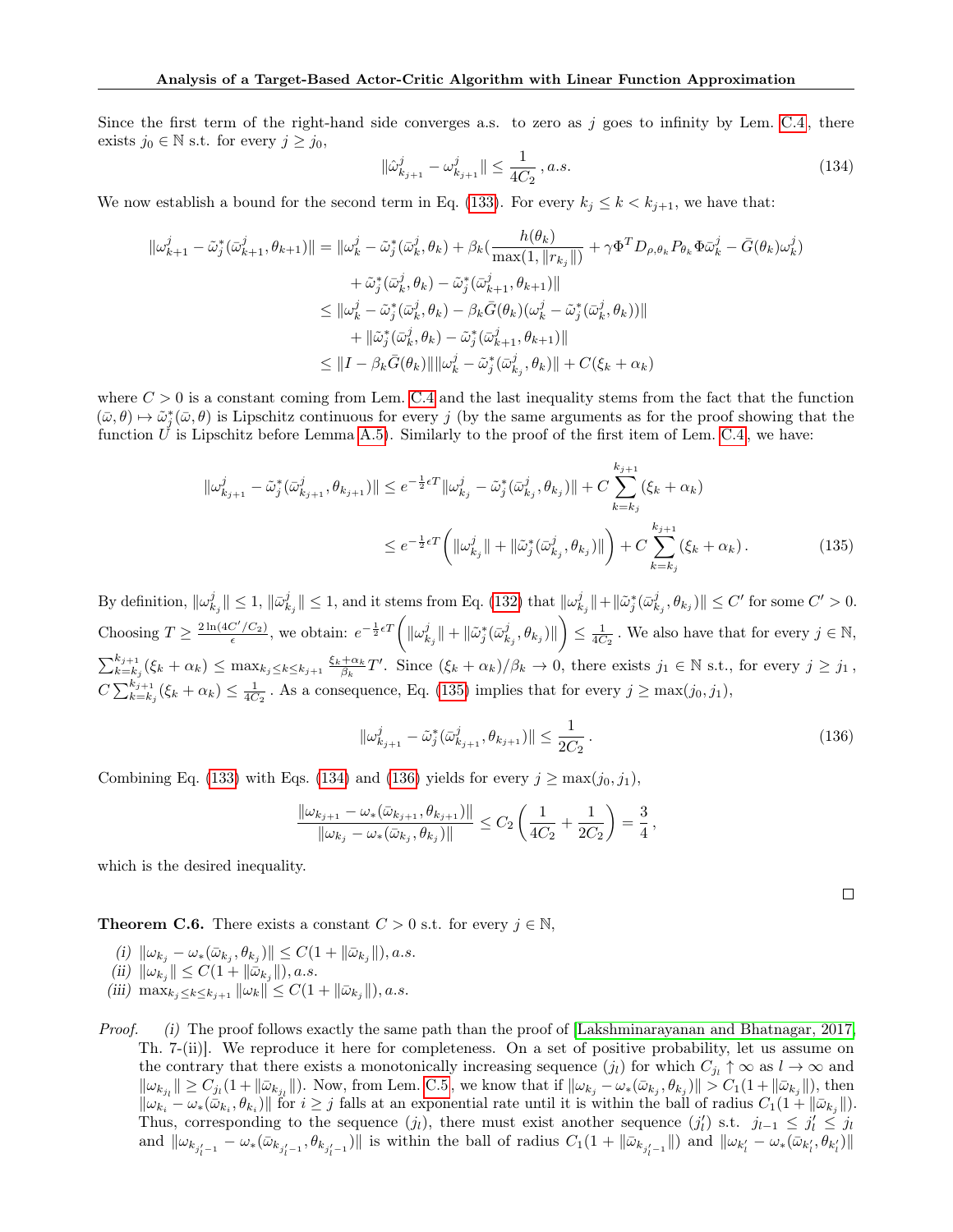Since the first term of the right-hand side converges a.s. to zero as $j$ goes to infinity by Lem. C.4, there exists $j_0 \in \mathbb{N}$ s.t. for every $j \geq j_0$,

$$\|\hat{\omega}^j_{k_{j+1}} - \omega^j_{k_{j+1}}\| \leq \frac{1}{4C_2}\,, a.s. \tag{134}$$

We now establish a bound for the second term in Eq. (133). For every $k_j \leq k < k_{j+1}$, we have that:

$$\begin{aligned}
\|\omega^j_{k+1} - \tilde{\omega}^*_j(\bar{\omega}^j_{k+1}, \theta_{k+1})\| &= \|\omega^j_k - \tilde{\omega}^*_j(\bar{\omega}^j_k, \theta_k) + \beta_k\big(\frac{h(\theta_k)}{\max(1, \|r_{k_j}\|)} + \gamma \Phi^T D_{\rho,\theta_k} P_{\theta_k} \Phi \bar{\omega}^j_k - \bar{G}(\theta_k)\omega^j_k\big) \\
&\quad + \tilde{\omega}^*_j(\bar{\omega}^j_k, \theta_k) - \tilde{\omega}^*_j(\bar{\omega}^j_{k+1}, \theta_{k+1})\| \\
&\leq \|\omega^j_k - \tilde{\omega}^*_j(\bar{\omega}^j_k, \theta_k) - \beta_k \bar{G}(\theta_k)(\omega^j_k - \tilde{\omega}^*_j(\bar{\omega}^j_k, \theta_k))\| \\
&\quad + \|\tilde{\omega}^*_j(\bar{\omega}^j_k, \theta_k) - \tilde{\omega}^*_j(\bar{\omega}^j_{k+1}, \theta_{k+1})\| \\
&\leq \|I - \beta_k \bar{G}(\theta_k)\| \|\omega^j_k - \tilde{\omega}^*_j(\bar{\omega}^j_{k_j}, \theta_k)\| + C(\xi_k + \alpha_k)
\end{aligned}$$

where $C > 0$ is a constant coming from Lem. C.4 and the last inequality stems from the fact that the function $(\bar{\omega}, \theta) \mapsto \tilde{\omega}^*_j(\bar{\omega}, \theta)$ is Lipschitz continuous for every $j$ (by the same arguments as for the proof showing that the function $U$ is Lipschitz before Lemma A.5). Similarly to the proof of the first item of Lem. C.4, we have:

$$\begin{aligned}
\|\omega^j_{k_{j+1}} - \tilde{\omega}^*_j(\bar{\omega}^j_{k_{j+1}}, \theta_{k_{j+1}})\| &\leq e^{-\frac{1}{2}\epsilon T}\|\omega^j_{k_j} - \tilde{\omega}^*_j(\bar{\omega}^j_{k_j}, \theta_{k_j})\| + C\sum_{k=k_j}^{k_{j+1}}(\xi_k + \alpha_k) \\
&\leq e^{-\frac{1}{2}\epsilon T}\left(\|\omega^j_{k_j}\| + \|\tilde{\omega}^*_j(\bar{\omega}^j_{k_j}, \theta_{k_j})\|\right) + C\sum_{k=k_j}^{k_{j+1}}(\xi_k + \alpha_k)\,.
\end{aligned} \tag{135}$$

By definition, $\|\omega^j_{k_j}\| \leq 1, \|\bar{\omega}^j_{k_j}\| \leq 1$, and it stems from Eq. (132) that $\|\omega^j_{k_j}\| + \|\tilde{\omega}^*_j(\bar{\omega}^j_{k_j}, \theta_{k_j})\| \leq C'$ for some $C' > 0$. Choosing $T \geq \frac{2\ln(4C'/C_2)}{\epsilon}$, we obtain: $e^{-\frac{1}{2}\epsilon T}\left(\|\omega^j_{k_j}\| + \|\tilde{\omega}^*_j(\bar{\omega}^j_{k_j}, \theta_{k_j})\|\right) \leq \frac{1}{4C_2}$. We also have that for every $j \in \mathbb{N}$, $\sum_{k=k_j}^{k_{j+1}}(\xi_k + \alpha_k) \leq \max_{k_j \leq k \leq k_{j+1}} \frac{\xi_k + \alpha_k}{\beta_k} T'$. Since $(\xi_k + \alpha_k)/\beta_k \to 0$, there exists $j_1 \in \mathbb{N}$ s.t., for every $j \geq j_1$, $C\sum_{k=k_j}^{k_{j+1}}(\xi_k + \alpha_k) \leq \frac{1}{4C_2}$. As a consequence, Eq. (135) implies that for every $j \geq \max(j_0, j_1)$,

$$\|\omega^j_{k_{j+1}} - \tilde{\omega}^*_j(\bar{\omega}^j_{k_{j+1}}, \theta_{k_{j+1}})\| \leq \frac{1}{2C_2}\,. \tag{136}$$

Combining Eq. (133) with Eqs. (134) and (136) yields for every $j \geq \max(j_0, j_1)$,

$$\frac{\|\omega_{k_{j+1}} - \omega_*(\bar{\omega}_{k_{j+1}}, \theta_{k_{j+1}})\|}{\|\omega_{k_j} - \omega_*(\bar{\omega}_{k_j}, \theta_{k_j})\|} \leq C_2\left(\frac{1}{4C_2} + \frac{1}{2C_2}\right) = \frac{3}{4}\,,$$

which is the desired inequality.

□

**Theorem C.6.** There exists a constant $C > 0$ s.t. for every $j \in \mathbb{N}$,

*(i)* $\|\omega_{k_j} - \omega_*(\bar{\omega}_{k_j}, \theta_{k_j})\| \leq C(1 + \|\bar{\omega}_{k_j}\|), a.s.$

*(ii)* $\|\omega_{k_j}\| \leq C(1 + \|\bar{\omega}_{k_j}\|), a.s.$

*(iii)* $\max_{k_j \leq k \leq k_{j+1}} \|\omega_k\| \leq C(1 + \|\bar{\omega}_{k_j}\|), a.s.$

*Proof.* *(i)* The proof follows exactly the same path than the proof of [Lakshminarayanan and Bhatnagar, 2017, Th. 7-(ii)]. We reproduce it here for completeness. On a set of positive probability, let us assume on the contrary that there exists a monotonically increasing sequence $(j_l)$ for which $C_{j_l} \uparrow \infty$ as $l \to \infty$ and $\|\omega_{k_{j_l}}\| \geq C_{j_l}(1 + \|\bar{\omega}_{k_{j_l}}\|)$. Now, from Lem. C.5, we know that if $\|\omega_{k_j} - \omega_*(\bar{\omega}_{k_j}, \theta_{k_j})\| > C_1(1 + \|\bar{\omega}_{k_j}\|)$, then $\|\omega_{k_i} - \omega_*(\bar{\omega}_{k_i}, \theta_{k_i})\|$ for $i \geq j$ falls at an exponential rate until it is within the ball of radius $C_1(1 + \|\bar{\omega}_{k_j}\|)$. Thus, corresponding to the sequence $(j_l)$, there must exist another sequence $(j'_l)$ s.t. $j_{l-1} \leq j'_l \leq j_l$ and $\|\omega_{k_{j'_l - 1}} - \omega_*(\bar{\omega}_{k_{j'_l-1}}, \theta_{k_{j'_l-1}})\|$ is within the ball of radius $C_1(1 + \|\bar{\omega}_{k_{j'_l-1}}\|)$ and $\|\omega_{k'_l} - \omega_*(\bar{\omega}_{k'_l}, \theta_{k'_l})\|$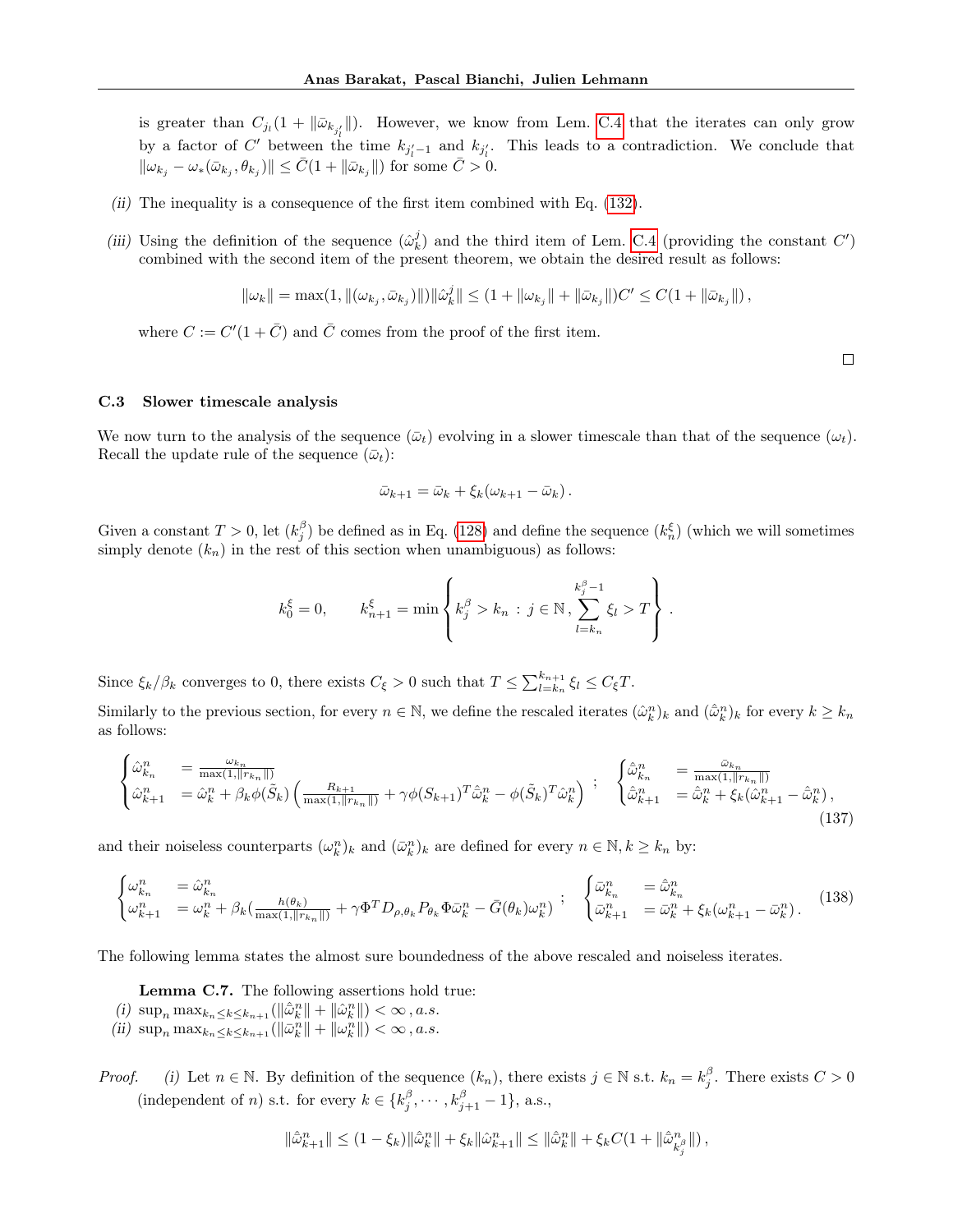is greater than $C_{j_l}(1 + \|\bar{\omega}_{k_{j'_l}}\|)$. However, we know from Lem. C.4 that the iterates can only grow by a factor of $C'$ between the time $k_{j'_l-1}$ and $k_{j'_l}$. This leads to a contradiction. We conclude that $\|\omega_{k_j} - \omega_*(\bar{\omega}_{k_j}, \theta_{k_j})\| \leq \bar{C}(1 + \|\bar{\omega}_{k_j}\|)$ for some $\bar{C} > 0$.

*(ii)* The inequality is a consequence of the first item combined with Eq. (132).

*(iii)* Using the definition of the sequence $(\hat{\omega}_k^j)$ and the third item of Lem. C.4 (providing the constant $C'$) combined with the second item of the present theorem, we obtain the desired result as follows:

$$\|\omega_k\| = \max(1, \|(\omega_{k_j}, \bar{\omega}_{k_j})\|)\|\hat{\omega}_k^j\| \leq (1 + \|\omega_{k_j}\| + \|\bar{\omega}_{k_j}\|)C' \leq C(1 + \|\bar{\omega}_{k_j}\|)\,,$$

where $C := C'(1 + \bar{C})$ and $\bar{C}$ comes from the proof of the first item.

□

### C.3 Slower timescale analysis

We now turn to the analysis of the sequence $(\bar{\omega}_t)$ evolving in a slower timescale than that of the sequence $(\omega_t)$. Recall the update rule of the sequence $(\bar{\omega}_t)$:

$$\bar{\omega}_{k+1} = \bar{\omega}_k + \xi_k(\omega_{k+1} - \bar{\omega}_k)\,.$$

Given a constant $T > 0$, let $(k_j^\beta)$ be defined as in Eq. (128) and define the sequence $(k_n^\xi)$ (which we will sometimes simply denote $(k_n)$ in the rest of this section when unambiguous) as follows:

$$k_0^\xi = 0, \qquad k_{n+1}^\xi = \min\left\{ k_j^\beta > k_n \,:\, j \in \mathbb{N}, \sum_{l=k_n}^{k_j^\beta - 1} \xi_l > T \right\}.$$

Since $\xi_k/\beta_k$ converges to 0, there exists $C_\xi > 0$ such that $T \leq \sum_{l=k_n}^{k_{n+1}} \xi_l \leq C_\xi T$.

Similarly to the previous section, for every $n \in \mathbb{N}$, we define the rescaled iterates $(\hat{\omega}_k^n)_k$ and $(\hat{\bar{\omega}}_k^n)_k$ for every $k \geq k_n$ as follows:

$$\begin{cases} \hat{\omega}_{k_n}^n &= \frac{\omega_{k_n}}{\max(1, \|r_{k_n}\|)} \\ \hat{\omega}_{k+1}^n &= \hat{\omega}_k^n + \beta_k \phi(\tilde{S}_k)\left(\frac{R_{k+1}}{\max(1, \|r_{k_n}\|)} + \gamma\phi(S_{k+1})^T \hat{\bar{\omega}}_k^n - \phi(\tilde{S}_k)^T \hat{\omega}_k^n\right) \end{cases} ; \quad \begin{cases} \hat{\bar{\omega}}_{k_n}^n &= \frac{\bar{\omega}_{k_n}}{\max(1, \|r_{k_n}\|)} \\ \hat{\bar{\omega}}_{k+1}^n &= \hat{\bar{\omega}}_k^n + \xi_k(\hat{\omega}_{k+1}^n - \hat{\bar{\omega}}_k^n)\,, \end{cases} \tag{137}$$

and their noiseless counterparts $(\omega_k^n)_k$ and $(\bar{\omega}_k^n)_k$ are defined for every $n \in \mathbb{N}, k \geq k_n$ by:

$$\begin{cases} \omega_{k_n}^n &= \hat{\omega}_{k_n}^n \\ \omega_{k+1}^n &= \omega_k^n + \beta_k\left(\frac{h(\theta_k)}{\max(1, \|r_{k_n}\|)} + \gamma\Phi^T D_{\rho,\theta_k} P_{\theta_k} \Phi \bar{\omega}_k^n - \bar{G}(\theta_k)\omega_k^n\right) \end{cases} ; \quad \begin{cases} \bar{\omega}_{k_n}^n &= \hat{\bar{\omega}}_{k_n}^n \\ \bar{\omega}_{k+1}^n &= \bar{\omega}_k^n + \xi_k(\omega_{k+1}^n - \bar{\omega}_k^n)\,. \end{cases} \tag{138}$$

The following lemma states the almost sure boundedness of the above rescaled and noiseless iterates.

**Lemma C.7.** The following assertions hold true:
*(i)* $\sup_n \max_{k_n \leq k \leq k_{n+1}}(\|\hat{\bar{\omega}}_k^n\| + \|\hat{\omega}_k^n\|) < \infty\,, a.s.$
*(ii)* $\sup_n \max_{k_n \leq k \leq k_{n+1}}(\|\bar{\omega}_k^n\| + \|\omega_k^n\|) < \infty\,, a.s.$

*Proof.* *(i)* Let $n \in \mathbb{N}$. By definition of the sequence $(k_n)$, there exists $j \in \mathbb{N}$ s.t. $k_n = k_j^\beta$. There exists $C > 0$ (independent of $n$) s.t. for every $k \in \{k_j^\beta, \cdots, k_{j+1}^\beta - 1\}$, a.s.,

$$\|\hat{\bar{\omega}}_{k+1}^n\| \leq (1 - \xi_k)\|\hat{\bar{\omega}}_k^n\| + \xi_k\|\hat{\omega}_{k+1}^n\| \leq \|\hat{\bar{\omega}}_k^n\| + \xi_k C(1 + \|\hat{\bar{\omega}}_{k_j^\beta}^n\|)\,,$$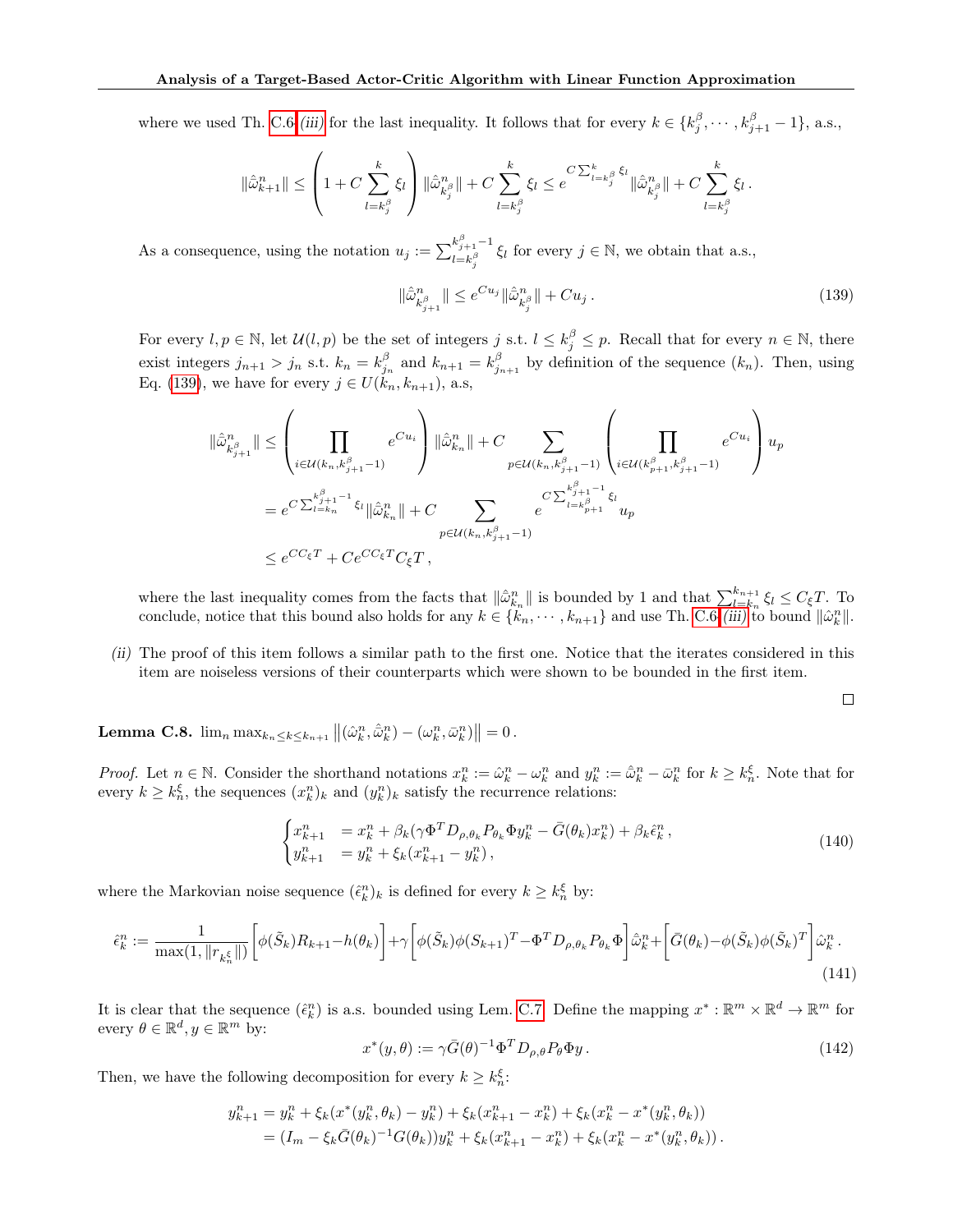where we used Th. C.6-*(iii)* for the last inequality. It follows that for every $k \in \{k_j^\beta, \cdots, k_{j+1}^\beta - 1\}$, a.s.,

$$\|\hat{\bar{\omega}}_{k+1}^n\| \leq \left(1 + C\sum_{l=k_j^\beta}^{k} \xi_l\right)\|\hat{\bar{\omega}}_{k_j^\beta}^n\| + C\sum_{l=k_j^\beta}^{k} \xi_l \leq e^{C\sum_{l=k_j^\beta}^{k} \xi_l}\|\hat{\bar{\omega}}_{k_j^\beta}^n\| + C\sum_{l=k_j^\beta}^{k} \xi_l\,.$$

As a consequence, using the notation $u_j := \sum_{l=k_j^\beta}^{k_{j+1}^\beta - 1} \xi_l$ for every $j \in \mathbb{N}$, we obtain that a.s.,

$$\|\hat{\bar{\omega}}_{k_{j+1}^\beta}^n\| \leq e^{Cu_j}\|\hat{\bar{\omega}}_{k_j^\beta}^n\| + Cu_j\,. \tag{139}$$

For every $l, p \in \mathbb{N}$, let $\mathcal{U}(l,p)$ be the set of integers $j$ s.t. $l \leq k_j^\beta \leq p$. Recall that for every $n \in \mathbb{N}$, there exist integers $j_{n+1} > j_n$ s.t. $k_n = k_{j_n}^\beta$ and $k_{n+1} = k_{j_{n+1}}^\beta$ by definition of the sequence $(k_n)$. Then, using Eq. (139), we have for every $j \in U(k_n, k_{n+1})$, a.s,

$$\begin{aligned}
\|\hat{\bar{\omega}}_{k_{j+1}^\beta}^n\| &\leq \left(\prod_{i \in \mathcal{U}(k_n, k_{j+1}^\beta - 1)} e^{Cu_i}\right)\|\hat{\bar{\omega}}_{k_n}^n\| + C\sum_{p \in \mathcal{U}(k_n, k_{j+1}^\beta - 1)}\left(\prod_{i \in \mathcal{U}(k_{p+1}^\beta, k_{j+1}^\beta - 1)} e^{Cu_i}\right)u_p \\
&= e^{C\sum_{l=k_n}^{k_{j+1}^\beta - 1}\xi_l}\|\hat{\bar{\omega}}_{k_n}^n\| + C\sum_{p \in \mathcal{U}(k_n, k_{j+1}^\beta - 1)} e^{C\sum_{l=k_{p+1}^\beta}^{k_{j+1}^\beta - 1}\xi_l} u_p \\
&\leq e^{CC_\xi T} + Ce^{CC_\xi T}C_\xi T\,,
\end{aligned}$$

where the last inequality comes from the facts that $\|\hat{\bar{\omega}}_{k_n}^n\|$ is bounded by 1 and that $\sum_{l=k_n}^{k_{n+1}} \xi_l \leq C_\xi T$. To conclude, notice that this bound also holds for any $k \in \{k_n, \cdots, k_{n+1}\}$ and use Th. C.6-*(iii)* to bound $\|\hat{\omega}_k^n\|$.

*(ii)* The proof of this item follows a similar path to the first one. Notice that the iterates considered in this item are noiseless versions of their counterparts which were shown to be bounded in the first item.

□

**Lemma C.8.** $\lim_n \max_{k_n \leq k \leq k_{n+1}} \left\|(\hat{\omega}_k^n, \hat{\bar{\omega}}_k^n) - (\omega_k^n, \bar{\omega}_k^n)\right\| = 0\,.$

*Proof.* Let $n \in \mathbb{N}$. Consider the shorthand notations $x_k^n := \hat{\omega}_k^n - \omega_k^n$ and $y_k^n := \hat{\bar{\omega}}_k^n - \bar{\omega}_k^n$ for $k \geq k_n^\xi$. Note that for every $k \geq k_n^\xi$, the sequences $(x_k^n)_k$ and $(y_k^n)_k$ satisfy the recurrence relations:

$$\begin{cases}
x_{k+1}^n &= x_k^n + \beta_k(\gamma\Phi^T D_{\rho,\theta_k} P_{\theta_k}\Phi y_k^n - \bar{G}(\theta_k)x_k^n) + \beta_k\hat{\epsilon}_k^n\,, \\
y_{k+1}^n &= y_k^n + \xi_k(x_{k+1}^n - y_k^n)\,,
\end{cases} \tag{140}$$

where the Markovian noise sequence $(\hat{\epsilon}_k^n)_k$ is defined for every $k \geq k_n^\xi$ by:

$$\hat{\epsilon}_k^n := \frac{1}{\max(1, \|r_{k_n^\xi}\|)}\left[\phi(\tilde{S}_k)R_{k+1} - h(\theta_k)\right] + \gamma\left[\phi(\tilde{S}_k)\phi(S_{k+1})^T - \Phi^T D_{\rho,\theta_k}P_{\theta_k}\Phi\right]\hat{\bar{\omega}}_k^n + \left[\bar{G}(\theta_k) - \phi(\tilde{S}_k)\phi(\tilde{S}_k)^T\right]\hat{\omega}_k^n\,. \tag{141}$$

It is clear that the sequence $(\hat{\epsilon}_k^n)$ is a.s. bounded using Lem. C.7. Define the mapping $x^* : \mathbb{R}^m \times \mathbb{R}^d \to \mathbb{R}^m$ for every $\theta \in \mathbb{R}^d, y \in \mathbb{R}^m$ by:

$$x^*(y, \theta) := \gamma\bar{G}(\theta)^{-1}\Phi^T D_{\rho,\theta}P_\theta\Phi y\,. \tag{142}$$

Then, we have the following decomposition for every $k \geq k_n^\xi$:

$$\begin{aligned}
y_{k+1}^n &= y_k^n + \xi_k(x^*(y_k^n, \theta_k) - y_k^n) + \xi_k(x_{k+1}^n - x_k^n) + \xi_k(x_k^n - x^*(y_k^n, \theta_k)) \\
&= (I_m - \xi_k\bar{G}(\theta_k)^{-1}G(\theta_k))y_k^n + \xi_k(x_{k+1}^n - x_k^n) + \xi_k(x_k^n - x^*(y_k^n, \theta_k))\,.
\end{aligned}$$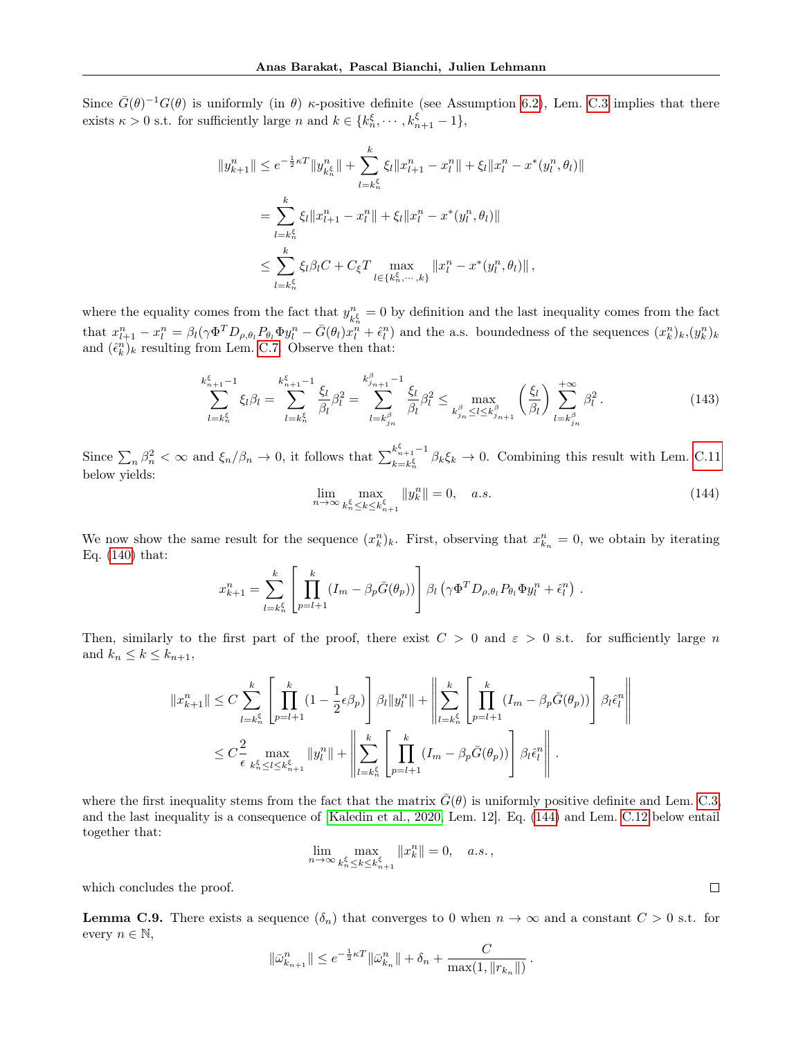Since $\bar{G}(\theta)^{-1}G(\theta)$ is uniformly (in $\theta$) $\kappa$-positive definite (see Assumption 6.2), Lem. C.3 implies that there exists $\kappa > 0$ s.t. for sufficiently large $n$ and $k \in \{k_n^{\xi}, \cdots, k_{n+1}^{\xi} - 1\}$,

$$
\begin{aligned}
\|y_{k+1}^n\| &\leq e^{-\frac{1}{2}\kappa T}\|y_{k_n^{\xi}}^n\| + \sum_{l=k_n^{\xi}}^{k} \xi_l \|x_{l+1}^n - x_l^n\| + \xi_l \|x_l^n - x^*(y_l^n, \theta_l)\| \\
&= \sum_{l=k_n^{\xi}}^{k} \xi_l \|x_{l+1}^n - x_l^n\| + \xi_l \|x_l^n - x^*(y_l^n, \theta_l)\| \\
&\leq \sum_{l=k_n^{\xi}}^{k} \xi_l \beta_l C + C_{\xi} T \max_{l \in \{k_n^{\xi}, \cdots, k\}} \|x_l^n - x^*(y_l^n, \theta_l)\| ,
\end{aligned}
$$

where the equality comes from the fact that $y_{k_n^{\xi}}^n = 0$ by definition and the last inequality comes from the fact that $x_{l+1}^n - x_l^n = \beta_l(\gamma \Phi^T D_{\rho,\theta_l} P_{\theta_l} \Phi y_l^n - \bar{G}(\theta_l) x_l^n + \hat{\epsilon}_l^n)$ and the a.s. boundedness of the sequences $(x_k^n)_k, (y_k^n)_k$ and $(\hat{\epsilon}_k^n)_k$ resulting from Lem. C.7. Observe then that:

$$
\sum_{l=k_n^{\xi}}^{k_{n+1}^{\xi}-1} \xi_l \beta_l = \sum_{l=k_n^{\xi}}^{k_{n+1}^{\xi}-1} \frac{\xi_l}{\beta_l} \beta_l^2 = \sum_{l=k_{j_n}^{\beta}}^{k_{j_{n+1}}^{\beta}-1} \frac{\xi_l}{\beta_l} \beta_l^2 \leq \max_{k_{j_n}^{\beta} \leq l \leq k_{j_{n+1}}^{\beta}} \left(\frac{\xi_l}{\beta_l}\right) \sum_{l=k_{j_n}^{\beta}}^{+\infty} \beta_l^2 . \tag{143}
$$

Since $\sum_n \beta_n^2 < \infty$ and $\xi_n/\beta_n \to 0$, it follows that $\sum_{k=k_n^{\xi}}^{k_{n+1}^{\xi}-1} \beta_k \xi_k \to 0$. Combining this result with Lem. C.11 below yields:

$$
\lim_{n \to \infty} \max_{k_n^{\xi} \leq k \leq k_{n+1}^{\xi}} \|y_k^n\| = 0, \quad a.s. \tag{144}
$$

We now show the same result for the sequence $(x_k^n)_k$. First, observing that $x_{k_n}^n = 0$, we obtain by iterating Eq. (140) that:

$$
x_{k+1}^n = \sum_{l=k_n^{\xi}}^{k} \left[\prod_{p=l+1}^{k} (I_m - \beta_p \bar{G}(\theta_p))\right] \beta_l \left(\gamma \Phi^T D_{\rho,\theta_l} P_{\theta_l} \Phi y_l^n + \hat{\epsilon}_l^n\right) .
$$

Then, similarly to the first part of the proof, there exist $C > 0$ and $\varepsilon > 0$ s.t. for sufficiently large $n$ and $k_n \leq k \leq k_{n+1}$,

$$
\begin{aligned}
\|x_{k+1}^n\| &\leq C \sum_{l=k_n^{\xi}}^{k} \left[\prod_{p=l+1}^{k} (1 - \frac{1}{2}\epsilon \beta_p)\right] \beta_l \|y_l^n\| + \left\|\sum_{l=k_n^{\xi}}^{k} \left[\prod_{p=l+1}^{k} (I_m - \beta_p \bar{G}(\theta_p))\right] \beta_l \hat{\epsilon}_l^n\right\| \\
&\leq C \frac{2}{\epsilon} \max_{k_n^{\xi} \leq l \leq k_{n+1}^{\xi}} \|y_l^n\| + \left\|\sum_{l=k_n^{\xi}}^{k} \left[\prod_{p=l+1}^{k} (I_m - \beta_p \bar{G}(\theta_p))\right] \beta_l \hat{\epsilon}_l^n\right\| .
\end{aligned}
$$

where the first inequality stems from the fact that the matrix $\bar{G}(\theta)$ is uniformly positive definite and Lem. C.3, and the last inequality is a consequence of [Kaledin et al., 2020, Lem. 12]. Eq. (144) and Lem. C.12 below entail together that:

$$
\lim_{n \to \infty} \max_{k_n^{\xi} \leq k \leq k_{n+1}^{\xi}} \|x_k^n\| = 0, \quad a.s. ,
$$

which concludes the proof. □

**Lemma C.9.** There exists a sequence $(\delta_n)$ that converges to 0 when $n \to \infty$ and a constant $C > 0$ s.t. for every $n \in \mathbb{N}$,

$$
\|\bar{\omega}_{k_{n+1}}^n\| \leq e^{-\frac{1}{2}\kappa T}\|\bar{\omega}_{k_n}^n\| + \delta_n + \frac{C}{\max(1, \|r_{k_n}\|)} .
$$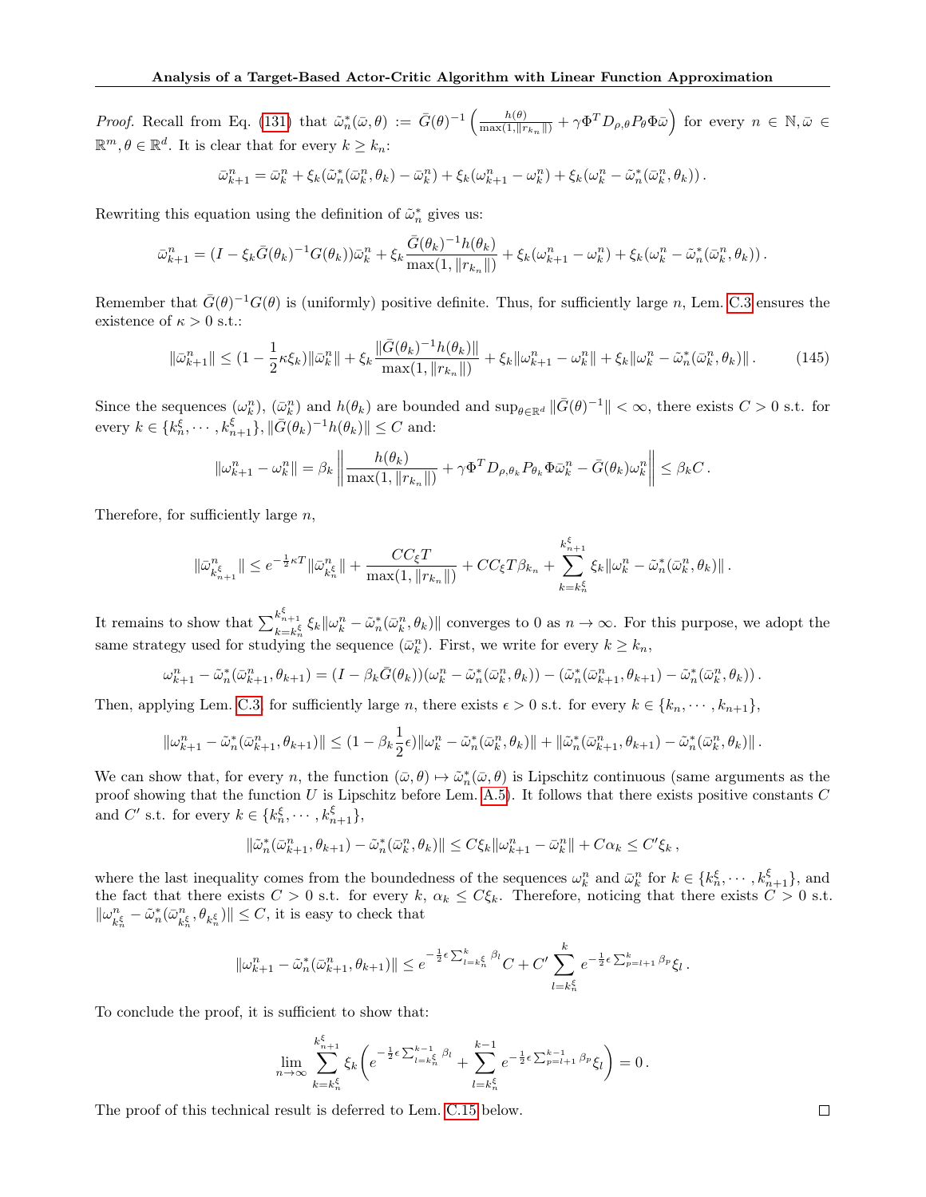*Proof.* Recall from Eq. (131) that $\tilde{\omega}_n^*(\bar{\omega}, \theta) := \bar{G}(\theta)^{-1}\left(\frac{h(\theta)}{\max(1, \|r_{k_n}\|)} + \gamma \Phi^T D_{\rho,\theta} P_\theta \Phi \bar{\omega}\right)$ for every $n \in \mathbb{N}, \bar{\omega} \in \mathbb{R}^m, \theta \in \mathbb{R}^d$. It is clear that for every $k \geq k_n$:

$$\bar{\omega}_{k+1}^n = \bar{\omega}_k^n + \xi_k(\tilde{\omega}_n^*(\bar{\omega}_k^n, \theta_k) - \bar{\omega}_k^n) + \xi_k(\omega_{k+1}^n - \omega_k^n) + \xi_k(\omega_k^n - \tilde{\omega}_n^*(\bar{\omega}_k^n, \theta_k)) .$$

Rewriting this equation using the definition of $\tilde{\omega}_n^*$ gives us:

$$\bar{\omega}_{k+1}^n = (I - \xi_k \bar{G}(\theta_k)^{-1} G(\theta_k))\bar{\omega}_k^n + \xi_k \frac{\bar{G}(\theta_k)^{-1} h(\theta_k)}{\max(1, \|r_{k_n}\|)} + \xi_k(\omega_{k+1}^n - \omega_k^n) + \xi_k(\omega_k^n - \tilde{\omega}_n^*(\bar{\omega}_k^n, \theta_k)) .$$

Remember that $\bar{G}(\theta)^{-1} G(\theta)$ is (uniformly) positive definite. Thus, for sufficiently large $n$, Lem. C.3 ensures the existence of $\kappa > 0$ s.t.:

$$\|\bar{\omega}_{k+1}^n\| \leq (1 - \frac{1}{2}\kappa \xi_k)\|\bar{\omega}_k^n\| + \xi_k \frac{\|\bar{G}(\theta_k)^{-1} h(\theta_k)\|}{\max(1, \|r_{k_n}\|)} + \xi_k \|\omega_{k+1}^n - \omega_k^n\| + \xi_k \|\omega_k^n - \tilde{\omega}_n^*(\bar{\omega}_k^n, \theta_k)\| . \tag{145}$$

Since the sequences $(\omega_k^n)$, $(\bar{\omega}_k^n)$ and $h(\theta_k)$ are bounded and $\sup_{\theta \in \mathbb{R}^d} \|\bar{G}(\theta)^{-1}\| < \infty$, there exists $C > 0$ s.t. for every $k \in \{k_n^\xi, \cdots, k_{n+1}^\xi\}$, $\|\bar{G}(\theta_k)^{-1} h(\theta_k)\| \leq C$ and:

$$\|\omega_{k+1}^n - \omega_k^n\| = \beta_k \left\| \frac{h(\theta_k)}{\max(1, \|r_{k_n}\|)} + \gamma \Phi^T D_{\rho,\theta_k} P_{\theta_k} \Phi \bar{\omega}_k^n - \bar{G}(\theta_k)\omega_k^n \right\| \leq \beta_k C .$$

Therefore, for sufficiently large $n$,

$$\|\bar{\omega}_{k_{n+1}^\xi}^n\| \leq e^{-\frac{1}{2}\kappa T}\|\bar{\omega}_{k_n^\xi}^n\| + \frac{C C_\xi T}{\max(1, \|r_{k_n}\|)} + C C_\xi T \beta_{k_n} + \sum_{k=k_n^\xi}^{k_{n+1}^\xi} \xi_k \|\omega_k^n - \tilde{\omega}_n^*(\bar{\omega}_k^n, \theta_k)\| .$$

It remains to show that $\sum_{k=k_n^\xi}^{k_{n+1}^\xi} \xi_k \|\omega_k^n - \tilde{\omega}_n^*(\bar{\omega}_k^n, \theta_k)\|$ converges to 0 as $n \to \infty$. For this purpose, we adopt the same strategy used for studying the sequence $(\bar{\omega}_k^n)$. First, we write for every $k \geq k_n$,

$$\omega_{k+1}^n - \tilde{\omega}_n^*(\bar{\omega}_{k+1}^n, \theta_{k+1}) = (I - \beta_k \bar{G}(\theta_k))(\omega_k^n - \tilde{\omega}_n^*(\bar{\omega}_k^n, \theta_k)) - (\tilde{\omega}_n^*(\bar{\omega}_{k+1}^n, \theta_{k+1}) - \tilde{\omega}_n^*(\bar{\omega}_k^n, \theta_k)) .$$

Then, applying Lem. C.3, for sufficiently large $n$, there exists $\epsilon > 0$ s.t. for every $k \in \{k_n, \cdots, k_{n+1}\}$,

$$\|\omega_{k+1}^n - \tilde{\omega}_n^*(\bar{\omega}_{k+1}^n, \theta_{k+1})\| \leq (1 - \beta_k \frac{1}{2}\epsilon)\|\omega_k^n - \tilde{\omega}_n^*(\bar{\omega}_k^n, \theta_k)\| + \|\tilde{\omega}_n^*(\bar{\omega}_{k+1}^n, \theta_{k+1}) - \tilde{\omega}_n^*(\bar{\omega}_k^n, \theta_k)\| .$$

We can show that, for every $n$, the function $(\bar{\omega}, \theta) \mapsto \tilde{\omega}_n^*(\bar{\omega}, \theta)$ is Lipschitz continuous (same arguments as the proof showing that the function $U$ is Lipschitz before Lem. A.5). It follows that there exists positive constants $C$ and $C'$ s.t. for every $k \in \{k_n^\xi, \cdots, k_{n+1}^\xi\}$,

$$\|\tilde{\omega}_n^*(\bar{\omega}_{k+1}^n, \theta_{k+1}) - \tilde{\omega}_n^*(\bar{\omega}_k^n, \theta_k)\| \leq C\xi_k \|\omega_{k+1}^n - \bar{\omega}_k^n\| + C\alpha_k \leq C'\xi_k ,$$

where the last inequality comes from the boundedness of the sequences $\omega_k^n$ and $\bar{\omega}_k^n$ for $k \in \{k_n^\xi, \cdots, k_{n+1}^\xi\}$, and the fact that there exists $C > 0$ s.t. for every $k$, $\alpha_k \leq C\xi_k$. Therefore, noticing that there exists $C > 0$ s.t. $\|\omega_{k_n^\xi}^n - \tilde{\omega}_n^*(\bar{\omega}_{k_n^\xi}^n, \theta_{k_n^\xi})\| \leq C$, it is easy to check that

$$\|\omega_{k+1}^n - \tilde{\omega}_n^*(\bar{\omega}_{k+1}^n, \theta_{k+1})\| \leq e^{-\frac{1}{2}\epsilon \sum_{l=k_n^\xi}^{k} \beta_l} C + C' \sum_{l=k_n^\xi}^{k} e^{-\frac{1}{2}\epsilon \sum_{p=l+1}^{k} \beta_p} \xi_l .$$

To conclude the proof, it is sufficient to show that:

$$\lim_{n\to\infty} \sum_{k=k_n^\xi}^{k_{n+1}^\xi} \xi_k \left( e^{-\frac{1}{2}\epsilon \sum_{l=k_n^\xi}^{k-1} \beta_l} + \sum_{l=k_n^\xi}^{k-1} e^{-\frac{1}{2}\epsilon \sum_{p=l+1}^{k-1} \beta_p} \xi_l \right) = 0 .$$

The proof of this technical result is deferred to Lem. C.15 below. ◻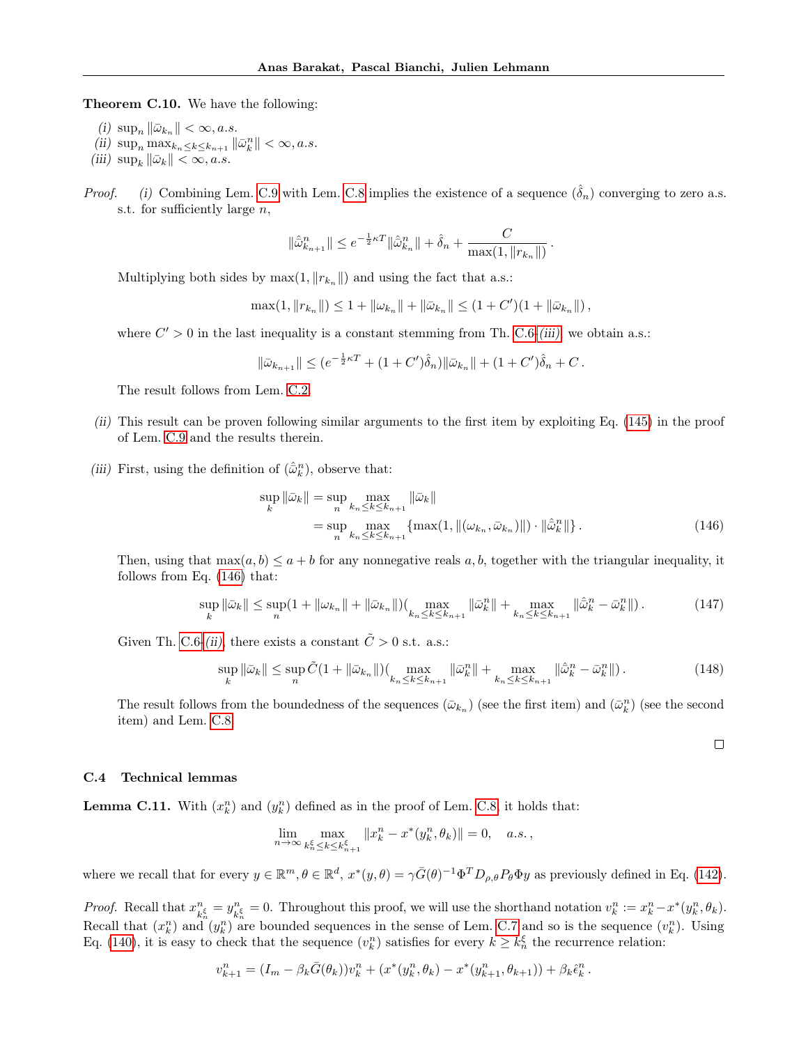**Theorem C.10.** We have the following:

*(i)* $\sup_n \|\bar{\omega}_{k_n}\| < \infty, a.s.$
*(ii)* $\sup_n \max_{k_n \leq k \leq k_{n+1}} \|\bar{\omega}_k^n\| < \infty, a.s.$
*(iii)* $\sup_k \|\bar{\omega}_k\| < \infty, a.s.$

*Proof.* *(i)* Combining Lem. C.9 with Lem. C.8 implies the existence of a sequence $(\hat{\delta}_n)$ converging to zero a.s. s.t. for sufficiently large $n$,

$$\|\hat{\omega}_{k_{n+1}}^n\| \leq e^{-\frac{1}{2}\kappa T}\|\hat{\omega}_{k_n}^n\| + \hat{\delta}_n + \frac{C}{\max(1, \|r_{k_n}\|)}\,.$$

Multiplying both sides by $\max(1, \|r_{k_n}\|)$ and using the fact that a.s.:

$$\max(1, \|r_{k_n}\|) \leq 1 + \|\omega_{k_n}\| + \|\bar{\omega}_{k_n}\| \leq (1 + C')(1 + \|\bar{\omega}_{k_n}\|)\,,$$

where $C' > 0$ in the last inequality is a constant stemming from Th. C.6-*(iii)*, we obtain a.s.:

$$\|\bar{\omega}_{k_{n+1}}\| \leq (e^{-\frac{1}{2}\kappa T} + (1 + C')\hat{\delta}_n)\|\bar{\omega}_{k_n}\| + (1 + C')\hat{\delta}_n + C\,.$$

The result follows from Lem. C.2.

*(ii)* This result can be proven following similar arguments to the first item by exploiting Eq. (145) in the proof of Lem. C.9 and the results therein.

*(iii)* First, using the definition of $(\hat{\bar{\omega}}_k^n)$, observe that:

$$\begin{aligned}
\sup_k \|\bar{\omega}_k\| &= \sup_n \max_{k_n \leq k \leq k_{n+1}} \|\bar{\omega}_k\| \\
&= \sup_n \max_{k_n \leq k \leq k_{n+1}} \{\max(1, \|(\omega_{k_n}, \bar{\omega}_{k_n})\|) \cdot \|\hat{\bar{\omega}}_k^n\|\}\,.
\end{aligned} \tag{146}$$

Then, using that $\max(a, b) \leq a + b$ for any nonnegative reals $a, b$, together with the triangular inequality, it follows from Eq. (146) that:

$$\sup_k \|\bar{\omega}_k\| \leq \sup_n (1 + \|\omega_{k_n}\| + \|\bar{\omega}_{k_n}\|)(\max_{k_n \leq k \leq k_{n+1}} \|\bar{\omega}_k^n\| + \max_{k_n \leq k \leq k_{n+1}} \|\hat{\bar{\omega}}_k^n - \bar{\omega}_k^n\|)\,. \tag{147}$$

Given Th. C.6-*(ii)*, there exists a constant $\tilde{C} > 0$ s.t. a.s.:

$$\sup_k \|\bar{\omega}_k\| \leq \sup_n \tilde{C}(1 + \|\bar{\omega}_{k_n}\|)(\max_{k_n \leq k \leq k_{n+1}} \|\bar{\omega}_k^n\| + \max_{k_n \leq k \leq k_{n+1}} \|\hat{\bar{\omega}}_k^n - \bar{\omega}_k^n\|)\,. \tag{148}$$

The result follows from the boundedness of the sequences $(\bar{\omega}_{k_n})$ (see the first item) and $(\bar{\omega}_k^n)$ (see the second item) and Lem. C.8. $\square$

### C.4 Technical lemmas

**Lemma C.11.** With $(x_k^n)$ and $(y_k^n)$ defined as in the proof of Lem. C.8, it holds that:

$$\lim_{n \to \infty} \max_{k_n^\xi \leq k \leq k_{n+1}^\xi} \|x_k^n - x^*(y_k^n, \theta_k)\| = 0, \quad a.s.\,,$$

where we recall that for every $y \in \mathbb{R}^m, \theta \in \mathbb{R}^d$, $x^*(y, \theta) = \gamma \bar{G}(\theta)^{-1}\Phi^T D_{\rho,\theta} P_\theta \Phi y$ as previously defined in Eq. (142).

*Proof.* Recall that $x_{k_n^\xi}^n = y_{k_n^\xi}^n = 0$. Throughout this proof, we will use the shorthand notation $v_k^n := x_k^n - x^*(y_k^n, \theta_k)$. Recall that $(x_k^n)$ and $(y_k^n)$ are bounded sequences in the sense of Lem. C.7 and so is the sequence $(v_k^n)$. Using Eq. (140), it is easy to check that the sequence $(v_k^n)$ satisfies for every $k \geq k_n^\xi$ the recurrence relation:

$$v_{k+1}^n = (I_m - \beta_k \bar{G}(\theta_k))v_k^n + (x^*(y_k^n, \theta_k) - x^*(y_{k+1}^n, \theta_{k+1})) + \beta_k \hat{\epsilon}_k^n\,.$$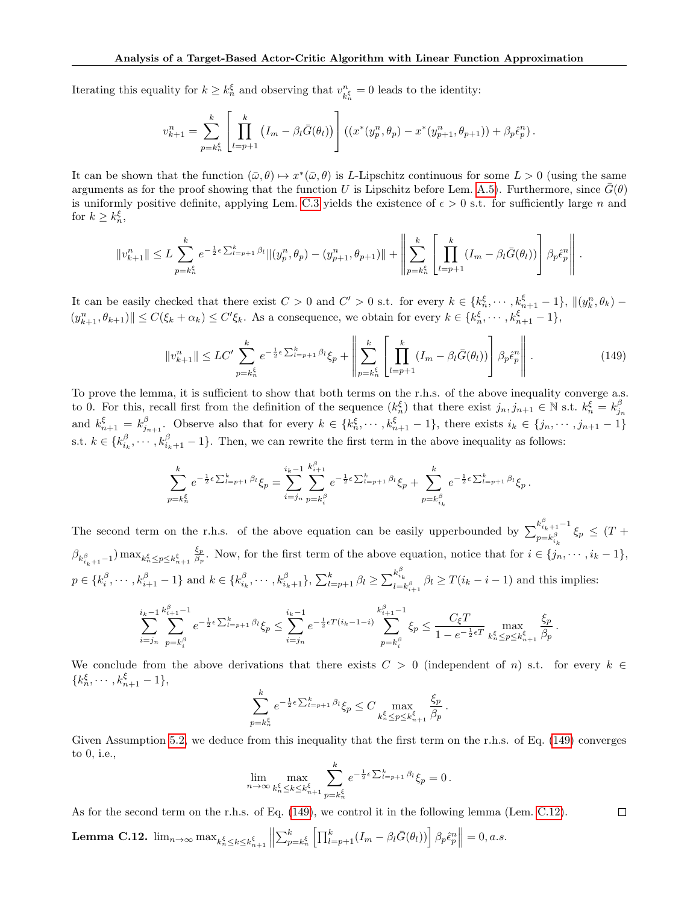Iterating this equality for $k \geq k_n^\xi$ and observing that $v^n_{k_n^\xi} = 0$ leads to the identity:

$$v_{k+1}^n = \sum_{p=k_n^\xi}^{k} \left[ \prod_{l=p+1}^{k} \left( I_m - \beta_l \bar{G}(\theta_l) \right) \right] \left( (x^*(y_p^n, \theta_p) - x^*(y_{p+1}^n, \theta_{p+1})) + \beta_p \hat{\epsilon}_p^n \right).$$

It can be shown that the function $(\bar{\omega}, \theta) \mapsto x^*(\bar{\omega}, \theta)$ is $L$-Lipschitz continuous for some $L > 0$ (using the same arguments as for the proof showing that the function $U$ is Lipschitz before Lem. A.5). Furthermore, since $\bar{G}(\theta)$ is uniformly positive definite, applying Lem. C.3 yields the existence of $\epsilon > 0$ s.t. for sufficiently large $n$ and for $k \geq k_n^\xi$,

$$\|v_{k+1}^n\| \leq L \sum_{p=k_n^\xi}^{k} e^{-\frac{1}{2}\epsilon \sum_{l=p+1}^{k} \beta_l} \|(y_p^n, \theta_p) - (y_{p+1}^n, \theta_{p+1})\| + \left\| \sum_{p=k_n^\xi}^{k} \left[ \prod_{l=p+1}^{k} (I_m - \beta_l \bar{G}(\theta_l)) \right] \beta_p \hat{\epsilon}_p^n \right\|.$$

It can be easily checked that there exist $C > 0$ and $C' > 0$ s.t. for every $k \in \{k_n^\xi, \cdots, k_{n+1}^\xi - 1\}$, $\|(y_k^n, \theta_k) - (y_{k+1}^n, \theta_{k+1})\| \leq C(\xi_k + \alpha_k) \leq C' \xi_k$. As a consequence, we obtain for every $k \in \{k_n^\xi, \cdots, k_{n+1}^\xi - 1\}$,

$$\|v_{k+1}^n\| \leq LC' \sum_{p=k_n^\xi}^{k} e^{-\frac{1}{2}\epsilon \sum_{l=p+1}^{k} \beta_l} \xi_p + \left\| \sum_{p=k_n^\xi}^{k} \left[ \prod_{l=p+1}^{k} (I_m - \beta_l \bar{G}(\theta_l)) \right] \beta_p \hat{\epsilon}_p^n \right\|. \tag{149}$$

To prove the lemma, it is sufficient to show that both terms on the r.h.s. of the above inequality converge a.s. to 0. For this, recall first from the definition of the sequence $(k_n^\xi)$ that there exist $j_n, j_{n+1} \in \mathbb{N}$ s.t. $k_n^\xi = k_{j_n}^\beta$ and $k_{n+1}^\xi = k_{j_{n+1}}^\beta$. Observe also that for every $k \in \{k_n^\xi, \cdots, k_{n+1}^\xi - 1\}$, there exists $i_k \in \{j_n, \cdots, j_{n+1} - 1\}$ s.t. $k \in \{k_{i_k}^\beta, \cdots, k_{i_k+1}^\beta - 1\}$. Then, we can rewrite the first term in the above inequality as follows:

$$\sum_{p=k_n^\xi}^{k} e^{-\frac{1}{2}\epsilon \sum_{l=p+1}^{k} \beta_l} \xi_p = \sum_{i=j_n}^{i_k - 1} \sum_{p=k_i^\beta}^{k_{i+1}^\beta} e^{-\frac{1}{2}\epsilon \sum_{l=p+1}^{k} \beta_l} \xi_p + \sum_{p=k_{i_k}^\beta}^{k} e^{-\frac{1}{2}\epsilon \sum_{l=p+1}^{k} \beta_l} \xi_p.$$

The second term on the r.h.s. of the above equation can be easily upperbounded by $\sum_{p=k_{i_k}^\beta}^{k_{i_k+1}^\beta - 1} \xi_p \leq (T + \beta_{k_{i_k+1}^\beta - 1}) \max_{k_n^\xi \leq p \leq k_{n+1}^\xi} \frac{\xi_p}{\beta_p}$. Now, for the first term of the above equation, notice that for $i \in \{j_n, \cdots, i_k - 1\}$, $p \in \{k_i^\beta, \cdots, k_{i+1}^\beta - 1\}$ and $k \in \{k_{i_k}^\beta, \cdots, k_{i_k+1}^\beta\}$, $\sum_{l=p+1}^{k} \beta_l \geq \sum_{l=k_{i+1}^\beta}^{k_{i_k}^\beta} \beta_l \geq T(i_k - i - 1)$ and this implies:

$$\sum_{i=j_n}^{i_k - 1} \sum_{p=k_i^\beta}^{k_{i+1}^\beta - 1} e^{-\frac{1}{2}\epsilon \sum_{l=p+1}^{k} \beta_l} \xi_p \leq \sum_{i=j_n}^{i_k - 1} e^{-\frac{1}{2}\epsilon T (i_k - 1 - i)} \sum_{p=k_i^\beta}^{k_{i+1}^\beta - 1} \xi_p \leq \frac{C_\xi T}{1 - e^{-\frac{1}{2}\epsilon T}} \max_{k_n^\xi \leq p \leq k_{n+1}^\xi} \frac{\xi_p}{\beta_p}.$$

We conclude from the above derivations that there exists $C > 0$ (independent of $n$) s.t. for every $k \in \{k_n^\xi, \cdots, k_{n+1}^\xi - 1\}$,

$$\sum_{p=k_n^\xi}^{k} e^{-\frac{1}{2}\epsilon \sum_{l=p+1}^{k} \beta_l} \xi_p \leq C \max_{k_n^\xi \leq p \leq k_{n+1}^\xi} \frac{\xi_p}{\beta_p}.$$

Given Assumption 5.2, we deduce from this inequality that the first term on the r.h.s. of Eq. (149) converges to 0, i.e.,

$$\lim_{n \to \infty} \max_{k_n^\xi \leq k \leq k_{n+1}^\xi} \sum_{p=k_n^\xi}^{k} e^{-\frac{1}{2}\epsilon \sum_{l=p+1}^{k} \beta_l} \xi_p = 0.$$

As for the second term on the r.h.s. of Eq. (149), we control it in the following lemma (Lem. C.12). ∎

**Lemma C.12.** $\lim_{n \to \infty} \max_{k_n^\xi \leq k \leq k_{n+1}^\xi} \left\| \sum_{p=k_n^\xi}^{k} \left[ \prod_{l=p+1}^{k} (I_m - \beta_l \bar{G}(\theta_l)) \right] \beta_p \hat{\epsilon}_p^n \right\| = 0, a.s.$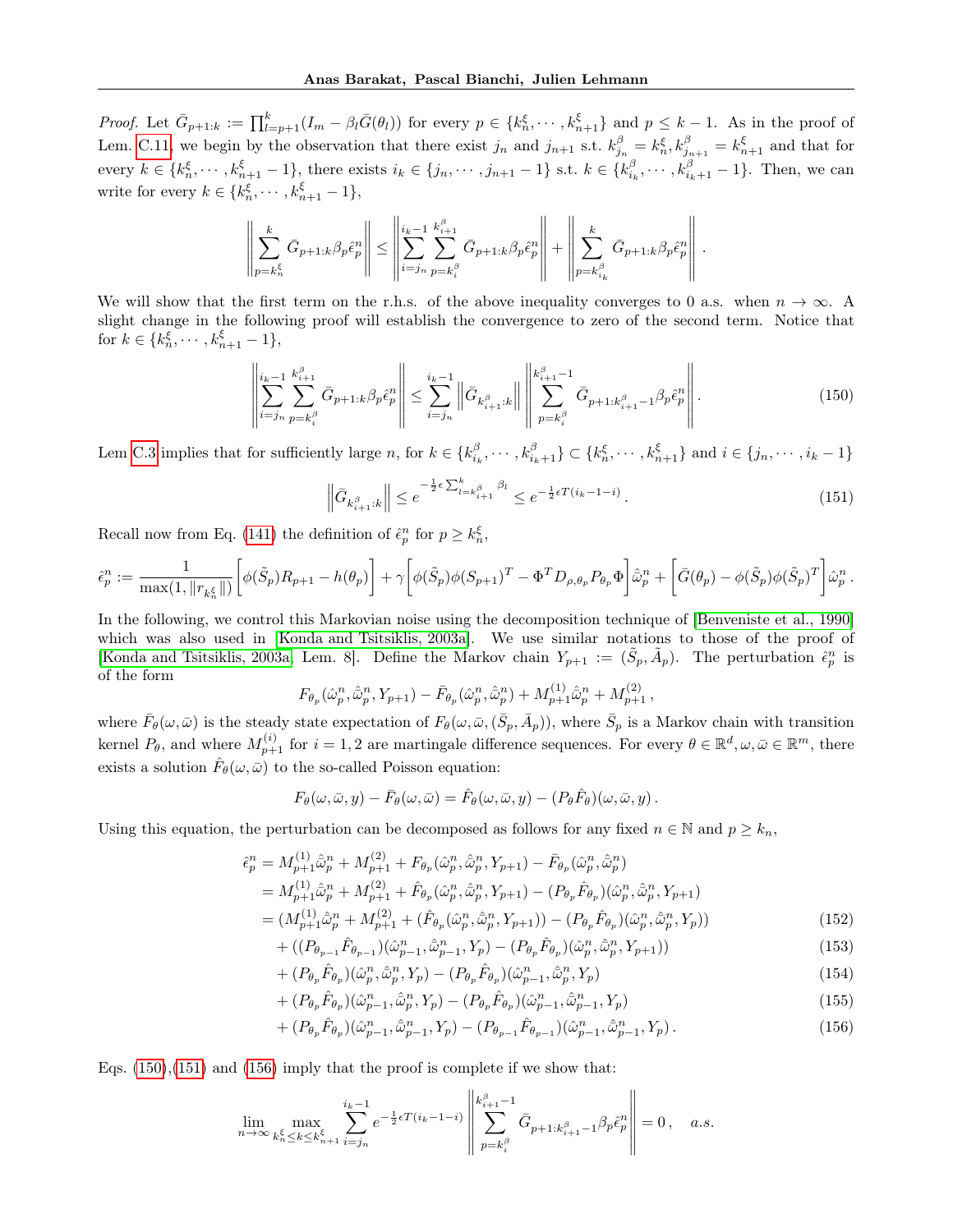*Proof.* Let $\bar{G}_{p+1:k} := \prod_{l=p+1}^{k}(I_m - \beta_l \bar{G}(\theta_l))$ for every $p \in \{k_n^\xi, \cdots, k_{n+1}^\xi\}$ and $p \leq k-1$. As in the proof of Lem. C.11, we begin by the observation that there exist $j_n$ and $j_{n+1}$ s.t. $k_{j_n}^\beta = k_n^\xi, k_{j_{n+1}}^\beta = k_{n+1}^\xi$ and that for every $k \in \{k_n^\xi, \cdots, k_{n+1}^\xi - 1\}$, there exists $i_k \in \{j_n, \cdots, j_{n+1} - 1\}$ s.t. $k \in \{k_{i_k}^\beta, \cdots, k_{i_k+1}^\beta - 1\}$. Then, we can write for every $k \in \{k_n^\xi, \cdots, k_{n+1}^\xi - 1\}$,

$$\left\| \sum_{p=k_n^\xi}^{k} \bar{G}_{p+1:k}\beta_p \hat{\epsilon}_p^n \right\| \leq \left\| \sum_{i=j_n}^{i_k-1} \sum_{p=k_i^\beta}^{k_{i+1}^\beta} \bar{G}_{p+1:k}\beta_p \hat{\epsilon}_p^n \right\| + \left\| \sum_{p=k_{i_k}^\beta}^{k} \bar{G}_{p+1:k}\beta_p \hat{\epsilon}_p^n \right\| .$$

We will show that the first term on the r.h.s. of the above inequality converges to 0 a.s. when $n \to \infty$. A slight change in the following proof will establish the convergence to zero of the second term. Notice that for $k \in \{k_n^\xi, \cdots, k_{n+1}^\xi - 1\}$,

$$\left\| \sum_{i=j_n}^{i_k-1} \sum_{p=k_i^\beta}^{k_{i+1}^\beta} \bar{G}_{p+1:k}\beta_p \hat{\epsilon}_p^n \right\| \leq \sum_{i=j_n}^{i_k-1} \left\| \bar{G}_{k_{i+1}^\beta:k} \right\| \left\| \sum_{p=k_i^\beta}^{k_{i+1}^\beta-1} \bar{G}_{p+1:k_{i+1}^\beta-1}\beta_p \hat{\epsilon}_p^n \right\| . \tag{150}$$

Lem C.3 implies that for sufficiently large $n$, for $k \in \{k_{i_k}^\beta, \cdots, k_{i_k+1}^\beta\} \subset \{k_n^\xi, \cdots, k_{n+1}^\xi\}$ and $i \in \{j_n, \cdots, i_k - 1\}$

$$\left\| \bar{G}_{k_{i+1}^\beta:k} \right\| \leq e^{-\frac{1}{2}\epsilon \sum_{l=k_{i+1}^\beta}^{k} \beta_l} \leq e^{-\frac{1}{2}\epsilon T(i_k - 1 - i)} . \tag{151}$$

Recall now from Eq. (141) the definition of $\hat{\epsilon}_p^n$ for $p \geq k_n^\xi$,

$$\hat{\epsilon}_p^n := \frac{1}{\max(1, \|r_{k_n^\xi}\|)} \left[ \phi(\tilde{S}_p) R_{p+1} - h(\theta_p) \right] + \gamma \left[ \phi(\tilde{S}_p)\phi(S_{p+1})^T - \Phi^T D_{\rho,\theta_p} P_{\theta_p} \Phi \right] \hat{\bar{\omega}}_p^n + \left[ \bar{G}(\theta_p) - \phi(\tilde{S}_p)\phi(\tilde{S}_p)^T \right] \hat{\omega}_p^n .$$

In the following, we control this Markovian noise using the decomposition technique of [Benveniste et al., 1990] which was also used in [Konda and Tsitsiklis, 2003a]. We use similar notations to those of the proof of [Konda and Tsitsiklis, 2003a, Lem. 8]. Define the Markov chain $Y_{p+1} := (\tilde{S}_p, \tilde{A}_p)$. The perturbation $\hat{\epsilon}_p^n$ is of the form

$$F_{\theta_p}(\hat{\omega}_p^n, \hat{\bar{\omega}}_p^n, Y_{p+1}) - \bar{F}_{\theta_p}(\hat{\omega}_p^n, \hat{\bar{\omega}}_p^n) + M_{p+1}^{(1)}\hat{\bar{\omega}}_p^n + M_{p+1}^{(2)} ,$$

where $\bar{F}_\theta(\omega, \bar{\omega})$ is the steady state expectation of $F_\theta(\omega, \bar{\omega}, (\bar{S}_p, \bar{A}_p))$, where $\bar{S}_p$ is a Markov chain with transition kernel $P_\theta$, and where $M_{p+1}^{(i)}$ for $i = 1, 2$ are martingale difference sequences. For every $\theta \in \mathbb{R}^d, \omega, \bar{\omega} \in \mathbb{R}^m$, there exists a solution $\hat{F}_\theta(\omega, \bar{\omega})$ to the so-called Poisson equation:

$$F_\theta(\omega, \bar{\omega}, y) - \bar{F}_\theta(\omega, \bar{\omega}) = \hat{F}_\theta(\omega, \bar{\omega}, y) - (P_\theta \hat{F}_\theta)(\omega, \bar{\omega}, y) .$$

Using this equation, the perturbation can be decomposed as follows for any fixed $n \in \mathbb{N}$ and $p \geq k_n$,

$$\begin{aligned}
\hat{\epsilon}_p^n &= M_{p+1}^{(1)}\hat{\bar{\omega}}_p^n + M_{p+1}^{(2)} + F_{\theta_p}(\hat{\omega}_p^n, \hat{\bar{\omega}}_p^n, Y_{p+1}) - \bar{F}_{\theta_p}(\hat{\omega}_p^n, \hat{\bar{\omega}}_p^n) \\
&= M_{p+1}^{(1)}\hat{\bar{\omega}}_p^n + M_{p+1}^{(2)} + \hat{F}_{\theta_p}(\hat{\omega}_p^n, \hat{\bar{\omega}}_p^n, Y_{p+1}) - (P_{\theta_p}\hat{F}_{\theta_p})(\hat{\omega}_p^n, \hat{\bar{\omega}}_p^n, Y_{p+1}) \\
&= (M_{p+1}^{(1)}\hat{\bar{\omega}}_p^n + M_{p+1}^{(2)} + (\hat{F}_{\theta_p}(\hat{\omega}_p^n, \hat{\bar{\omega}}_p^n, Y_{p+1})) - (P_{\theta_p}\hat{F}_{\theta_p})(\hat{\omega}_p^n, \hat{\bar{\omega}}_p^n, Y_p)) && (152) \\
&\quad + ((P_{\theta_{p-1}}\hat{F}_{\theta_{p-1}})(\hat{\omega}_{p-1}^n, \hat{\bar{\omega}}_{p-1}^n, Y_p) - (P_{\theta_p}\hat{F}_{\theta_p})(\hat{\omega}_p^n, \hat{\bar{\omega}}_p^n, Y_{p+1})) && (153) \\
&\quad + (P_{\theta_p}\hat{F}_{\theta_p})(\hat{\omega}_p^n, \hat{\bar{\omega}}_p^n, Y_p) - (P_{\theta_p}\hat{F}_{\theta_p})(\hat{\omega}_{p-1}^n, \hat{\bar{\omega}}_p^n, Y_p) && (154) \\
&\quad + (P_{\theta_p}\hat{F}_{\theta_p})(\hat{\omega}_{p-1}^n, \hat{\bar{\omega}}_p^n, Y_p) - (P_{\theta_p}\hat{F}_{\theta_p})(\hat{\omega}_{p-1}^n, \hat{\bar{\omega}}_{p-1}^n, Y_p) && (155) \\
&\quad + (P_{\theta_p}\hat{F}_{\theta_p})(\hat{\omega}_{p-1}^n, \hat{\bar{\omega}}_{p-1}^n, Y_p) - (P_{\theta_{p-1}}\hat{F}_{\theta_{p-1}})(\hat{\omega}_{p-1}^n, \hat{\bar{\omega}}_{p-1}^n, Y_p) . && (156)
\end{aligned}$$

Eqs. (150),(151) and (156) imply that the proof is complete if we show that:

$$\lim_{n\to\infty} \max_{k_n^\xi \leq k \leq k_{n+1}^\xi} \sum_{i=j_n}^{i_k-1} e^{-\frac{1}{2}\epsilon T(i_k-1-i)} \left\| \sum_{p=k_i^\beta}^{k_{i+1}^\beta-1} \bar{G}_{p+1:k_{i+1}^\beta-1}\beta_p \hat{\epsilon}_p^n \right\| = 0 , \quad a.s.$$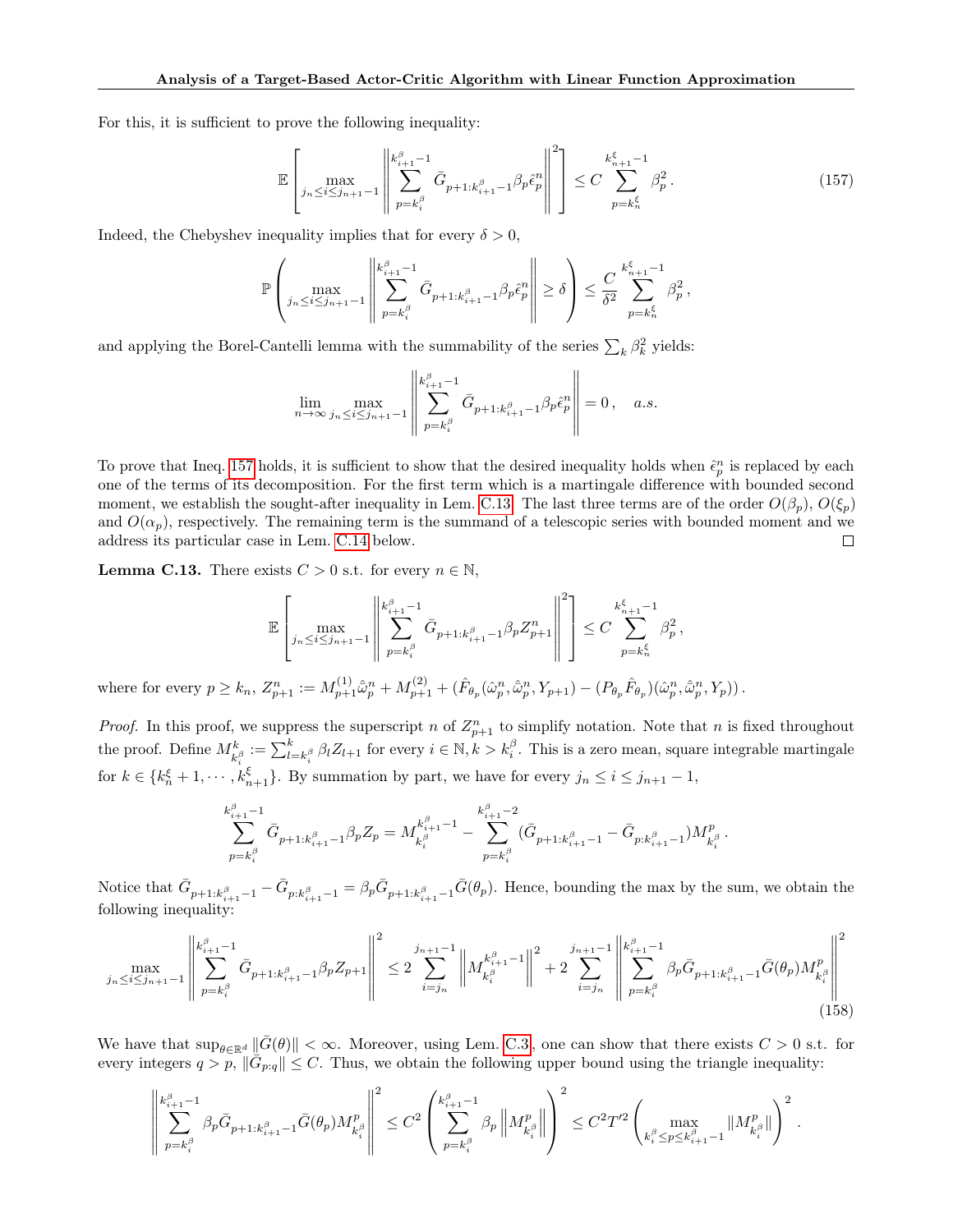For this, it is sufficient to prove the following inequality:

$$\mathbb{E}\left[\max_{j_n \leq i \leq j_{n+1}-1}\left\|\sum_{p=k_i^\beta}^{k_{i+1}^\beta-1} \bar{G}_{p+1:k_{i+1}^\beta-1}\beta_p \hat{\epsilon}_p^n\right\|^2\right] \leq C \sum_{p=k_n^\xi}^{k_{n+1}^\xi-1} \beta_p^2 \,. \tag{157}$$

Indeed, the Chebyshev inequality implies that for every $\delta > 0$,

$$\mathbb{P}\left(\max_{j_n \leq i \leq j_{n+1}-1}\left\|\sum_{p=k_i^\beta}^{k_{i+1}^\beta-1} \bar{G}_{p+1:k_{i+1}^\beta-1}\beta_p \hat{\epsilon}_p^n\right\| \geq \delta\right) \leq \frac{C}{\delta^2} \sum_{p=k_n^\xi}^{k_{n+1}^\xi-1} \beta_p^2 \,,$$

and applying the Borel-Cantelli lemma with the summability of the series $\sum_k \beta_k^2$ yields:

$$\lim_{n\to\infty}\max_{j_n \leq i \leq j_{n+1}-1}\left\|\sum_{p=k_i^\beta}^{k_{i+1}^\beta-1} \bar{G}_{p+1:k_{i+1}^\beta-1}\beta_p \hat{\epsilon}_p^n\right\| = 0 \,, \quad a.s.$$

To prove that Ineq. 157 holds, it is sufficient to show that the desired inequality holds when $\hat{\epsilon}_p^n$ is replaced by each one of the terms of its decomposition. For the first term which is a martingale difference with bounded second moment, we establish the sought-after inequality in Lem. C.13. The last three terms are of the order $O(\beta_p)$, $O(\xi_p)$ and $O(\alpha_p)$, respectively. The remaining term is the summand of a telescopic series with bounded moment and we address its particular case in Lem. C.14 below. ◻

**Lemma C.13.** There exists $C > 0$ s.t. for every $n \in \mathbb{N}$,

$$\mathbb{E}\left[\max_{j_n \leq i \leq j_{n+1}-1}\left\|\sum_{p=k_i^\beta}^{k_{i+1}^\beta-1} \bar{G}_{p+1:k_{i+1}^\beta-1}\beta_p Z_{p+1}^n\right\|^2\right] \leq C \sum_{p=k_n^\xi}^{k_{n+1}^\xi-1} \beta_p^2 \,,$$

where for every $p \geq k_n$, $Z_{p+1}^n := M_{p+1}^{(1)}\hat{\omega}_p^n + M_{p+1}^{(2)} + (\hat{F}_{\theta_p}(\hat{\omega}_p^n, \hat{\omega}_p^n, Y_{p+1}) - (P_{\theta_p}\hat{F}_{\theta_p})(\hat{\omega}_p^n, \hat{\omega}_p^n, Y_p))\,.$

*Proof.* In this proof, we suppress the superscript $n$ of $Z_{p+1}^n$ to simplify notation. Note that $n$ is fixed throughout the proof. Define $M_{k_i^\beta}^k := \sum_{l=k_i^\beta}^k \beta_l Z_{l+1}$ for every $i \in \mathbb{N}, k > k_i^\beta$. This is a zero mean, square integrable martingale for $k \in \{k_n^\xi + 1, \cdots, k_{n+1}^\xi\}$. By summation by part, we have for every $j_n \leq i \leq j_{n+1} - 1$,

$$\sum_{p=k_i^\beta}^{k_{i+1}^\beta-1} \bar{G}_{p+1:k_{i+1}^\beta-1}\beta_p Z_p = M_{k_i^\beta}^{k_{i+1}^\beta-1} - \sum_{p=k_i^\beta}^{k_{i+1}^\beta-2} (\bar{G}_{p+1:k_{i+1}^\beta-1} - \bar{G}_{p:k_{i+1}^\beta-1}) M_{k_i^\beta}^p \,.$$

Notice that $\bar{G}_{p+1:k_{i+1}^\beta-1} - \bar{G}_{p:k_{i+1}^\beta-1} = \beta_p \bar{G}_{p+1:k_{i+1}^\beta-1}\bar{G}(\theta_p)$. Hence, bounding the max by the sum, we obtain the following inequality:

$$\max_{j_n \leq i \leq j_{n+1}-1}\left\|\sum_{p=k_i^\beta}^{k_{i+1}^\beta-1} \bar{G}_{p+1:k_{i+1}^\beta-1}\beta_p Z_{p+1}\right\|^2 \leq 2\sum_{i=j_n}^{j_{n+1}-1}\left\|M_{k_i^\beta}^{k_{i+1}^\beta-1}\right\|^2 + 2\sum_{i=j_n}^{j_{n+1}-1}\left\|\sum_{p=k_i^\beta}^{k_{i+1}^\beta-1} \beta_p \bar{G}_{p+1:k_{i+1}^\beta-1}\bar{G}(\theta_p) M_{k_i^\beta}^p\right\|^2 \tag{158}$$

We have that $\sup_{\theta\in\mathbb{R}^d}\|\bar{G}(\theta)\| < \infty$. Moreover, using Lem. C.3, one can show that there exists $C > 0$ s.t. for every integers $q > p$, $\|\bar{G}_{p:q}\| \leq C$. Thus, we obtain the following upper bound using the triangle inequality:

$$\left\|\sum_{p=k_i^\beta}^{k_{i+1}^\beta-1} \beta_p \bar{G}_{p+1:k_{i+1}^\beta-1}\bar{G}(\theta_p) M_{k_i^\beta}^p\right\|^2 \leq C^2\left(\sum_{p=k_i^\beta}^{k_{i+1}^\beta-1} \beta_p \left\|M_{k_i^\beta}^p\right\|\right)^2 \leq C^2 T'^2\left(\max_{k_i^\beta \leq p \leq k_{i+1}^\beta-1}\|M_{k_i^\beta}^p\|\right)^2 .$$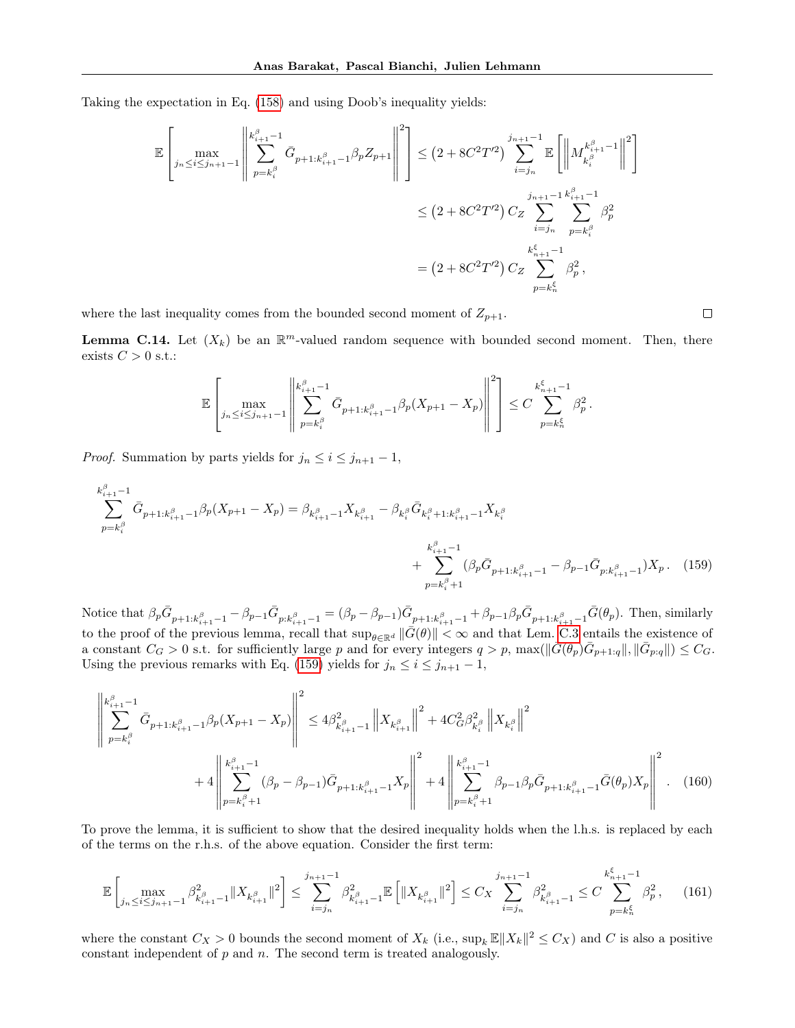Taking the expectation in Eq. (158) and using Doob's inequality yields:

$$
\begin{aligned}
\mathbb{E}\left[\max_{j_n \le i \le j_{n+1}-1} \left\| \sum_{p=k_i^\beta}^{k_{i+1}^\beta - 1} \bar{G}_{p+1:k_{i+1}^\beta - 1} \beta_p Z_{p+1} \right\|^2 \right] &\le \left(2 + 8C^2 T'^2\right) \sum_{i=j_n}^{j_{n+1}-1} \mathbb{E}\left[ \left\| M_{k_i^\beta}^{k_{i+1}^\beta - 1} \right\|^2 \right] \\
&\le \left(2 + 8C^2 T'^2\right) C_Z \sum_{i=j_n}^{j_{n+1}-1} \sum_{p=k_i^\beta}^{k_{i+1}^\beta - 1} \beta_p^2 \\
&= \left(2 + 8C^2 T'^2\right) C_Z \sum_{p=k_n^\xi}^{k_{n+1}^\xi - 1} \beta_p^2 \,,
\end{aligned}
$$

where the last inequality comes from the bounded second moment of $Z_{p+1}$. ◻

**Lemma C.14.** Let $(X_k)$ be an $\mathbb{R}^m$-valued random sequence with bounded second moment. Then, there exists $C > 0$ s.t.:

$$
\mathbb{E}\left[\max_{j_n \le i \le j_{n+1}-1} \left\| \sum_{p=k_i^\beta}^{k_{i+1}^\beta - 1} \bar{G}_{p+1:k_{i+1}^\beta - 1} \beta_p (X_{p+1} - X_p) \right\|^2 \right] \le C \sum_{p=k_n^\xi}^{k_{n+1}^\xi - 1} \beta_p^2 \,.
$$

*Proof.* Summation by parts yields for $j_n \le i \le j_{n+1} - 1$,

$$
\begin{aligned}
\sum_{p=k_i^\beta}^{k_{i+1}^\beta - 1} \bar{G}_{p+1:k_{i+1}^\beta - 1} \beta_p (X_{p+1} - X_p) = \beta_{k_{i+1}^\beta - 1} X_{k_{i+1}^\beta} &- \beta_{k_i^\beta} \bar{G}_{k_i^\beta + 1:k_{i+1}^\beta - 1} X_{k_i^\beta} \\
&+ \sum_{p=k_i^\beta + 1}^{k_{i+1}^\beta - 1} (\beta_p \bar{G}_{p+1:k_{i+1}^\beta - 1} - \beta_{p-1} \bar{G}_{p:k_{i+1}^\beta - 1}) X_p \,. \quad (159)
\end{aligned}
$$

Notice that $\beta_p \bar{G}_{p+1:k_{i+1}^\beta - 1} - \beta_{p-1} \bar{G}_{p:k_{i+1}^\beta - 1} = (\beta_p - \beta_{p-1}) \bar{G}_{p+1:k_{i+1}^\beta - 1} + \beta_{p-1} \beta_p \bar{G}_{p+1:k_{i+1}^\beta - 1} \bar{G}(\theta_p)$. Then, similarly to the proof of the previous lemma, recall that $\sup_{\theta \in \mathbb{R}^d} \|\bar{G}(\theta)\| < \infty$ and that Lem. C.3 entails the existence of a constant $C_G > 0$ s.t. for sufficiently large $p$ and for every integers $q > p$, $\max(\|\bar{G}(\theta_p) \bar{G}_{p+1:q}\|, \|\bar{G}_{p:q}\|) \le C_G$. Using the previous remarks with Eq. (159) yields for $j_n \le i \le j_{n+1} - 1$,

$$
\begin{aligned}
\left\| \sum_{p=k_i^\beta}^{k_{i+1}^\beta - 1} \bar{G}_{p+1:k_{i+1}^\beta - 1} \beta_p (X_{p+1} - X_p) \right\|^2 &\le 4 \beta_{k_{i+1}^\beta - 1}^2 \left\| X_{k_{i+1}^\beta} \right\|^2 + 4 C_G^2 \beta_{k_i^\beta}^2 \left\| X_{k_i^\beta} \right\|^2 \\
&+ 4 \left\| \sum_{p=k_i^\beta + 1}^{k_{i+1}^\beta - 1} (\beta_p - \beta_{p-1}) \bar{G}_{p+1:k_{i+1}^\beta - 1} X_p \right\|^2 + 4 \left\| \sum_{p=k_i^\beta + 1}^{k_{i+1}^\beta - 1} \beta_{p-1} \beta_p \bar{G}_{p+1:k_{i+1}^\beta - 1} \bar{G}(\theta_p) X_p \right\|^2 . \quad (160)
\end{aligned}
$$

To prove the lemma, it is sufficient to show that the desired inequality holds when the l.h.s. is replaced by each of the terms on the r.h.s. of the above equation. Consider the first term:

$$
\mathbb{E}\left[\max_{j_n \le i \le j_{n+1}-1} \beta_{k_{i+1}^\beta - 1}^2 \|X_{k_{i+1}^\beta}\|^2 \right] \le \sum_{i=j_n}^{j_{n+1}-1} \beta_{k_{i+1}^\beta - 1}^2 \mathbb{E}\left[ \|X_{k_{i+1}^\beta}\|^2 \right] \le C_X \sum_{i=j_n}^{j_{n+1}-1} \beta_{k_{i+1}^\beta - 1}^2 \le C \sum_{p=k_n^\xi}^{k_{n+1}^\xi - 1} \beta_p^2 \,, \quad (161)
$$

where the constant $C_X > 0$ bounds the second moment of $X_k$ (i.e., $\sup_k \mathbb{E}\|X_k\|^2 \le C_X$) and $C$ is also a positive constant independent of $p$ and $n$. The second term is treated analogously.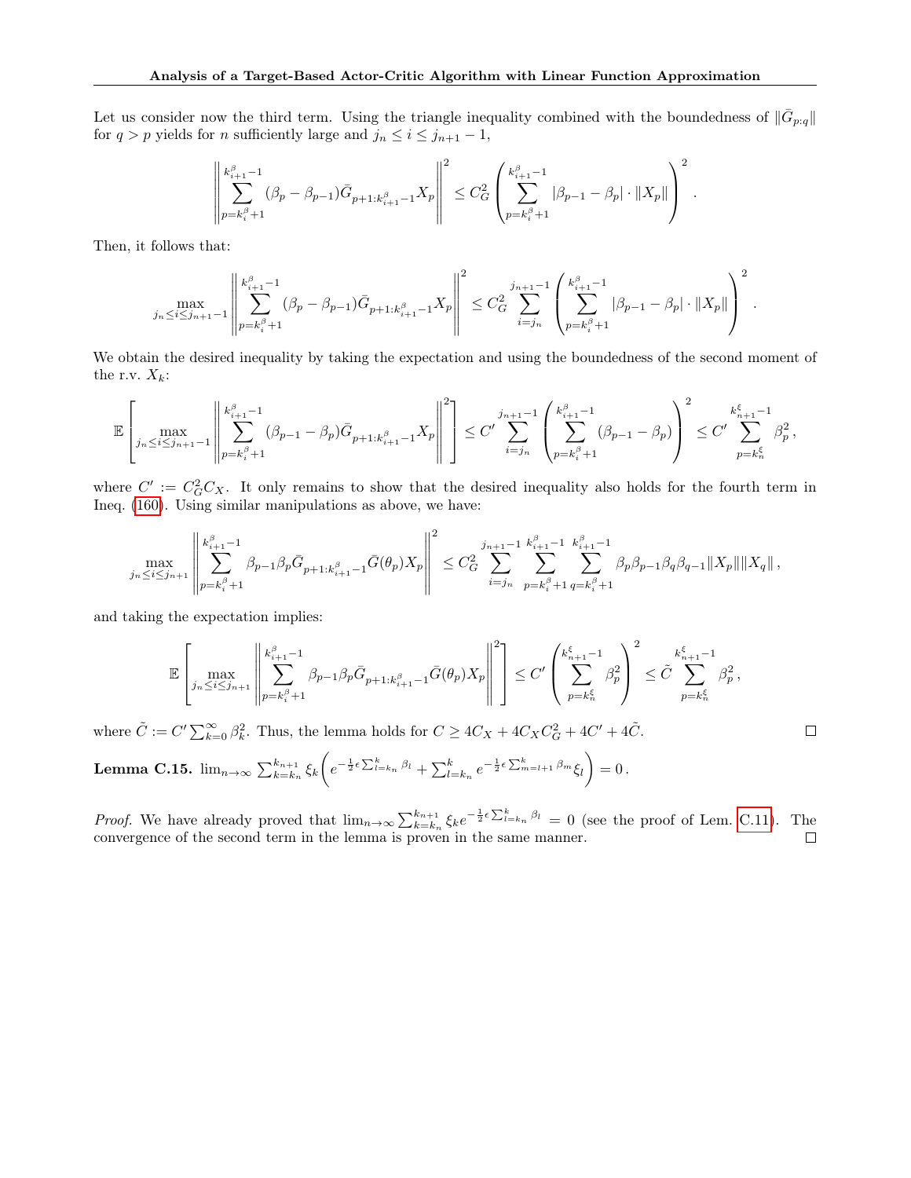Let us consider now the third term. Using the triangle inequality combined with the boundedness of $\|\bar{G}_{p:q}\|$ for $q > p$ yields for $n$ sufficiently large and $j_n \leq i \leq j_{n+1} - 1$,

$$\left\| \sum_{p=k_i^\beta+1}^{k_{i+1}^\beta - 1} (\beta_p - \beta_{p-1}) \bar{G}_{p+1:k_{i+1}^\beta - 1} X_p \right\|^2 \leq C_G^2 \left( \sum_{p=k_i^\beta+1}^{k_{i+1}^\beta - 1} |\beta_{p-1} - \beta_p| \cdot \|X_p\| \right)^2 .$$

Then, it follows that:

$$\max_{j_n \leq i \leq j_{n+1}-1} \left\| \sum_{p=k_i^\beta+1}^{k_{i+1}^\beta - 1} (\beta_p - \beta_{p-1}) \bar{G}_{p+1:k_{i+1}^\beta - 1} X_p \right\|^2 \leq C_G^2 \sum_{i=j_n}^{j_{n+1}-1} \left( \sum_{p=k_i^\beta+1}^{k_{i+1}^\beta - 1} |\beta_{p-1} - \beta_p| \cdot \|X_p\| \right)^2 .$$

We obtain the desired inequality by taking the expectation and using the boundedness of the second moment of the r.v. $X_k$:

$$\mathbb{E}\left[ \max_{j_n \leq i \leq j_{n+1}-1} \left\| \sum_{p=k_i^\beta+1}^{k_{i+1}^\beta - 1} (\beta_{p-1} - \beta_p) \bar{G}_{p+1:k_{i+1}^\beta - 1} X_p \right\|^2 \right] \leq C' \sum_{i=j_n}^{j_{n+1}-1} \left( \sum_{p=k_i^\beta+1}^{k_{i+1}^\beta - 1} (\beta_{p-1} - \beta_p) \right)^2 \leq C' \sum_{p=k_n^\xi}^{k_{n+1}^\xi - 1} \beta_p^2 ,$$

where $C' := C_G^2 C_X$. It only remains to show that the desired inequality also holds for the fourth term in Ineq. (160). Using similar manipulations as above, we have:

$$\max_{j_n \leq i \leq j_{n+1}} \left\| \sum_{p=k_i^\beta+1}^{k_{i+1}^\beta - 1} \beta_{p-1}\beta_p \bar{G}_{p+1:k_{i+1}^\beta - 1} \bar{G}(\theta_p) X_p \right\|^2 \leq C_G^2 \sum_{i=j_n}^{j_{n+1}-1} \sum_{p=k_i^\beta+1}^{k_{i+1}^\beta - 1} \sum_{q=k_i^\beta+1}^{k_{i+1}^\beta - 1} \beta_p \beta_{p-1} \beta_q \beta_{q-1} \|X_p\| \|X_q\| ,$$

and taking the expectation implies:

$$\mathbb{E}\left[ \max_{j_n \leq i \leq j_{n+1}} \left\| \sum_{p=k_i^\beta+1}^{k_{i+1}^\beta - 1} \beta_{p-1}\beta_p \bar{G}_{p+1:k_{i+1}^\beta - 1} \bar{G}(\theta_p) X_p \right\|^2 \right] \leq C' \left( \sum_{p=k_n^\xi}^{k_{n+1}^\xi - 1} \beta_p^2 \right)^2 \leq \tilde{C} \sum_{p=k_n^\xi}^{k_{n+1}^\xi - 1} \beta_p^2 ,$$

where $\tilde{C} := C' \sum_{k=0}^\infty \beta_k^2$. Thus, the lemma holds for $C \geq 4C_X + 4C_X C_G^2 + 4C' + 4\tilde{C}$. ∎

**Lemma C.15.** $\lim_{n\to\infty} \sum_{k=k_n}^{k_{n+1}} \xi_k \left( e^{-\frac{1}{2}\epsilon \sum_{l=k_n}^{k} \beta_l} + \sum_{l=k_n}^{k} e^{-\frac{1}{2}\epsilon \sum_{m=l+1}^{k} \beta_m} \xi_l \right) = 0 .$

*Proof.* We have already proved that $\lim_{n\to\infty} \sum_{k=k_n}^{k_{n+1}} \xi_k e^{-\frac{1}{2}\epsilon \sum_{l=k_n}^{k} \beta_l} = 0$ (see the proof of Lem. C.11). The convergence of the second term in the lemma is proven in the same manner. ∎